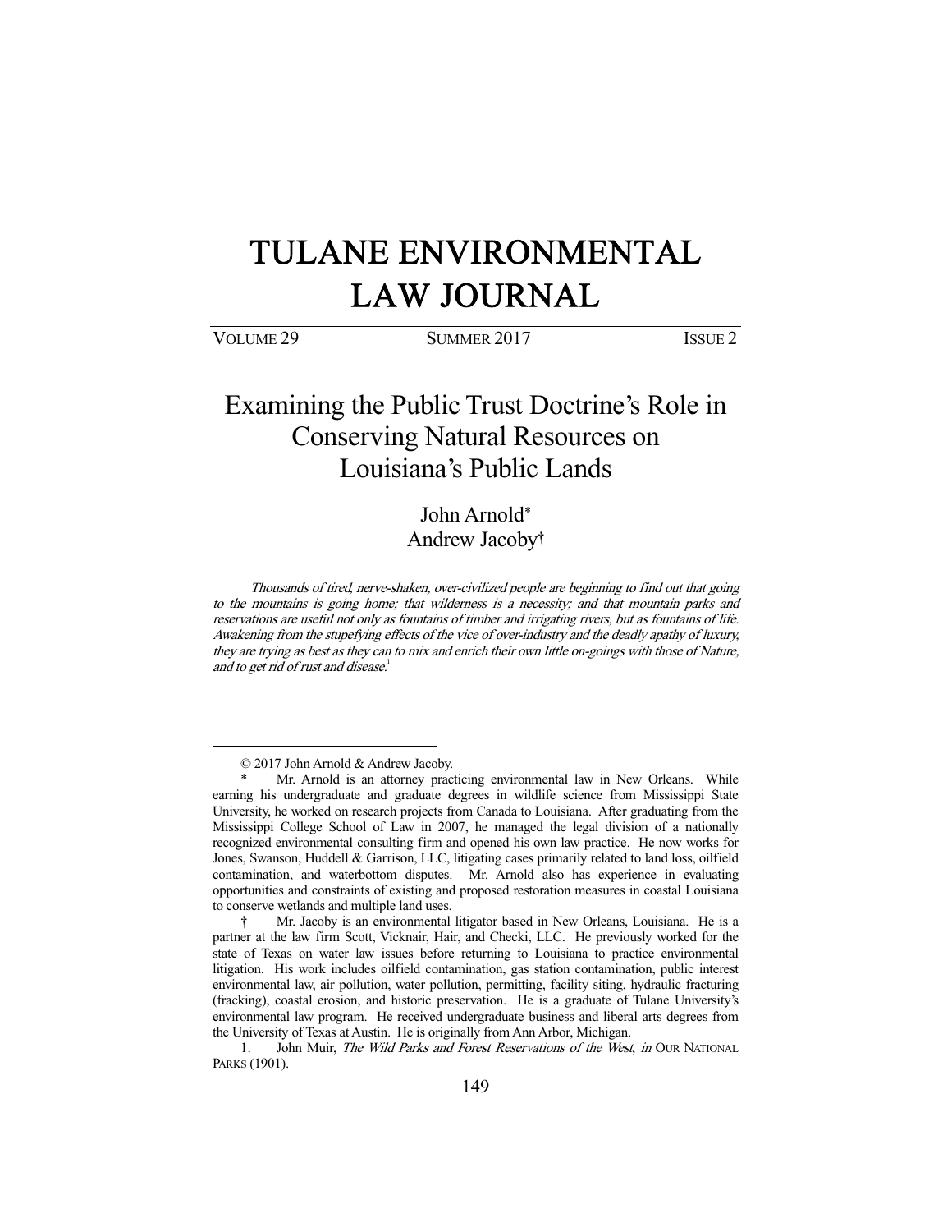# TULANE ENVIRONMENTAL LAW JOURNAL

VOLUME 29 SUMMER 2017 ISSUE 2

## Examining the Public Trust Doctrine's Role in Conserving Natural Resources on Louisiana's Public Lands

John Arnold*
Andrew Jacoby†

*Thousands of tired, nerve-shaken, over-civilized people are beginning to find out that going to the mountains is going home; that wilderness is a necessity; and that mountain parks and reservations are useful not only as fountains of timber and irrigating rivers, but as fountains of life. Awakening from the stupefying effects of the vice of over-industry and the deadly apathy of luxury, they are trying as best as they can to mix and enrich their own little on-goings with those of Nature, and to get rid of rust and disease.*[1]

---

© 2017 John Arnold & Andrew Jacoby.

\* Mr. Arnold is an attorney practicing environmental law in New Orleans. While earning his undergraduate and graduate degrees in wildlife science from Mississippi State University, he worked on research projects from Canada to Louisiana. After graduating from the Mississippi College School of Law in 2007, he managed the legal division of a nationally recognized environmental consulting firm and opened his own law practice. He now works for Jones, Swanson, Huddell & Garrison, LLC, litigating cases primarily related to land loss, oilfield contamination, and waterbottom disputes. Mr. Arnold also has experience in evaluating opportunities and constraints of existing and proposed restoration measures in coastal Louisiana to conserve wetlands and multiple land uses.

† Mr. Jacoby is an environmental litigator based in New Orleans, Louisiana. He is a partner at the law firm Scott, Vicknair, Hair, and Checki, LLC. He previously worked for the state of Texas on water law issues before returning to Louisiana to practice environmental litigation. His work includes oilfield contamination, gas station contamination, public interest environmental law, air pollution, water pollution, permitting, facility siting, hydraulic fracturing (fracking), coastal erosion, and historic preservation. He is a graduate of Tulane University's environmental law program. He received undergraduate business and liberal arts degrees from the University of Texas at Austin. He is originally from Ann Arbor, Michigan.

1. John Muir, *The Wild Parks and Forest Reservations of the West*, *in* OUR NATIONAL PARKS (1901).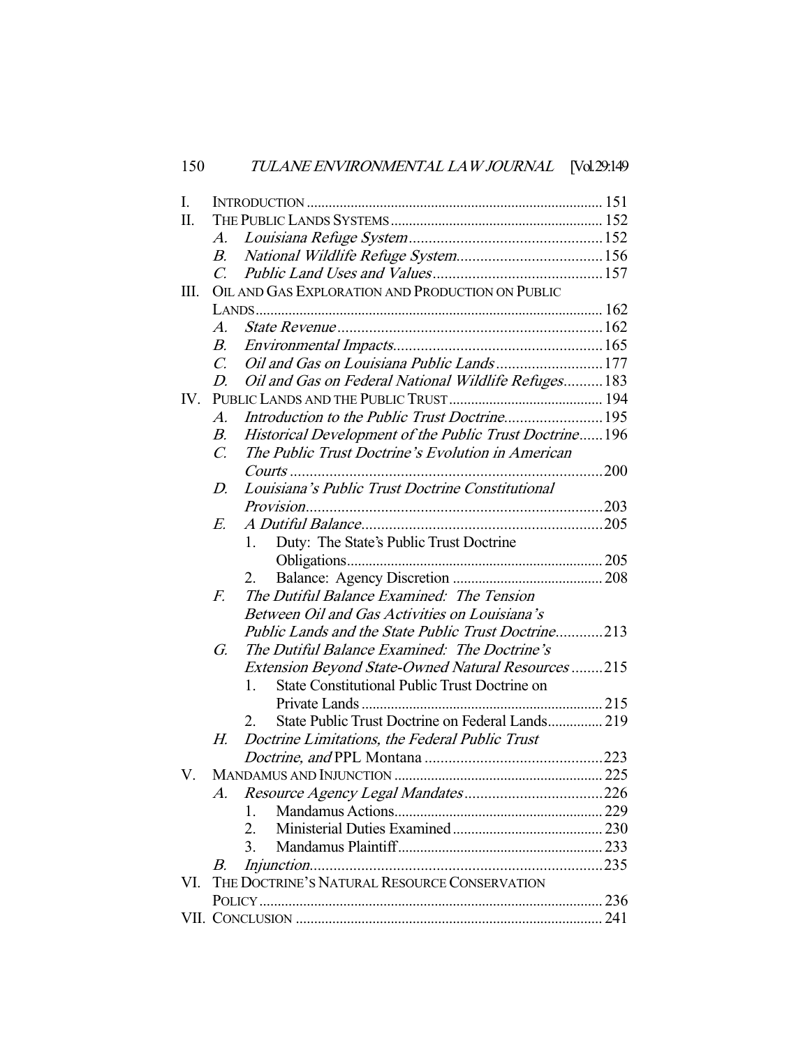I. INTRODUCTION ........ 151
II. THE PUBLIC LANDS SYSTEMS ........ 152
   A. *Louisiana Refuge System* ........ 152
   B. *National Wildlife Refuge System* ........ 156
   C. *Public Land Uses and Values* ........ 157
III. OIL AND GAS EXPLORATION AND PRODUCTION ON PUBLIC LANDS ........ 162
   A. *State Revenue* ........ 162
   B. *Environmental Impacts* ........ 165
   C. *Oil and Gas on Louisiana Public Lands* ........ 177
   D. *Oil and Gas on Federal National Wildlife Refuges* ........ 183
IV. PUBLIC LANDS AND THE PUBLIC TRUST ........ 194
   A. *Introduction to the Public Trust Doctrine* ........ 195
   B. *Historical Development of the Public Trust Doctrine* ........ 196
   C. *The Public Trust Doctrine's Evolution in American Courts* ........ 200
   D. *Louisiana's Public Trust Doctrine Constitutional Provision* ........ 203
   E. *A Dutiful Balance* ........ 205
      1. Duty: The State's Public Trust Doctrine Obligations ........ 205
      2. Balance: Agency Discretion ........ 208
   F. *The Dutiful Balance Examined: The Tension Between Oil and Gas Activities on Louisiana's Public Lands and the State Public Trust Doctrine* ........ 213
   G. *The Dutiful Balance Examined: The Doctrine's Extension Beyond State-Owned Natural Resources* ........ 215
      1. State Constitutional Public Trust Doctrine on Private Lands ........ 215
      2. State Public Trust Doctrine on Federal Lands ........ 219
   H. *Doctrine Limitations, the Federal Public Trust Doctrine, and* PPL Montana ........ 223
V. MANDAMUS AND INJUNCTION ........ 225
   A. *Resource Agency Legal Mandates* ........ 226
      1. Mandamus Actions ........ 229
      2. Ministerial Duties Examined ........ 230
      3. Mandamus Plaintiff ........ 233
   B. *Injunction* ........ 235
VI. THE DOCTRINE'S NATURAL RESOURCE CONSERVATION POLICY ........ 236
VII. CONCLUSION ........ 241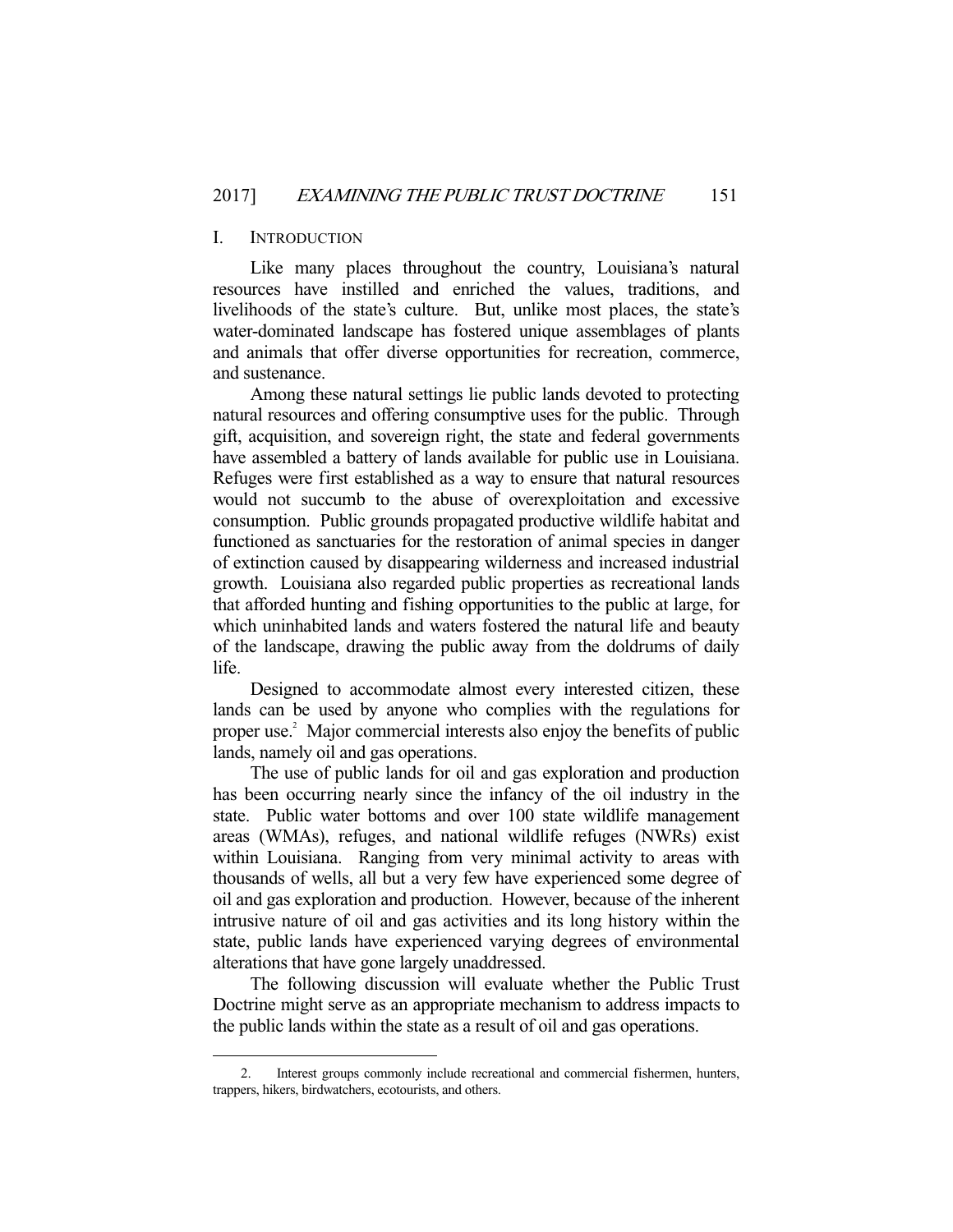## I. INTRODUCTION

Like many places throughout the country, Louisiana's natural resources have instilled and enriched the values, traditions, and livelihoods of the state's culture. But, unlike most places, the state's water-dominated landscape has fostered unique assemblages of plants and animals that offer diverse opportunities for recreation, commerce, and sustenance.

Among these natural settings lie public lands devoted to protecting natural resources and offering consumptive uses for the public. Through gift, acquisition, and sovereign right, the state and federal governments have assembled a battery of lands available for public use in Louisiana. Refuges were first established as a way to ensure that natural resources would not succumb to the abuse of overexploitation and excessive consumption. Public grounds propagated productive wildlife habitat and functioned as sanctuaries for the restoration of animal species in danger of extinction caused by disappearing wilderness and increased industrial growth. Louisiana also regarded public properties as recreational lands that afforded hunting and fishing opportunities to the public at large, for which uninhabited lands and waters fostered the natural life and beauty of the landscape, drawing the public away from the doldrums of daily life.

Designed to accommodate almost every interested citizen, these lands can be used by anyone who complies with the regulations for proper use.[2] Major commercial interests also enjoy the benefits of public lands, namely oil and gas operations.

The use of public lands for oil and gas exploration and production has been occurring nearly since the infancy of the oil industry in the state. Public water bottoms and over 100 state wildlife management areas (WMAs), refuges, and national wildlife refuges (NWRs) exist within Louisiana. Ranging from very minimal activity to areas with thousands of wells, all but a very few have experienced some degree of oil and gas exploration and production. However, because of the inherent intrusive nature of oil and gas activities and its long history within the state, public lands have experienced varying degrees of environmental alterations that have gone largely unaddressed.

The following discussion will evaluate whether the Public Trust Doctrine might serve as an appropriate mechanism to address impacts to the public lands within the state as a result of oil and gas operations.

---

2. Interest groups commonly include recreational and commercial fishermen, hunters, trappers, hikers, birdwatchers, ecotourists, and others.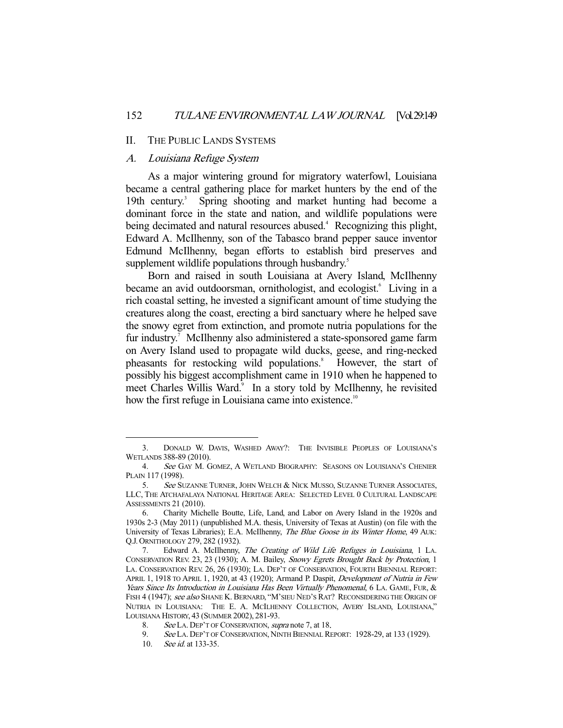## II. The Public Lands Systems

### *A. Louisiana Refuge System*

As a major wintering ground for migratory waterfowl, Louisiana became a central gathering place for market hunters by the end of the 19th century.[3] Spring shooting and market hunting had become a dominant force in the state and nation, and wildlife populations were being decimated and natural resources abused.[4] Recognizing this plight, Edward A. McIlhenny, son of the Tabasco brand pepper sauce inventor Edmund McIlhenny, began efforts to establish bird preserves and supplement wildlife populations through husbandry.[5]

Born and raised in south Louisiana at Avery Island, McIlhenny became an avid outdoorsman, ornithologist, and ecologist.[6] Living in a rich coastal setting, he invested a significant amount of time studying the creatures along the coast, erecting a bird sanctuary where he helped save the snowy egret from extinction, and promote nutria populations for the fur industry.[7] McIlhenny also administered a state-sponsored game farm on Avery Island used to propagate wild ducks, geese, and ring-necked pheasants for restocking wild populations.[8] However, the start of possibly his biggest accomplishment came in 1910 when he happened to meet Charles Willis Ward.[9] In a story told by McIlhenny, he revisited how the first refuge in Louisiana came into existence.[10]

---

3. DONALD W. DAVIS, WASHED AWAY?: THE INVISIBLE PEOPLES OF LOUISIANA'S WETLANDS 388-89 (2010).

4. *See* GAY M. GOMEZ, A WETLAND BIOGRAPHY: SEASONS ON LOUISIANA'S CHENIER PLAIN 117 (1998).

5. *See* SUZANNE TURNER, JOHN WELCH & NICK MUSSO, SUZANNE TURNER ASSOCIATES, LLC, THE ATCHAFALAYA NATIONAL HERITAGE AREA: SELECTED LEVEL 0 CULTURAL LANDSCAPE ASSESSMENTS 21 (2010).

6. Charity Michelle Boutte, Life, Land, and Labor on Avery Island in the 1920s and 1930s 2-3 (May 2011) (unpublished M.A. thesis, University of Texas at Austin) (on file with the University of Texas Libraries); E.A. McIlhenny, *The Blue Goose in its Winter Home*, 49 AUK: Q.J. ORNITHOLOGY 279, 282 (1932).

7. Edward A. McIlhenny, *The Creating of Wild Life Refuges in Louisiana*, 1 LA. CONSERVATION REV. 23, 23 (1930); A. M. Bailey, *Snowy Egrets Brought Back by Protection*, 1 LA. CONSERVATION REV. 26, 26 (1930); LA. DEP'T OF CONSERVATION, FOURTH BIENNIAL REPORT: APRIL 1, 1918 TO APRIL 1, 1920, at 43 (1920); Armand P. Daspit, *Development of Nutria in Few Years Since Its Introduction in Louisiana Has Been Virtually Phenomenal*, 6 LA. GAME, FUR, & FISH 4 (1947); *see also* SHANE K. BERNARD, "M'SIEU NED'S RAT? RECONSIDERING THE ORIGIN OF NUTRIA IN LOUISIANA: THE E. A. MCILHENNY COLLECTION, AVERY ISLAND, LOUISIANA," LOUISIANA HISTORY, 43 (SUMMER 2002), 281-93.

8. *See* LA. DEP'T OF CONSERVATION, *supra* note 7, at 18.

9. *See* LA. DEP'T OF CONSERVATION, NINTH BIENNIAL REPORT: 1928-29, at 133 (1929).

10. *See id.* at 133-35.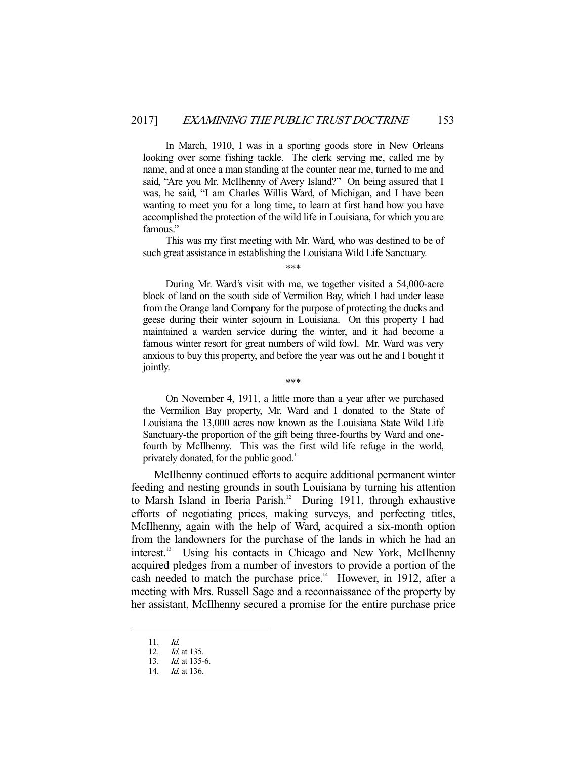> In March, 1910, I was in a sporting goods store in New Orleans looking over some fishing tackle. The clerk serving me, called me by name, and at once a man standing at the counter near me, turned to me and said, "Are you Mr. McIlhenny of Avery Island?" On being assured that I was, he said, "I am Charles Willis Ward, of Michigan, and I have been wanting to meet you for a long time, to learn at first hand how you have accomplished the protection of the wild life in Louisiana, for which you are famous."
>
> This was my first meeting with Mr. Ward, who was destined to be of such great assistance in establishing the Louisiana Wild Life Sanctuary.
>
> \*\*\*
>
> During Mr. Ward's visit with me, we together visited a 54,000-acre block of land on the south side of Vermilion Bay, which I had under lease from the Orange land Company for the purpose of protecting the ducks and geese during their winter sojourn in Louisiana. On this property I had maintained a warden service during the winter, and it had become a famous winter resort for great numbers of wild fowl. Mr. Ward was very anxious to buy this property, and before the year was out he and I bought it jointly.
>
> \*\*\*
>
> On November 4, 1911, a little more than a year after we purchased the Vermilion Bay property, Mr. Ward and I donated to the State of Louisiana the 13,000 acres now known as the Louisiana State Wild Life Sanctuary-the proportion of the gift being three-fourths by Ward and one-fourth by McIlhenny. This was the first wild life refuge in the world, privately donated, for the public good.[11]

McIlhenny continued efforts to acquire additional permanent winter feeding and nesting grounds in south Louisiana by turning his attention to Marsh Island in Iberia Parish.[12] During 1911, through exhaustive efforts of negotiating prices, making surveys, and perfecting titles, McIlhenny, again with the help of Ward, acquired a six-month option from the landowners for the purchase of the lands in which he had an interest.[13] Using his contacts in Chicago and New York, McIlhenny acquired pledges from a number of investors to provide a portion of the cash needed to match the purchase price.[14] However, in 1912, after a meeting with Mrs. Russell Sage and a reconnaissance of the property by her assistant, McIlhenny secured a promise for the entire purchase price

---

11. *Id.*
12. *Id.* at 135.
13. *Id.* at 135-6.
14. *Id.* at 136.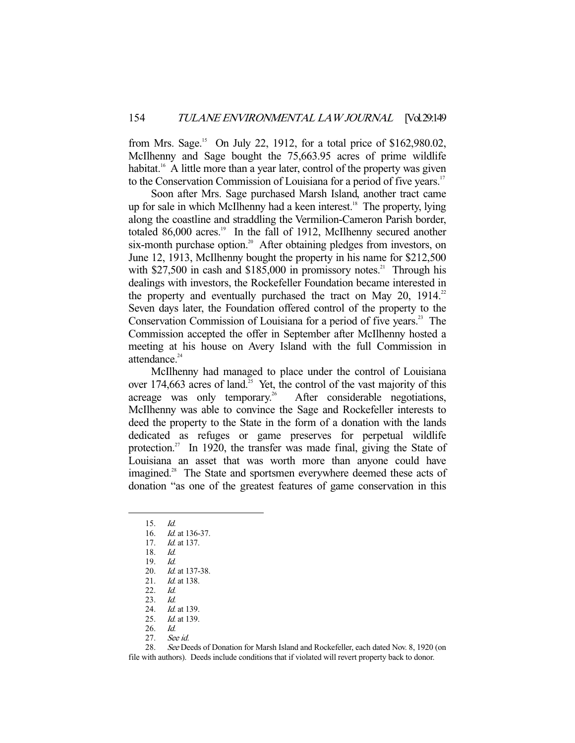from Mrs. Sage.[15] On July 22, 1912, for a total price of $162,980.02, McIlhenny and Sage bought the 75,663.95 acres of prime wildlife habitat.[16] A little more than a year later, control of the property was given to the Conservation Commission of Louisiana for a period of five years.[17]

Soon after Mrs. Sage purchased Marsh Island, another tract came up for sale in which McIlhenny had a keen interest.[18] The property, lying along the coastline and straddling the Vermilion-Cameron Parish border, totaled 86,000 acres.[19] In the fall of 1912, McIlhenny secured another six-month purchase option.[20] After obtaining pledges from investors, on June 12, 1913, McIlhenny bought the property in his name for $212,500 with $27,500 in cash and $185,000 in promissory notes.[21] Through his dealings with investors, the Rockefeller Foundation became interested in the property and eventually purchased the tract on May 20, 1914.[22] Seven days later, the Foundation offered control of the property to the Conservation Commission of Louisiana for a period of five years.[23] The Commission accepted the offer in September after McIlhenny hosted a meeting at his house on Avery Island with the full Commission in attendance.[24]

McIlhenny had managed to place under the control of Louisiana over 174,663 acres of land.[25] Yet, the control of the vast majority of this acreage was only temporary.[26] After considerable negotiations, McIlhenny was able to convince the Sage and Rockefeller interests to deed the property to the State in the form of a donation with the lands dedicated as refuges or game preserves for perpetual wildlife protection.[27] In 1920, the transfer was made final, giving the State of Louisiana an asset that was worth more than anyone could have imagined.[28] The State and sportsmen everywhere deemed these acts of donation "as one of the greatest features of game conservation in this

---

15. *Id.*
16. *Id.* at 136-37.
17. *Id.* at 137.
18. *Id.*
19. *Id.*
20. *Id.* at 137-38.
21. *Id.* at 138.
22. *Id.*
23. *Id.*
24. *Id.* at 139.
25. *Id.* at 139.
26. *Id.*
27. *See id.*
28. *See* Deeds of Donation for Marsh Island and Rockefeller, each dated Nov. 8, 1920 (on file with authors). Deeds include conditions that if violated will revert property back to donor.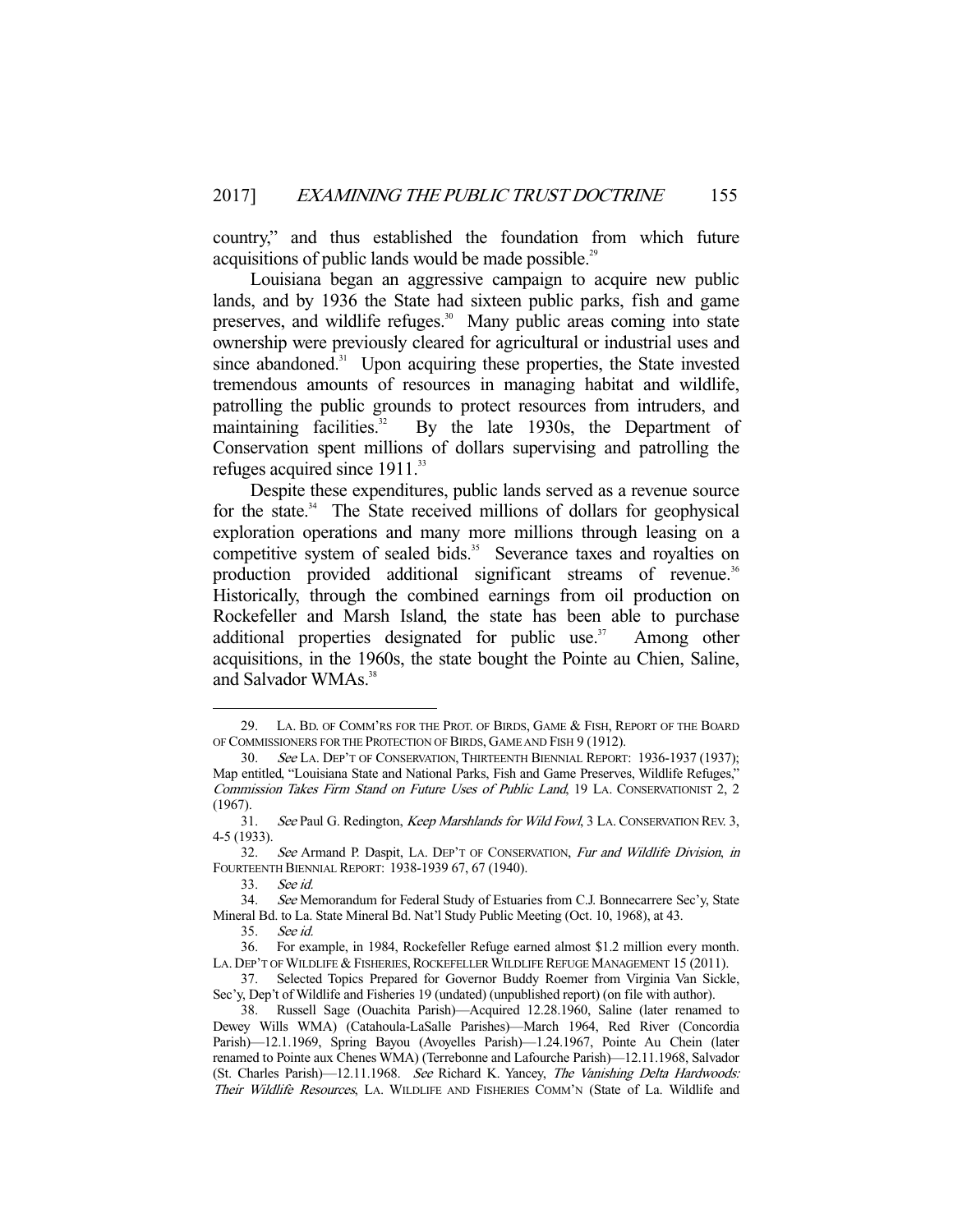country," and thus established the foundation from which future acquisitions of public lands would be made possible.[29]

Louisiana began an aggressive campaign to acquire new public lands, and by 1936 the State had sixteen public parks, fish and game preserves, and wildlife refuges.[30] Many public areas coming into state ownership were previously cleared for agricultural or industrial uses and since abandoned.[31] Upon acquiring these properties, the State invested tremendous amounts of resources in managing habitat and wildlife, patrolling the public grounds to protect resources from intruders, and maintaining facilities.[32] By the late 1930s, the Department of Conservation spent millions of dollars supervising and patrolling the refuges acquired since 1911.[33]

Despite these expenditures, public lands served as a revenue source for the state.[34] The State received millions of dollars for geophysical exploration operations and many more millions through leasing on a competitive system of sealed bids.[35] Severance taxes and royalties on production provided additional significant streams of revenue.[36] Historically, through the combined earnings from oil production on Rockefeller and Marsh Island, the state has been able to purchase additional properties designated for public use.[37] Among other acquisitions, in the 1960s, the state bought the Pointe au Chien, Saline, and Salvador WMAs.[38]

---

29. LA. BD. OF COMM'RS FOR THE PROT. OF BIRDS, GAME & FISH, REPORT OF THE BOARD OF COMMISSIONERS FOR THE PROTECTION OF BIRDS, GAME AND FISH 9 (1912).

30. *See* LA. DEP'T OF CONSERVATION, THIRTEENTH BIENNIAL REPORT: 1936-1937 (1937); Map entitled, "Louisiana State and National Parks, Fish and Game Preserves, Wildlife Refuges," *Commission Takes Firm Stand on Future Uses of Public Land*, 19 LA. CONSERVATIONIST 2, 2 (1967).

31. *See* Paul G. Redington, *Keep Marshlands for Wild Fowl*, 3 LA. CONSERVATION REV. 3, 4-5 (1933).

32. *See* Armand P. Daspit, LA. DEP'T OF CONSERVATION, *Fur and Wildlife Division*, *in* FOURTEENTH BIENNIAL REPORT: 1938-1939 67, 67 (1940).

33. *See id.*

34. *See* Memorandum for Federal Study of Estuaries from C.J. Bonnecarrere Sec'y, State Mineral Bd. to La. State Mineral Bd. Nat'l Study Public Meeting (Oct. 10, 1968), at 43.

35. *See id.*

36. For example, in 1984, Rockefeller Refuge earned almost $1.2 million every month. LA. DEP'T OF WILDLIFE & FISHERIES, ROCKEFELLER WILDLIFE REFUGE MANAGEMENT 15 (2011).

37. Selected Topics Prepared for Governor Buddy Roemer from Virginia Van Sickle, Sec'y, Dep't of Wildlife and Fisheries 19 (undated) (unpublished report) (on file with author).

38. Russell Sage (Ouachita Parish)—Acquired 12.28.1960, Saline (later renamed to Dewey Wills WMA) (Catahoula-LaSalle Parishes)—March 1964, Red River (Concordia Parish)—12.1.1969, Spring Bayou (Avoyelles Parish)—1.24.1967, Pointe Au Chein (later renamed to Pointe aux Chenes WMA) (Terrebonne and Lafourche Parish)—12.11.1968, Salvador (St. Charles Parish)—12.11.1968. *See* Richard K. Yancey, *The Vanishing Delta Hardwoods: Their Wildlife Resources*, LA. WILDLIFE AND FISHERIES COMM'N (State of La. Wildlife and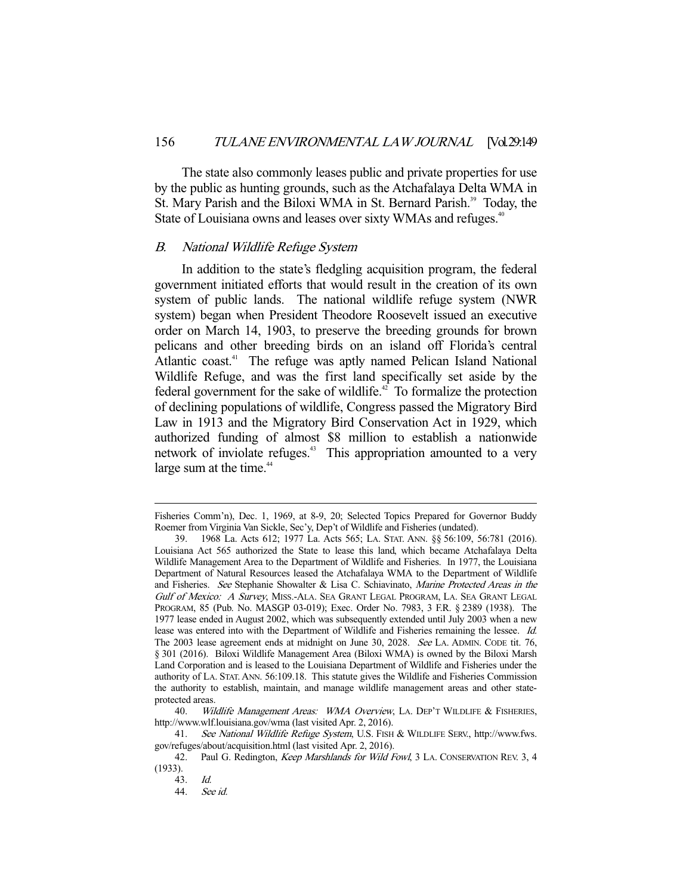The state also commonly leases public and private properties for use by the public as hunting grounds, such as the Atchafalaya Delta WMA in St. Mary Parish and the Biloxi WMA in St. Bernard Parish.[39] Today, the State of Louisiana owns and leases over sixty WMAs and refuges.[40]

### *B. National Wildlife Refuge System*

In addition to the state's fledgling acquisition program, the federal government initiated efforts that would result in the creation of its own system of public lands. The national wildlife refuge system (NWR system) began when President Theodore Roosevelt issued an executive order on March 14, 1903, to preserve the breeding grounds for brown pelicans and other breeding birds on an island off Florida's central Atlantic coast.[41] The refuge was aptly named Pelican Island National Wildlife Refuge, and was the first land specifically set aside by the federal government for the sake of wildlife.[42] To formalize the protection of declining populations of wildlife, Congress passed the Migratory Bird Law in 1913 and the Migratory Bird Conservation Act in 1929, which authorized funding of almost $8 million to establish a nationwide network of inviolate refuges.[43] This appropriation amounted to a very large sum at the time.[44]

---

Fisheries Comm'n), Dec. 1, 1969, at 8-9, 20; Selected Topics Prepared for Governor Buddy Roemer from Virginia Van Sickle, Sec'y, Dep't of Wildlife and Fisheries (undated).

39. 1968 La. Acts 612; 1977 La. Acts 565; LA. STAT. ANN. §§ 56:109, 56:781 (2016). Louisiana Act 565 authorized the State to lease this land, which became Atchafalaya Delta Wildlife Management Area to the Department of Wildlife and Fisheries. In 1977, the Louisiana Department of Natural Resources leased the Atchafalaya WMA to the Department of Wildlife and Fisheries. *See* Stephanie Showalter & Lisa C. Schiavinato, *Marine Protected Areas in the Gulf of Mexico: A Survey*, MISS.-ALA. SEA GRANT LEGAL PROGRAM, LA. SEA GRANT LEGAL PROGRAM, 85 (Pub. No. MASGP 03-019); Exec. Order No. 7983, 3 F.R. § 2389 (1938). The 1977 lease ended in August 2002, which was subsequently extended until July 2003 when a new lease was entered into with the Department of Wildlife and Fisheries remaining the lessee. *Id.* The 2003 lease agreement ends at midnight on June 30, 2028. *See* LA. ADMIN. CODE tit. 76, § 301 (2016). Biloxi Wildlife Management Area (Biloxi WMA) is owned by the Biloxi Marsh Land Corporation and is leased to the Louisiana Department of Wildlife and Fisheries under the authority of LA. STAT. ANN. 56:109.18. This statute gives the Wildlife and Fisheries Commission the authority to establish, maintain, and manage wildlife management areas and other state-protected areas.

40. *Wildlife Management Areas: WMA Overview*, LA. DEP'T WILDLIFE & FISHERIES, http://www.wlf.louisiana.gov/wma (last visited Apr. 2, 2016).

41. *See National Wildlife Refuge System*, U.S. FISH & WILDLIFE SERV., http://www.fws.gov/refuges/about/acquisition.html (last visited Apr. 2, 2016).

42. Paul G. Redington, *Keep Marshlands for Wild Fowl*, 3 LA. CONSERVATION REV. 3, 4 (1933).

43. *Id.*

44. *See id.*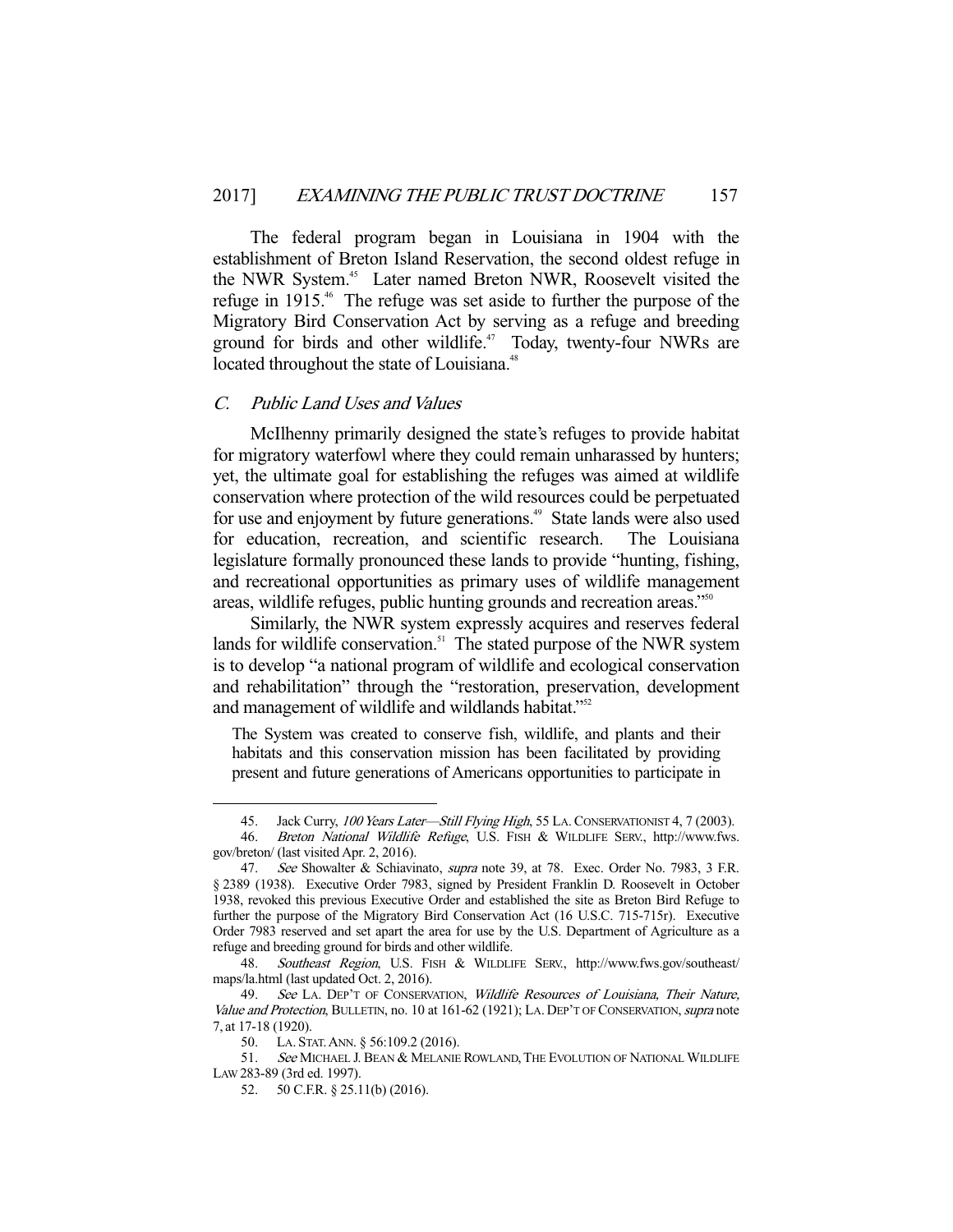The federal program began in Louisiana in 1904 with the establishment of Breton Island Reservation, the second oldest refuge in the NWR System.[45] Later named Breton NWR, Roosevelt visited the refuge in 1915.[46] The refuge was set aside to further the purpose of the Migratory Bird Conservation Act by serving as a refuge and breeding ground for birds and other wildlife.[47] Today, twenty-four NWRs are located throughout the state of Louisiana.[48]

### *C. Public Land Uses and Values*

McIlhenny primarily designed the state's refuges to provide habitat for migratory waterfowl where they could remain unharassed by hunters; yet, the ultimate goal for establishing the refuges was aimed at wildlife conservation where protection of the wild resources could be perpetuated for use and enjoyment by future generations.[49] State lands were also used for education, recreation, and scientific research. The Louisiana legislature formally pronounced these lands to provide "hunting, fishing, and recreational opportunities as primary uses of wildlife management areas, wildlife refuges, public hunting grounds and recreation areas."[50]

Similarly, the NWR system expressly acquires and reserves federal lands for wildlife conservation.[51] The stated purpose of the NWR system is to develop "a national program of wildlife and ecological conservation and rehabilitation" through the "restoration, preservation, development and management of wildlife and wildlands habitat."[52]

> The System was created to conserve fish, wildlife, and plants and their habitats and this conservation mission has been facilitated by providing present and future generations of Americans opportunities to participate in

---

45. Jack Curry, *100 Years Later—Still Flying High*, 55 LA. CONSERVATIONIST 4, 7 (2003).

46. *Breton National Wildlife Refuge*, U.S. FISH & WILDLIFE SERV., http://www.fws.gov/breton/ (last visited Apr. 2, 2016).

47. *See* Showalter & Schiavinato, *supra* note 39, at 78. Exec. Order No. 7983, 3 F.R. § 2389 (1938). Executive Order 7983, signed by President Franklin D. Roosevelt in October 1938, revoked this previous Executive Order and established the site as Breton Bird Refuge to further the purpose of the Migratory Bird Conservation Act (16 U.S.C. 715-715r). Executive Order 7983 reserved and set apart the area for use by the U.S. Department of Agriculture as a refuge and breeding ground for birds and other wildlife.

48. *Southeast Region*, U.S. FISH & WILDLIFE SERV., http://www.fws.gov/southeast/maps/la.html (last updated Oct. 2, 2016).

49. *See* LA. DEP'T OF CONSERVATION, *Wildlife Resources of Louisiana, Their Nature, Value and Protection*, BULLETIN, no. 10 at 161-62 (1921); LA. DEP'T OF CONSERVATION, *supra* note 7, at 17-18 (1920).

50. LA. STAT. ANN. § 56:109.2 (2016).

51. *See* MICHAEL J. BEAN & MELANIE ROWLAND, THE EVOLUTION OF NATIONAL WILDLIFE LAW 283-89 (3rd ed. 1997).

52. 50 C.F.R. § 25.11(b) (2016).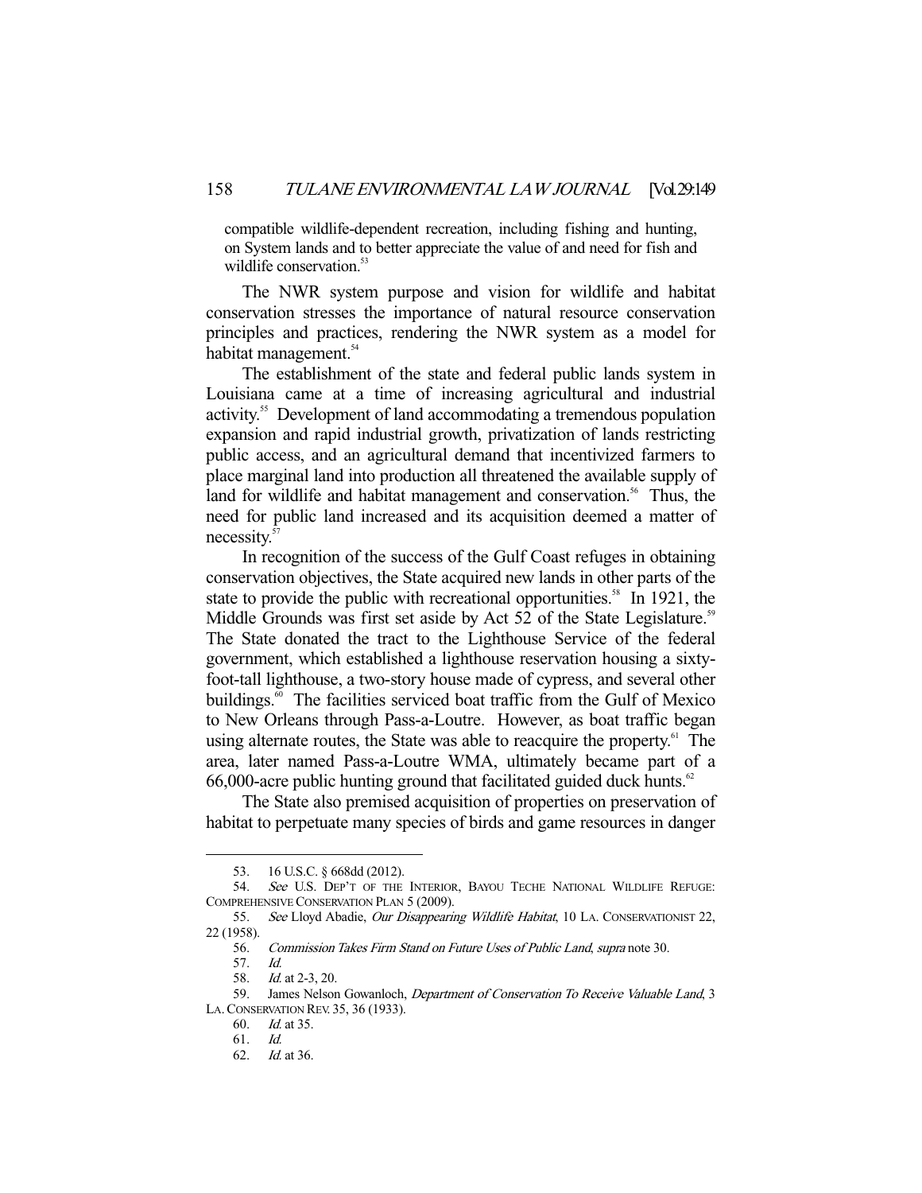compatible wildlife-dependent recreation, including fishing and hunting, on System lands and to better appreciate the value of and need for fish and wildlife conservation.[53]

The NWR system purpose and vision for wildlife and habitat conservation stresses the importance of natural resource conservation principles and practices, rendering the NWR system as a model for habitat management.[54]

The establishment of the state and federal public lands system in Louisiana came at a time of increasing agricultural and industrial activity.[55] Development of land accommodating a tremendous population expansion and rapid industrial growth, privatization of lands restricting public access, and an agricultural demand that incentivized farmers to place marginal land into production all threatened the available supply of land for wildlife and habitat management and conservation.[56] Thus, the need for public land increased and its acquisition deemed a matter of necessity.[57]

In recognition of the success of the Gulf Coast refuges in obtaining conservation objectives, the State acquired new lands in other parts of the state to provide the public with recreational opportunities.[58] In 1921, the Middle Grounds was first set aside by Act 52 of the State Legislature.[59] The State donated the tract to the Lighthouse Service of the federal government, which established a lighthouse reservation housing a sixty-foot-tall lighthouse, a two-story house made of cypress, and several other buildings.[60] The facilities serviced boat traffic from the Gulf of Mexico to New Orleans through Pass-a-Loutre. However, as boat traffic began using alternate routes, the State was able to reacquire the property.[61] The area, later named Pass-a-Loutre WMA, ultimately became part of a 66,000-acre public hunting ground that facilitated guided duck hunts.[62]

The State also premised acquisition of properties on preservation of habitat to perpetuate many species of birds and game resources in danger

---

53. 16 U.S.C. § 668dd (2012).

54. *See* U.S. DEP'T OF THE INTERIOR, BAYOU TECHE NATIONAL WILDLIFE REFUGE: COMPREHENSIVE CONSERVATION PLAN 5 (2009).

55. *See* Lloyd Abadie, *Our Disappearing Wildlife Habitat*, 10 LA. CONSERVATIONIST 22, 22 (1958).

56. *Commission Takes Firm Stand on Future Uses of Public Land*, *supra* note 30.

57. *Id.*

58. *Id.* at 2-3, 20.

59. James Nelson Gowanloch, *Department of Conservation To Receive Valuable Land*, 3 LA. CONSERVATION REV. 35, 36 (1933).

60. *Id.* at 35.

61. *Id.*

62. *Id.* at 36.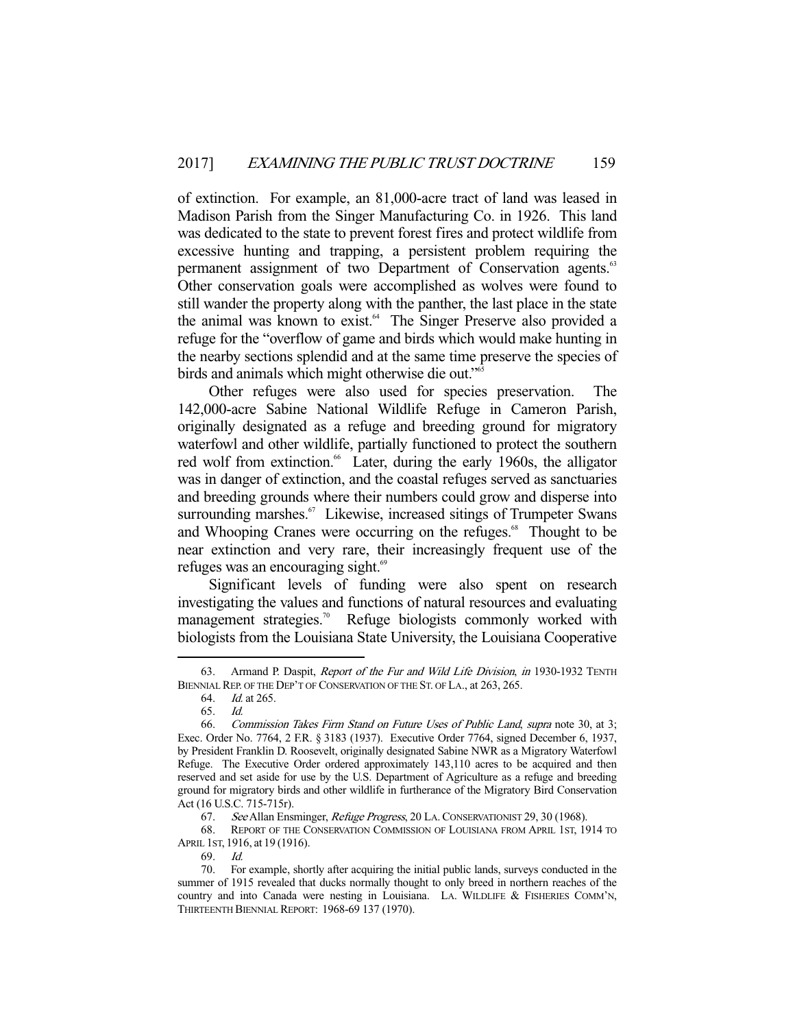of extinction. For example, an 81,000-acre tract of land was leased in Madison Parish from the Singer Manufacturing Co. in 1926. This land was dedicated to the state to prevent forest fires and protect wildlife from excessive hunting and trapping, a persistent problem requiring the permanent assignment of two Department of Conservation agents.[63] Other conservation goals were accomplished as wolves were found to still wander the property along with the panther, the last place in the state the animal was known to exist.[64] The Singer Preserve also provided a refuge for the "overflow of game and birds which would make hunting in the nearby sections splendid and at the same time preserve the species of birds and animals which might otherwise die out."[65]

Other refuges were also used for species preservation. The 142,000-acre Sabine National Wildlife Refuge in Cameron Parish, originally designated as a refuge and breeding ground for migratory waterfowl and other wildlife, partially functioned to protect the southern red wolf from extinction.[66] Later, during the early 1960s, the alligator was in danger of extinction, and the coastal refuges served as sanctuaries and breeding grounds where their numbers could grow and disperse into surrounding marshes.[67] Likewise, increased sitings of Trumpeter Swans and Whooping Cranes were occurring on the refuges.[68] Thought to be near extinction and very rare, their increasingly frequent use of the refuges was an encouraging sight.[69]

Significant levels of funding were also spent on research investigating the values and functions of natural resources and evaluating management strategies.[70] Refuge biologists commonly worked with biologists from the Louisiana State University, the Louisiana Cooperative

---

63. Armand P. Daspit, *Report of the Fur and Wild Life Division*, *in* 1930-1932 TENTH BIENNIAL REP. OF THE DEP'T OF CONSERVATION OF THE ST. OF LA., at 263, 265.

64. *Id.* at 265.

65. *Id.*

66. *Commission Takes Firm Stand on Future Uses of Public Land*, *supra* note 30, at 3; Exec. Order No. 7764, 2 F.R. § 3183 (1937). Executive Order 7764, signed December 6, 1937, by President Franklin D. Roosevelt, originally designated Sabine NWR as a Migratory Waterfowl Refuge. The Executive Order ordered approximately 143,110 acres to be acquired and then reserved and set aside for use by the U.S. Department of Agriculture as a refuge and breeding ground for migratory birds and other wildlife in furtherance of the Migratory Bird Conservation Act (16 U.S.C. 715-715r).

67. *See* Allan Ensminger, *Refuge Progress*, 20 LA. CONSERVATIONIST 29, 30 (1968).

68. REPORT OF THE CONSERVATION COMMISSION OF LOUISIANA FROM APRIL 1ST, 1914 TO APRIL 1ST, 1916, at 19 (1916).

69. *Id.*

70. For example, shortly after acquiring the initial public lands, surveys conducted in the summer of 1915 revealed that ducks normally thought to only breed in northern reaches of the country and into Canada were nesting in Louisiana. LA. WILDLIFE & FISHERIES COMM'N, THIRTEENTH BIENNIAL REPORT: 1968-69 137 (1970).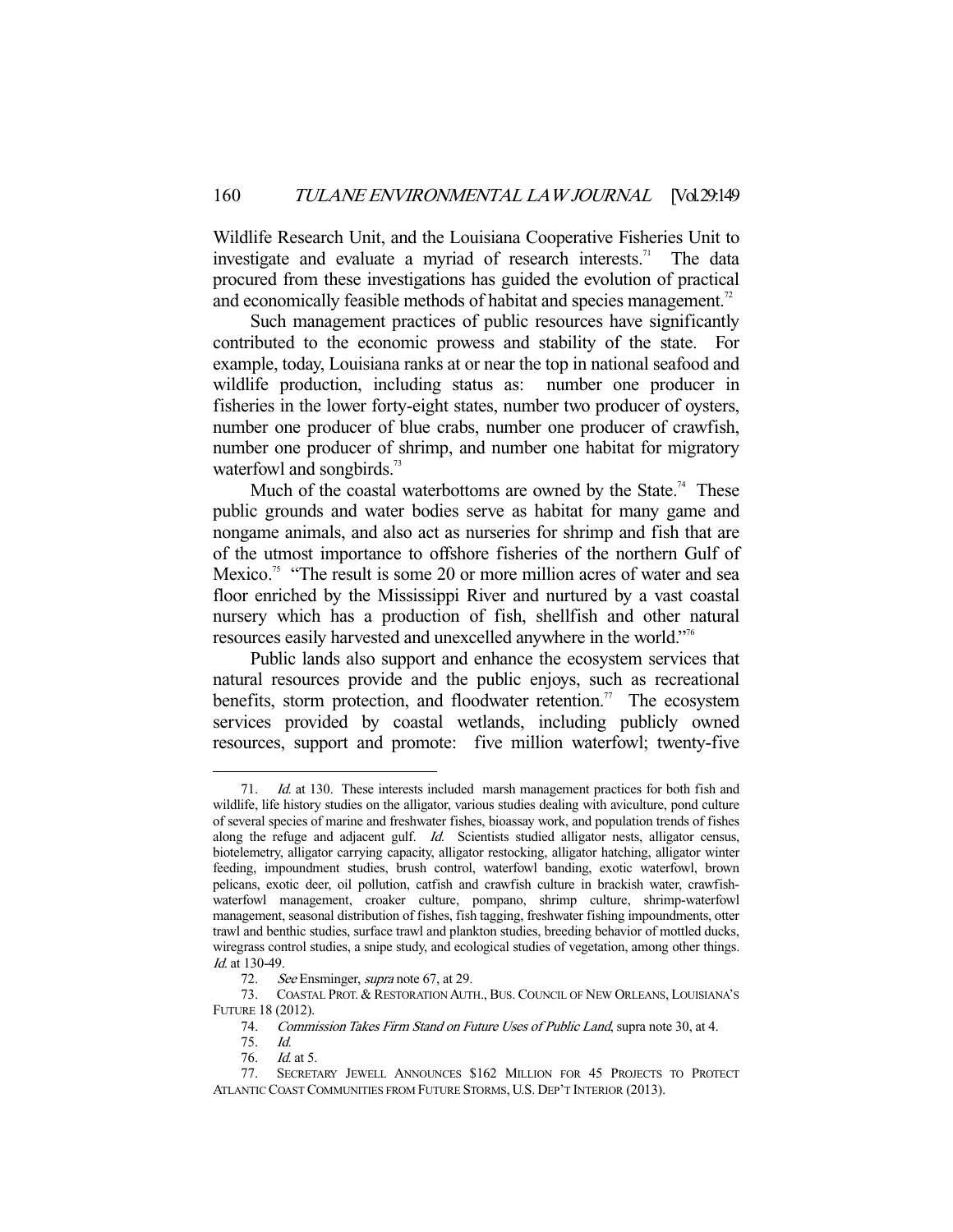Wildlife Research Unit, and the Louisiana Cooperative Fisheries Unit to investigate and evaluate a myriad of research interests.[71] The data procured from these investigations has guided the evolution of practical and economically feasible methods of habitat and species management.[72]

Such management practices of public resources have significantly contributed to the economic prowess and stability of the state. For example, today, Louisiana ranks at or near the top in national seafood and wildlife production, including status as: number one producer in fisheries in the lower forty-eight states, number two producer of oysters, number one producer of blue crabs, number one producer of crawfish, number one producer of shrimp, and number one habitat for migratory waterfowl and songbirds.[73]

Much of the coastal waterbottoms are owned by the State.[74] These public grounds and water bodies serve as habitat for many game and nongame animals, and also act as nurseries for shrimp and fish that are of the utmost importance to offshore fisheries of the northern Gulf of Mexico.[75] "The result is some 20 or more million acres of water and sea floor enriched by the Mississippi River and nurtured by a vast coastal nursery which has a production of fish, shellfish and other natural resources easily harvested and unexcelled anywhere in the world."[76]

Public lands also support and enhance the ecosystem services that natural resources provide and the public enjoys, such as recreational benefits, storm protection, and floodwater retention.[77] The ecosystem services provided by coastal wetlands, including publicly owned resources, support and promote: five million waterfowl; twenty-five

---

71. *Id.* at 130. These interests included marsh management practices for both fish and wildlife, life history studies on the alligator, various studies dealing with aviculture, pond culture of several species of marine and freshwater fishes, bioassay work, and population trends of fishes along the refuge and adjacent gulf. *Id.* Scientists studied alligator nests, alligator census, biotelemetry, alligator carrying capacity, alligator restocking, alligator hatching, alligator winter feeding, impoundment studies, brush control, waterfowl banding, exotic waterfowl, brown pelicans, exotic deer, oil pollution, catfish and crawfish culture in brackish water, crawfish-waterfowl management, croaker culture, pompano, shrimp culture, shrimp-waterfowl management, seasonal distribution of fishes, fish tagging, freshwater fishing impoundments, otter trawl and benthic studies, surface trawl and plankton studies, breeding behavior of mottled ducks, wiregrass control studies, a snipe study, and ecological studies of vegetation, among other things. *Id.* at 130-49.

72. *See* Ensminger, *supra* note 67, at 29.

73. COASTAL PROT. & RESTORATION AUTH., BUS. COUNCIL OF NEW ORLEANS, LOUISIANA'S FUTURE 18 (2012).

74. *Commission Takes Firm Stand on Future Uses of Public Land*, supra note 30, at 4.

75. *Id.*

76. *Id.* at 5.

77. SECRETARY JEWELL ANNOUNCES $162 MILLION FOR 45 PROJECTS TO PROTECT ATLANTIC COAST COMMUNITIES FROM FUTURE STORMS, U.S. DEP'T INTERIOR (2013).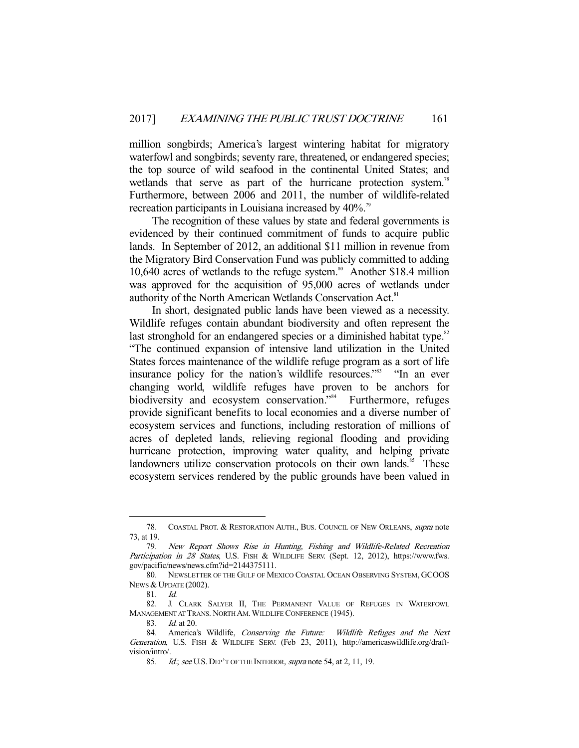million songbirds; America's largest wintering habitat for migratory waterfowl and songbirds; seventy rare, threatened, or endangered species; the top source of wild seafood in the continental United States; and wetlands that serve as part of the hurricane protection system.[78] Furthermore, between 2006 and 2011, the number of wildlife-related recreation participants in Louisiana increased by 40%.[79]

The recognition of these values by state and federal governments is evidenced by their continued commitment of funds to acquire public lands. In September of 2012, an additional $11 million in revenue from the Migratory Bird Conservation Fund was publicly committed to adding 10,640 acres of wetlands to the refuge system.[80] Another $18.4 million was approved for the acquisition of 95,000 acres of wetlands under authority of the North American Wetlands Conservation Act.[81]

In short, designated public lands have been viewed as a necessity. Wildlife refuges contain abundant biodiversity and often represent the last stronghold for an endangered species or a diminished habitat type.[82] "The continued expansion of intensive land utilization in the United States forces maintenance of the wildlife refuge program as a sort of life insurance policy for the nation's wildlife resources."[83] "In an ever changing world, wildlife refuges have proven to be anchors for biodiversity and ecosystem conservation."[84] Furthermore, refuges provide significant benefits to local economies and a diverse number of ecosystem services and functions, including restoration of millions of acres of depleted lands, relieving regional flooding and providing hurricane protection, improving water quality, and helping private landowners utilize conservation protocols on their own lands.[85] These ecosystem services rendered by the public grounds have been valued in

---

78. COASTAL PROT. & RESTORATION AUTH., BUS. COUNCIL OF NEW ORLEANS, *supra* note 73, at 19.

79. *New Report Shows Rise in Hunting, Fishing and Wildlife-Related Recreation Participation in 28 States*, U.S. FISH & WILDLIFE SERV. (Sept. 12, 2012), https://www.fws.gov/pacific/news/news.cfm?id=2144375111.

80. NEWSLETTER OF THE GULF OF MEXICO COASTAL OCEAN OBSERVING SYSTEM, GCOOS NEWS & UPDATE (2002).

81. *Id.*

82. J. CLARK SALYER II, THE PERMANENT VALUE OF REFUGES IN WATERFOWL MANAGEMENT AT TRANS. NORTH AM. WILDLIFE CONFERENCE (1945).

83. *Id.* at 20.

84. America's Wildlife, *Conserving the Future: Wildlife Refuges and the Next Generation*, U.S. FISH & WILDLIFE SERV. (Feb 23, 2011), http://americaswildlife.org/draft-vision/intro/.

85. *Id.*; *see* U.S. DEP'T OF THE INTERIOR, *supra* note 54, at 2, 11, 19.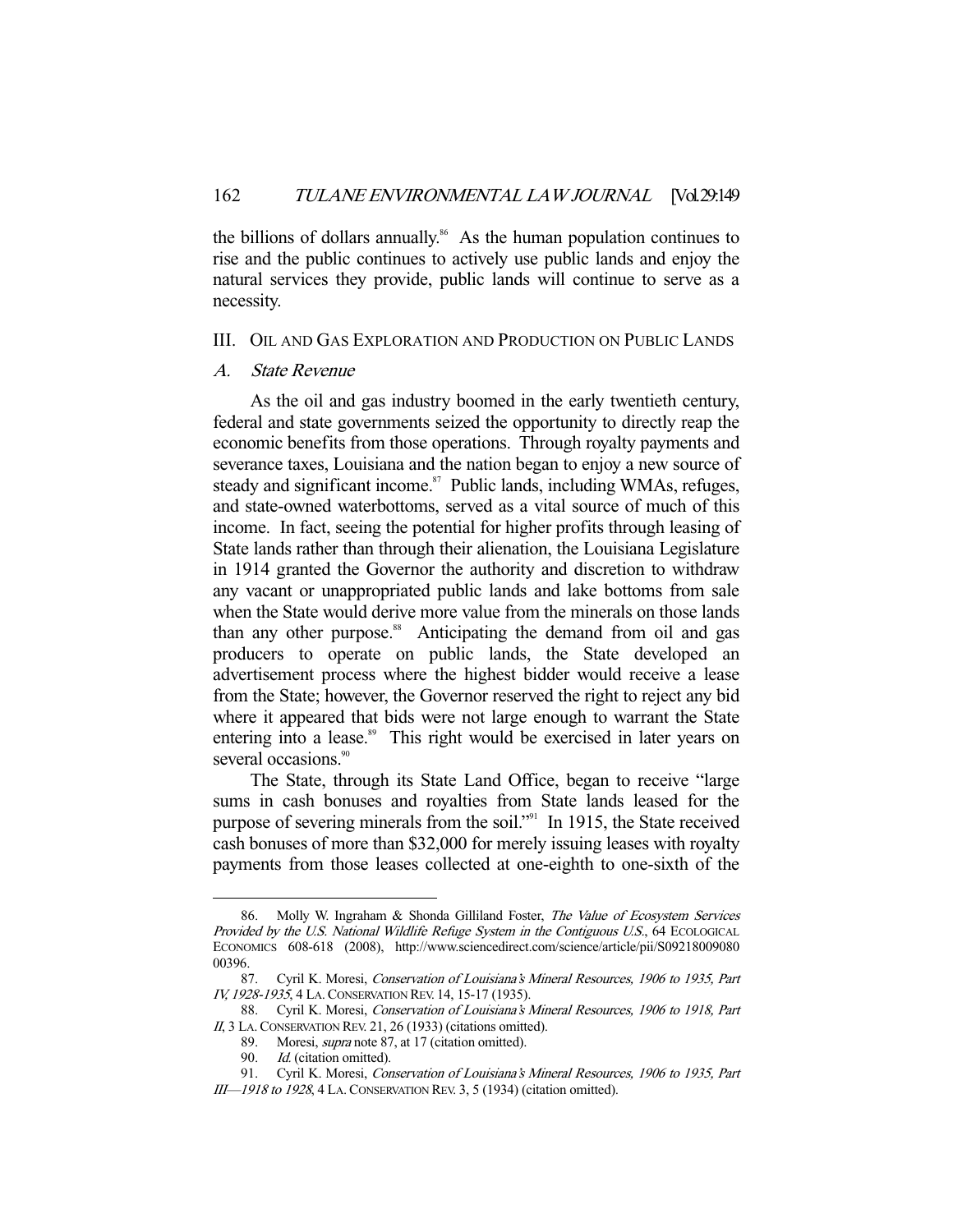the billions of dollars annually.[86] As the human population continues to rise and the public continues to actively use public lands and enjoy the natural services they provide, public lands will continue to serve as a necessity.

## III. Oil and Gas Exploration and Production on Public Lands

### A. *State Revenue*

As the oil and gas industry boomed in the early twentieth century, federal and state governments seized the opportunity to directly reap the economic benefits from those operations. Through royalty payments and severance taxes, Louisiana and the nation began to enjoy a new source of steady and significant income.[87] Public lands, including WMAs, refuges, and state-owned waterbottoms, served as a vital source of much of this income. In fact, seeing the potential for higher profits through leasing of State lands rather than through their alienation, the Louisiana Legislature in 1914 granted the Governor the authority and discretion to withdraw any vacant or unappropriated public lands and lake bottoms from sale when the State would derive more value from the minerals on those lands than any other purpose.[88] Anticipating the demand from oil and gas producers to operate on public lands, the State developed an advertisement process where the highest bidder would receive a lease from the State; however, the Governor reserved the right to reject any bid where it appeared that bids were not large enough to warrant the State entering into a lease.[89] This right would be exercised in later years on several occasions.[90]

The State, through its State Land Office, began to receive "large sums in cash bonuses and royalties from State lands leased for the purpose of severing minerals from the soil."[91] In 1915, the State received cash bonuses of more than $32,000 for merely issuing leases with royalty payments from those leases collected at one-eighth to one-sixth of the

---

86. Molly W. Ingraham & Shonda Gilliland Foster, *The Value of Ecosystem Services Provided by the U.S. National Wildlife Refuge System in the Contiguous U.S.*, 64 Ecological Economics 608-618 (2008), http://www.sciencedirect.com/science/article/pii/S0921800908000396.

87. Cyril K. Moresi, *Conservation of Louisiana's Mineral Resources, 1906 to 1935, Part IV, 1928-1935*, 4 La. Conservation Rev. 14, 15-17 (1935).

88. Cyril K. Moresi, *Conservation of Louisiana's Mineral Resources, 1906 to 1918, Part II*, 3 La. Conservation Rev. 21, 26 (1933) (citations omitted).

89. Moresi, *supra* note 87, at 17 (citation omitted).

90. *Id.* (citation omitted).

91. Cyril K. Moresi, *Conservation of Louisiana's Mineral Resources, 1906 to 1935, Part III—1918 to 1928*, 4 La. Conservation Rev. 3, 5 (1934) (citation omitted).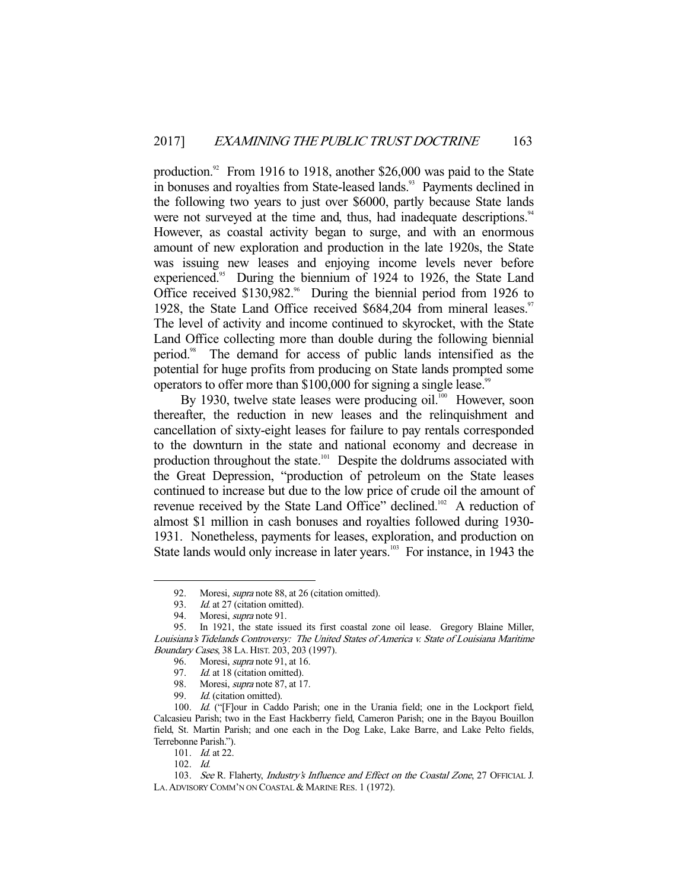production.[92] From 1916 to 1918, another $26,000 was paid to the State in bonuses and royalties from State-leased lands.[93] Payments declined in the following two years to just over $6000, partly because State lands were not surveyed at the time and, thus, had inadequate descriptions.[94] However, as coastal activity began to surge, and with an enormous amount of new exploration and production in the late 1920s, the State was issuing new leases and enjoying income levels never before experienced.[95] During the biennium of 1924 to 1926, the State Land Office received $130,982.[96] During the biennial period from 1926 to 1928, the State Land Office received $684,204 from mineral leases.[97] The level of activity and income continued to skyrocket, with the State Land Office collecting more than double during the following biennial period.[98] The demand for access of public lands intensified as the potential for huge profits from producing on State lands prompted some operators to offer more than $100,000 for signing a single lease.[99]

By 1930, twelve state leases were producing oil.[100] However, soon thereafter, the reduction in new leases and the relinquishment and cancellation of sixty-eight leases for failure to pay rentals corresponded to the downturn in the state and national economy and decrease in production throughout the state.[101] Despite the doldrums associated with the Great Depression, "production of petroleum on the State leases continued to increase but due to the low price of crude oil the amount of revenue received by the State Land Office" declined.[102] A reduction of almost $1 million in cash bonuses and royalties followed during 1930-1931. Nonetheless, payments for leases, exploration, and production on State lands would only increase in later years.[103] For instance, in 1943 the

---

92. Moresi, *supra* note 88, at 26 (citation omitted).

93. *Id.* at 27 (citation omitted).

94. Moresi, *supra* note 91.

95. In 1921, the state issued its first coastal zone oil lease. Gregory Blaine Miller, *Louisiana's Tidelands Controversy: The United States of America v. State of Louisiana Maritime Boundary Cases*, 38 LA. HIST. 203, 203 (1997).

96. Moresi, *supra* note 91, at 16.

97. *Id.* at 18 (citation omitted).

98. Moresi, *supra* note 87, at 17.

99. *Id.* (citation omitted).

100. *Id.* ("[F]our in Caddo Parish; one in the Urania field; one in the Lockport field, Calcasieu Parish; two in the East Hackberry field, Cameron Parish; one in the Bayou Bouillon field, St. Martin Parish; and one each in the Dog Lake, Lake Barre, and Lake Pelto fields, Terrebonne Parish.").

101. *Id.* at 22.

102. *Id.*

103. *See* R. Flaherty, *Industry's Influence and Effect on the Coastal Zone*, 27 OFFICIAL J. LA. ADVISORY COMM'N ON COASTAL & MARINE RES. 1 (1972).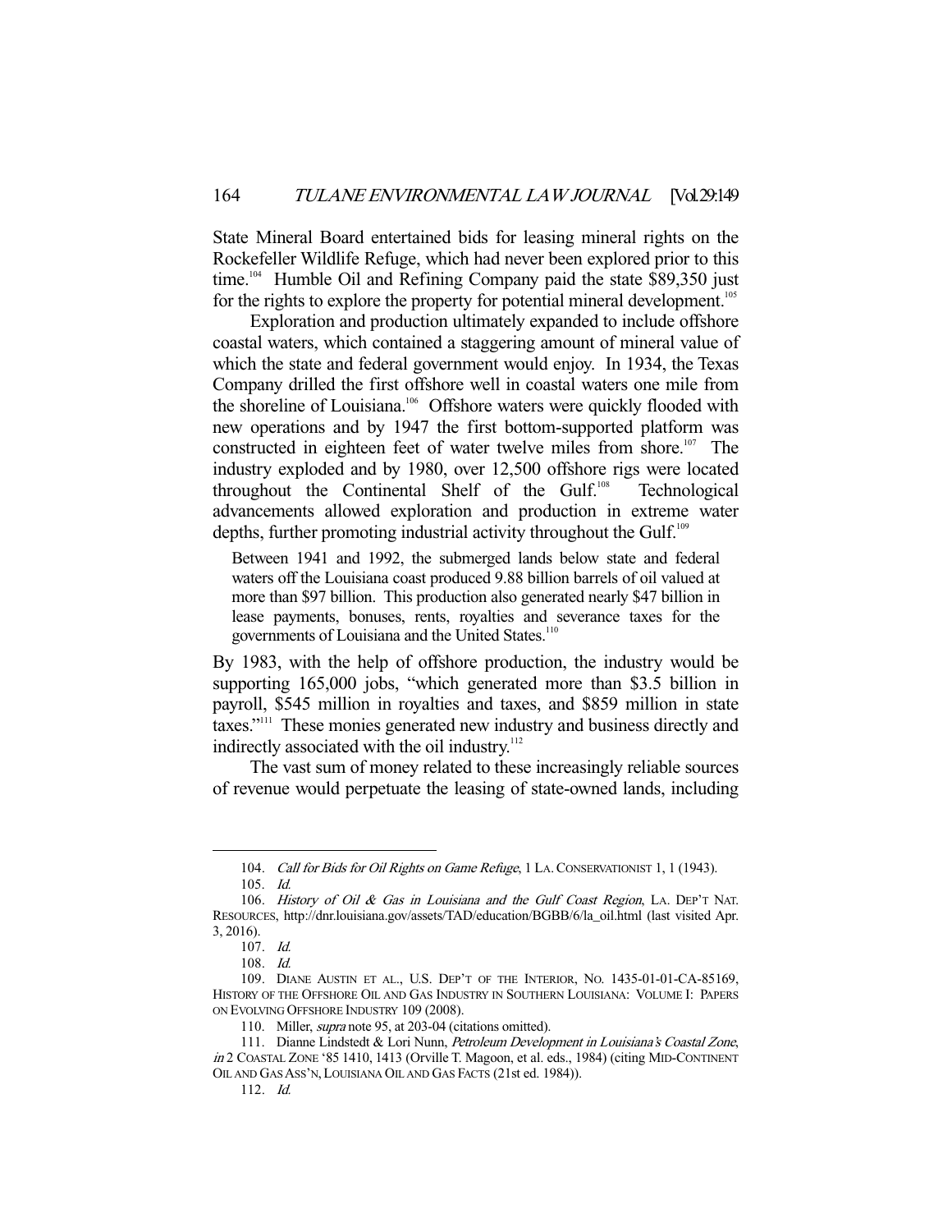State Mineral Board entertained bids for leasing mineral rights on the Rockefeller Wildlife Refuge, which had never been explored prior to this time.[104] Humble Oil and Refining Company paid the state $89,350 just for the rights to explore the property for potential mineral development.[105]

Exploration and production ultimately expanded to include offshore coastal waters, which contained a staggering amount of mineral value of which the state and federal government would enjoy. In 1934, the Texas Company drilled the first offshore well in coastal waters one mile from the shoreline of Louisiana.[106] Offshore waters were quickly flooded with new operations and by 1947 the first bottom-supported platform was constructed in eighteen feet of water twelve miles from shore.[107] The industry exploded and by 1980, over 12,500 offshore rigs were located throughout the Continental Shelf of the Gulf.[108] Technological advancements allowed exploration and production in extreme water depths, further promoting industrial activity throughout the Gulf.[109]

> Between 1941 and 1992, the submerged lands below state and federal waters off the Louisiana coast produced 9.88 billion barrels of oil valued at more than $97 billion. This production also generated nearly $47 billion in lease payments, bonuses, rents, royalties and severance taxes for the governments of Louisiana and the United States.[110]

By 1983, with the help of offshore production, the industry would be supporting 165,000 jobs, "which generated more than $3.5 billion in payroll, $545 million in royalties and taxes, and $859 million in state taxes."[111] These monies generated new industry and business directly and indirectly associated with the oil industry.[112]

The vast sum of money related to these increasingly reliable sources of revenue would perpetuate the leasing of state-owned lands, including

---

104. *Call for Bids for Oil Rights on Game Refuge*, 1 LA. CONSERVATIONIST 1, 1 (1943).

105. *Id.*

106. *History of Oil & Gas in Louisiana and the Gulf Coast Region*, LA. DEP'T NAT. RESOURCES, http://dnr.louisiana.gov/assets/TAD/education/BGBB/6/la_oil.html (last visited Apr. 3, 2016).

107. *Id.*

108. *Id.*

109. DIANE AUSTIN ET AL., U.S. DEP'T OF THE INTERIOR, NO. 1435-01-01-CA-85169, HISTORY OF THE OFFSHORE OIL AND GAS INDUSTRY IN SOUTHERN LOUISIANA: VOLUME I: PAPERS ON EVOLVING OFFSHORE INDUSTRY 109 (2008).

110. Miller, *supra* note 95, at 203-04 (citations omitted).

111. Dianne Lindstedt & Lori Nunn, *Petroleum Development in Louisiana's Coastal Zone*, *in* 2 COASTAL ZONE '85 1410, 1413 (Orville T. Magoon, et al. eds., 1984) (citing MID-CONTINENT OIL AND GAS ASS'N, LOUISIANA OIL AND GAS FACTS (21st ed. 1984)).

112. *Id.*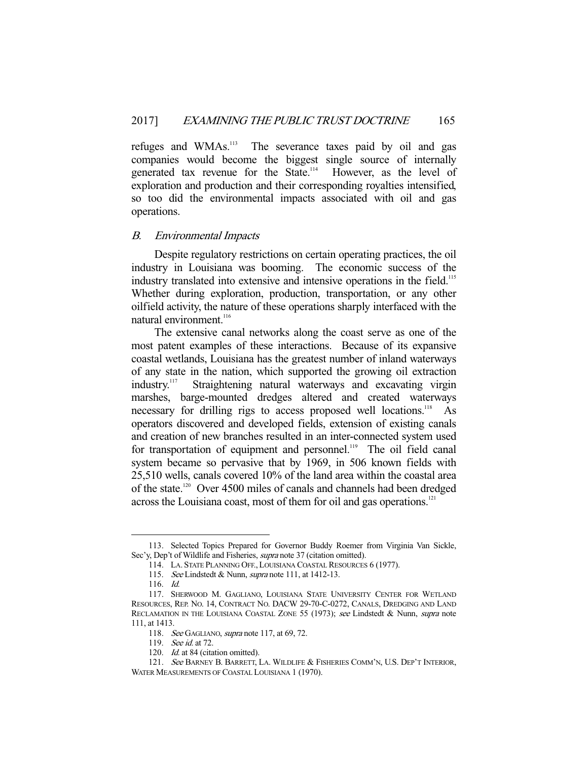refuges and WMAs.[113] The severance taxes paid by oil and gas companies would become the biggest single source of internally generated tax revenue for the State.[114] However, as the level of exploration and production and their corresponding royalties intensified, so too did the environmental impacts associated with oil and gas operations.

### *B. Environmental Impacts*

Despite regulatory restrictions on certain operating practices, the oil industry in Louisiana was booming. The economic success of the industry translated into extensive and intensive operations in the field.[115] Whether during exploration, production, transportation, or any other oilfield activity, the nature of these operations sharply interfaced with the natural environment.[116]

The extensive canal networks along the coast serve as one of the most patent examples of these interactions. Because of its expansive coastal wetlands, Louisiana has the greatest number of inland waterways of any state in the nation, which supported the growing oil extraction industry.[117] Straightening natural waterways and excavating virgin marshes, barge-mounted dredges altered and created waterways necessary for drilling rigs to access proposed well locations.[118] As operators discovered and developed fields, extension of existing canals and creation of new branches resulted in an inter-connected system used for transportation of equipment and personnel.[119] The oil field canal system became so pervasive that by 1969, in 506 known fields with 25,510 wells, canals covered 10% of the land area within the coastal area of the state.[120] Over 4500 miles of canals and channels had been dredged across the Louisiana coast, most of them for oil and gas operations.[121]

---

113. Selected Topics Prepared for Governor Buddy Roemer from Virginia Van Sickle, Sec'y, Dep't of Wildlife and Fisheries, *supra* note 37 (citation omitted).

114. LA. STATE PLANNING OFF., LOUISIANA COASTAL RESOURCES 6 (1977).

115. *See* Lindstedt & Nunn, *supra* note 111, at 1412-13.

116. *Id.*

117. SHERWOOD M. GAGLIANO, LOUISIANA STATE UNIVERSITY CENTER FOR WETLAND RESOURCES, REP. NO. 14, CONTRACT NO. DACW 29-70-C-0272, CANALS, DREDGING AND LAND RECLAMATION IN THE LOUISIANA COASTAL ZONE 55 (1973); *see* Lindstedt & Nunn, *supra* note 111, at 1413.

118. *See* GAGLIANO, *supra* note 117, at 69, 72.

119. *See id.* at 72.

120. *Id.* at 84 (citation omitted).

121. *See* BARNEY B. BARRETT, LA. WILDLIFE & FISHERIES COMM'N, U.S. DEP'T INTERIOR, WATER MEASUREMENTS OF COASTAL LOUISIANA 1 (1970).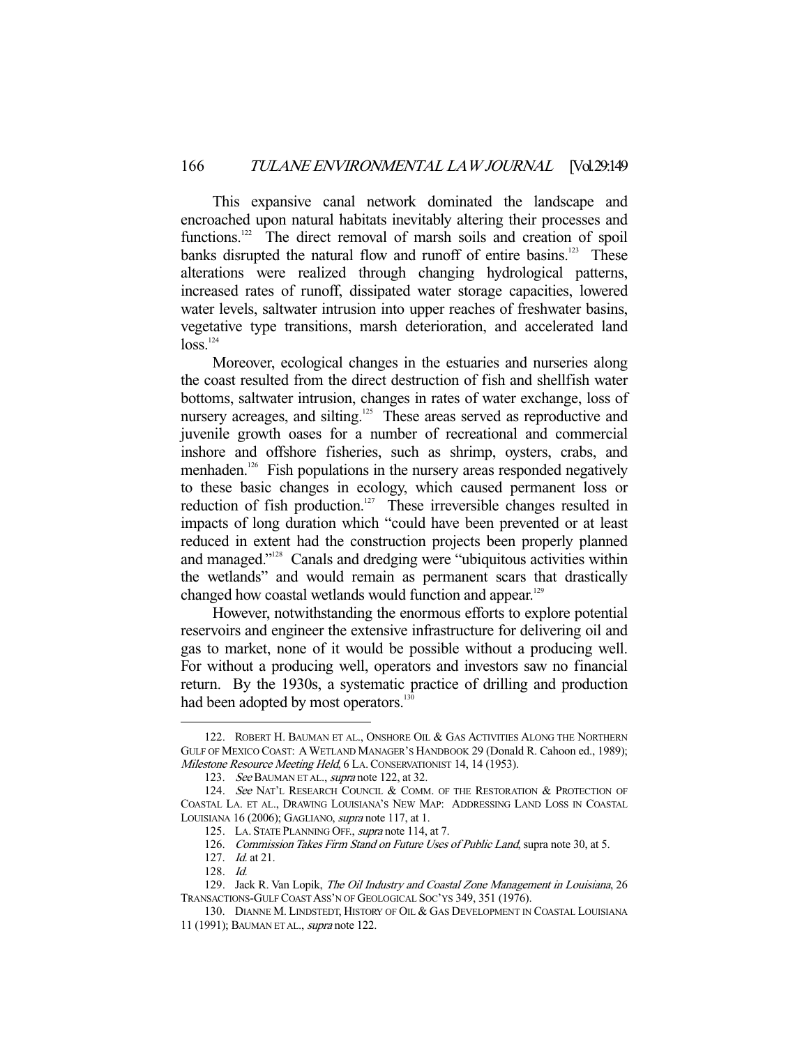This expansive canal network dominated the landscape and encroached upon natural habitats inevitably altering their processes and functions.[122] The direct removal of marsh soils and creation of spoil banks disrupted the natural flow and runoff of entire basins.[123] These alterations were realized through changing hydrological patterns, increased rates of runoff, dissipated water storage capacities, lowered water levels, saltwater intrusion into upper reaches of freshwater basins, vegetative type transitions, marsh deterioration, and accelerated land loss.[124]

Moreover, ecological changes in the estuaries and nurseries along the coast resulted from the direct destruction of fish and shellfish water bottoms, saltwater intrusion, changes in rates of water exchange, loss of nursery acreages, and silting.[125] These areas served as reproductive and juvenile growth oases for a number of recreational and commercial inshore and offshore fisheries, such as shrimp, oysters, crabs, and menhaden.[126] Fish populations in the nursery areas responded negatively to these basic changes in ecology, which caused permanent loss or reduction of fish production.[127] These irreversible changes resulted in impacts of long duration which "could have been prevented or at least reduced in extent had the construction projects been properly planned and managed."[128] Canals and dredging were "ubiquitous activities within the wetlands" and would remain as permanent scars that drastically changed how coastal wetlands would function and appear.[129]

However, notwithstanding the enormous efforts to explore potential reservoirs and engineer the extensive infrastructure for delivering oil and gas to market, none of it would be possible without a producing well. For without a producing well, operators and investors saw no financial return. By the 1930s, a systematic practice of drilling and production had been adopted by most operators.[130]

---

122. ROBERT H. BAUMAN ET AL., ONSHORE OIL & GAS ACTIVITIES ALONG THE NORTHERN GULF OF MEXICO COAST: A WETLAND MANAGER'S HANDBOOK 29 (Donald R. Cahoon ed., 1989); *Milestone Resource Meeting Held*, 6 LA. CONSERVATIONIST 14, 14 (1953).

123. *See* BAUMAN ET AL., *supra* note 122, at 32.

124. *See* NAT'L RESEARCH COUNCIL & COMM. OF THE RESTORATION & PROTECTION OF COASTAL LA. ET AL., DRAWING LOUISIANA'S NEW MAP: ADDRESSING LAND LOSS IN COASTAL LOUISIANA 16 (2006); GAGLIANO, *supra* note 117, at 1.

125. LA. STATE PLANNING OFF., *supra* note 114, at 7.

126. *Commission Takes Firm Stand on Future Uses of Public Land*, supra note 30, at 5.

127. *Id.* at 21.

128. *Id.*

129. Jack R. Van Lopik, *The Oil Industry and Coastal Zone Management in Louisiana*, 26 TRANSACTIONS-GULF COAST ASS'N OF GEOLOGICAL SOC'YS 349, 351 (1976).

130. DIANNE M. LINDSTEDT, HISTORY OF OIL & GAS DEVELOPMENT IN COASTAL LOUISIANA 11 (1991); BAUMAN ET AL., *supra* note 122.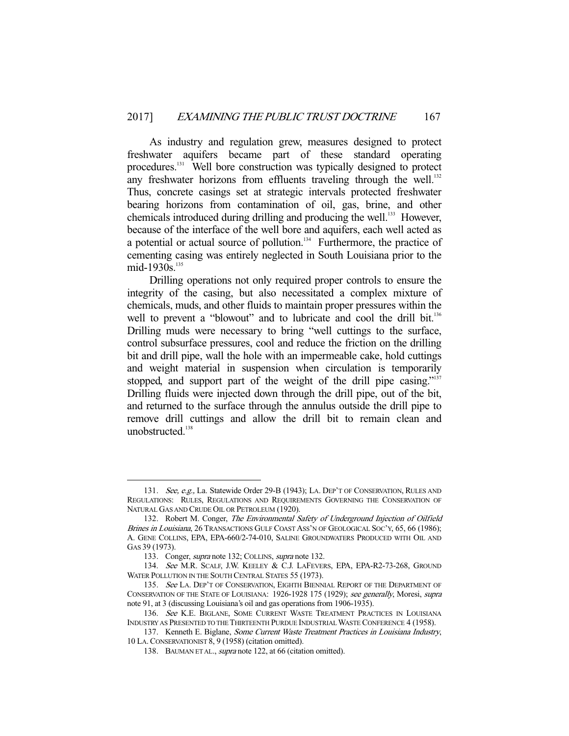As industry and regulation grew, measures designed to protect freshwater aquifers became part of these standard operating procedures.[131] Well bore construction was typically designed to protect any freshwater horizons from effluents traveling through the well.[132] Thus, concrete casings set at strategic intervals protected freshwater bearing horizons from contamination of oil, gas, brine, and other chemicals introduced during drilling and producing the well.[133] However, because of the interface of the well bore and aquifers, each well acted as a potential or actual source of pollution.[134] Furthermore, the practice of cementing casing was entirely neglected in South Louisiana prior to the mid-1930s.[135]

Drilling operations not only required proper controls to ensure the integrity of the casing, but also necessitated a complex mixture of chemicals, muds, and other fluids to maintain proper pressures within the well to prevent a "blowout" and to lubricate and cool the drill bit.[136] Drilling muds were necessary to bring "well cuttings to the surface, control subsurface pressures, cool and reduce the friction on the drilling bit and drill pipe, wall the hole with an impermeable cake, hold cuttings and weight material in suspension when circulation is temporarily stopped, and support part of the weight of the drill pipe casing."[137] Drilling fluids were injected down through the drill pipe, out of the bit, and returned to the surface through the annulus outside the drill pipe to remove drill cuttings and allow the drill bit to remain clean and unobstructed.[138]

---

131. *See, e.g.,* La. Statewide Order 29-B (1943); LA. DEP'T OF CONSERVATION, RULES AND REGULATIONS: RULES, REGULATIONS AND REQUIREMENTS GOVERNING THE CONSERVATION OF NATURAL GAS AND CRUDE OIL OR PETROLEUM (1920).

132. Robert M. Conger, *The Environmental Safety of Underground Injection of Oilfield Brines in Louisiana*, 26 TRANSACTIONS GULF COAST ASS'N OF GEOLOGICAL SOC'Y, 65, 66 (1986); A. GENE COLLINS, EPA, EPA-660/2-74-010, SALINE GROUNDWATERS PRODUCED WITH OIL AND GAS 39 (1973).

133. Conger, *supra* note 132; COLLINS, *supra* note 132.

134. *See* M.R. SCALF, J.W. KEELEY & C.J. LAFEVERS, EPA, EPA-R2-73-268, GROUND WATER POLLUTION IN THE SOUTH CENTRAL STATES 55 (1973).

135. *See* LA. DEP'T OF CONSERVATION, EIGHTH BIENNIAL REPORT OF THE DEPARTMENT OF CONSERVATION OF THE STATE OF LOUISIANA: 1926-1928 175 (1929); *see generally*, Moresi, *supra* note 91, at 3 (discussing Louisiana's oil and gas operations from 1906-1935).

136. *See* K.E. BIGLANE, SOME CURRENT WASTE TREATMENT PRACTICES IN LOUISIANA INDUSTRY AS PRESENTED TO THE THIRTEENTH PURDUE INDUSTRIAL WASTE CONFERENCE 4 (1958).

137. Kenneth E. Biglane, *Some Current Waste Treatment Practices in Louisiana Industry*, 10 LA. CONSERVATIONIST 8, 9 (1958) (citation omitted).

138. BAUMAN ET AL., *supra* note 122, at 66 (citation omitted).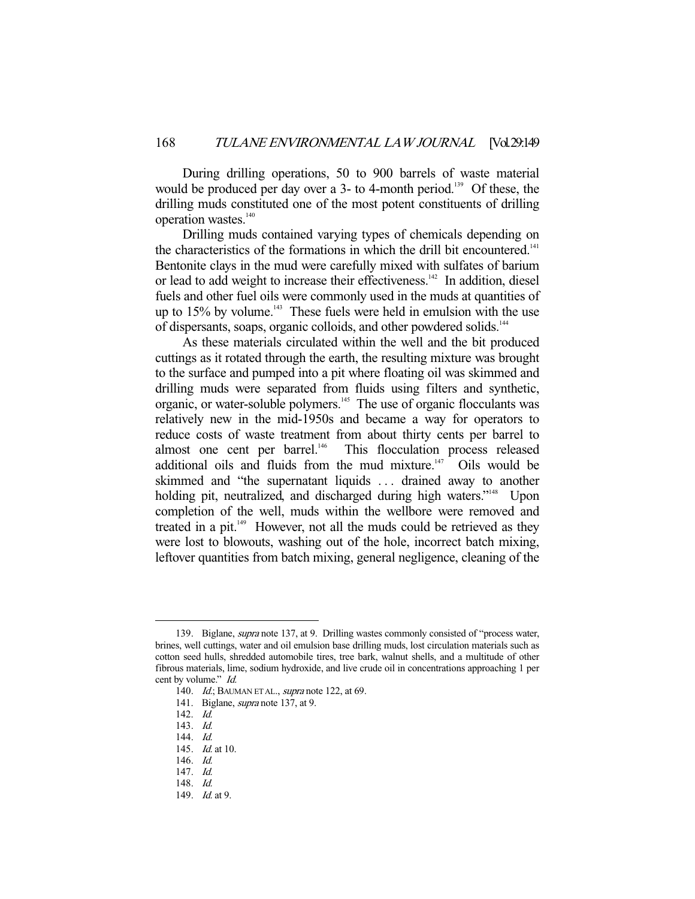During drilling operations, 50 to 900 barrels of waste material would be produced per day over a 3- to 4-month period.[139] Of these, the drilling muds constituted one of the most potent constituents of drilling operation wastes.[140]

Drilling muds contained varying types of chemicals depending on the characteristics of the formations in which the drill bit encountered.[141] Bentonite clays in the mud were carefully mixed with sulfates of barium or lead to add weight to increase their effectiveness.[142] In addition, diesel fuels and other fuel oils were commonly used in the muds at quantities of up to 15% by volume.[143] These fuels were held in emulsion with the use of dispersants, soaps, organic colloids, and other powdered solids.[144]

As these materials circulated within the well and the bit produced cuttings as it rotated through the earth, the resulting mixture was brought to the surface and pumped into a pit where floating oil was skimmed and drilling muds were separated from fluids using filters and synthetic, organic, or water-soluble polymers.[145] The use of organic flocculants was relatively new in the mid-1950s and became a way for operators to reduce costs of waste treatment from about thirty cents per barrel to almost one cent per barrel.[146] This flocculation process released additional oils and fluids from the mud mixture.[147] Oils would be skimmed and "the supernatant liquids . . . drained away to another holding pit, neutralized, and discharged during high waters."[148] Upon completion of the well, muds within the wellbore were removed and treated in a pit.[149] However, not all the muds could be retrieved as they were lost to blowouts, washing out of the hole, incorrect batch mixing, leftover quantities from batch mixing, general negligence, cleaning of the

---

139. Biglane, *supra* note 137, at 9. Drilling wastes commonly consisted of "process water, brines, well cuttings, water and oil emulsion base drilling muds, lost circulation materials such as cotton seed hulls, shredded automobile tires, tree bark, walnut shells, and a multitude of other fibrous materials, lime, sodium hydroxide, and live crude oil in concentrations approaching 1 per cent by volume." *Id.*

140. *Id.*; BAUMAN ET AL., *supra* note 122, at 69.

141. Biglane, *supra* note 137, at 9.

142. *Id.*

143. *Id.*

144. *Id.*

145. *Id.* at 10.

146. *Id.*

147. *Id.*

148. *Id.*

149. *Id.* at 9.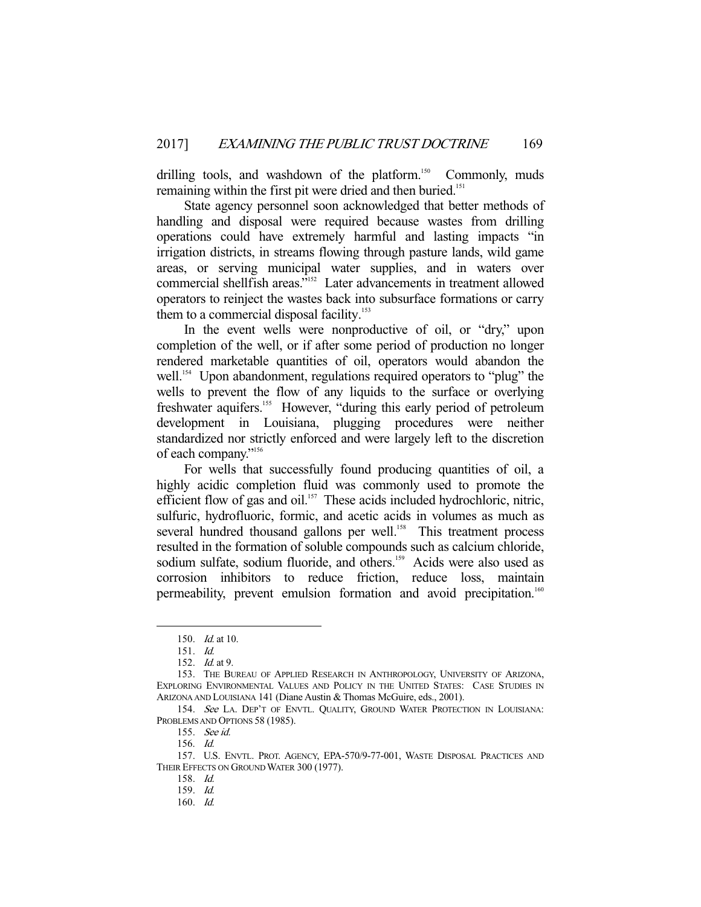drilling tools, and washdown of the platform.[150] Commonly, muds remaining within the first pit were dried and then buried.[151]

State agency personnel soon acknowledged that better methods of handling and disposal were required because wastes from drilling operations could have extremely harmful and lasting impacts "in irrigation districts, in streams flowing through pasture lands, wild game areas, or serving municipal water supplies, and in waters over commercial shellfish areas."[152] Later advancements in treatment allowed operators to reinject the wastes back into subsurface formations or carry them to a commercial disposal facility.[153]

In the event wells were nonproductive of oil, or "dry," upon completion of the well, or if after some period of production no longer rendered marketable quantities of oil, operators would abandon the well.[154] Upon abandonment, regulations required operators to "plug" the wells to prevent the flow of any liquids to the surface or overlying freshwater aquifers.[155] However, "during this early period of petroleum development in Louisiana, plugging procedures were neither standardized nor strictly enforced and were largely left to the discretion of each company."[156]

For wells that successfully found producing quantities of oil, a highly acidic completion fluid was commonly used to promote the efficient flow of gas and oil.[157] These acids included hydrochloric, nitric, sulfuric, hydrofluoric, formic, and acetic acids in volumes as much as several hundred thousand gallons per well.[158] This treatment process resulted in the formation of soluble compounds such as calcium chloride, sodium sulfate, sodium fluoride, and others.[159] Acids were also used as corrosion inhibitors to reduce friction, reduce loss, maintain permeability, prevent emulsion formation and avoid precipitation.[160]

---

150. *Id.* at 10.

151. *Id.*

152. *Id.* at 9.

153. THE BUREAU OF APPLIED RESEARCH IN ANTHROPOLOGY, UNIVERSITY OF ARIZONA, EXPLORING ENVIRONMENTAL VALUES AND POLICY IN THE UNITED STATES: CASE STUDIES IN ARIZONA AND LOUISIANA 141 (Diane Austin & Thomas McGuire, eds., 2001).

154. *See* LA. DEP'T OF ENVTL. QUALITY, GROUND WATER PROTECTION IN LOUISIANA: PROBLEMS AND OPTIONS 58 (1985).

155. *See id.*

156. *Id.*

157. U.S. ENVTL. PROT. AGENCY, EPA-570/9-77-001, WASTE DISPOSAL PRACTICES AND THEIR EFFECTS ON GROUND WATER 300 (1977).

158. *Id.*

159. *Id.*

160. *Id.*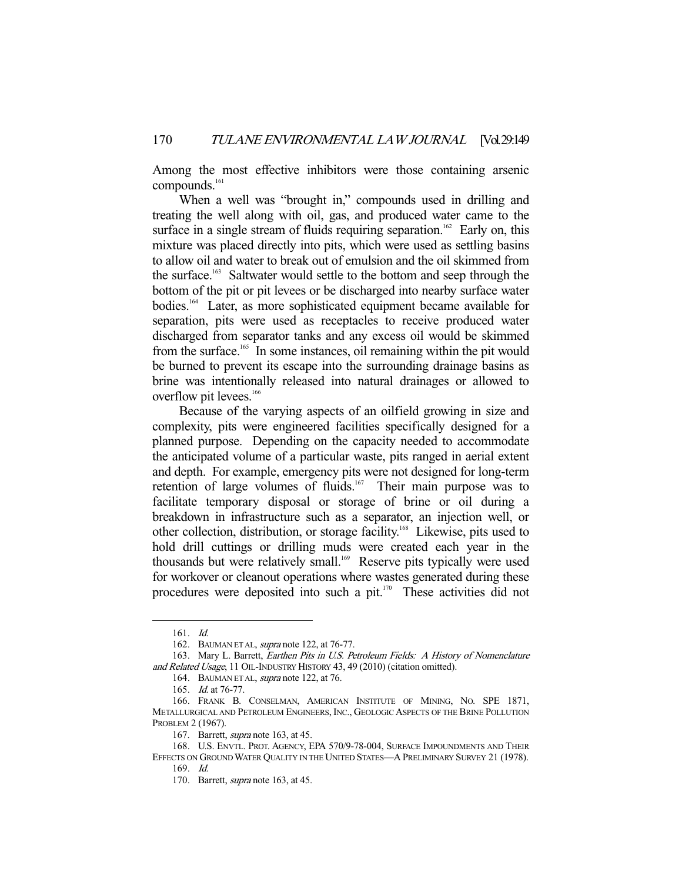Among the most effective inhibitors were those containing arsenic compounds.[161]

When a well was "brought in," compounds used in drilling and treating the well along with oil, gas, and produced water came to the surface in a single stream of fluids requiring separation.[162] Early on, this mixture was placed directly into pits, which were used as settling basins to allow oil and water to break out of emulsion and the oil skimmed from the surface.[163] Saltwater would settle to the bottom and seep through the bottom of the pit or pit levees or be discharged into nearby surface water bodies.[164] Later, as more sophisticated equipment became available for separation, pits were used as receptacles to receive produced water discharged from separator tanks and any excess oil would be skimmed from the surface.[165] In some instances, oil remaining within the pit would be burned to prevent its escape into the surrounding drainage basins as brine was intentionally released into natural drainages or allowed to overflow pit levees.[166]

Because of the varying aspects of an oilfield growing in size and complexity, pits were engineered facilities specifically designed for a planned purpose. Depending on the capacity needed to accommodate the anticipated volume of a particular waste, pits ranged in aerial extent and depth. For example, emergency pits were not designed for long-term retention of large volumes of fluids.[167] Their main purpose was to facilitate temporary disposal or storage of brine or oil during a breakdown in infrastructure such as a separator, an injection well, or other collection, distribution, or storage facility.[168] Likewise, pits used to hold drill cuttings or drilling muds were created each year in the thousands but were relatively small.[169] Reserve pits typically were used for workover or cleanout operations where wastes generated during these procedures were deposited into such a pit.[170] These activities did not

---

161. *Id.*

162. BAUMAN ET AL, *supra* note 122, at 76-77.

163. Mary L. Barrett, *Earthen Pits in U.S. Petroleum Fields: A History of Nomenclature and Related Usage*, 11 OIL-INDUSTRY HISTORY 43, 49 (2010) (citation omitted).

164. BAUMAN ET AL, *supra* note 122, at 76.

165. *Id.* at 76-77.

166. FRANK B. CONSELMAN, AMERICAN INSTITUTE OF MINING, NO. SPE 1871, METALLURGICAL AND PETROLEUM ENGINEERS, INC., GEOLOGIC ASPECTS OF THE BRINE POLLUTION PROBLEM 2 (1967).

167. Barrett, *supra* note 163, at 45.

168. U.S. ENVTL. PROT. AGENCY, EPA 570/9-78-004, SURFACE IMPOUNDMENTS AND THEIR EFFECTS ON GROUND WATER QUALITY IN THE UNITED STATES—A PRELIMINARY SURVEY 21 (1978).

169. *Id.*

170. Barrett, *supra* note 163, at 45.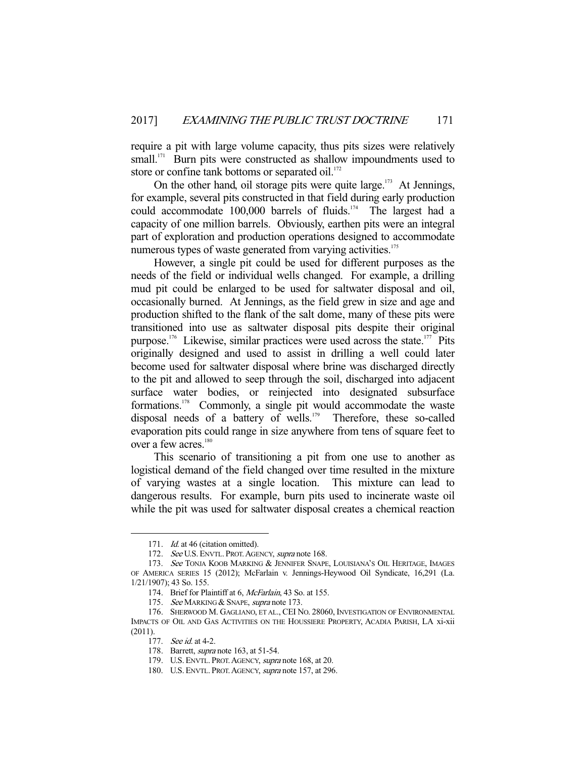require a pit with large volume capacity, thus pits sizes were relatively small.[171] Burn pits were constructed as shallow impoundments used to store or confine tank bottoms or separated oil.[172]

On the other hand, oil storage pits were quite large.[173] At Jennings, for example, several pits constructed in that field during early production could accommodate 100,000 barrels of fluids.[174] The largest had a capacity of one million barrels. Obviously, earthen pits were an integral part of exploration and production operations designed to accommodate numerous types of waste generated from varying activities.[175]

However, a single pit could be used for different purposes as the needs of the field or individual wells changed. For example, a drilling mud pit could be enlarged to be used for saltwater disposal and oil, occasionally burned. At Jennings, as the field grew in size and age and production shifted to the flank of the salt dome, many of these pits were transitioned into use as saltwater disposal pits despite their original purpose.[176] Likewise, similar practices were used across the state.[177] Pits originally designed and used to assist in drilling a well could later become used for saltwater disposal where brine was discharged directly to the pit and allowed to seep through the soil, discharged into adjacent surface water bodies, or reinjected into designated subsurface formations.[178] Commonly, a single pit would accommodate the waste disposal needs of a battery of wells.[179] Therefore, these so-called evaporation pits could range in size anywhere from tens of square feet to over a few acres.[180]

This scenario of transitioning a pit from one use to another as logistical demand of the field changed over time resulted in the mixture of varying wastes at a single location. This mixture can lead to dangerous results. For example, burn pits used to incinerate waste oil while the pit was used for saltwater disposal creates a chemical reaction

---

171. *Id.* at 46 (citation omitted).

172. *See* U.S. ENVTL. PROT. AGENCY, *supra* note 168.

173. *See* TONJA KOOB MARKING & JENNIFER SNAPE, LOUISIANA'S OIL HERITAGE, IMAGES OF AMERICA SERIES 15 (2012); McFarlain v. Jennings-Heywood Oil Syndicate, 16,291 (La. 1/21/1907); 43 So. 155.

174. Brief for Plaintiff at 6, *McFarlain*, 43 So. at 155.

175. *See* MARKING & SNAPE, *supra* note 173.

176. SHERWOOD M. GAGLIANO, ET AL., CEI NO. 28060, INVESTIGATION OF ENVIRONMENTAL IMPACTS OF OIL AND GAS ACTIVITIES ON THE HOUSSIERE PROPERTY, ACADIA PARISH, LA xi-xii (2011).

177. *See id.* at 4-2.

178. Barrett, *supra* note 163, at 51-54.

179. U.S. ENVTL. PROT. AGENCY, *supra* note 168, at 20.

180. U.S. ENVTL. PROT. AGENCY, *supra* note 157, at 296.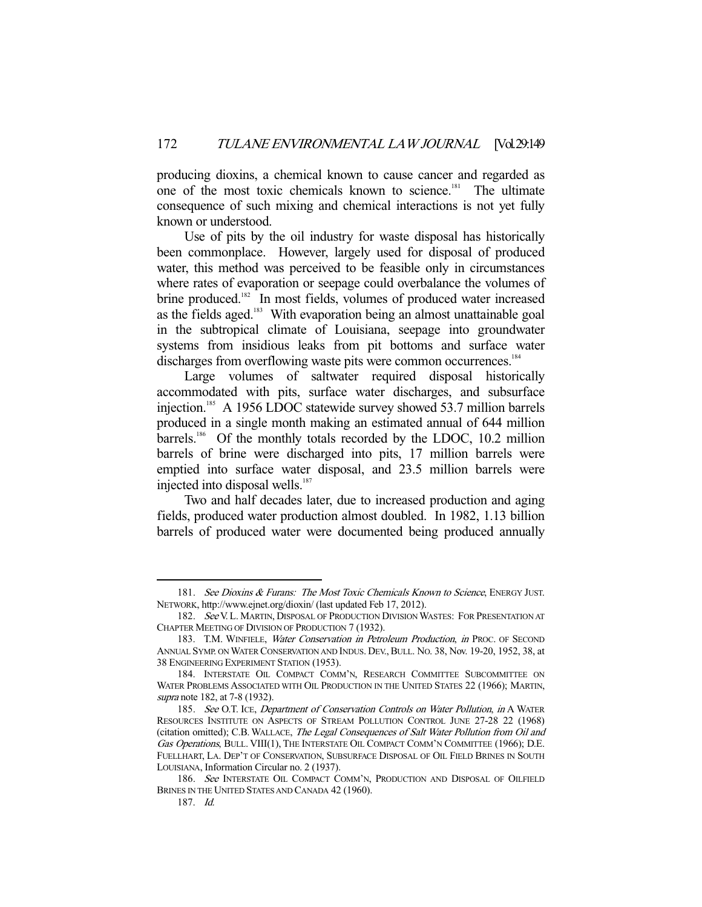producing dioxins, a chemical known to cause cancer and regarded as one of the most toxic chemicals known to science.[181] The ultimate consequence of such mixing and chemical interactions is not yet fully known or understood.

Use of pits by the oil industry for waste disposal has historically been commonplace. However, largely used for disposal of produced water, this method was perceived to be feasible only in circumstances where rates of evaporation or seepage could overbalance the volumes of brine produced.[182] In most fields, volumes of produced water increased as the fields aged.[183] With evaporation being an almost unattainable goal in the subtropical climate of Louisiana, seepage into groundwater systems from insidious leaks from pit bottoms and surface water discharges from overflowing waste pits were common occurrences.[184]

Large volumes of saltwater required disposal historically accommodated with pits, surface water discharges, and subsurface injection.[185] A 1956 LDOC statewide survey showed 53.7 million barrels produced in a single month making an estimated annual of 644 million barrels.[186] Of the monthly totals recorded by the LDOC, 10.2 million barrels of brine were discharged into pits, 17 million barrels were emptied into surface water disposal, and 23.5 million barrels were injected into disposal wells.[187]

Two and half decades later, due to increased production and aging fields, produced water production almost doubled. In 1982, 1.13 billion barrels of produced water were documented being produced annually

---

181. *See Dioxins & Furans: The Most Toxic Chemicals Known to Science*, ENERGY JUST. NETWORK, http://www.ejnet.org/dioxin/ (last updated Feb 17, 2012).

182. *See* V. L. MARTIN, DISPOSAL OF PRODUCTION DIVISION WASTES: FOR PRESENTATION AT CHAPTER MEETING OF DIVISION OF PRODUCTION 7 (1932).

183. T.M. WINFIELE, *Water Conservation in Petroleum Production*, *in* PROC. OF SECOND ANNUAL SYMP. ON WATER CONSERVATION AND INDUS. DEV., BULL. NO. 38, Nov. 19-20, 1952, 38, at 38 ENGINEERING EXPERIMENT STATION (1953).

184. INTERSTATE OIL COMPACT COMM'N, RESEARCH COMMITTEE SUBCOMMITTEE ON WATER PROBLEMS ASSOCIATED WITH OIL PRODUCTION IN THE UNITED STATES 22 (1966); MARTIN, *supra* note 182, at 7-8 (1932).

185. *See* O.T. ICE, *Department of Conservation Controls on Water Pollution*, *in* A WATER RESOURCES INSTITUTE ON ASPECTS OF STREAM POLLUTION CONTROL JUNE 27-28 22 (1968) (citation omitted); C.B. WALLACE, *The Legal Consequences of Salt Water Pollution from Oil and Gas Operations*, BULL. VIII(1), THE INTERSTATE OIL COMPACT COMM'N COMMITTEE (1966); D.E. FUELLHART, LA. DEP'T OF CONSERVATION, SUBSURFACE DISPOSAL OF OIL FIELD BRINES IN SOUTH LOUISIANA, Information Circular no. 2 (1937).

186. *See* INTERSTATE OIL COMPACT COMM'N, PRODUCTION AND DISPOSAL OF OILFIELD BRINES IN THE UNITED STATES AND CANADA 42 (1960).

187. *Id.*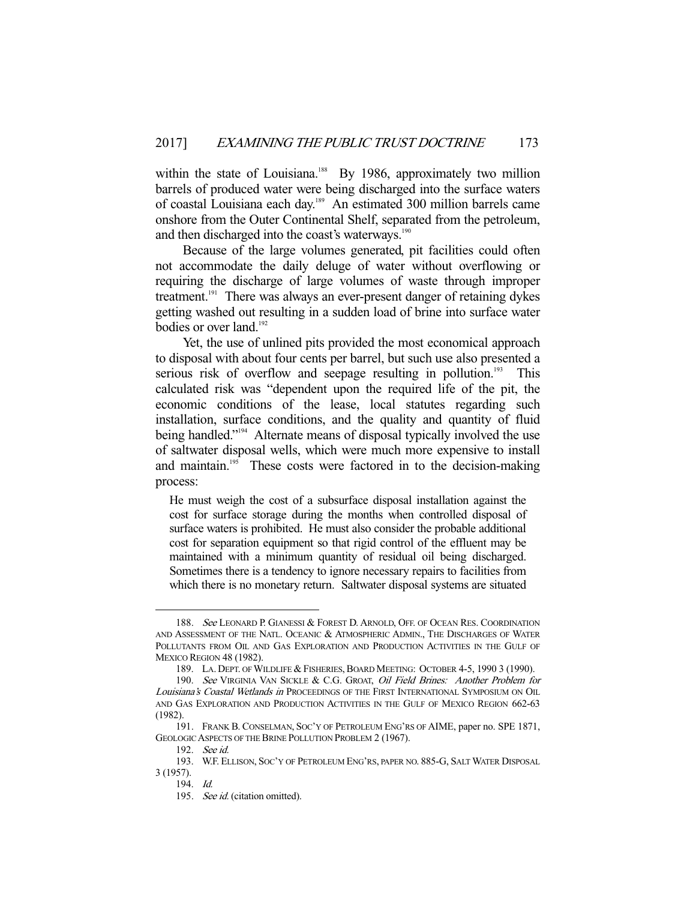within the state of Louisiana.[188] By 1986, approximately two million barrels of produced water were being discharged into the surface waters of coastal Louisiana each day.[189] An estimated 300 million barrels came onshore from the Outer Continental Shelf, separated from the petroleum, and then discharged into the coast's waterways.[190]

Because of the large volumes generated, pit facilities could often not accommodate the daily deluge of water without overflowing or requiring the discharge of large volumes of waste through improper treatment.[191] There was always an ever-present danger of retaining dykes getting washed out resulting in a sudden load of brine into surface water bodies or over land.[192]

Yet, the use of unlined pits provided the most economical approach to disposal with about four cents per barrel, but such use also presented a serious risk of overflow and seepage resulting in pollution.[193] This calculated risk was "dependent upon the required life of the pit, the economic conditions of the lease, local statutes regarding such installation, surface conditions, and the quality and quantity of fluid being handled."[194] Alternate means of disposal typically involved the use of saltwater disposal wells, which were much more expensive to install and maintain.[195] These costs were factored in to the decision-making process:

> He must weigh the cost of a subsurface disposal installation against the cost for surface storage during the months when controlled disposal of surface waters is prohibited. He must also consider the probable additional cost for separation equipment so that rigid control of the effluent may be maintained with a minimum quantity of residual oil being discharged. Sometimes there is a tendency to ignore necessary repairs to facilities from which there is no monetary return. Saltwater disposal systems are situated

---

188. *See* LEONARD P. GIANESSI & FOREST D. ARNOLD, OFF. OF OCEAN RES. COORDINATION AND ASSESSMENT OF THE NATL. OCEANIC & ATMOSPHERIC ADMIN., THE DISCHARGES OF WATER POLLUTANTS FROM OIL AND GAS EXPLORATION AND PRODUCTION ACTIVITIES IN THE GULF OF MEXICO REGION 48 (1982).

189. LA. DEPT. OF WILDLIFE & FISHERIES, BOARD MEETING: OCTOBER 4-5, 1990 3 (1990).

190. *See* VIRGINIA VAN SICKLE & C.G. GROAT, *Oil Field Brines: Another Problem for Louisiana's Coastal Wetlands in* PROCEEDINGS OF THE FIRST INTERNATIONAL SYMPOSIUM ON OIL AND GAS EXPLORATION AND PRODUCTION ACTIVITIES IN THE GULF OF MEXICO REGION 662-63 (1982).

191. FRANK B. CONSELMAN, SOC'Y OF PETROLEUM ENG'RS OF AIME, paper no. SPE 1871, GEOLOGIC ASPECTS OF THE BRINE POLLUTION PROBLEM 2 (1967).

192. *See id.*

193. W.F. ELLISON, SOC'Y OF PETROLEUM ENG'RS, PAPER NO. 885-G, SALT WATER DISPOSAL 3 (1957).

194. *Id.*

195. *See id.* (citation omitted).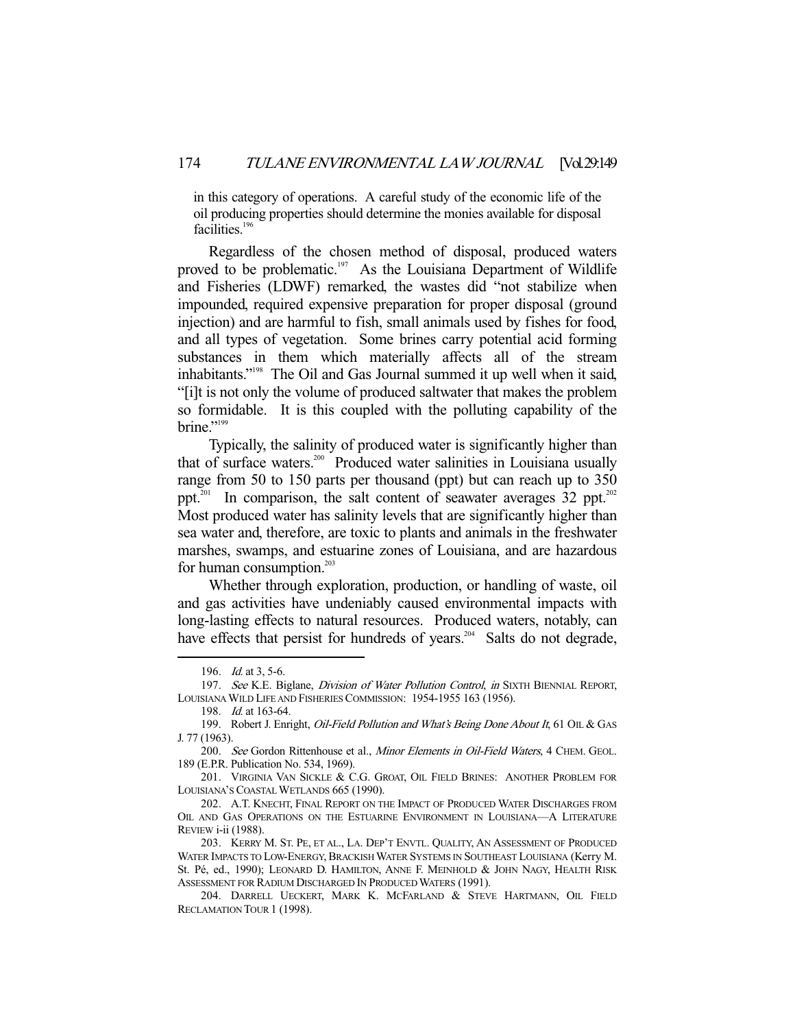in this category of operations. A careful study of the economic life of the oil producing properties should determine the monies available for disposal facilities.[196]

Regardless of the chosen method of disposal, produced waters proved to be problematic.[197] As the Louisiana Department of Wildlife and Fisheries (LDWF) remarked, the wastes did "not stabilize when impounded, required expensive preparation for proper disposal (ground injection) and are harmful to fish, small animals used by fishes for food, and all types of vegetation. Some brines carry potential acid forming substances in them which materially affects all of the stream inhabitants."[198] The Oil and Gas Journal summed it up well when it said, "[i]t is not only the volume of produced saltwater that makes the problem so formidable. It is this coupled with the polluting capability of the brine."[199]

Typically, the salinity of produced water is significantly higher than that of surface waters.[200] Produced water salinities in Louisiana usually range from 50 to 150 parts per thousand (ppt) but can reach up to 350 ppt.[201] In comparison, the salt content of seawater averages 32 ppt.[202] Most produced water has salinity levels that are significantly higher than sea water and, therefore, are toxic to plants and animals in the freshwater marshes, swamps, and estuarine zones of Louisiana, and are hazardous for human consumption.[203]

Whether through exploration, production, or handling of waste, oil and gas activities have undeniably caused environmental impacts with long-lasting effects to natural resources. Produced waters, notably, can have effects that persist for hundreds of years.[204] Salts do not degrade,

---

196. *Id.* at 3, 5-6.

197. *See* K.E. Biglane, *Division of Water Pollution Control*, *in* SIXTH BIENNIAL REPORT, LOUISIANA WILD LIFE AND FISHERIES COMMISSION: 1954-1955 163 (1956).

198. *Id.* at 163-64.

199. Robert J. Enright, *Oil-Field Pollution and What's Being Done About It*, 61 OIL & GAS J. 77 (1963).

200. *See* Gordon Rittenhouse et al., *Minor Elements in Oil-Field Waters*, 4 CHEM. GEOL. 189 (E.P.R. Publication No. 534, 1969).

201. VIRGINIA VAN SICKLE & C.G. GROAT, OIL FIELD BRINES: ANOTHER PROBLEM FOR LOUISIANA'S COASTAL WETLANDS 665 (1990).

202. A.T. KNECHT, FINAL REPORT ON THE IMPACT OF PRODUCED WATER DISCHARGES FROM OIL AND GAS OPERATIONS ON THE ESTUARINE ENVIRONMENT IN LOUISIANA—A LITERATURE REVIEW i-ii (1988).

203. KERRY M. ST. PE, ET AL., LA. DEP'T ENVTL. QUALITY, AN ASSESSMENT OF PRODUCED WATER IMPACTS TO LOW-ENERGY, BRACKISH WATER SYSTEMS IN SOUTHEAST LOUISIANA (Kerry M. St. Pé, ed., 1990); LEONARD D. HAMILTON, ANNE F. MEINHOLD & JOHN NAGY, HEALTH RISK ASSESSMENT FOR RADIUM DISCHARGED IN PRODUCED WATERS (1991).

204. DARRELL UECKERT, MARK K. MCFARLAND & STEVE HARTMANN, OIL FIELD RECLAMATION TOUR 1 (1998).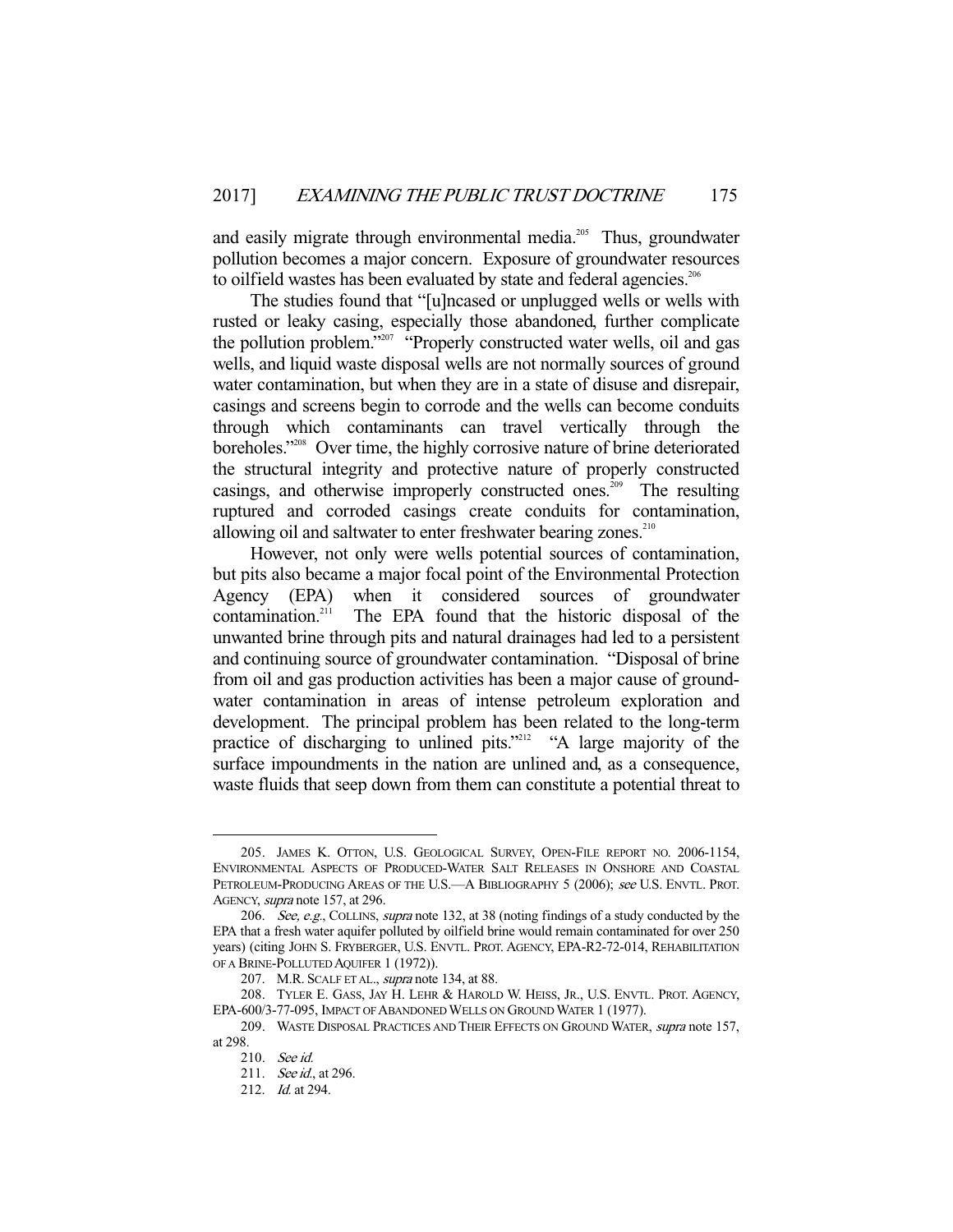and easily migrate through environmental media.[205] Thus, groundwater pollution becomes a major concern. Exposure of groundwater resources to oilfield wastes has been evaluated by state and federal agencies.[206]

The studies found that "[u]ncased or unplugged wells or wells with rusted or leaky casing, especially those abandoned, further complicate the pollution problem."[207] "Properly constructed water wells, oil and gas wells, and liquid waste disposal wells are not normally sources of ground water contamination, but when they are in a state of disuse and disrepair, casings and screens begin to corrode and the wells can become conduits through which contaminants can travel vertically through the boreholes."[208] Over time, the highly corrosive nature of brine deteriorated the structural integrity and protective nature of properly constructed casings, and otherwise improperly constructed ones.[209] The resulting ruptured and corroded casings create conduits for contamination, allowing oil and saltwater to enter freshwater bearing zones.[210]

However, not only were wells potential sources of contamination, but pits also became a major focal point of the Environmental Protection Agency (EPA) when it considered sources of groundwater contamination.[211] The EPA found that the historic disposal of the unwanted brine through pits and natural drainages had led to a persistent and continuing source of groundwater contamination. "Disposal of brine from oil and gas production activities has been a major cause of ground-water contamination in areas of intense petroleum exploration and development. The principal problem has been related to the long-term practice of discharging to unlined pits."[212] "A large majority of the surface impoundments in the nation are unlined and, as a consequence, waste fluids that seep down from them can constitute a potential threat to

---

205. JAMES K. OTTON, U.S. GEOLOGICAL SURVEY, OPEN-FILE REPORT NO. 2006-1154, ENVIRONMENTAL ASPECTS OF PRODUCED-WATER SALT RELEASES IN ONSHORE AND COASTAL PETROLEUM-PRODUCING AREAS OF THE U.S.—A BIBLIOGRAPHY 5 (2006); *see* U.S. ENVTL. PROT. AGENCY, *supra* note 157, at 296.

206. *See, e.g.*, COLLINS, *supra* note 132, at 38 (noting findings of a study conducted by the EPA that a fresh water aquifer polluted by oilfield brine would remain contaminated for over 250 years) (citing JOHN S. FRYBERGER, U.S. ENVTL. PROT. AGENCY, EPA-R2-72-014, REHABILITATION OF A BRINE-POLLUTED AQUIFER 1 (1972)).

207. M.R. SCALF ET AL., *supra* note 134, at 88.

208. TYLER E. GASS, JAY H. LEHR & HAROLD W. HEISS, JR., U.S. ENVTL. PROT. AGENCY, EPA-600/3-77-095, IMPACT OF ABANDONED WELLS ON GROUND WATER 1 (1977).

209. WASTE DISPOSAL PRACTICES AND THEIR EFFECTS ON GROUND WATER, *supra* note 157, at 298.

210. *See id.*

211. *See id.*, at 296.

212. *Id.* at 294.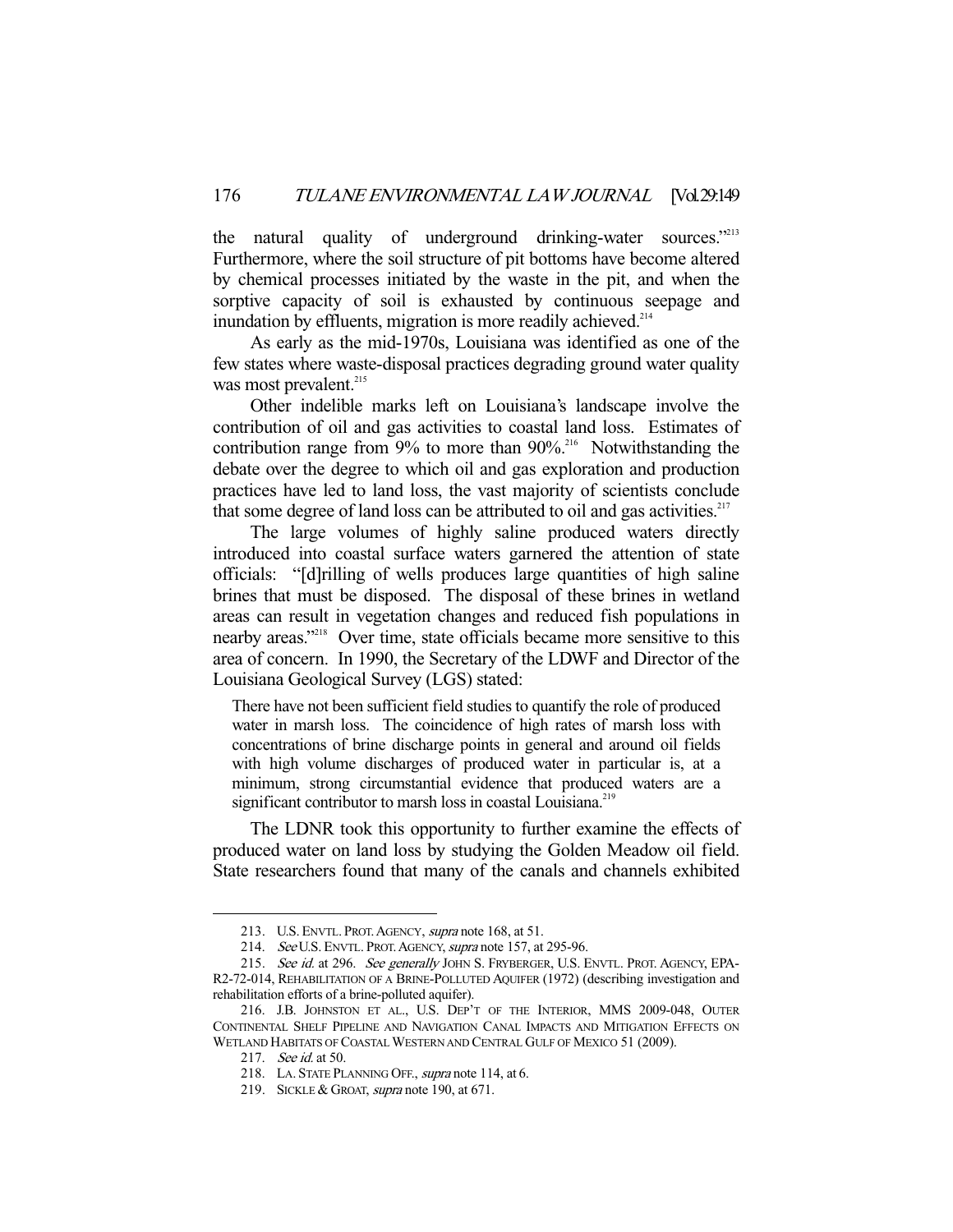the natural quality of underground drinking-water sources."[213] Furthermore, where the soil structure of pit bottoms have become altered by chemical processes initiated by the waste in the pit, and when the sorptive capacity of soil is exhausted by continuous seepage and inundation by effluents, migration is more readily achieved.[214]

As early as the mid-1970s, Louisiana was identified as one of the few states where waste-disposal practices degrading ground water quality was most prevalent.[215]

Other indelible marks left on Louisiana's landscape involve the contribution of oil and gas activities to coastal land loss. Estimates of contribution range from 9% to more than 90%.[216] Notwithstanding the debate over the degree to which oil and gas exploration and production practices have led to land loss, the vast majority of scientists conclude that some degree of land loss can be attributed to oil and gas activities.[217]

The large volumes of highly saline produced waters directly introduced into coastal surface waters garnered the attention of state officials: "[d]rilling of wells produces large quantities of high saline brines that must be disposed. The disposal of these brines in wetland areas can result in vegetation changes and reduced fish populations in nearby areas."[218] Over time, state officials became more sensitive to this area of concern. In 1990, the Secretary of the LDWF and Director of the Louisiana Geological Survey (LGS) stated:

> There have not been sufficient field studies to quantify the role of produced water in marsh loss. The coincidence of high rates of marsh loss with concentrations of brine discharge points in general and around oil fields with high volume discharges of produced water in particular is, at a minimum, strong circumstantial evidence that produced waters are a significant contributor to marsh loss in coastal Louisiana.[219]

The LDNR took this opportunity to further examine the effects of produced water on land loss by studying the Golden Meadow oil field. State researchers found that many of the canals and channels exhibited

---

213. U.S. ENVTL. PROT. AGENCY, *supra* note 168, at 51.

214. *See* U.S. ENVTL. PROT. AGENCY, *supra* note 157, at 295-96.

215. *See id.* at 296. *See generally* JOHN S. FRYBERGER, U.S. ENVTL. PROT. AGENCY, EPA-R2-72-014, REHABILITATION OF A BRINE-POLLUTED AQUIFER (1972) (describing investigation and rehabilitation efforts of a brine-polluted aquifer).

216. J.B. JOHNSTON ET AL., U.S. DEP'T OF THE INTERIOR, MMS 2009-048, OUTER CONTINENTAL SHELF PIPELINE AND NAVIGATION CANAL IMPACTS AND MITIGATION EFFECTS ON WETLAND HABITATS OF COASTAL WESTERN AND CENTRAL GULF OF MEXICO 51 (2009).

217. *See id.* at 50.

218. LA. STATE PLANNING OFF., *supra* note 114, at 6.

219. SICKLE & GROAT, *supra* note 190, at 671.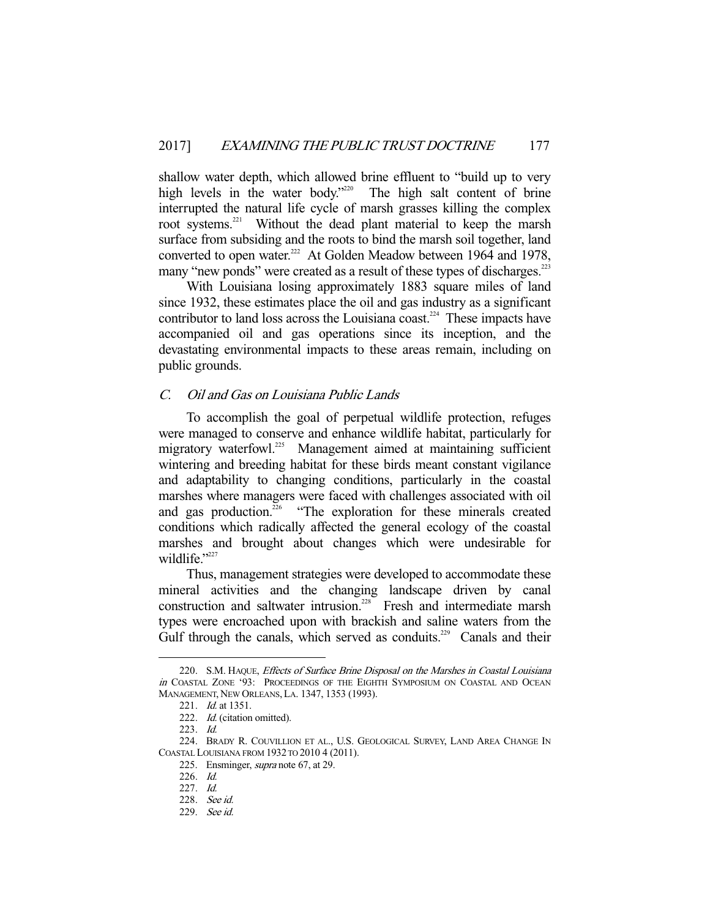shallow water depth, which allowed brine effluent to "build up to very high levels in the water body."[220] The high salt content of brine interrupted the natural life cycle of marsh grasses killing the complex root systems.[221] Without the dead plant material to keep the marsh surface from subsiding and the roots to bind the marsh soil together, land converted to open water.[222] At Golden Meadow between 1964 and 1978, many "new ponds" were created as a result of these types of discharges.[223]

With Louisiana losing approximately 1883 square miles of land since 1932, these estimates place the oil and gas industry as a significant contributor to land loss across the Louisiana coast.[224] These impacts have accompanied oil and gas operations since its inception, and the devastating environmental impacts to these areas remain, including on public grounds.

### *C. Oil and Gas on Louisiana Public Lands*

To accomplish the goal of perpetual wildlife protection, refuges were managed to conserve and enhance wildlife habitat, particularly for migratory waterfowl.[225] Management aimed at maintaining sufficient wintering and breeding habitat for these birds meant constant vigilance and adaptability to changing conditions, particularly in the coastal marshes where managers were faced with challenges associated with oil and gas production.[226] "The exploration for these minerals created conditions which radically affected the general ecology of the coastal marshes and brought about changes which were undesirable for wildlife."[227]

Thus, management strategies were developed to accommodate these mineral activities and the changing landscape driven by canal construction and saltwater intrusion.[228] Fresh and intermediate marsh types were encroached upon with brackish and saline waters from the Gulf through the canals, which served as conduits.[229] Canals and their

---

220. S.M. HAQUE, *Effects of Surface Brine Disposal on the Marshes in Coastal Louisiana in* COASTAL ZONE '93: PROCEEDINGS OF THE EIGHTH SYMPOSIUM ON COASTAL AND OCEAN MANAGEMENT, NEW ORLEANS, LA. 1347, 1353 (1993).

221. *Id.* at 1351.

222. *Id.* (citation omitted).

223. *Id.*

224. BRADY R. COUVILLION ET AL., U.S. GEOLOGICAL SURVEY, LAND AREA CHANGE IN COASTAL LOUISIANA FROM 1932 TO 2010 4 (2011).

225. Ensminger, *supra* note 67, at 29.

226. *Id.*

227. *Id.*

228. *See id.*

229. *See id.*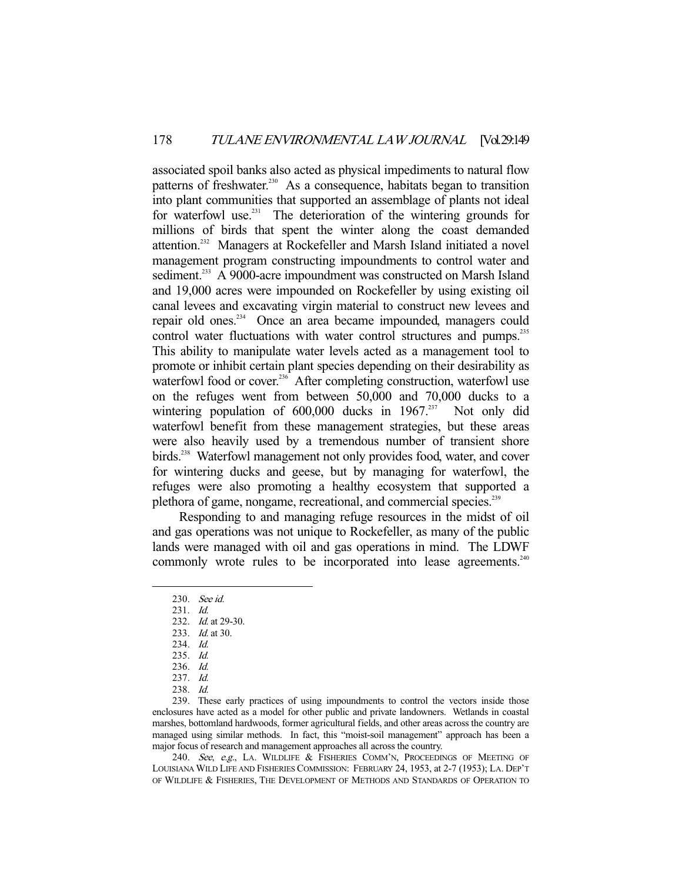associated spoil banks also acted as physical impediments to natural flow patterns of freshwater.[230] As a consequence, habitats began to transition into plant communities that supported an assemblage of plants not ideal for waterfowl use.[231] The deterioration of the wintering grounds for millions of birds that spent the winter along the coast demanded attention.[232] Managers at Rockefeller and Marsh Island initiated a novel management program constructing impoundments to control water and sediment.[233] A 9000-acre impoundment was constructed on Marsh Island and 19,000 acres were impounded on Rockefeller by using existing oil canal levees and excavating virgin material to construct new levees and repair old ones.[234] Once an area became impounded, managers could control water fluctuations with water control structures and pumps.[235] This ability to manipulate water levels acted as a management tool to promote or inhibit certain plant species depending on their desirability as waterfowl food or cover.[236] After completing construction, waterfowl use on the refuges went from between 50,000 and 70,000 ducks to a wintering population of 600,000 ducks in 1967.[237] Not only did waterfowl benefit from these management strategies, but these areas were also heavily used by a tremendous number of transient shore birds.[238] Waterfowl management not only provides food, water, and cover for wintering ducks and geese, but by managing for waterfowl, the refuges were also promoting a healthy ecosystem that supported a plethora of game, nongame, recreational, and commercial species.[239]

Responding to and managing refuge resources in the midst of oil and gas operations was not unique to Rockefeller, as many of the public lands were managed with oil and gas operations in mind. The LDWF commonly wrote rules to be incorporated into lease agreements.[240]

---

230. *See id.*

231. *Id.*

232. *Id.* at 29-30.

233. *Id.* at 30.

234. *Id.*

235. *Id.*

236. *Id.*

237. *Id.*

238. *Id.*

239. These early practices of using impoundments to control the vectors inside those enclosures have acted as a model for other public and private landowners. Wetlands in coastal marshes, bottomland hardwoods, former agricultural fields, and other areas across the country are managed using similar methods. In fact, this "moist-soil management" approach has been a major focus of research and management approaches all across the country.

240. *See, e.g.*, LA. WILDLIFE & FISHERIES COMM'N, PROCEEDINGS OF MEETING OF LOUISIANA WILD LIFE AND FISHERIES COMMISSION: FEBRUARY 24, 1953, at 2-7 (1953); LA. DEP'T OF WILDLIFE & FISHERIES, THE DEVELOPMENT OF METHODS AND STANDARDS OF OPERATION TO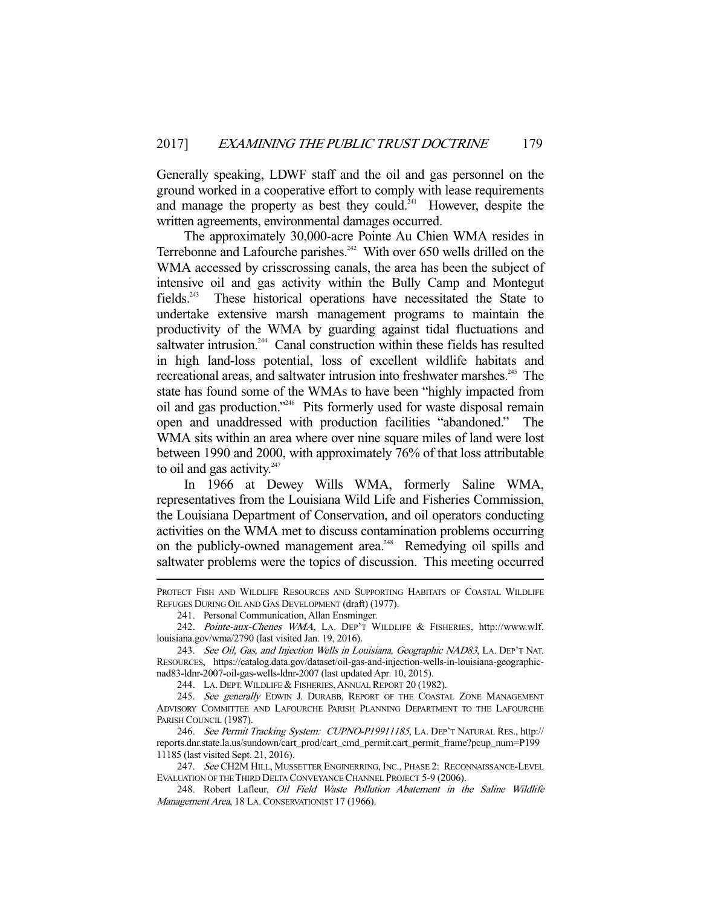Generally speaking, LDWF staff and the oil and gas personnel on the ground worked in a cooperative effort to comply with lease requirements and manage the property as best they could.[241] However, despite the written agreements, environmental damages occurred.

The approximately 30,000-acre Pointe Au Chien WMA resides in Terrebonne and Lafourche parishes.[242] With over 650 wells drilled on the WMA accessed by crisscrossing canals, the area has been the subject of intensive oil and gas activity within the Bully Camp and Montegut fields.[243] These historical operations have necessitated the State to undertake extensive marsh management programs to maintain the productivity of the WMA by guarding against tidal fluctuations and saltwater intrusion.[244] Canal construction within these fields has resulted in high land-loss potential, loss of excellent wildlife habitats and recreational areas, and saltwater intrusion into freshwater marshes.[245] The state has found some of the WMAs to have been "highly impacted from oil and gas production."[246] Pits formerly used for waste disposal remain open and unaddressed with production facilities "abandoned." The WMA sits within an area where over nine square miles of land were lost between 1990 and 2000, with approximately 76% of that loss attributable to oil and gas activity.[247]

In 1966 at Dewey Wills WMA, formerly Saline WMA, representatives from the Louisiana Wild Life and Fisheries Commission, the Louisiana Department of Conservation, and oil operators conducting activities on the WMA met to discuss contamination problems occurring on the publicly-owned management area.[248] Remedying oil spills and saltwater problems were the topics of discussion. This meeting occurred

---

PROTECT FISH AND WILDLIFE RESOURCES AND SUPPORTING HABITATS OF COASTAL WILDLIFE REFUGES DURING OIL AND GAS DEVELOPMENT (draft) (1977).

241. Personal Communication, Allan Ensminger.

242. *Pointe-aux-Chenes WMA*, LA. DEP'T WILDLIFE & FISHERIES, http://www.wlf.louisiana.gov/wma/2790 (last visited Jan. 19, 2016).

243. *See Oil, Gas, and Injection Wells in Louisiana, Geographic NAD83*, LA. DEP'T NAT. RESOURCES, https://catalog.data.gov/dataset/oil-gas-and-injection-wells-in-louisiana-geographic-nad83-ldnr-2007-oil-gas-wells-ldnr-2007 (last updated Apr. 10, 2015).

244. LA. DEPT. WILDLIFE & FISHERIES, ANNUAL REPORT 20 (1982).

245. *See generally* EDWIN J. DURABB, REPORT OF THE COASTAL ZONE MANAGEMENT ADVISORY COMMITTEE AND LAFOURCHE PARISH PLANNING DEPARTMENT TO THE LAFOURCHE PARISH COUNCIL (1987).

246. *See Permit Tracking System: CUPNO-P19911185*, LA. DEP'T NATURAL RES., http://reports.dnr.state.la.us/sundown/cart_prod/cart_cmd_permit.cart_permit_frame?pcup_num=P19911185 (last visited Sept. 21, 2016).

247. *See* CH2M HILL, MUSSETTER ENGINERRING, INC., PHASE 2: RECONNAISSANCE-LEVEL EVALUATION OF THE THIRD DELTA CONVEYANCE CHANNEL PROJECT 5-9 (2006).

248. Robert Lafleur, *Oil Field Waste Pollution Abatement in the Saline Wildlife Management Area*, 18 LA. CONSERVATIONIST 17 (1966).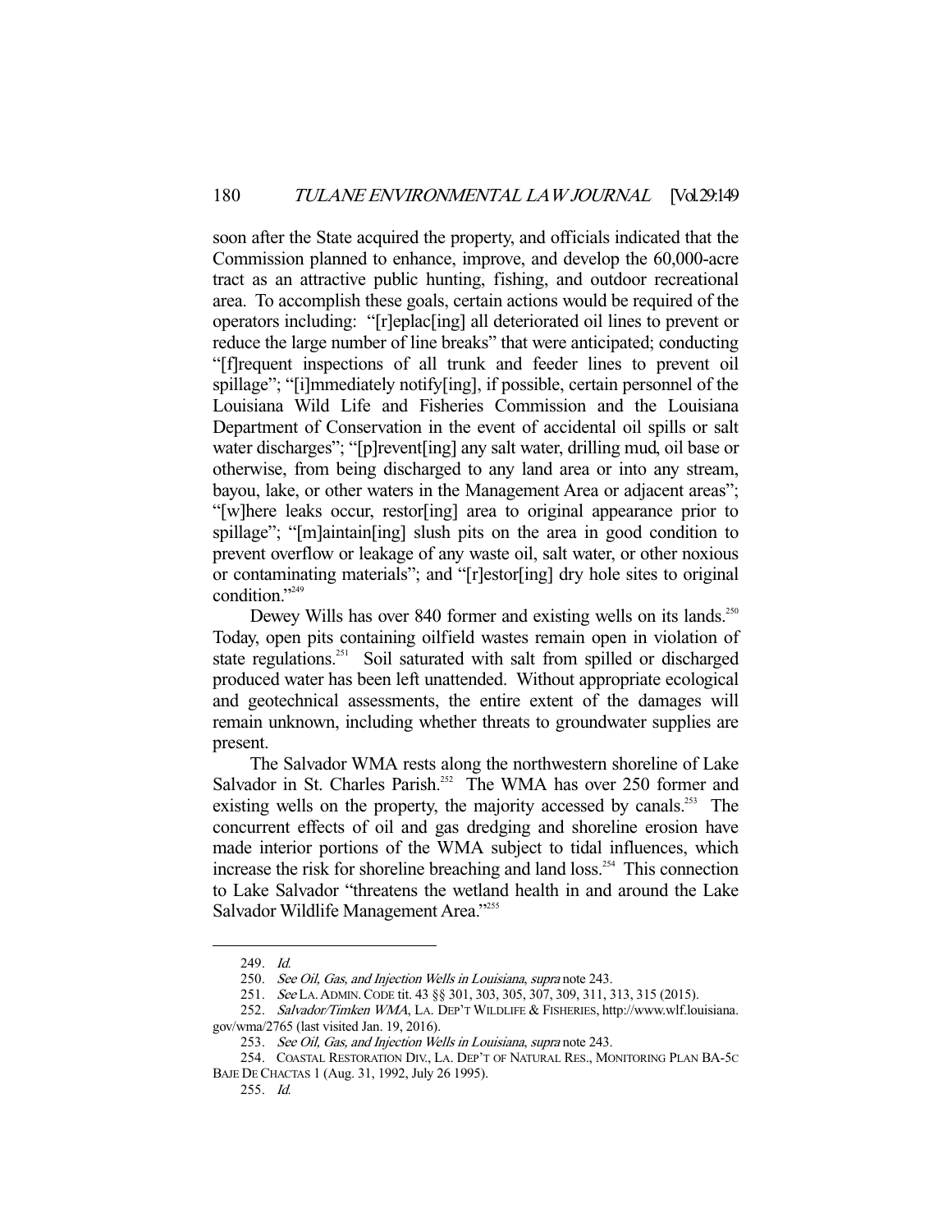soon after the State acquired the property, and officials indicated that the Commission planned to enhance, improve, and develop the 60,000-acre tract as an attractive public hunting, fishing, and outdoor recreational area. To accomplish these goals, certain actions would be required of the operators including: "[r]eplac[ing] all deteriorated oil lines to prevent or reduce the large number of line breaks" that were anticipated; conducting "[f]requent inspections of all trunk and feeder lines to prevent oil spillage"; "[i]mmediately notify[ing], if possible, certain personnel of the Louisiana Wild Life and Fisheries Commission and the Louisiana Department of Conservation in the event of accidental oil spills or salt water discharges"; "[p]revent[ing] any salt water, drilling mud, oil base or otherwise, from being discharged to any land area or into any stream, bayou, lake, or other waters in the Management Area or adjacent areas"; "[w]here leaks occur, restor[ing] area to original appearance prior to spillage"; "[m]aintain[ing] slush pits on the area in good condition to prevent overflow or leakage of any waste oil, salt water, or other noxious or contaminating materials"; and "[r]estor[ing] dry hole sites to original condition."[249]

Dewey Wills has over 840 former and existing wells on its lands.[250] Today, open pits containing oilfield wastes remain open in violation of state regulations.[251] Soil saturated with salt from spilled or discharged produced water has been left unattended. Without appropriate ecological and geotechnical assessments, the entire extent of the damages will remain unknown, including whether threats to groundwater supplies are present.

The Salvador WMA rests along the northwestern shoreline of Lake Salvador in St. Charles Parish.[252] The WMA has over 250 former and existing wells on the property, the majority accessed by canals.[253] The concurrent effects of oil and gas dredging and shoreline erosion have made interior portions of the WMA subject to tidal influences, which increase the risk for shoreline breaching and land loss.[254] This connection to Lake Salvador "threatens the wetland health in and around the Lake Salvador Wildlife Management Area."[255]

---

249. *Id.*

250. *See Oil, Gas, and Injection Wells in Louisiana*, *supra* note 243.

251. *See* LA. ADMIN. CODE tit. 43 §§ 301, 303, 305, 307, 309, 311, 313, 315 (2015).

252. *Salvador/Timken WMA*, LA. DEP'T WILDLIFE & FISHERIES, http://www.wlf.louisiana.gov/wma/2765 (last visited Jan. 19, 2016).

253. *See Oil, Gas, and Injection Wells in Louisiana*, *supra* note 243.

254. COASTAL RESTORATION DIV., LA. DEP'T OF NATURAL RES., MONITORING PLAN BA-5C BAJE DE CHACTAS 1 (Aug. 31, 1992, July 26 1995).

255. *Id.*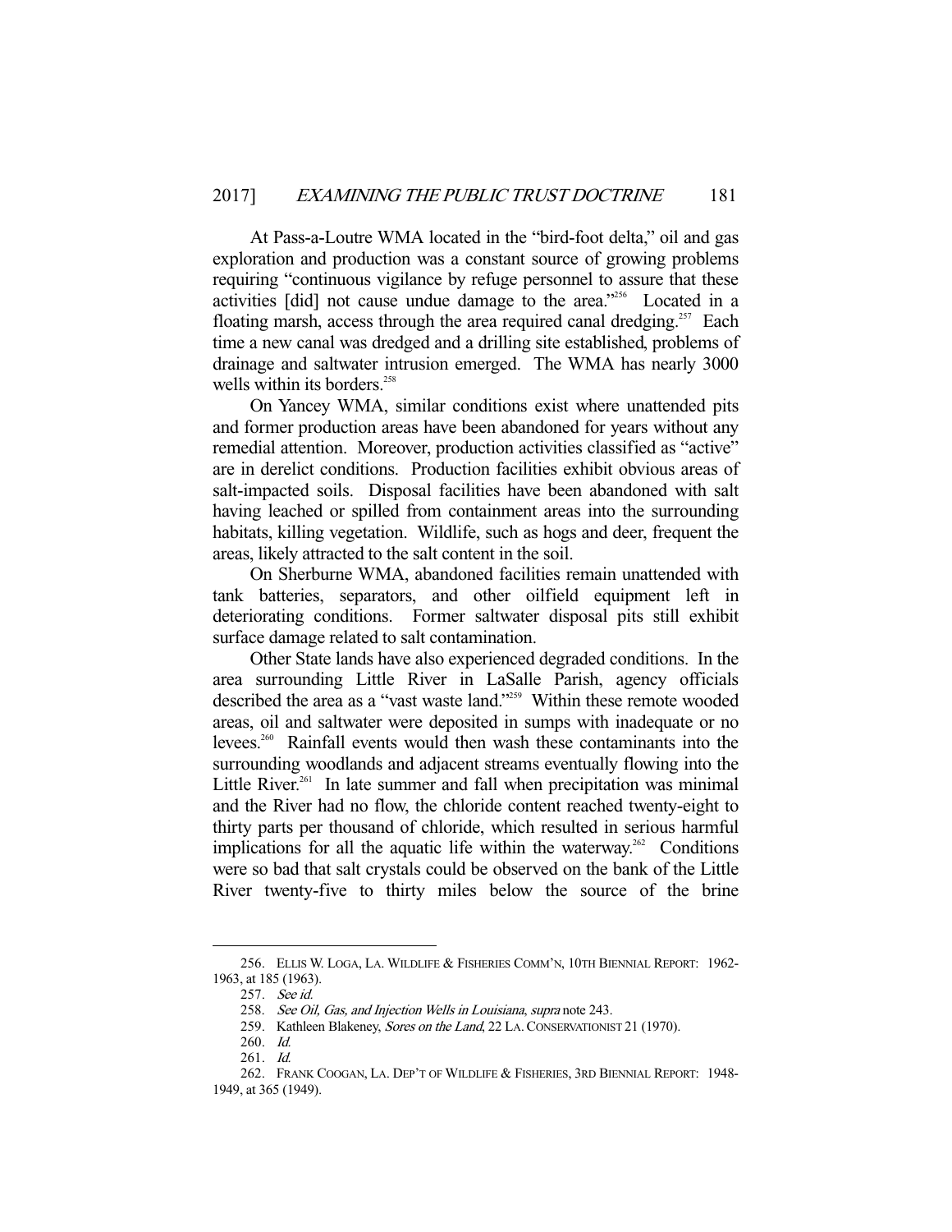At Pass-a-Loutre WMA located in the "bird-foot delta," oil and gas exploration and production was a constant source of growing problems requiring "continuous vigilance by refuge personnel to assure that these activities [did] not cause undue damage to the area."[256] Located in a floating marsh, access through the area required canal dredging.[257] Each time a new canal was dredged and a drilling site established, problems of drainage and saltwater intrusion emerged. The WMA has nearly 3000 wells within its borders.[258]

On Yancey WMA, similar conditions exist where unattended pits and former production areas have been abandoned for years without any remedial attention. Moreover, production activities classified as "active" are in derelict conditions. Production facilities exhibit obvious areas of salt-impacted soils. Disposal facilities have been abandoned with salt having leached or spilled from containment areas into the surrounding habitats, killing vegetation. Wildlife, such as hogs and deer, frequent the areas, likely attracted to the salt content in the soil.

On Sherburne WMA, abandoned facilities remain unattended with tank batteries, separators, and other oilfield equipment left in deteriorating conditions. Former saltwater disposal pits still exhibit surface damage related to salt contamination.

Other State lands have also experienced degraded conditions. In the area surrounding Little River in LaSalle Parish, agency officials described the area as a "vast waste land."[259] Within these remote wooded areas, oil and saltwater were deposited in sumps with inadequate or no levees.[260] Rainfall events would then wash these contaminants into the surrounding woodlands and adjacent streams eventually flowing into the Little River.[261] In late summer and fall when precipitation was minimal and the River had no flow, the chloride content reached twenty-eight to thirty parts per thousand of chloride, which resulted in serious harmful implications for all the aquatic life within the waterway.[262] Conditions were so bad that salt crystals could be observed on the bank of the Little River twenty-five to thirty miles below the source of the brine

---

256. ELLIS W. LOGA, LA. WILDLIFE & FISHERIES COMM'N, 10TH BIENNIAL REPORT: 1962-1963, at 185 (1963).

257. *See id.*

258. *See Oil, Gas, and Injection Wells in Louisiana*, *supra* note 243.

259. Kathleen Blakeney, *Sores on the Land*, 22 LA. CONSERVATIONIST 21 (1970).

260. *Id.*

261. *Id.*

262. FRANK COOGAN, LA. DEP'T OF WILDLIFE & FISHERIES, 3RD BIENNIAL REPORT: 1948-1949, at 365 (1949).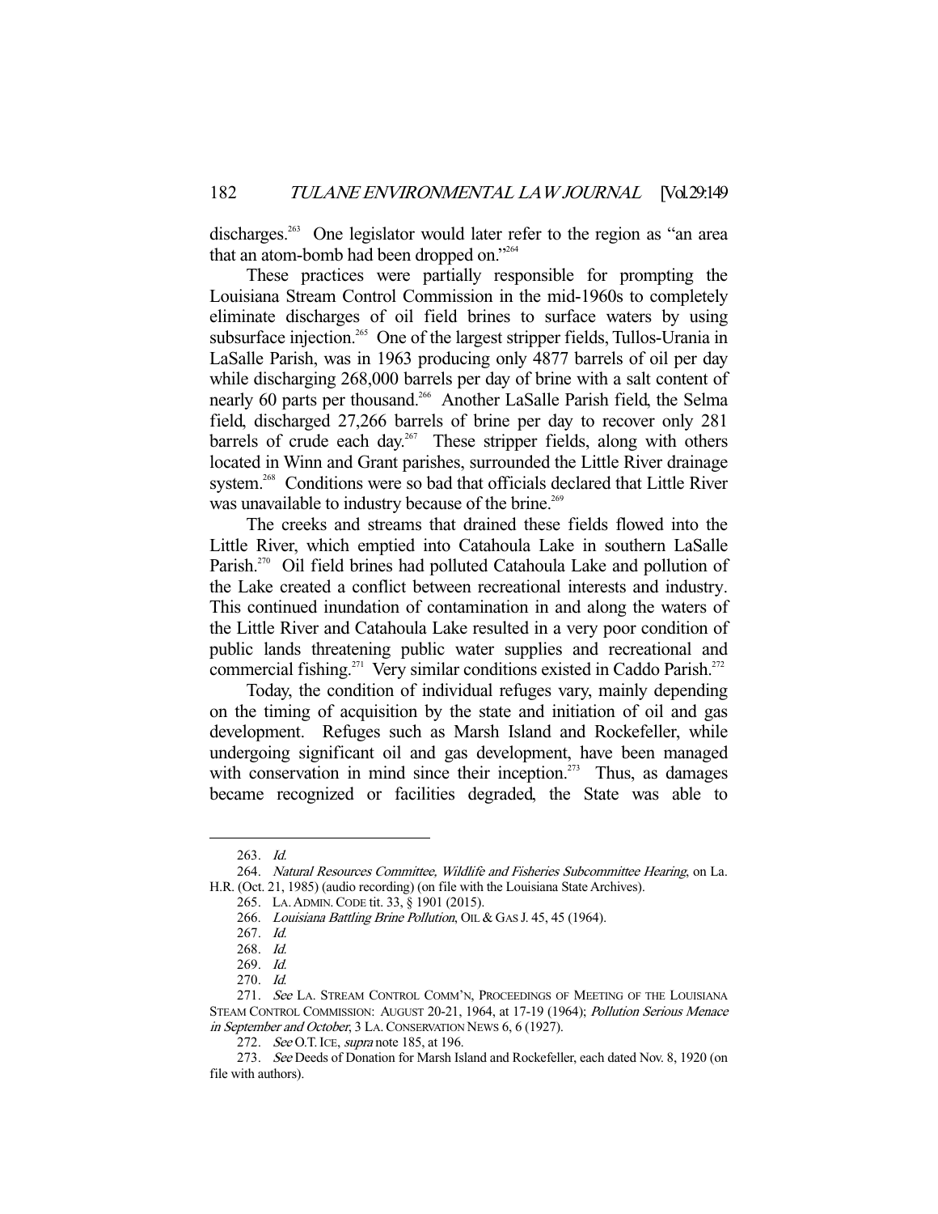discharges.[263] One legislator would later refer to the region as "an area that an atom-bomb had been dropped on."[264]

These practices were partially responsible for prompting the Louisiana Stream Control Commission in the mid-1960s to completely eliminate discharges of oil field brines to surface waters by using subsurface injection.[265] One of the largest stripper fields, Tullos-Urania in LaSalle Parish, was in 1963 producing only 4877 barrels of oil per day while discharging 268,000 barrels per day of brine with a salt content of nearly 60 parts per thousand.[266] Another LaSalle Parish field, the Selma field, discharged 27,266 barrels of brine per day to recover only 281 barrels of crude each day.[267] These stripper fields, along with others located in Winn and Grant parishes, surrounded the Little River drainage system.[268] Conditions were so bad that officials declared that Little River was unavailable to industry because of the brine.[269]

The creeks and streams that drained these fields flowed into the Little River, which emptied into Catahoula Lake in southern LaSalle Parish.[270] Oil field brines had polluted Catahoula Lake and pollution of the Lake created a conflict between recreational interests and industry. This continued inundation of contamination in and along the waters of the Little River and Catahoula Lake resulted in a very poor condition of public lands threatening public water supplies and recreational and commercial fishing.[271] Very similar conditions existed in Caddo Parish.[272]

Today, the condition of individual refuges vary, mainly depending on the timing of acquisition by the state and initiation of oil and gas development. Refuges such as Marsh Island and Rockefeller, while undergoing significant oil and gas development, have been managed with conservation in mind since their inception.[273] Thus, as damages became recognized or facilities degraded, the State was able to

---

263. *Id.*

264. *Natural Resources Committee, Wildlife and Fisheries Subcommittee Hearing*, on La. H.R. (Oct. 21, 1985) (audio recording) (on file with the Louisiana State Archives).

265. LA. ADMIN. CODE tit. 33, § 1901 (2015).

266. *Louisiana Battling Brine Pollution*, OIL & GAS J. 45, 45 (1964).

267. *Id.*

268. *Id.*

269. *Id.*

270. *Id.*

271. *See* LA. STREAM CONTROL COMM'N, PROCEEDINGS OF MEETING OF THE LOUISIANA STEAM CONTROL COMMISSION: AUGUST 20-21, 1964, at 17-19 (1964); *Pollution Serious Menace in September and October*, 3 LA. CONSERVATION NEWS 6, 6 (1927).

272. *See* O.T. ICE, *supra* note 185, at 196.

273. *See* Deeds of Donation for Marsh Island and Rockefeller, each dated Nov. 8, 1920 (on file with authors).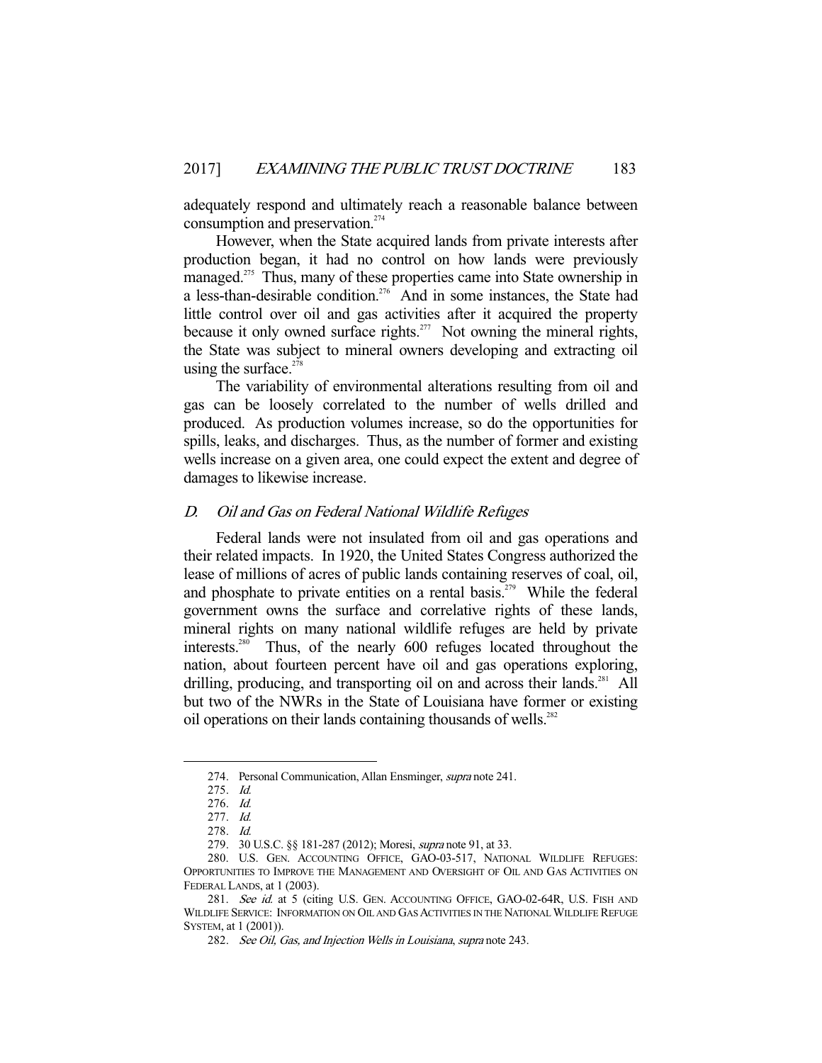adequately respond and ultimately reach a reasonable balance between consumption and preservation.[274]

However, when the State acquired lands from private interests after production began, it had no control on how lands were previously managed.[275] Thus, many of these properties came into State ownership in a less-than-desirable condition.[276] And in some instances, the State had little control over oil and gas activities after it acquired the property because it only owned surface rights.[277] Not owning the mineral rights, the State was subject to mineral owners developing and extracting oil using the surface.[278]

The variability of environmental alterations resulting from oil and gas can be loosely correlated to the number of wells drilled and produced. As production volumes increase, so do the opportunities for spills, leaks, and discharges. Thus, as the number of former and existing wells increase on a given area, one could expect the extent and degree of damages to likewise increase.

### D. *Oil and Gas on Federal National Wildlife Refuges*

Federal lands were not insulated from oil and gas operations and their related impacts. In 1920, the United States Congress authorized the lease of millions of acres of public lands containing reserves of coal, oil, and phosphate to private entities on a rental basis.[279] While the federal government owns the surface and correlative rights of these lands, mineral rights on many national wildlife refuges are held by private interests.[280] Thus, of the nearly 600 refuges located throughout the nation, about fourteen percent have oil and gas operations exploring, drilling, producing, and transporting oil on and across their lands.[281] All but two of the NWRs in the State of Louisiana have former or existing oil operations on their lands containing thousands of wells.[282]

---

274. Personal Communication, Allan Ensminger, *supra* note 241.

275. *Id.*

276. *Id.*

277. *Id.*

278. *Id.*

279. 30 U.S.C. §§ 181-287 (2012); Moresi, *supra* note 91, at 33.

280. U.S. GEN. ACCOUNTING OFFICE, GAO-03-517, NATIONAL WILDLIFE REFUGES: OPPORTUNITIES TO IMPROVE THE MANAGEMENT AND OVERSIGHT OF OIL AND GAS ACTIVITIES ON FEDERAL LANDS, at 1 (2003).

281. *See id.* at 5 (citing U.S. GEN. ACCOUNTING OFFICE, GAO-02-64R, U.S. FISH AND WILDLIFE SERVICE: INFORMATION ON OIL AND GAS ACTIVITIES IN THE NATIONAL WILDLIFE REFUGE SYSTEM, at 1 (2001)).

282. *See Oil, Gas, and Injection Wells in Louisiana*, *supra* note 243.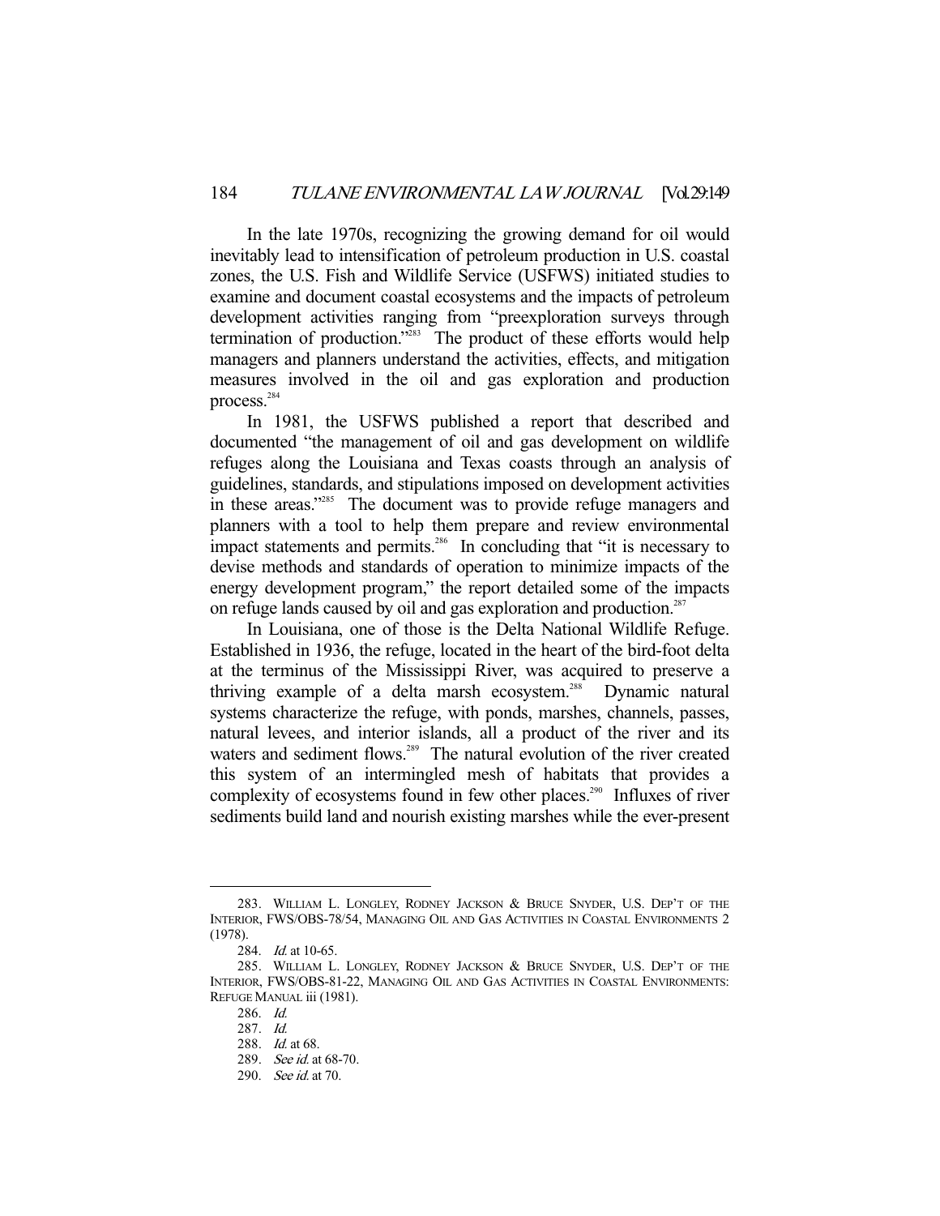In the late 1970s, recognizing the growing demand for oil would inevitably lead to intensification of petroleum production in U.S. coastal zones, the U.S. Fish and Wildlife Service (USFWS) initiated studies to examine and document coastal ecosystems and the impacts of petroleum development activities ranging from "preexploration surveys through termination of production."[283] The product of these efforts would help managers and planners understand the activities, effects, and mitigation measures involved in the oil and gas exploration and production process.[284]

In 1981, the USFWS published a report that described and documented "the management of oil and gas development on wildlife refuges along the Louisiana and Texas coasts through an analysis of guidelines, standards, and stipulations imposed on development activities in these areas."[285] The document was to provide refuge managers and planners with a tool to help them prepare and review environmental impact statements and permits.[286] In concluding that "it is necessary to devise methods and standards of operation to minimize impacts of the energy development program," the report detailed some of the impacts on refuge lands caused by oil and gas exploration and production.[287]

In Louisiana, one of those is the Delta National Wildlife Refuge. Established in 1936, the refuge, located in the heart of the bird-foot delta at the terminus of the Mississippi River, was acquired to preserve a thriving example of a delta marsh ecosystem.[288] Dynamic natural systems characterize the refuge, with ponds, marshes, channels, passes, natural levees, and interior islands, all a product of the river and its waters and sediment flows.[289] The natural evolution of the river created this system of an intermingled mesh of habitats that provides a complexity of ecosystems found in few other places.[290] Influxes of river sediments build land and nourish existing marshes while the ever-present

---

283. WILLIAM L. LONGLEY, RODNEY JACKSON & BRUCE SNYDER, U.S. DEP'T OF THE INTERIOR, FWS/OBS-78/54, MANAGING OIL AND GAS ACTIVITIES IN COASTAL ENVIRONMENTS 2 (1978).

284. *Id.* at 10-65.

285. WILLIAM L. LONGLEY, RODNEY JACKSON & BRUCE SNYDER, U.S. DEP'T OF THE INTERIOR, FWS/OBS-81-22, MANAGING OIL AND GAS ACTIVITIES IN COASTAL ENVIRONMENTS: REFUGE MANUAL iii (1981).

286. *Id.*

287. *Id.*

288. *Id.* at 68.

289. *See id.* at 68-70.

290. *See id.* at 70.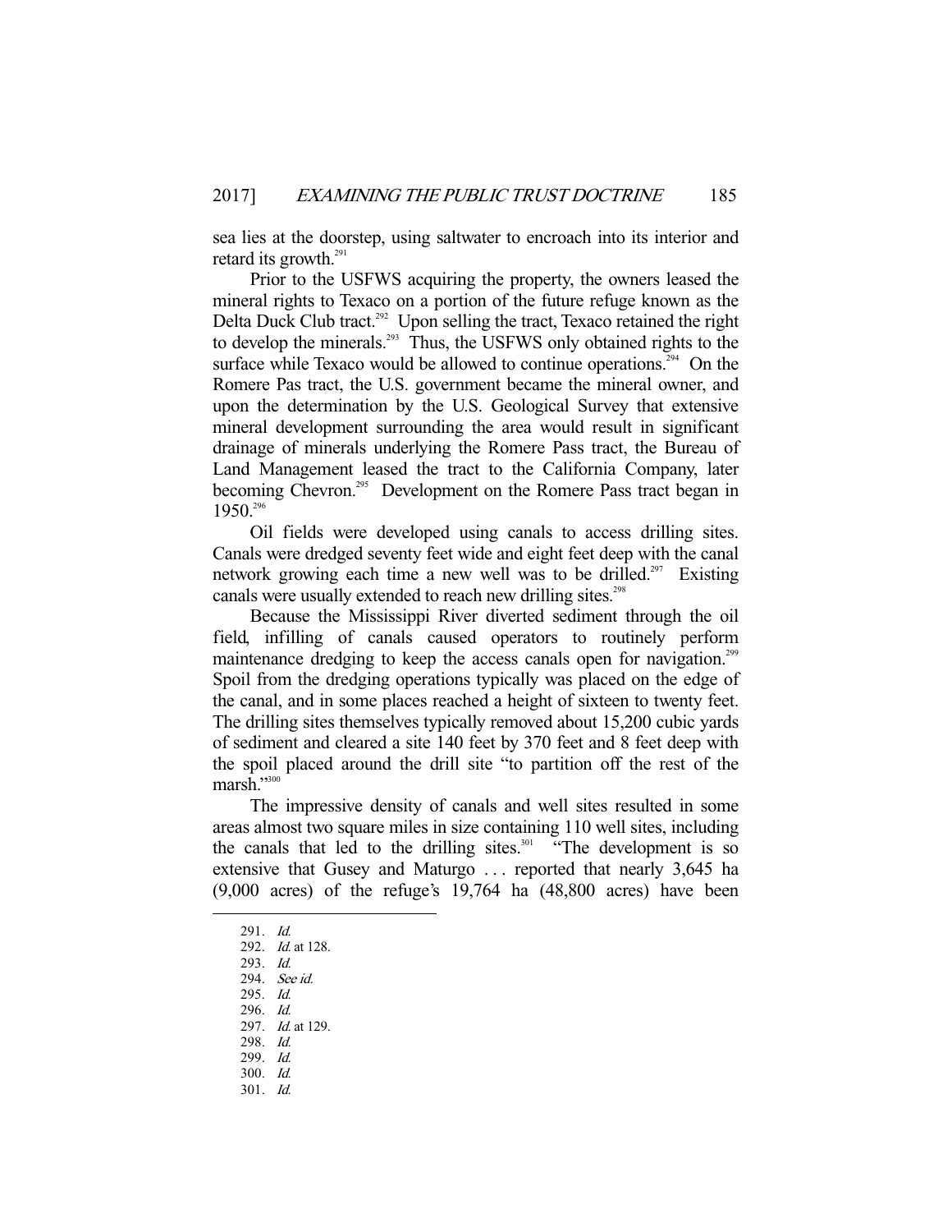sea lies at the doorstep, using saltwater to encroach into its interior and retard its growth.[291]

Prior to the USFWS acquiring the property, the owners leased the mineral rights to Texaco on a portion of the future refuge known as the Delta Duck Club tract.[292] Upon selling the tract, Texaco retained the right to develop the minerals.[293] Thus, the USFWS only obtained rights to the surface while Texaco would be allowed to continue operations.[294] On the Romere Pas tract, the U.S. government became the mineral owner, and upon the determination by the U.S. Geological Survey that extensive mineral development surrounding the area would result in significant drainage of minerals underlying the Romere Pass tract, the Bureau of Land Management leased the tract to the California Company, later becoming Chevron.[295] Development on the Romere Pass tract began in 1950.[296]

Oil fields were developed using canals to access drilling sites. Canals were dredged seventy feet wide and eight feet deep with the canal network growing each time a new well was to be drilled.[297] Existing canals were usually extended to reach new drilling sites.[298]

Because the Mississippi River diverted sediment through the oil field, infilling of canals caused operators to routinely perform maintenance dredging to keep the access canals open for navigation.[299] Spoil from the dredging operations typically was placed on the edge of the canal, and in some places reached a height of sixteen to twenty feet. The drilling sites themselves typically removed about 15,200 cubic yards of sediment and cleared a site 140 feet by 370 feet and 8 feet deep with the spoil placed around the drill site "to partition off the rest of the marsh."[300]

The impressive density of canals and well sites resulted in some areas almost two square miles in size containing 110 well sites, including the canals that led to the drilling sites.[301] "The development is so extensive that Gusey and Maturgo . . . reported that nearly 3,645 ha (9,000 acres) of the refuge's 19,764 ha (48,800 acres) have been

---

291. *Id.*
292. *Id.* at 128.
293. *Id.*
294. *See id.*
295. *Id.*
296. *Id.*
297. *Id.* at 129.
298. *Id.*
299. *Id.*
300. *Id.*
301. *Id.*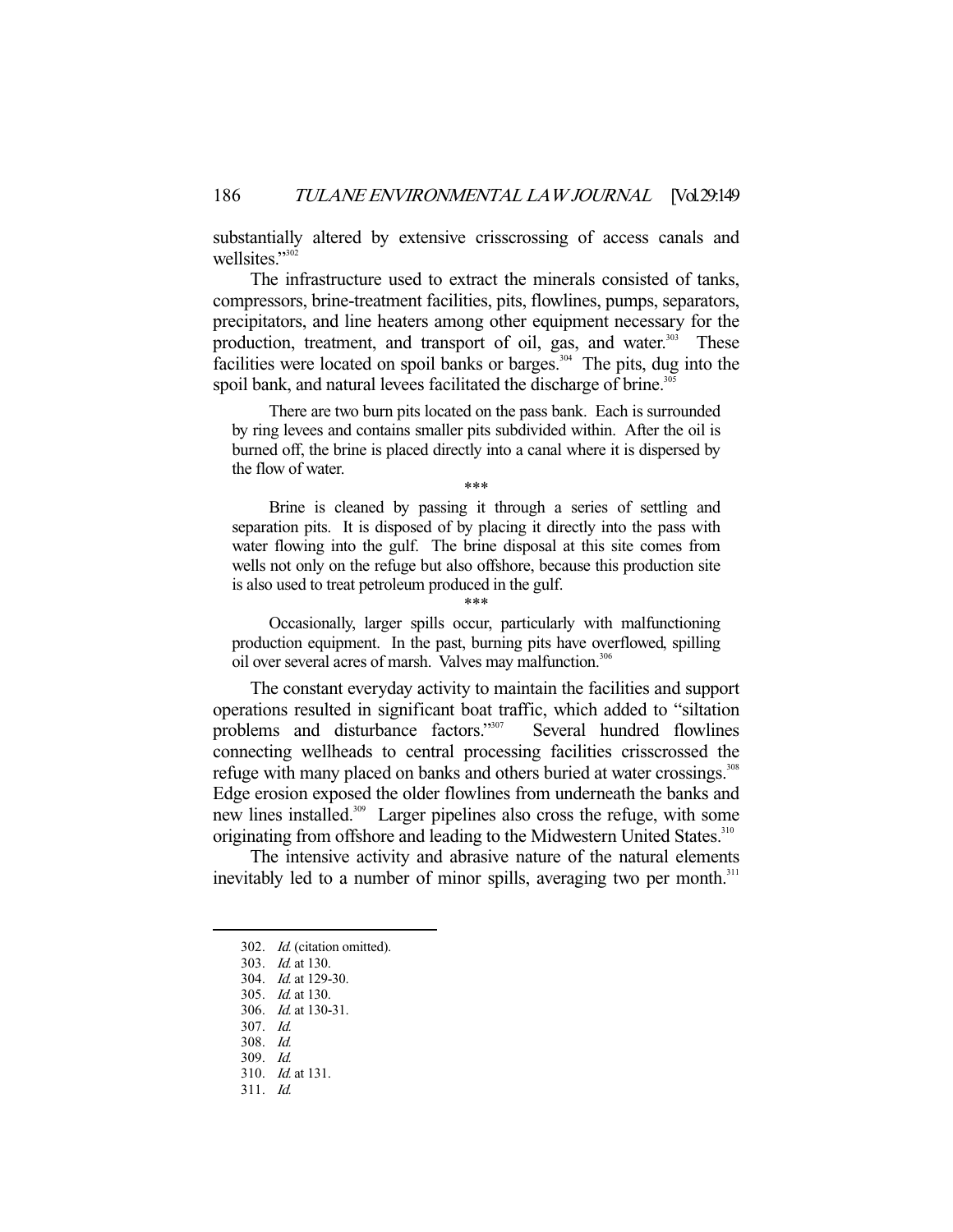substantially altered by extensive crisscrossing of access canals and wellsites."[302]

The infrastructure used to extract the minerals consisted of tanks, compressors, brine-treatment facilities, pits, flowlines, pumps, separators, precipitators, and line heaters among other equipment necessary for the production, treatment, and transport of oil, gas, and water.[303] These facilities were located on spoil banks or barges.[304] The pits, dug into the spoil bank, and natural levees facilitated the discharge of brine.[305]

> There are two burn pits located on the pass bank. Each is surrounded by ring levees and contains smaller pits subdivided within. After the oil is burned off, the brine is placed directly into a canal where it is dispersed by the flow of water.
>
> \*\*\*
>
> Brine is cleaned by passing it through a series of settling and separation pits. It is disposed of by placing it directly into the pass with water flowing into the gulf. The brine disposal at this site comes from wells not only on the refuge but also offshore, because this production site is also used to treat petroleum produced in the gulf.
>
> \*\*\*
>
> Occasionally, larger spills occur, particularly with malfunctioning production equipment. In the past, burning pits have overflowed, spilling oil over several acres of marsh. Valves may malfunction.[306]

The constant everyday activity to maintain the facilities and support operations resulted in significant boat traffic, which added to "siltation problems and disturbance factors."[307] Several hundred flowlines connecting wellheads to central processing facilities crisscrossed the refuge with many placed on banks and others buried at water crossings.[308] Edge erosion exposed the older flowlines from underneath the banks and new lines installed.[309] Larger pipelines also cross the refuge, with some originating from offshore and leading to the Midwestern United States.[310]

The intensive activity and abrasive nature of the natural elements inevitably led to a number of minor spills, averaging two per month.[311]

---

302. *Id.* (citation omitted).
303. *Id.* at 130.
304. *Id.* at 129-30.
305. *Id.* at 130.
306. *Id.* at 130-31.
307. *Id.*
308. *Id.*
309. *Id.*
310. *Id.* at 131.
311. *Id.*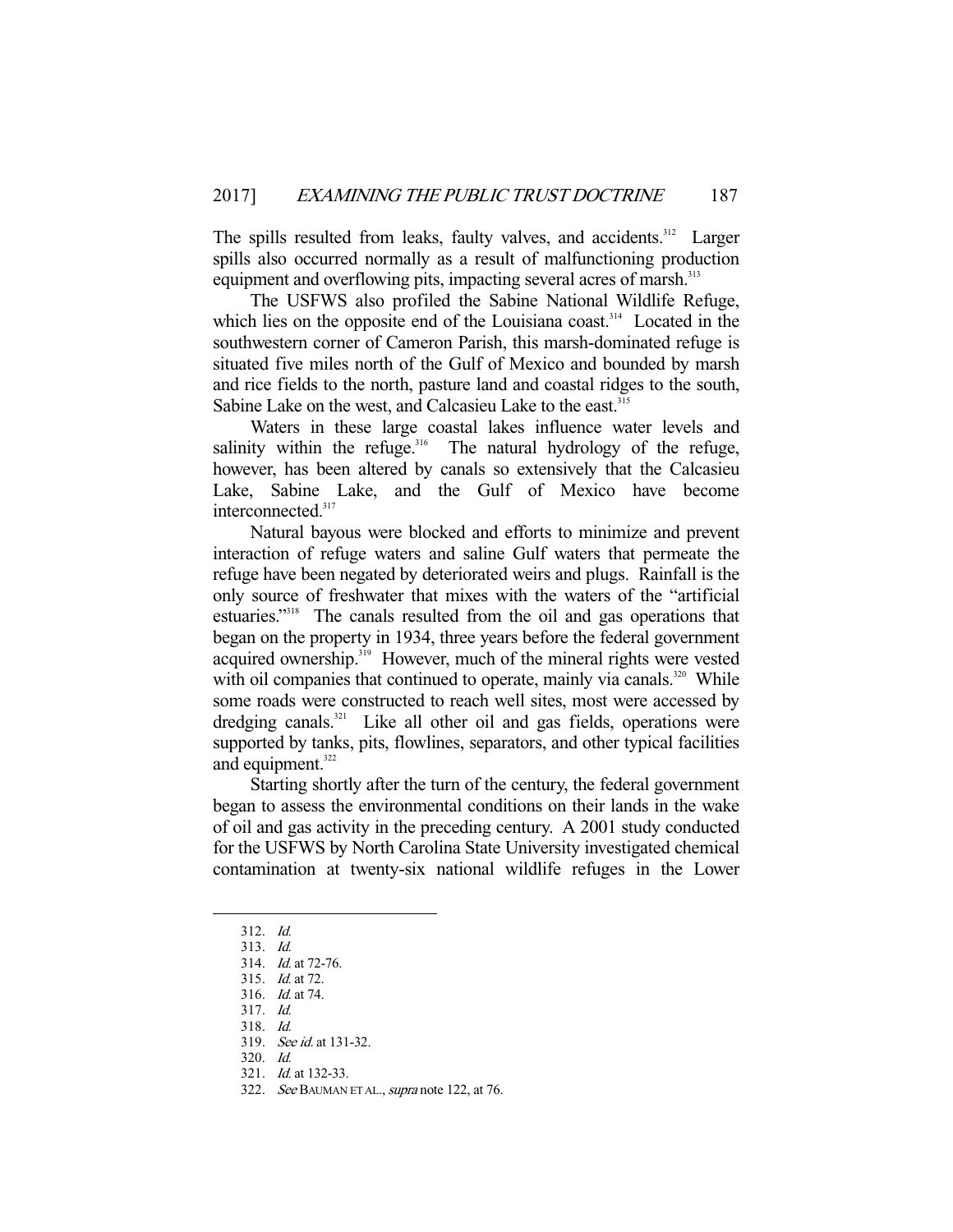The spills resulted from leaks, faulty valves, and accidents.[312] Larger spills also occurred normally as a result of malfunctioning production equipment and overflowing pits, impacting several acres of marsh.[313]

The USFWS also profiled the Sabine National Wildlife Refuge, which lies on the opposite end of the Louisiana coast.[314] Located in the southwestern corner of Cameron Parish, this marsh-dominated refuge is situated five miles north of the Gulf of Mexico and bounded by marsh and rice fields to the north, pasture land and coastal ridges to the south, Sabine Lake on the west, and Calcasieu Lake to the east.[315]

Waters in these large coastal lakes influence water levels and salinity within the refuge.[316] The natural hydrology of the refuge, however, has been altered by canals so extensively that the Calcasieu Lake, Sabine Lake, and the Gulf of Mexico have become interconnected.[317]

Natural bayous were blocked and efforts to minimize and prevent interaction of refuge waters and saline Gulf waters that permeate the refuge have been negated by deteriorated weirs and plugs. Rainfall is the only source of freshwater that mixes with the waters of the "artificial estuaries."[318] The canals resulted from the oil and gas operations that began on the property in 1934, three years before the federal government acquired ownership.[319] However, much of the mineral rights were vested with oil companies that continued to operate, mainly via canals.[320] While some roads were constructed to reach well sites, most were accessed by dredging canals.[321] Like all other oil and gas fields, operations were supported by tanks, pits, flowlines, separators, and other typical facilities and equipment.[322]

Starting shortly after the turn of the century, the federal government began to assess the environmental conditions on their lands in the wake of oil and gas activity in the preceding century. A 2001 study conducted for the USFWS by North Carolina State University investigated chemical contamination at twenty-six national wildlife refuges in the Lower

---

312. *Id.*
313. *Id.*
314. *Id.* at 72-76.
315. *Id.* at 72.
316. *Id.* at 74.
317. *Id.*
318. *Id.*
319. *See id.* at 131-32.
320. *Id.*
321. *Id.* at 132-33.
322. *See* BAUMAN ET AL., *supra* note 122, at 76.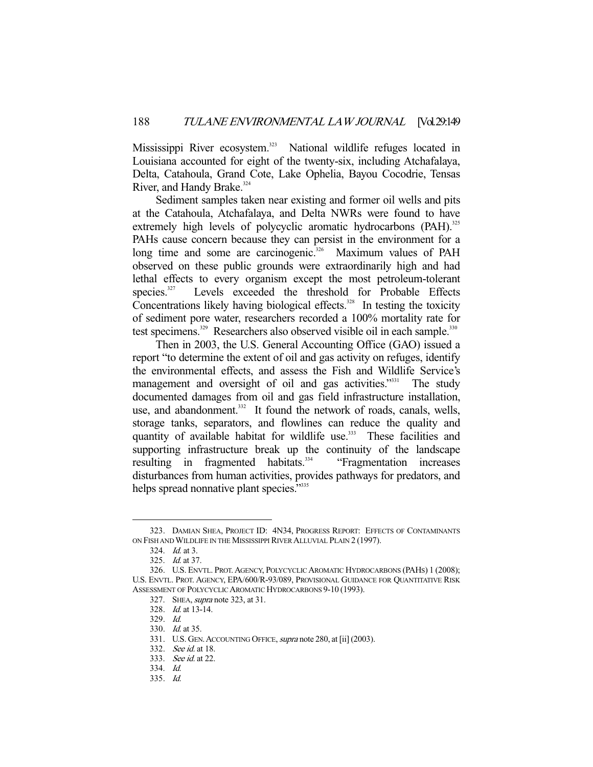Mississippi River ecosystem.[323] National wildlife refuges located in Louisiana accounted for eight of the twenty-six, including Atchafalaya, Delta, Catahoula, Grand Cote, Lake Ophelia, Bayou Cocodrie, Tensas River, and Handy Brake.[324]

Sediment samples taken near existing and former oil wells and pits at the Catahoula, Atchafalaya, and Delta NWRs were found to have extremely high levels of polycyclic aromatic hydrocarbons (PAH).[325] PAHs cause concern because they can persist in the environment for a long time and some are carcinogenic.[326] Maximum values of PAH observed on these public grounds were extraordinarily high and had lethal effects to every organism except the most petroleum-tolerant species.[327] Levels exceeded the threshold for Probable Effects Concentrations likely having biological effects.[328] In testing the toxicity of sediment pore water, researchers recorded a 100% mortality rate for test specimens.[329] Researchers also observed visible oil in each sample.[330]

Then in 2003, the U.S. General Accounting Office (GAO) issued a report "to determine the extent of oil and gas activity on refuges, identify the environmental effects, and assess the Fish and Wildlife Service's management and oversight of oil and gas activities."[331] The study documented damages from oil and gas field infrastructure installation, use, and abandonment.[332] It found the network of roads, canals, wells, storage tanks, separators, and flowlines can reduce the quality and quantity of available habitat for wildlife use.[333] These facilities and supporting infrastructure break up the continuity of the landscape resulting in fragmented habitats.[334] "Fragmentation increases disturbances from human activities, provides pathways for predators, and helps spread nonnative plant species."[335]

---

323. DAMIAN SHEA, PROJECT ID: 4N34, PROGRESS REPORT: EFFECTS OF CONTAMINANTS ON FISH AND WILDLIFE IN THE MISSISSIPPI RIVER ALLUVIAL PLAIN 2 (1997).

324. *Id.* at 3.

325. *Id.* at 37.

326. U.S. ENVTL. PROT. AGENCY, POLYCYCLIC AROMATIC HYDROCARBONS (PAHS) 1 (2008); U.S. ENVTL. PROT. AGENCY, EPA/600/R-93/089, PROVISIONAL GUIDANCE FOR QUANTITATIVE RISK ASSESSMENT OF POLYCYCLIC AROMATIC HYDROCARBONS 9-10 (1993).

327. SHEA, *supra* note 323, at 31.

328. *Id.* at 13-14.

329. *Id.*

330. *Id.* at 35.

331. U.S. GEN. ACCOUNTING OFFICE, *supra* note 280, at [ii] (2003).

332. *See id.* at 18.

333. *See id.* at 22.

334. *Id.*

335. *Id.*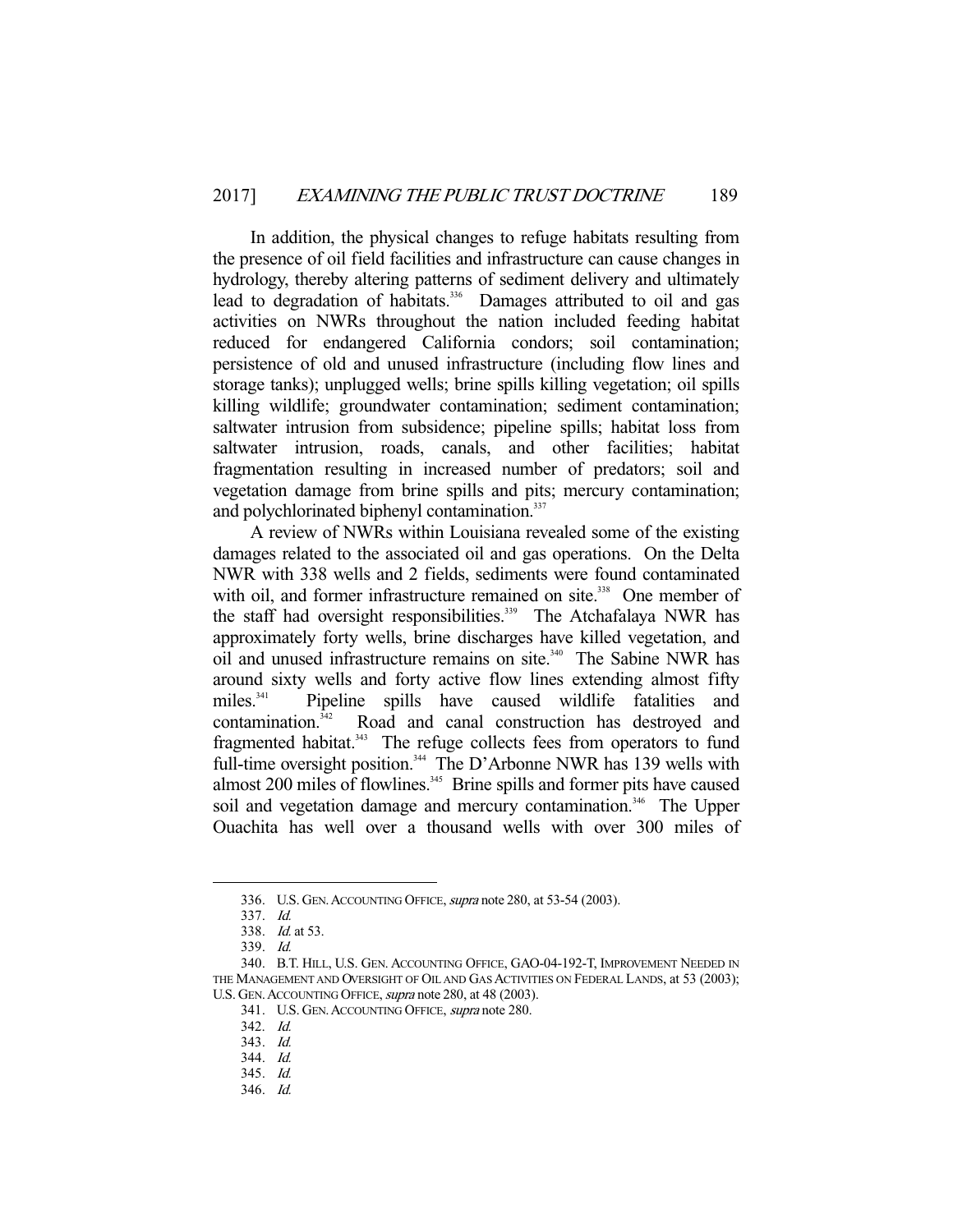In addition, the physical changes to refuge habitats resulting from the presence of oil field facilities and infrastructure can cause changes in hydrology, thereby altering patterns of sediment delivery and ultimately lead to degradation of habitats.[336] Damages attributed to oil and gas activities on NWRs throughout the nation included feeding habitat reduced for endangered California condors; soil contamination; persistence of old and unused infrastructure (including flow lines and storage tanks); unplugged wells; brine spills killing vegetation; oil spills killing wildlife; groundwater contamination; sediment contamination; saltwater intrusion from subsidence; pipeline spills; habitat loss from saltwater intrusion, roads, canals, and other facilities; habitat fragmentation resulting in increased number of predators; soil and vegetation damage from brine spills and pits; mercury contamination; and polychlorinated biphenyl contamination.[337]

A review of NWRs within Louisiana revealed some of the existing damages related to the associated oil and gas operations. On the Delta NWR with 338 wells and 2 fields, sediments were found contaminated with oil, and former infrastructure remained on site.[338] One member of the staff had oversight responsibilities.[339] The Atchafalaya NWR has approximately forty wells, brine discharges have killed vegetation, and oil and unused infrastructure remains on site.[340] The Sabine NWR has around sixty wells and forty active flow lines extending almost fifty miles.[341] Pipeline spills have caused wildlife fatalities and contamination.[342] Road and canal construction has destroyed and fragmented habitat.[343] The refuge collects fees from operators to fund full-time oversight position.[344] The D'Arbonne NWR has 139 wells with almost 200 miles of flowlines.[345] Brine spills and former pits have caused soil and vegetation damage and mercury contamination.[346] The Upper Ouachita has well over a thousand wells with over 300 miles of

---

336. U.S. GEN. ACCOUNTING OFFICE, *supra* note 280, at 53-54 (2003).

337. *Id.*

338. *Id.* at 53.

339. *Id.*

340. B.T. HILL, U.S. GEN. ACCOUNTING OFFICE, GAO-04-192-T, IMPROVEMENT NEEDED IN THE MANAGEMENT AND OVERSIGHT OF OIL AND GAS ACTIVITIES ON FEDERAL LANDS, at 53 (2003); U.S. GEN. ACCOUNTING OFFICE, *supra* note 280, at 48 (2003).

341. U.S. GEN. ACCOUNTING OFFICE, *supra* note 280.

342. *Id.*

343. *Id.*

344. *Id.*

345. *Id.*

346. *Id.*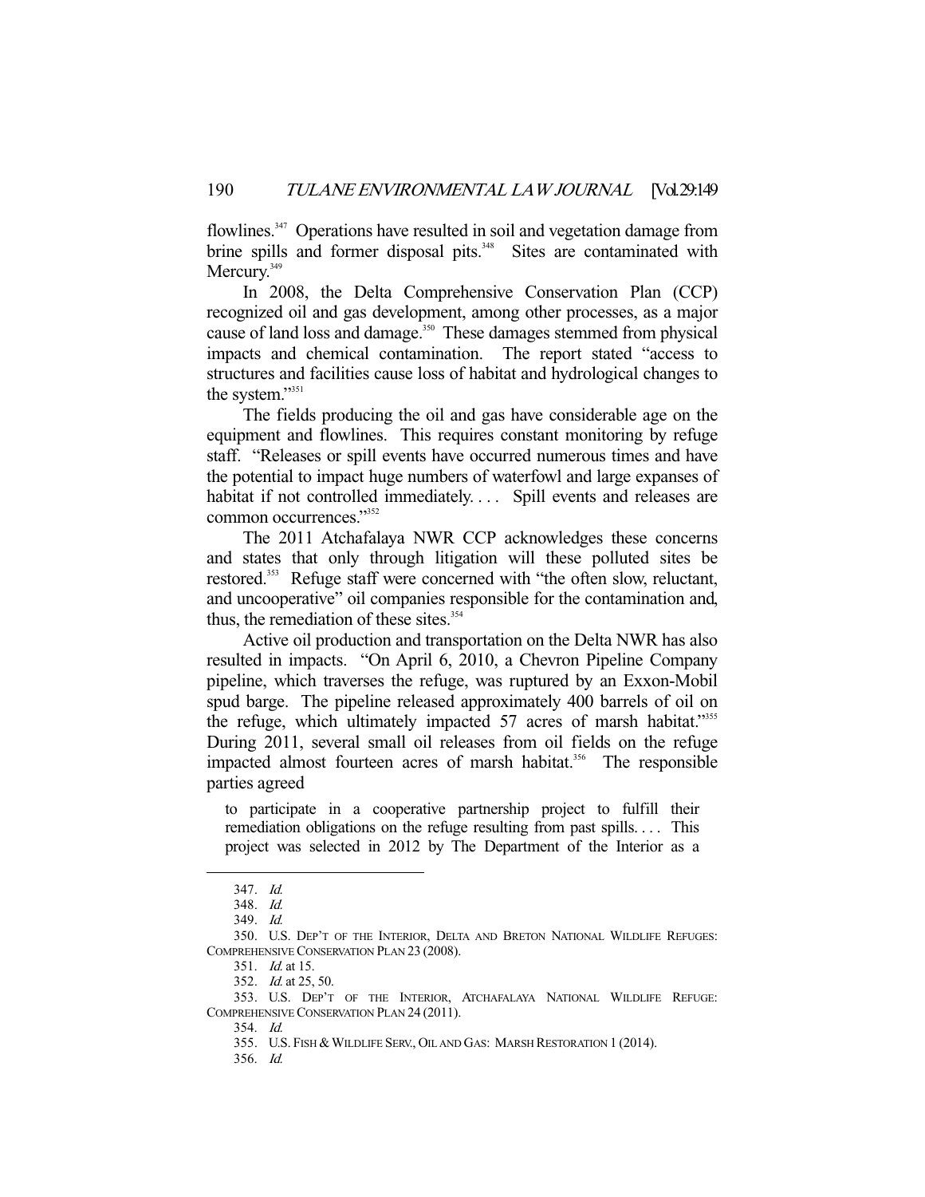flowlines.[347] Operations have resulted in soil and vegetation damage from brine spills and former disposal pits.[348] Sites are contaminated with Mercury.[349]

In 2008, the Delta Comprehensive Conservation Plan (CCP) recognized oil and gas development, among other processes, as a major cause of land loss and damage.[350] These damages stemmed from physical impacts and chemical contamination. The report stated "access to structures and facilities cause loss of habitat and hydrological changes to the system."[351]

The fields producing the oil and gas have considerable age on the equipment and flowlines. This requires constant monitoring by refuge staff. "Releases or spill events have occurred numerous times and have the potential to impact huge numbers of waterfowl and large expanses of habitat if not controlled immediately. . . . Spill events and releases are common occurrences."[352]

The 2011 Atchafalaya NWR CCP acknowledges these concerns and states that only through litigation will these polluted sites be restored.[353] Refuge staff were concerned with "the often slow, reluctant, and uncooperative" oil companies responsible for the contamination and, thus, the remediation of these sites.[354]

Active oil production and transportation on the Delta NWR has also resulted in impacts. "On April 6, 2010, a Chevron Pipeline Company pipeline, which traverses the refuge, was ruptured by an Exxon-Mobil spud barge. The pipeline released approximately 400 barrels of oil on the refuge, which ultimately impacted 57 acres of marsh habitat."[355] During 2011, several small oil releases from oil fields on the refuge impacted almost fourteen acres of marsh habitat.[356] The responsible parties agreed

> to participate in a cooperative partnership project to fulfill their remediation obligations on the refuge resulting from past spills. . . . This project was selected in 2012 by The Department of the Interior as a

---

347. *Id.*

348. *Id.*

349. *Id.*

350. U.S. DEP'T OF THE INTERIOR, DELTA AND BRETON NATIONAL WILDLIFE REFUGES: COMPREHENSIVE CONSERVATION PLAN 23 (2008).

351. *Id.* at 15.

352. *Id.* at 25, 50.

353. U.S. DEP'T OF THE INTERIOR, ATCHAFALAYA NATIONAL WILDLIFE REFUGE: COMPREHENSIVE CONSERVATION PLAN 24 (2011).

354. *Id.*

355. U.S. FISH & WILDLIFE SERV., OIL AND GAS: MARSH RESTORATION 1 (2014).

356. *Id.*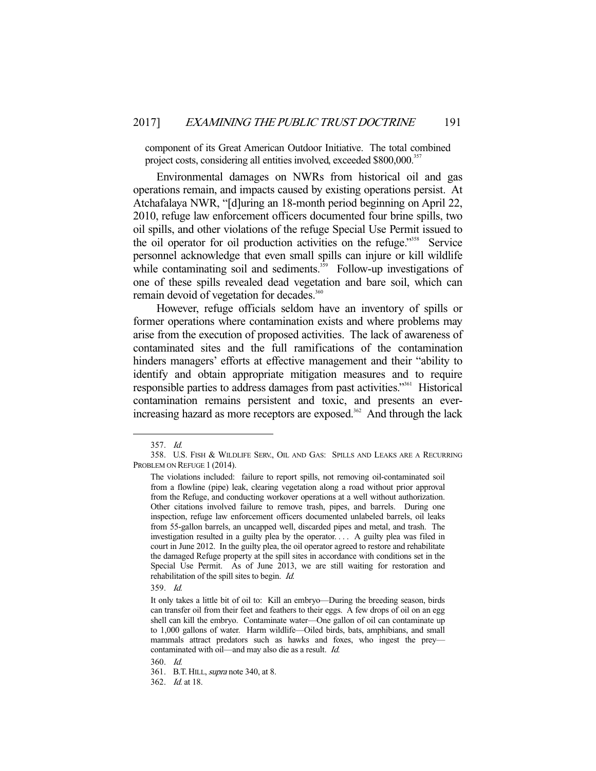component of its Great American Outdoor Initiative. The total combined project costs, considering all entities involved, exceeded $800,000.[357]

Environmental damages on NWRs from historical oil and gas operations remain, and impacts caused by existing operations persist. At Atchafalaya NWR, "[d]uring an 18-month period beginning on April 22, 2010, refuge law enforcement officers documented four brine spills, two oil spills, and other violations of the refuge Special Use Permit issued to the oil operator for oil production activities on the refuge."[358] Service personnel acknowledge that even small spills can injure or kill wildlife while contaminating soil and sediments.[359] Follow-up investigations of one of these spills revealed dead vegetation and bare soil, which can remain devoid of vegetation for decades.[360]

However, refuge officials seldom have an inventory of spills or former operations where contamination exists and where problems may arise from the execution of proposed activities. The lack of awareness of contaminated sites and the full ramifications of the contamination hinders managers' efforts at effective management and their "ability to identify and obtain appropriate mitigation measures and to require responsible parties to address damages from past activities."[361] Historical contamination remains persistent and toxic, and presents an ever-increasing hazard as more receptors are exposed.[362] And through the lack

---

357. *Id.*

358. U.S. FISH & WILDLIFE SERV., OIL AND GAS: SPILLS AND LEAKS ARE A RECURRING PROBLEM ON REFUGE 1 (2014).

> The violations included: failure to report spills, not removing oil-contaminated soil from a flowline (pipe) leak, clearing vegetation along a road without prior approval from the Refuge, and conducting workover operations at a well without authorization. Other citations involved failure to remove trash, pipes, and barrels. During one inspection, refuge law enforcement officers documented unlabeled barrels, oil leaks from 55-gallon barrels, an uncapped well, discarded pipes and metal, and trash. The investigation resulted in a guilty plea by the operator. . . . A guilty plea was filed in court in June 2012. In the guilty plea, the oil operator agreed to restore and rehabilitate the damaged Refuge property at the spill sites in accordance with conditions set in the Special Use Permit. As of June 2013, we are still waiting for restoration and rehabilitation of the spill sites to begin. *Id.*

359. *Id.*

> It only takes a little bit of oil to: Kill an embryo—During the breeding season, birds can transfer oil from their feet and feathers to their eggs. A few drops of oil on an egg shell can kill the embryo. Contaminate water—One gallon of oil can contaminate up to 1,000 gallons of water. Harm wildlife—Oiled birds, bats, amphibians, and small mammals attract predators such as hawks and foxes, who ingest the prey—contaminated with oil—and may also die as a result. *Id.*

360. *Id.*

361. B.T. HILL, *supra* note 340, at 8.

362. *Id.* at 18.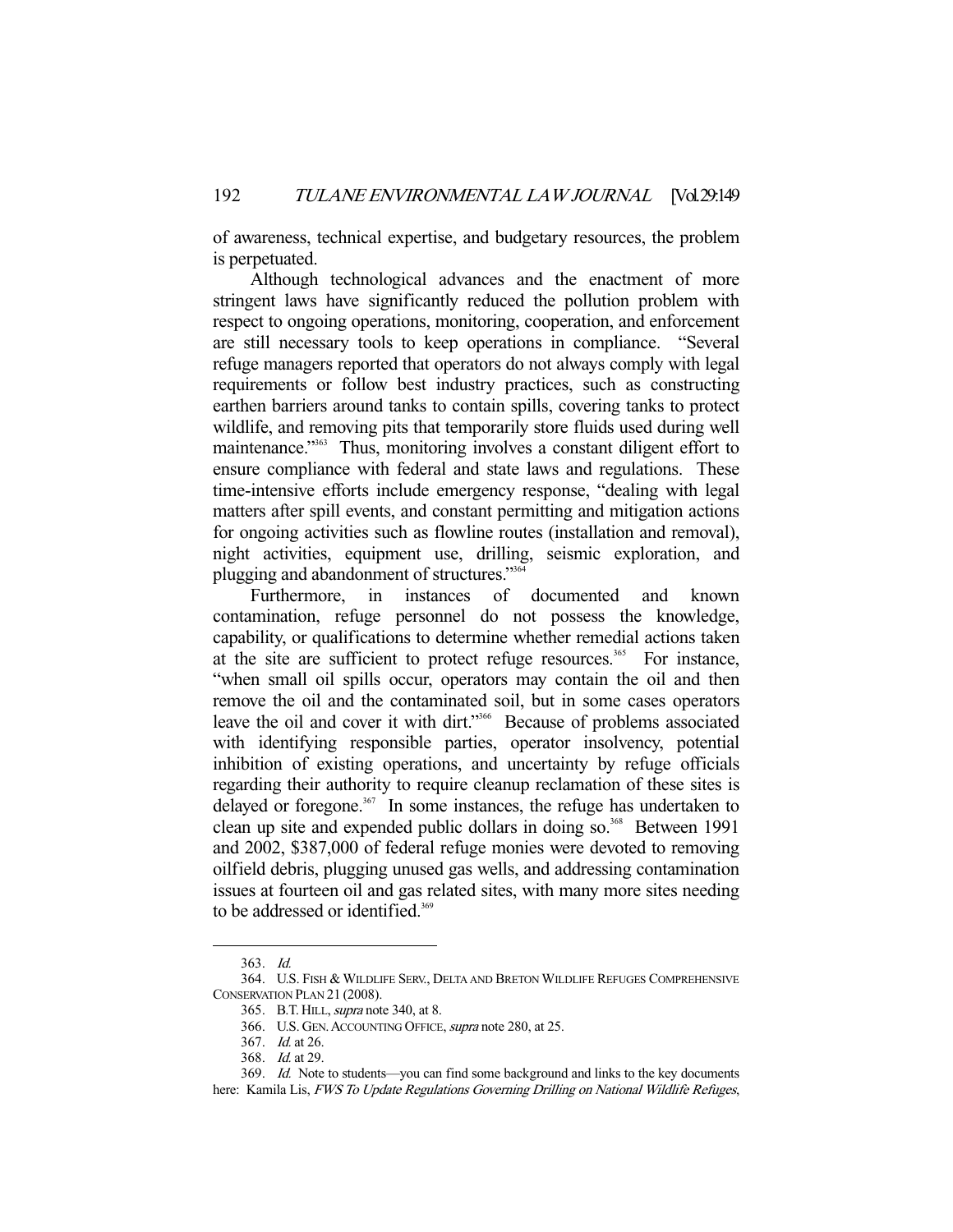of awareness, technical expertise, and budgetary resources, the problem is perpetuated.

Although technological advances and the enactment of more stringent laws have significantly reduced the pollution problem with respect to ongoing operations, monitoring, cooperation, and enforcement are still necessary tools to keep operations in compliance. "Several refuge managers reported that operators do not always comply with legal requirements or follow best industry practices, such as constructing earthen barriers around tanks to contain spills, covering tanks to protect wildlife, and removing pits that temporarily store fluids used during well maintenance."[363] Thus, monitoring involves a constant diligent effort to ensure compliance with federal and state laws and regulations. These time-intensive efforts include emergency response, "dealing with legal matters after spill events, and constant permitting and mitigation actions for ongoing activities such as flowline routes (installation and removal), night activities, equipment use, drilling, seismic exploration, and plugging and abandonment of structures."[364]

Furthermore, in instances of documented and known contamination, refuge personnel do not possess the knowledge, capability, or qualifications to determine whether remedial actions taken at the site are sufficient to protect refuge resources.[365] For instance, "when small oil spills occur, operators may contain the oil and then remove the oil and the contaminated soil, but in some cases operators leave the oil and cover it with dirt."[366] Because of problems associated with identifying responsible parties, operator insolvency, potential inhibition of existing operations, and uncertainty by refuge officials regarding their authority to require cleanup reclamation of these sites is delayed or foregone.[367] In some instances, the refuge has undertaken to clean up site and expended public dollars in doing so.[368] Between 1991 and 2002, $387,000 of federal refuge monies were devoted to removing oilfield debris, plugging unused gas wells, and addressing contamination issues at fourteen oil and gas related sites, with many more sites needing to be addressed or identified.[369]

---

363. *Id.*

364. U.S. FISH & WILDLIFE SERV., DELTA AND BRETON WILDLIFE REFUGES COMPREHENSIVE CONSERVATION PLAN 21 (2008).

365. B.T. HILL, *supra* note 340, at 8.

366. U.S. GEN. ACCOUNTING OFFICE, *supra* note 280, at 25.

367. *Id.* at 26.

368. *Id.* at 29.

369. *Id.* Note to students—you can find some background and links to the key documents here: Kamila Lis, *FWS To Update Regulations Governing Drilling on National Wildlife Refuges*,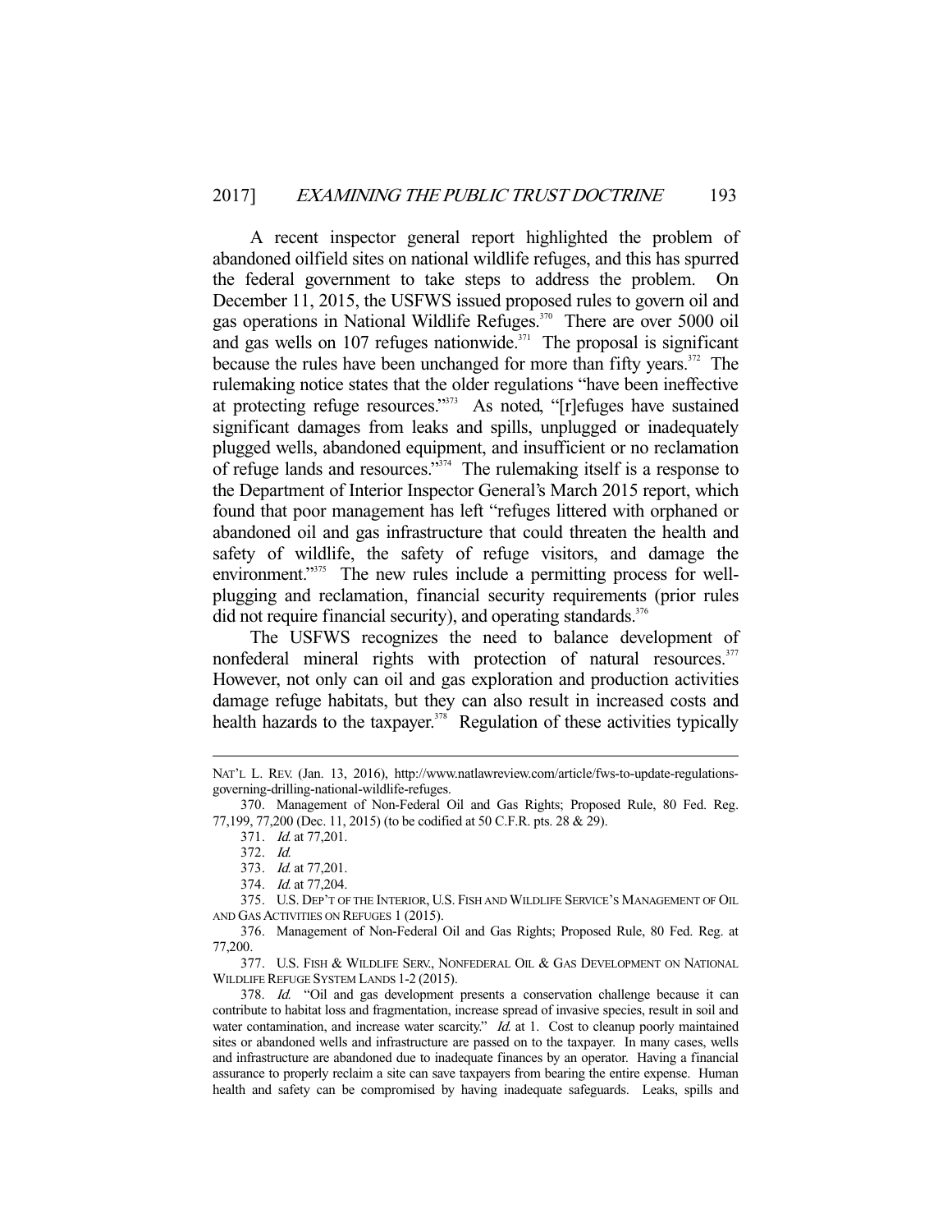A recent inspector general report highlighted the problem of abandoned oilfield sites on national wildlife refuges, and this has spurred the federal government to take steps to address the problem. On December 11, 2015, the USFWS issued proposed rules to govern oil and gas operations in National Wildlife Refuges.[370] There are over 5000 oil and gas wells on 107 refuges nationwide.[371] The proposal is significant because the rules have been unchanged for more than fifty years.[372] The rulemaking notice states that the older regulations "have been ineffective at protecting refuge resources."[373] As noted, "[r]efuges have sustained significant damages from leaks and spills, unplugged or inadequately plugged wells, abandoned equipment, and insufficient or no reclamation of refuge lands and resources."[374] The rulemaking itself is a response to the Department of Interior Inspector General's March 2015 report, which found that poor management has left "refuges littered with orphaned or abandoned oil and gas infrastructure that could threaten the health and safety of wildlife, the safety of refuge visitors, and damage the environment."[375] The new rules include a permitting process for well-plugging and reclamation, financial security requirements (prior rules did not require financial security), and operating standards.[376]

The USFWS recognizes the need to balance development of nonfederal mineral rights with protection of natural resources.[377] However, not only can oil and gas exploration and production activities damage refuge habitats, but they can also result in increased costs and health hazards to the taxpayer.[378] Regulation of these activities typically

---

NAT'L L. REV. (Jan. 13, 2016), http://www.natlawreview.com/article/fws-to-update-regulations-governing-drilling-national-wildlife-refuges.

370. Management of Non-Federal Oil and Gas Rights; Proposed Rule, 80 Fed. Reg. 77,199, 77,200 (Dec. 11, 2015) (to be codified at 50 C.F.R. pts. 28 & 29).

371. *Id.* at 77,201.

372. *Id.*

373. *Id.* at 77,201.

374. *Id.* at 77,204.

375. U.S. DEP'T OF THE INTERIOR, U.S. FISH AND WILDLIFE SERVICE'S MANAGEMENT OF OIL AND GAS ACTIVITIES ON REFUGES 1 (2015).

376. Management of Non-Federal Oil and Gas Rights; Proposed Rule, 80 Fed. Reg. at 77,200.

377. U.S. FISH & WILDLIFE SERV., NONFEDERAL OIL & GAS DEVELOPMENT ON NATIONAL WILDLIFE REFUGE SYSTEM LANDS 1-2 (2015).

378. *Id.* "Oil and gas development presents a conservation challenge because it can contribute to habitat loss and fragmentation, increase spread of invasive species, result in soil and water contamination, and increase water scarcity." *Id.* at 1. Cost to cleanup poorly maintained sites or abandoned wells and infrastructure are passed on to the taxpayer. In many cases, wells and infrastructure are abandoned due to inadequate finances by an operator. Having a financial assurance to properly reclaim a site can save taxpayers from bearing the entire expense. Human health and safety can be compromised by having inadequate safeguards. Leaks, spills and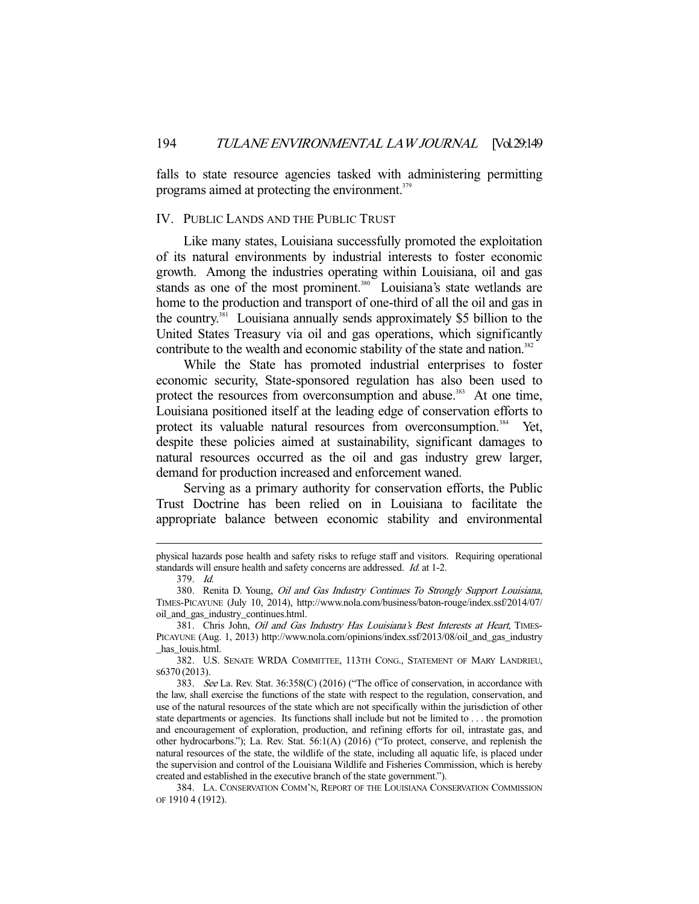falls to state resource agencies tasked with administering permitting programs aimed at protecting the environment.[379]

## IV. Public Lands and the Public Trust

Like many states, Louisiana successfully promoted the exploitation of its natural environments by industrial interests to foster economic growth. Among the industries operating within Louisiana, oil and gas stands as one of the most prominent.[380] Louisiana's state wetlands are home to the production and transport of one-third of all the oil and gas in the country.[381] Louisiana annually sends approximately $5 billion to the United States Treasury via oil and gas operations, which significantly contribute to the wealth and economic stability of the state and nation.[382]

While the State has promoted industrial enterprises to foster economic security, State-sponsored regulation has also been used to protect the resources from overconsumption and abuse.[383] At one time, Louisiana positioned itself at the leading edge of conservation efforts to protect its valuable natural resources from overconsumption.[384] Yet, despite these policies aimed at sustainability, significant damages to natural resources occurred as the oil and gas industry grew larger, demand for production increased and enforcement waned.

Serving as a primary authority for conservation efforts, the Public Trust Doctrine has been relied on in Louisiana to facilitate the appropriate balance between economic stability and environmental

---

physical hazards pose health and safety risks to refuge staff and visitors. Requiring operational standards will ensure health and safety concerns are addressed. *Id.* at 1-2.

379. *Id.*

380. Renita D. Young, *Oil and Gas Industry Continues To Strongly Support Louisiana*, TIMES-PICAYUNE (July 10, 2014), http://www.nola.com/business/baton-rouge/index.ssf/2014/07/oil_and_gas_industry_continues.html.

381. Chris John, *Oil and Gas Industry Has Louisiana's Best Interests at Heart*, TIMES-PICAYUNE (Aug. 1, 2013) http://www.nola.com/opinions/index.ssf/2013/08/oil_and_gas_industry_has_louis.html.

382. U.S. SENATE WRDA COMMITTEE, 113TH CONG., STATEMENT OF MARY LANDRIEU, s6370 (2013).

383. *See* La. Rev. Stat. 36:358(C) (2016) ("The office of conservation, in accordance with the law, shall exercise the functions of the state with respect to the regulation, conservation, and use of the natural resources of the state which are not specifically within the jurisdiction of other state departments or agencies. Its functions shall include but not be limited to . . . the promotion and encouragement of exploration, production, and refining efforts for oil, intrastate gas, and other hydrocarbons."); La. Rev. Stat. 56:1(A) (2016) ("To protect, conserve, and replenish the natural resources of the state, the wildlife of the state, including all aquatic life, is placed under the supervision and control of the Louisiana Wildlife and Fisheries Commission, which is hereby created and established in the executive branch of the state government.").

384. LA. CONSERVATION COMM'N, REPORT OF THE LOUISIANA CONSERVATION COMMISSION OF 1910 4 (1912).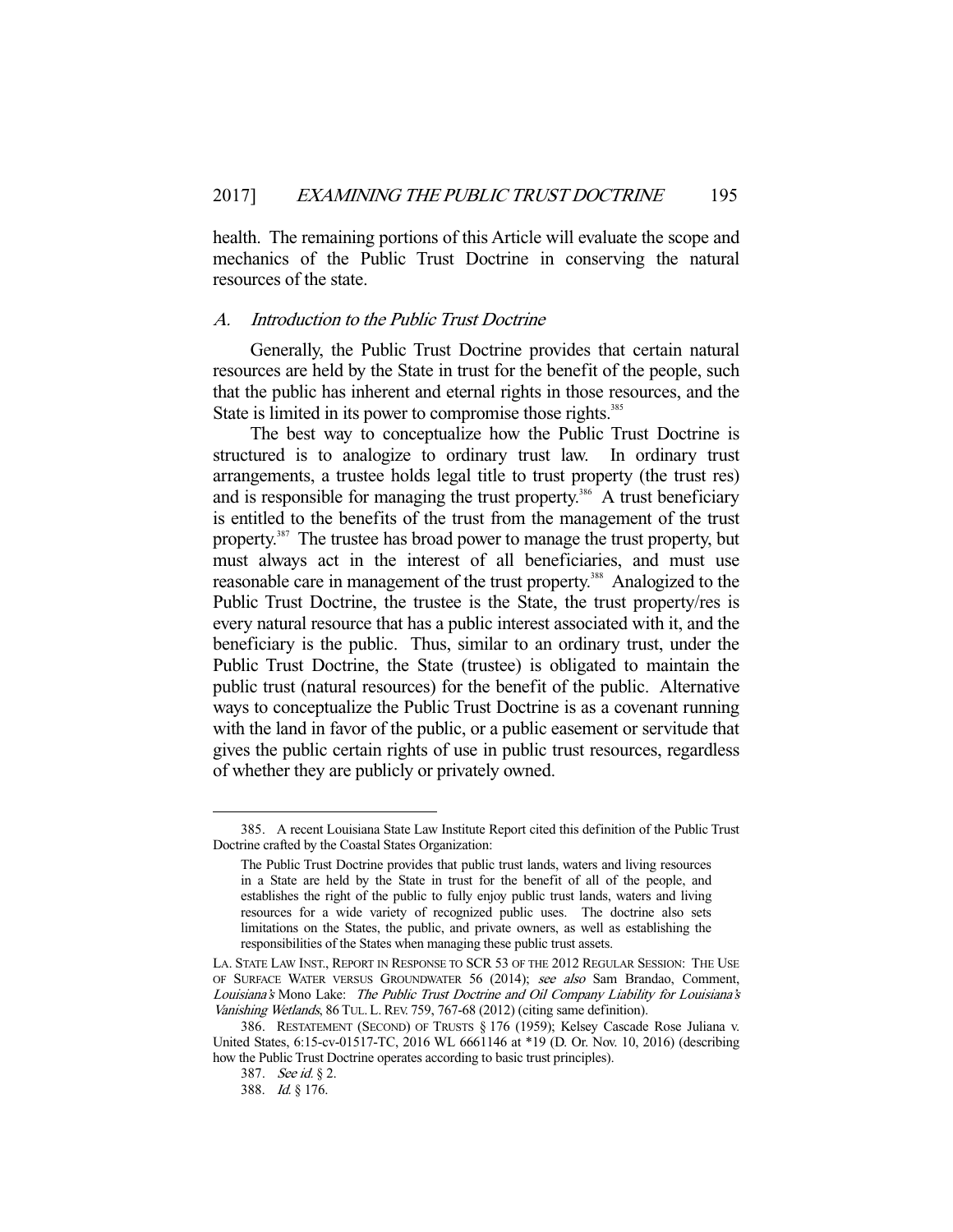health. The remaining portions of this Article will evaluate the scope and mechanics of the Public Trust Doctrine in conserving the natural resources of the state.

### A. *Introduction to the Public Trust Doctrine*

Generally, the Public Trust Doctrine provides that certain natural resources are held by the State in trust for the benefit of the people, such that the public has inherent and eternal rights in those resources, and the State is limited in its power to compromise those rights.[385]

The best way to conceptualize how the Public Trust Doctrine is structured is to analogize to ordinary trust law. In ordinary trust arrangements, a trustee holds legal title to trust property (the trust res) and is responsible for managing the trust property.[386] A trust beneficiary is entitled to the benefits of the trust from the management of the trust property.[387] The trustee has broad power to manage the trust property, but must always act in the interest of all beneficiaries, and must use reasonable care in management of the trust property.[388] Analogized to the Public Trust Doctrine, the trustee is the State, the trust property/res is every natural resource that has a public interest associated with it, and the beneficiary is the public. Thus, similar to an ordinary trust, under the Public Trust Doctrine, the State (trustee) is obligated to maintain the public trust (natural resources) for the benefit of the public. Alternative ways to conceptualize the Public Trust Doctrine is as a covenant running with the land in favor of the public, or a public easement or servitude that gives the public certain rights of use in public trust resources, regardless of whether they are publicly or privately owned.

---

385. A recent Louisiana State Law Institute Report cited this definition of the Public Trust Doctrine crafted by the Coastal States Organization:

> The Public Trust Doctrine provides that public trust lands, waters and living resources in a State are held by the State in trust for the benefit of all of the people, and establishes the right of the public to fully enjoy public trust lands, waters and living resources for a wide variety of recognized public uses. The doctrine also sets limitations on the States, the public, and private owners, as well as establishing the responsibilities of the States when managing these public trust assets.

LA. STATE LAW INST., REPORT IN RESPONSE TO SCR 53 OF THE 2012 REGULAR SESSION: THE USE OF SURFACE WATER VERSUS GROUNDWATER 56 (2014); *see also* Sam Brandao, Comment, *Louisiana's* Mono Lake: *The Public Trust Doctrine and Oil Company Liability for Louisiana's Vanishing Wetlands*, 86 TUL. L. REV. 759, 767-68 (2012) (citing same definition).

386. RESTATEMENT (SECOND) OF TRUSTS § 176 (1959); Kelsey Cascade Rose Juliana v. United States, 6:15-cv-01517-TC, 2016 WL 6661146 at *19 (D. Or. Nov. 10, 2016) (describing how the Public Trust Doctrine operates according to basic trust principles).

387. *See id.* § 2.

388. *Id.* § 176.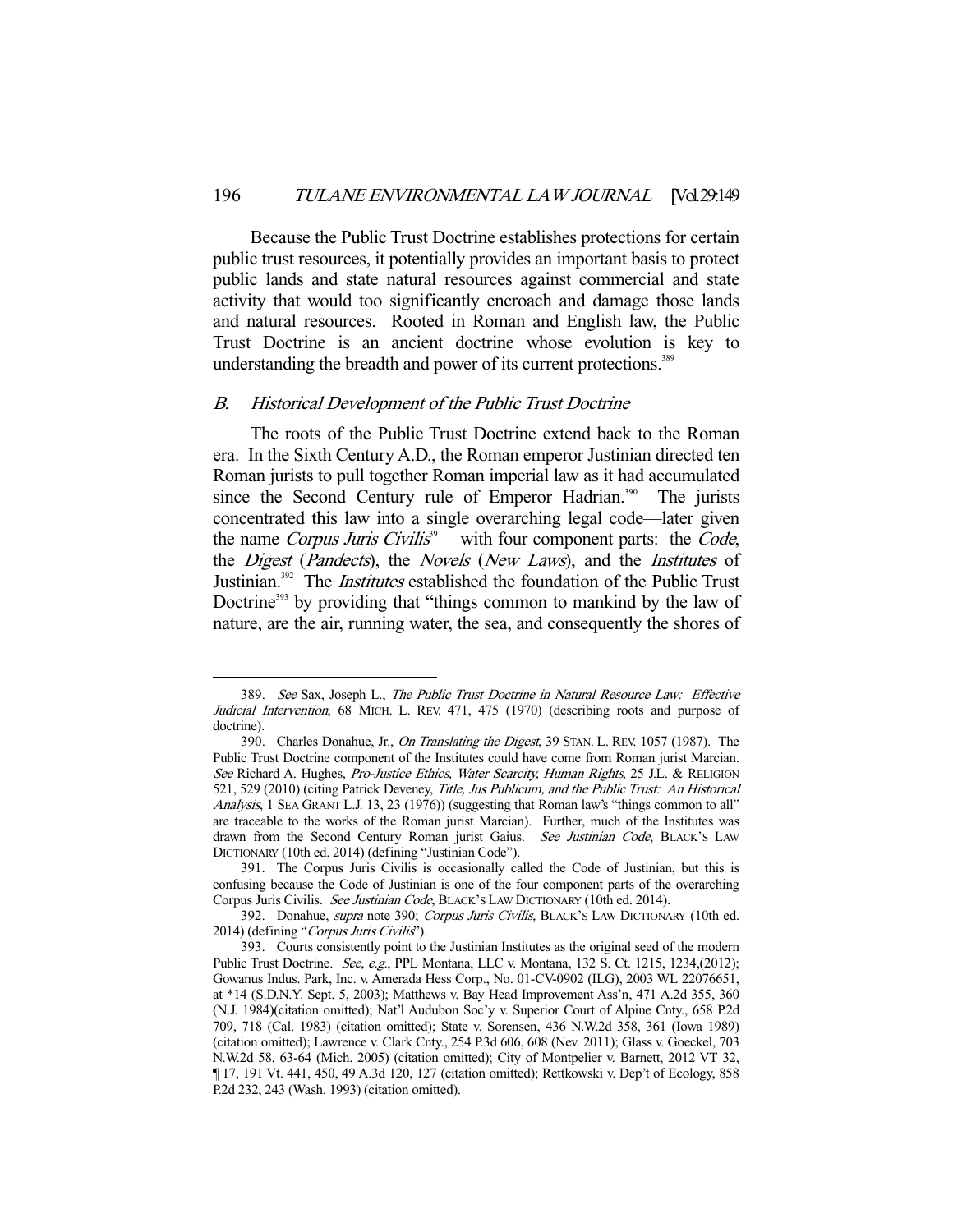Because the Public Trust Doctrine establishes protections for certain public trust resources, it potentially provides an important basis to protect public lands and state natural resources against commercial and state activity that would too significantly encroach and damage those lands and natural resources. Rooted in Roman and English law, the Public Trust Doctrine is an ancient doctrine whose evolution is key to understanding the breadth and power of its current protections.[389]

### *B. Historical Development of the Public Trust Doctrine*

The roots of the Public Trust Doctrine extend back to the Roman era. In the Sixth Century A.D., the Roman emperor Justinian directed ten Roman jurists to pull together Roman imperial law as it had accumulated since the Second Century rule of Emperor Hadrian.[390] The jurists concentrated this law into a single overarching legal code—later given the name *Corpus Juris Civilis*[391]—with four component parts: the *Code*, the *Digest* (*Pandects*), the *Novels* (*New Laws*), and the *Institutes* of Justinian.[392] The *Institutes* established the foundation of the Public Trust Doctrine[393] by providing that "things common to mankind by the law of nature, are the air, running water, the sea, and consequently the shores of

---

389. *See* Sax, Joseph L., *The Public Trust Doctrine in Natural Resource Law: Effective Judicial Intervention*, 68 MICH. L. REV. 471, 475 (1970) (describing roots and purpose of doctrine).

390. Charles Donahue, Jr., *On Translating the Digest*, 39 STAN. L. REV. 1057 (1987). The Public Trust Doctrine component of the Institutes could have come from Roman jurist Marcian. *See* Richard A. Hughes, *Pro-Justice Ethics, Water Scarcity, Human Rights*, 25 J.L. & RELIGION 521, 529 (2010) (citing Patrick Deveney, *Title, Jus Publicum, and the Public Trust: An Historical Analysis*, 1 SEA GRANT L.J. 13, 23 (1976)) (suggesting that Roman law's "things common to all" are traceable to the works of the Roman jurist Marcian). Further, much of the Institutes was drawn from the Second Century Roman jurist Gaius. *See Justinian Code*, BLACK'S LAW DICTIONARY (10th ed. 2014) (defining "Justinian Code").

391. The Corpus Juris Civilis is occasionally called the Code of Justinian, but this is confusing because the Code of Justinian is one of the four component parts of the overarching Corpus Juris Civilis. *See Justinian Code*, BLACK'S LAW DICTIONARY (10th ed. 2014).

392. Donahue, *supra* note 390; *Corpus Juris Civilis*, BLACK'S LAW DICTIONARY (10th ed. 2014) (defining "*Corpus Juris Civilis*").

393. Courts consistently point to the Justinian Institutes as the original seed of the modern Public Trust Doctrine. *See, e.g.*, PPL Montana, LLC v. Montana, 132 S. Ct. 1215, 1234,(2012); Gowanus Indus. Park, Inc. v. Amerada Hess Corp., No. 01-CV-0902 (ILG), 2003 WL 22076651, at *14 (S.D.N.Y. Sept. 5, 2003); Matthews v. Bay Head Improvement Ass'n, 471 A.2d 355, 360 (N.J. 1984)(citation omitted); Nat'l Audubon Soc'y v. Superior Court of Alpine Cnty., 658 P.2d 709, 718 (Cal. 1983) (citation omitted); State v. Sorensen, 436 N.W.2d 358, 361 (Iowa 1989) (citation omitted); Lawrence v. Clark Cnty., 254 P.3d 606, 608 (Nev. 2011); Glass v. Goeckel, 703 N.W.2d 58, 63-64 (Mich. 2005) (citation omitted); City of Montpelier v. Barnett, 2012 VT 32, ¶ 17, 191 Vt. 441, 450, 49 A.3d 120, 127 (citation omitted); Rettkowski v. Dep't of Ecology, 858 P.2d 232, 243 (Wash. 1993) (citation omitted).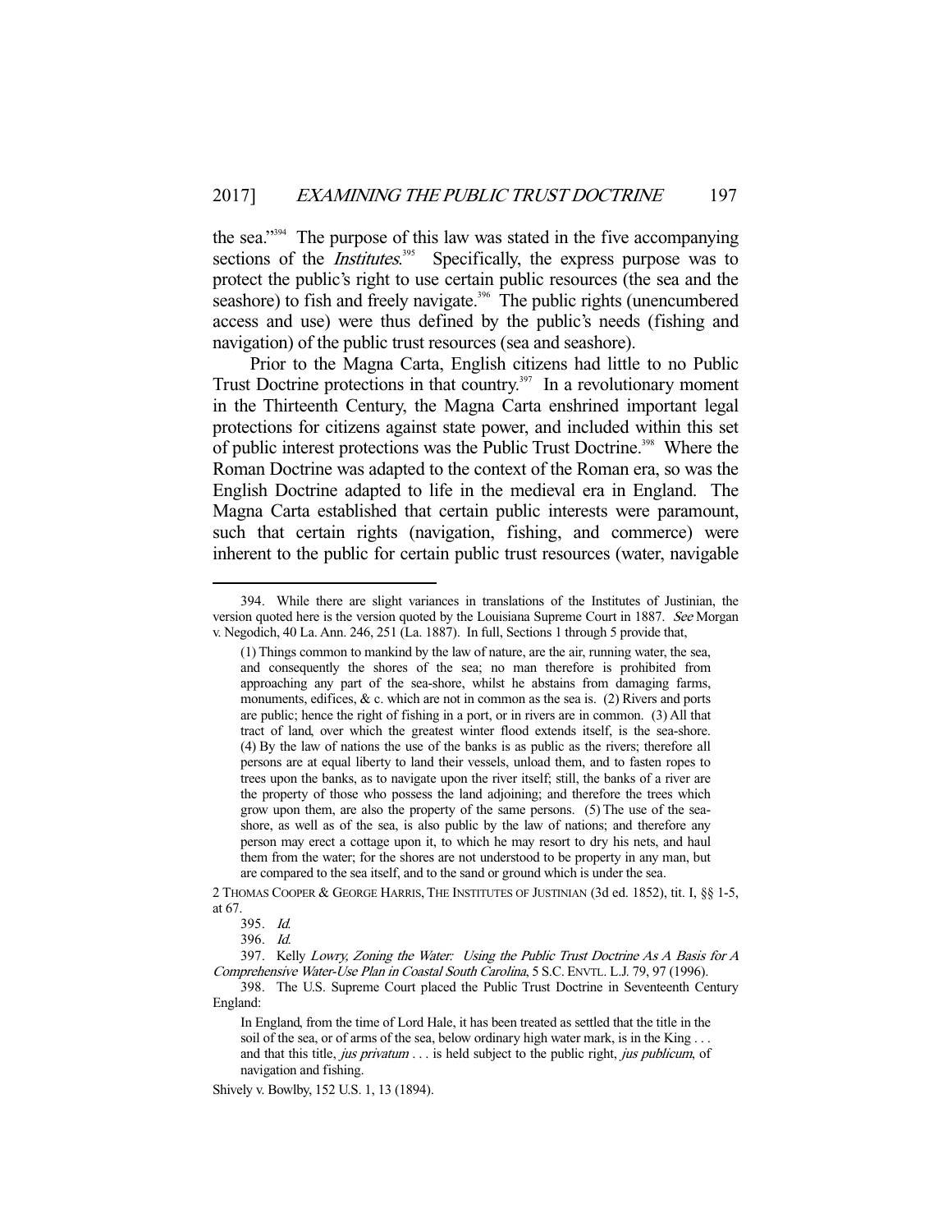the sea."[394] The purpose of this law was stated in the five accompanying sections of the *Institutes*.[395] Specifically, the express purpose was to protect the public's right to use certain public resources (the sea and the seashore) to fish and freely navigate.[396] The public rights (unencumbered access and use) were thus defined by the public's needs (fishing and navigation) of the public trust resources (sea and seashore).

Prior to the Magna Carta, English citizens had little to no Public Trust Doctrine protections in that country.[397] In a revolutionary moment in the Thirteenth Century, the Magna Carta enshrined important legal protections for citizens against state power, and included within this set of public interest protections was the Public Trust Doctrine.[398] Where the Roman Doctrine was adapted to the context of the Roman era, so was the English Doctrine adapted to life in the medieval era in England. The Magna Carta established that certain public interests were paramount, such that certain rights (navigation, fishing, and commerce) were inherent to the public for certain public trust resources (water, navigable

---

394. While there are slight variances in translations of the Institutes of Justinian, the version quoted here is the version quoted by the Louisiana Supreme Court in 1887. *See* Morgan v. Negodich, 40 La. Ann. 246, 251 (La. 1887). In full, Sections 1 through 5 provide that,

> (1) Things common to mankind by the law of nature, are the air, running water, the sea, and consequently the shores of the sea; no man therefore is prohibited from approaching any part of the sea-shore, whilst he abstains from damaging farms, monuments, edifices, & c. which are not in common as the sea is. (2) Rivers and ports are public; hence the right of fishing in a port, or in rivers are in common. (3) All that tract of land, over which the greatest winter flood extends itself, is the sea-shore. (4) By the law of nations the use of the banks is as public as the rivers; therefore all persons are at equal liberty to land their vessels, unload them, and to fasten ropes to trees upon the banks, as to navigate upon the river itself; still, the banks of a river are the property of those who possess the land adjoining; and therefore the trees which grow upon them, are also the property of the same persons. (5) The use of the sea-shore, as well as of the sea, is also public by the law of nations; and therefore any person may erect a cottage upon it, to which he may resort to dry his nets, and haul them from the water; for the shores are not understood to be property in any man, but are compared to the sea itself, and to the sand or ground which is under the sea.

2 THOMAS COOPER & GEORGE HARRIS, THE INSTITUTES OF JUSTINIAN (3d ed. 1852), tit. I, §§ 1-5, at 67.

395. *Id.*

396. *Id.*

397. Kelly *Lowry, Zoning the Water: Using the Public Trust Doctrine As A Basis for A Comprehensive Water-Use Plan in Coastal South Carolina*, 5 S.C. ENVTL. L.J. 79, 97 (1996).

398. The U.S. Supreme Court placed the Public Trust Doctrine in Seventeenth Century England:

> In England, from the time of Lord Hale, it has been treated as settled that the title in the soil of the sea, or of arms of the sea, below ordinary high water mark, is in the King . . . and that this title, *jus privatum* . . . is held subject to the public right, *jus publicum*, of navigation and fishing.

Shively v. Bowlby, 152 U.S. 1, 13 (1894).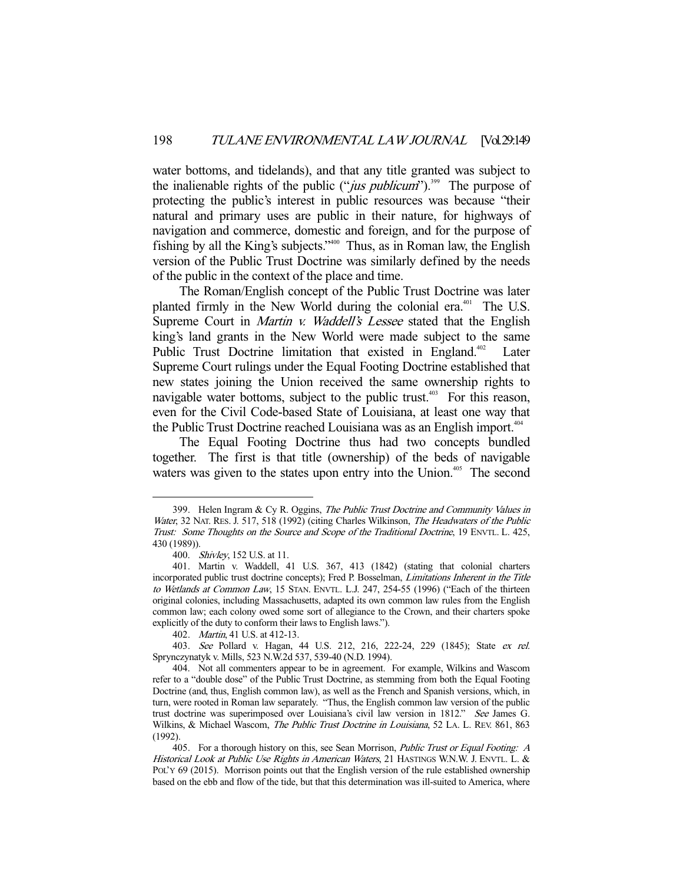water bottoms, and tidelands), and that any title granted was subject to the inalienable rights of the public ("*jus publicum*").[399] The purpose of protecting the public's interest in public resources was because "their natural and primary uses are public in their nature, for highways of navigation and commerce, domestic and foreign, and for the purpose of fishing by all the King's subjects."[400] Thus, as in Roman law, the English version of the Public Trust Doctrine was similarly defined by the needs of the public in the context of the place and time.

The Roman/English concept of the Public Trust Doctrine was later planted firmly in the New World during the colonial era.[401] The U.S. Supreme Court in *Martin v. Waddell's Lessee* stated that the English king's land grants in the New World were made subject to the same Public Trust Doctrine limitation that existed in England.[402] Later Supreme Court rulings under the Equal Footing Doctrine established that new states joining the Union received the same ownership rights to navigable water bottoms, subject to the public trust.[403] For this reason, even for the Civil Code-based State of Louisiana, at least one way that the Public Trust Doctrine reached Louisiana was as an English import.[404]

The Equal Footing Doctrine thus had two concepts bundled together. The first is that title (ownership) of the beds of navigable waters was given to the states upon entry into the Union.[405] The second

---

399. Helen Ingram & Cy R. Oggins, *The Public Trust Doctrine and Community Values in Water*, 32 NAT. RES. J. 517, 518 (1992) (citing Charles Wilkinson, *The Headwaters of the Public Trust: Some Thoughts on the Source and Scope of the Traditional Doctrine*, 19 ENVTL. L. 425, 430 (1989)).

400. *Shivley*, 152 U.S. at 11.

401. Martin v. Waddell, 41 U.S. 367, 413 (1842) (stating that colonial charters incorporated public trust doctrine concepts); Fred P. Bosselman, *Limitations Inherent in the Title to Wetlands at Common Law*, 15 STAN. ENVTL. L.J. 247, 254-55 (1996) ("Each of the thirteen original colonies, including Massachusetts, adapted its own common law rules from the English common law; each colony owed some sort of allegiance to the Crown, and their charters spoke explicitly of the duty to conform their laws to English laws.").

402. *Martin*, 41 U.S. at 412-13.

403. *See* Pollard v. Hagan, 44 U.S. 212, 216, 222-24, 229 (1845); State *ex rel.* Sprynczynatyk v. Mills, 523 N.W.2d 537, 539-40 (N.D. 1994).

404. Not all commenters appear to be in agreement. For example, Wilkins and Wascom refer to a "double dose" of the Public Trust Doctrine, as stemming from both the Equal Footing Doctrine (and, thus, English common law), as well as the French and Spanish versions, which, in turn, were rooted in Roman law separately. "Thus, the English common law version of the public trust doctrine was superimposed over Louisiana's civil law version in 1812." *See* James G. Wilkins, & Michael Wascom, *The Public Trust Doctrine in Louisiana*, 52 LA. L. REV. 861, 863 (1992).

405. For a thorough history on this, see Sean Morrison, *Public Trust or Equal Footing: A Historical Look at Public Use Rights in American Waters*, 21 HASTINGS W.N.W. J. ENVTL. L. & POL'Y 69 (2015). Morrison points out that the English version of the rule established ownership based on the ebb and flow of the tide, but that this determination was ill-suited to America, where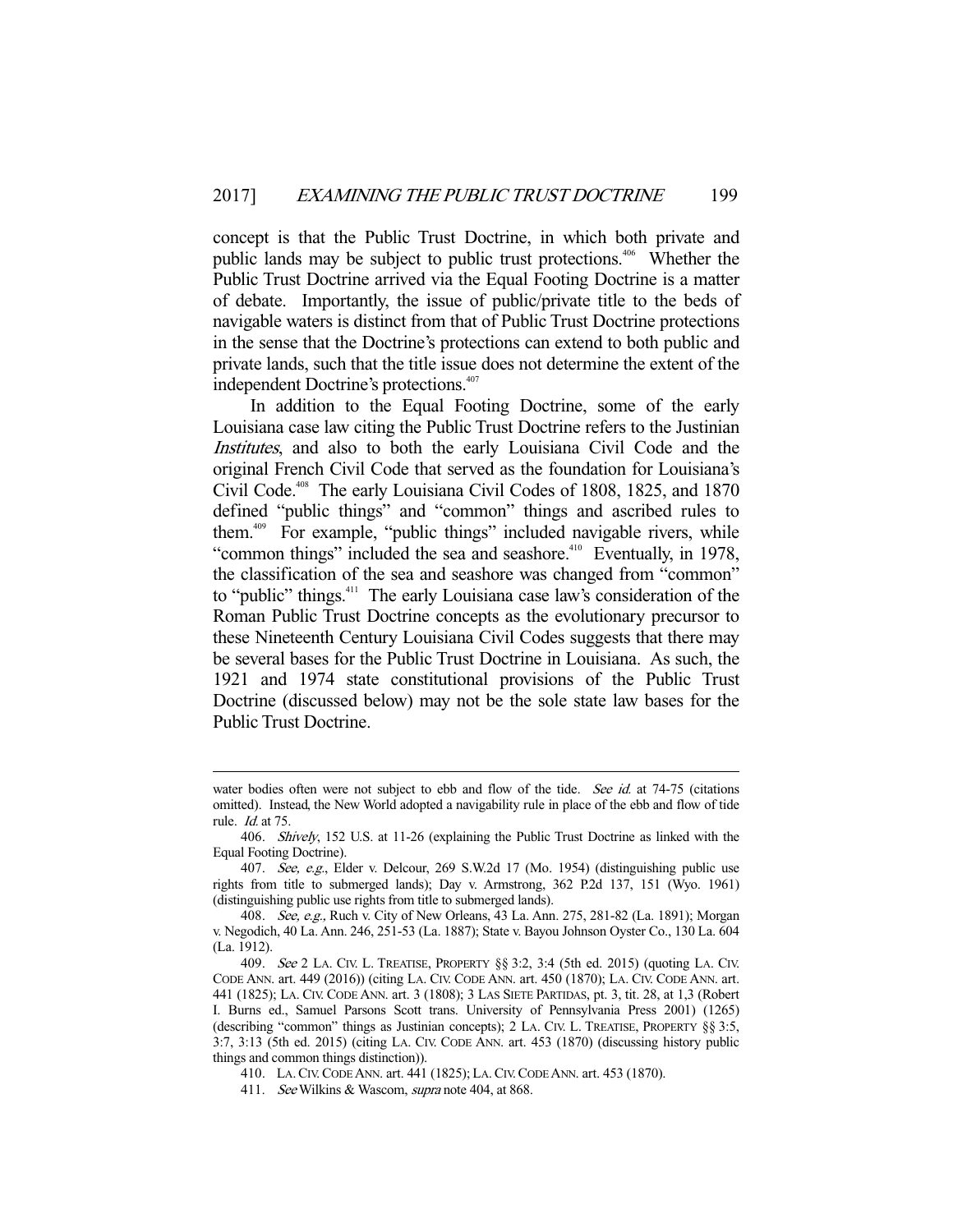concept is that the Public Trust Doctrine, in which both private and public lands may be subject to public trust protections.[406] Whether the Public Trust Doctrine arrived via the Equal Footing Doctrine is a matter of debate. Importantly, the issue of public/private title to the beds of navigable waters is distinct from that of Public Trust Doctrine protections in the sense that the Doctrine's protections can extend to both public and private lands, such that the title issue does not determine the extent of the independent Doctrine's protections.[407]

In addition to the Equal Footing Doctrine, some of the early Louisiana case law citing the Public Trust Doctrine refers to the Justinian *Institutes*, and also to both the early Louisiana Civil Code and the original French Civil Code that served as the foundation for Louisiana's Civil Code.[408] The early Louisiana Civil Codes of 1808, 1825, and 1870 defined "public things" and "common" things and ascribed rules to them.[409] For example, "public things" included navigable rivers, while "common things" included the sea and seashore.[410] Eventually, in 1978, the classification of the sea and seashore was changed from "common" to "public" things.[411] The early Louisiana case law's consideration of the Roman Public Trust Doctrine concepts as the evolutionary precursor to these Nineteenth Century Louisiana Civil Codes suggests that there may be several bases for the Public Trust Doctrine in Louisiana. As such, the 1921 and 1974 state constitutional provisions of the Public Trust Doctrine (discussed below) may not be the sole state law bases for the Public Trust Doctrine.

---

water bodies often were not subject to ebb and flow of the tide. *See id.* at 74-75 (citations omitted). Instead, the New World adopted a navigability rule in place of the ebb and flow of tide rule. *Id.* at 75.

406. *Shively*, 152 U.S. at 11-26 (explaining the Public Trust Doctrine as linked with the Equal Footing Doctrine).

407. *See, e.g.*, Elder v. Delcour, 269 S.W.2d 17 (Mo. 1954) (distinguishing public use rights from title to submerged lands); Day v. Armstrong, 362 P.2d 137, 151 (Wyo. 1961) (distinguishing public use rights from title to submerged lands).

408. *See, e.g.,* Ruch v. City of New Orleans, 43 La. Ann. 275, 281-82 (La. 1891); Morgan v. Negodich, 40 La. Ann. 246, 251-53 (La. 1887); State v. Bayou Johnson Oyster Co., 130 La. 604 (La. 1912).

409. *See* 2 LA. CIV. L. TREATISE, PROPERTY §§ 3:2, 3:4 (5th ed. 2015) (quoting LA. CIV. CODE ANN. art. 449 (2016)) (citing LA. CIV. CODE ANN. art. 450 (1870); LA. CIV. CODE ANN. art. 441 (1825); LA. CIV. CODE ANN. art. 3 (1808); 3 LAS SIETE PARTIDAS, pt. 3, tit. 28, at 1,3 (Robert I. Burns ed., Samuel Parsons Scott trans. University of Pennsylvania Press 2001) (1265) (describing "common" things as Justinian concepts); 2 LA. CIV. L. TREATISE, PROPERTY §§ 3:5, 3:7, 3:13 (5th ed. 2015) (citing LA. CIV. CODE ANN. art. 453 (1870) (discussing history public things and common things distinction)).

410. LA. CIV. CODE ANN. art. 441 (1825); LA. CIV. CODE ANN. art. 453 (1870).

411. *See* Wilkins & Wascom, *supra* note 404, at 868.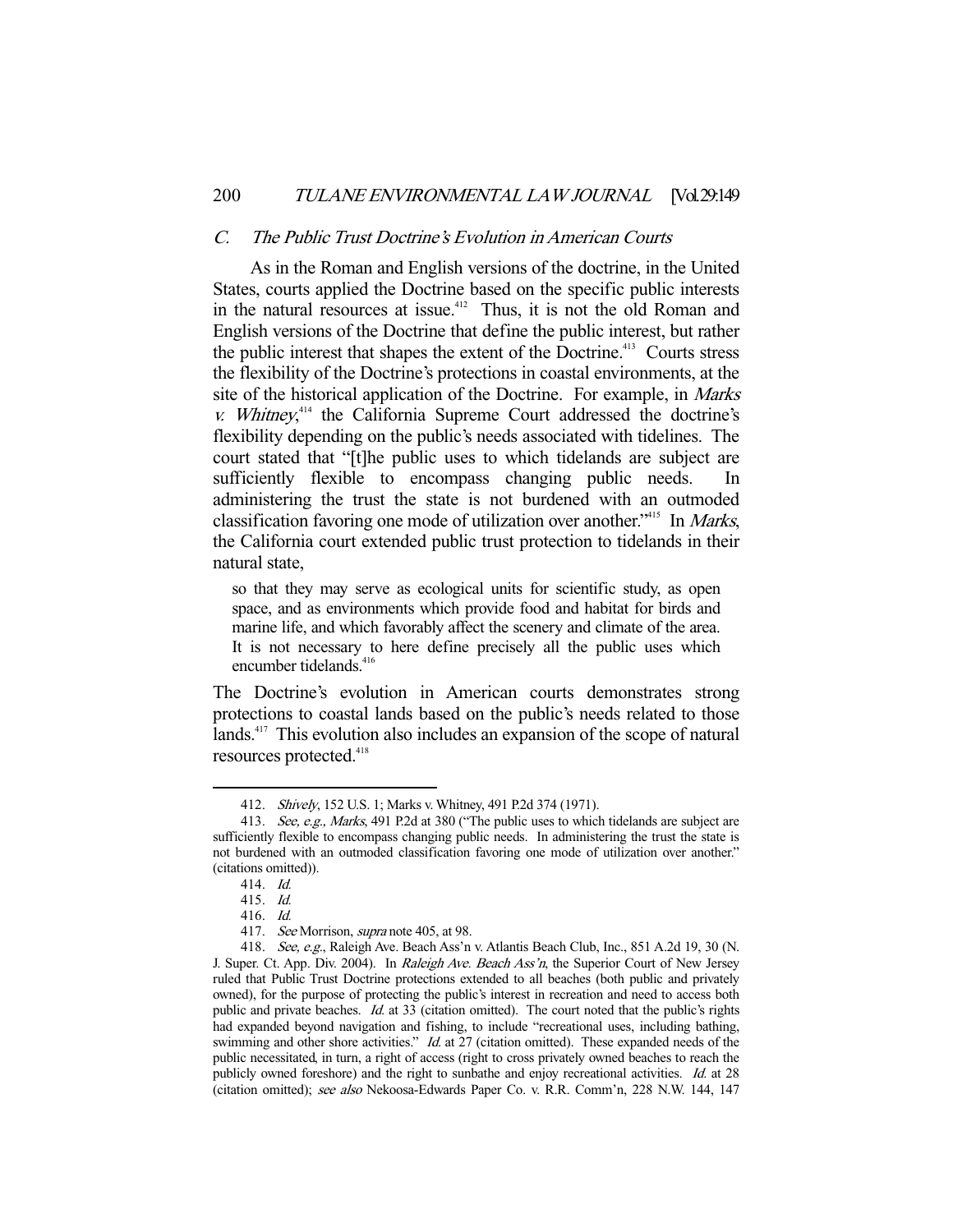### C. *The Public Trust Doctrine's Evolution in American Courts*

As in the Roman and English versions of the doctrine, in the United States, courts applied the Doctrine based on the specific public interests in the natural resources at issue.[412] Thus, it is not the old Roman and English versions of the Doctrine that define the public interest, but rather the public interest that shapes the extent of the Doctrine.[413] Courts stress the flexibility of the Doctrine's protections in coastal environments, at the site of the historical application of the Doctrine. For example, in *Marks v. Whitney*,[414] the California Supreme Court addressed the doctrine's flexibility depending on the public's needs associated with tidelines. The court stated that "[t]he public uses to which tidelands are subject are sufficiently flexible to encompass changing public needs. In administering the trust the state is not burdened with an outmoded classification favoring one mode of utilization over another."[415] In *Marks*, the California court extended public trust protection to tidelands in their natural state,

> so that they may serve as ecological units for scientific study, as open space, and as environments which provide food and habitat for birds and marine life, and which favorably affect the scenery and climate of the area. It is not necessary to here define precisely all the public uses which encumber tidelands.[416]

The Doctrine's evolution in American courts demonstrates strong protections to coastal lands based on the public's needs related to those lands.[417] This evolution also includes an expansion of the scope of natural resources protected.[418]

---

412. *Shively*, 152 U.S. 1; Marks v. Whitney, 491 P.2d 374 (1971).

413. *See, e.g., Marks*, 491 P.2d at 380 ("The public uses to which tidelands are subject are sufficiently flexible to encompass changing public needs. In administering the trust the state is not burdened with an outmoded classification favoring one mode of utilization over another." (citations omitted)).

414. *Id.*

415. *Id.*

416. *Id.*

417. *See* Morrison, *supra* note 405, at 98.

418. *See, e.g.*, Raleigh Ave. Beach Ass'n v. Atlantis Beach Club, Inc., 851 A.2d 19, 30 (N. J. Super. Ct. App. Div. 2004). In *Raleigh Ave. Beach Ass'n*, the Superior Court of New Jersey ruled that Public Trust Doctrine protections extended to all beaches (both public and privately owned), for the purpose of protecting the public's interest in recreation and need to access both public and private beaches. *Id.* at 33 (citation omitted). The court noted that the public's rights had expanded beyond navigation and fishing, to include "recreational uses, including bathing, swimming and other shore activities." *Id.* at 27 (citation omitted). These expanded needs of the public necessitated, in turn, a right of access (right to cross privately owned beaches to reach the publicly owned foreshore) and the right to sunbathe and enjoy recreational activities. *Id.* at 28 (citation omitted); *see also* Nekoosa-Edwards Paper Co. v. R.R. Comm'n, 228 N.W. 144, 147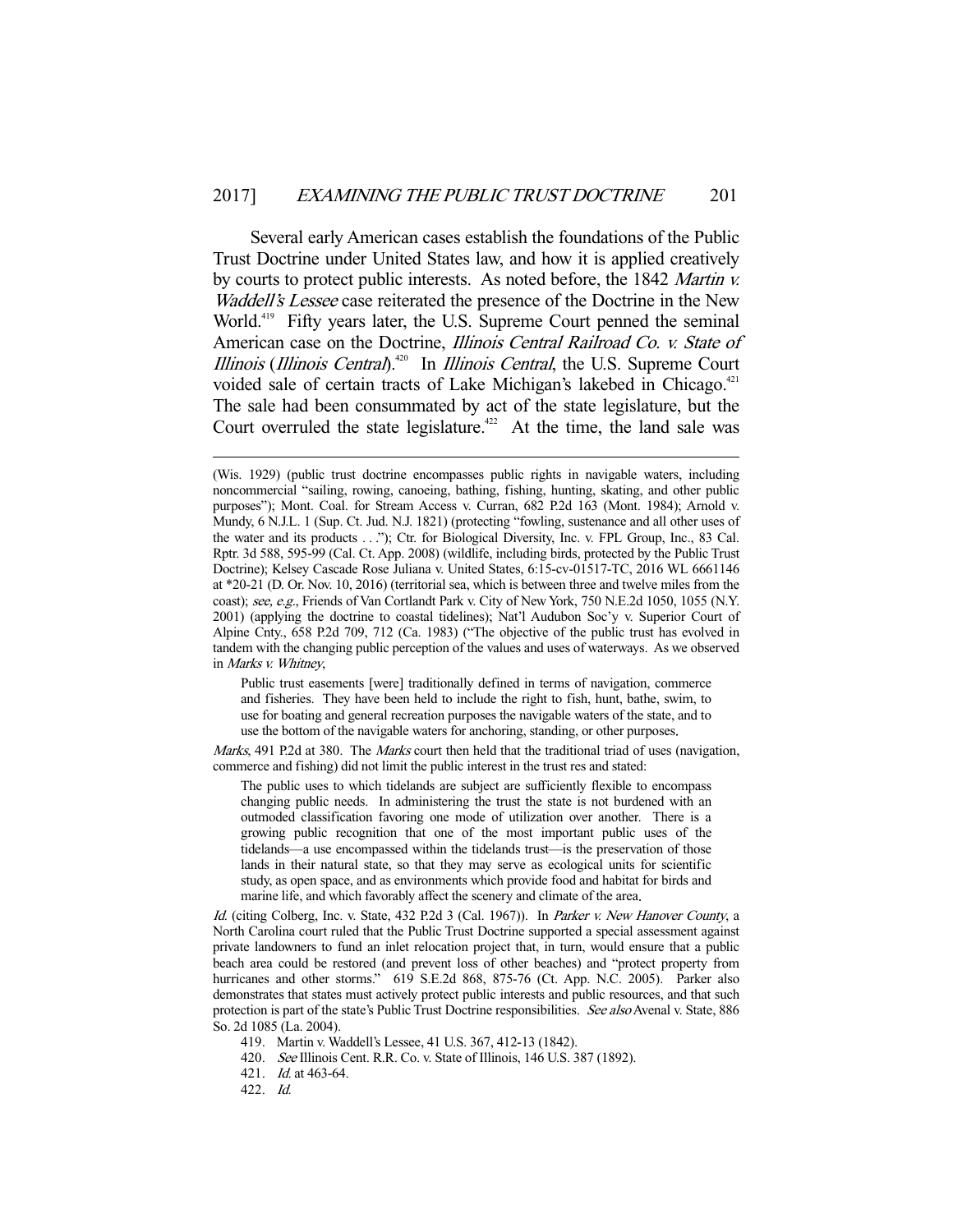Several early American cases establish the foundations of the Public Trust Doctrine under United States law, and how it is applied creatively by courts to protect public interests. As noted before, the 1842 *Martin v. Waddell's Lessee* case reiterated the presence of the Doctrine in the New World.[419] Fifty years later, the U.S. Supreme Court penned the seminal American case on the Doctrine, *Illinois Central Railroad Co. v. State of Illinois* (*Illinois Central*).[420] In *Illinois Central*, the U.S. Supreme Court voided sale of certain tracts of Lake Michigan's lakebed in Chicago.[421] The sale had been consummated by act of the state legislature, but the Court overruled the state legislature.[422] At the time, the land sale was

---

(Wis. 1929) (public trust doctrine encompasses public rights in navigable waters, including noncommercial "sailing, rowing, canoeing, bathing, fishing, hunting, skating, and other public purposes"); Mont. Coal. for Stream Access v. Curran, 682 P.2d 163 (Mont. 1984); Arnold v. Mundy, 6 N.J.L. 1 (Sup. Ct. Jud. N.J. 1821) (protecting "fowling, sustenance and all other uses of the water and its products . . ."); Ctr. for Biological Diversity, Inc. v. FPL Group, Inc., 83 Cal. Rptr. 3d 588, 595-99 (Cal. Ct. App. 2008) (wildlife, including birds, protected by the Public Trust Doctrine); Kelsey Cascade Rose Juliana v. United States, 6:15-cv-01517-TC, 2016 WL 6661146 at *20-21 (D. Or. Nov. 10, 2016) (territorial sea, which is between three and twelve miles from the coast); *see, e.g.*, Friends of Van Cortlandt Park v. City of New York, 750 N.E.2d 1050, 1055 (N.Y. 2001) (applying the doctrine to coastal tidelines); Nat'l Audubon Soc'y v. Superior Court of Alpine Cnty., 658 P.2d 709, 712 (Ca. 1983) ("The objective of the public trust has evolved in tandem with the changing public perception of the values and uses of waterways. As we observed in *Marks v. Whitney*,

> Public trust easements [were] traditionally defined in terms of navigation, commerce and fisheries. They have been held to include the right to fish, hunt, bathe, swim, to use for boating and general recreation purposes the navigable waters of the state, and to use the bottom of the navigable waters for anchoring, standing, or other purposes.

*Marks*, 491 P.2d at 380. The *Marks* court then held that the traditional triad of uses (navigation, commerce and fishing) did not limit the public interest in the trust res and stated:

> The public uses to which tidelands are subject are sufficiently flexible to encompass changing public needs. In administering the trust the state is not burdened with an outmoded classification favoring one mode of utilization over another. There is a growing public recognition that one of the most important public uses of the tidelands—a use encompassed within the tidelands trust—is the preservation of those lands in their natural state, so that they may serve as ecological units for scientific study, as open space, and as environments which provide food and habitat for birds and marine life, and which favorably affect the scenery and climate of the area.

*Id.* (citing Colberg, Inc. v. State, 432 P.2d 3 (Cal. 1967)). In *Parker v. New Hanover County*, a North Carolina court ruled that the Public Trust Doctrine supported a special assessment against private landowners to fund an inlet relocation project that, in turn, would ensure that a public beach area could be restored (and prevent loss of other beaches) and "protect property from hurricanes and other storms." 619 S.E.2d 868, 875-76 (Ct. App. N.C. 2005). Parker also demonstrates that states must actively protect public interests and public resources, and that such protection is part of the state's Public Trust Doctrine responsibilities. *See also* Avenal v. State, 886 So. 2d 1085 (La. 2004).

419. Martin v. Waddell's Lessee, 41 U.S. 367, 412-13 (1842).

420. *See* Illinois Cent. R.R. Co. v. State of Illinois, 146 U.S. 387 (1892).

421. *Id.* at 463-64.

422. *Id.*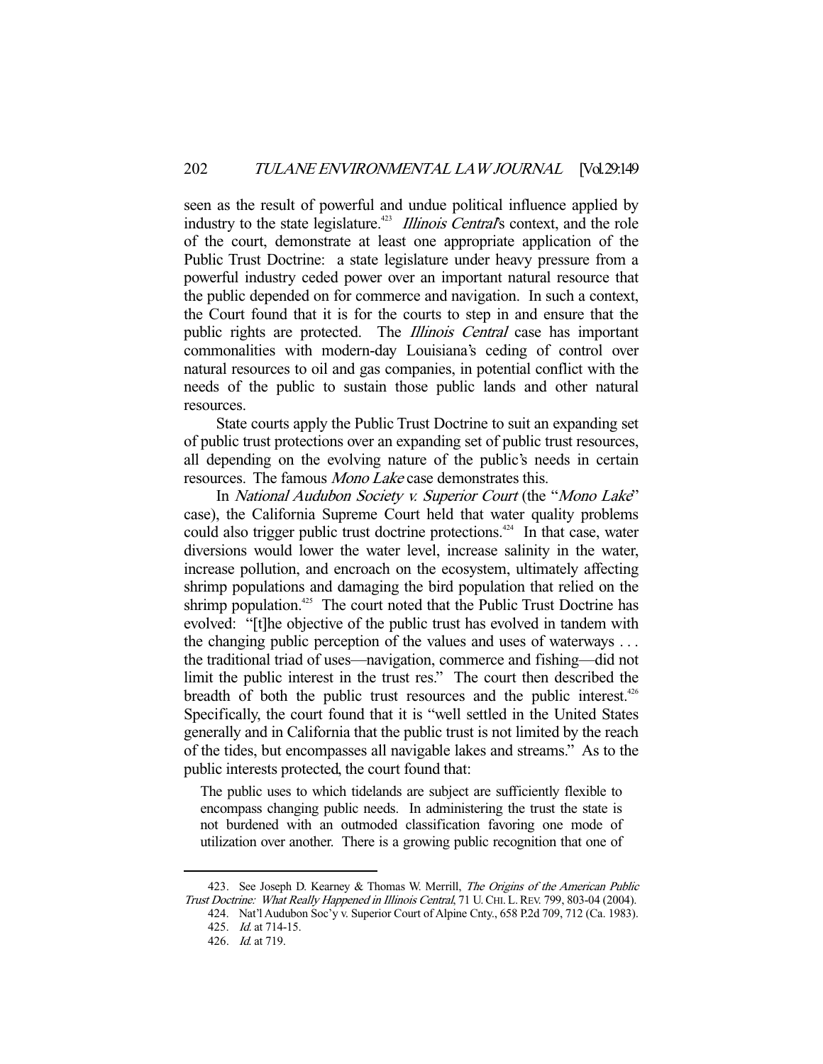seen as the result of powerful and undue political influence applied by industry to the state legislature.[423] *Illinois Central*'s context, and the role of the court, demonstrate at least one appropriate application of the Public Trust Doctrine: a state legislature under heavy pressure from a powerful industry ceded power over an important natural resource that the public depended on for commerce and navigation. In such a context, the Court found that it is for the courts to step in and ensure that the public rights are protected. The *Illinois Central* case has important commonalities with modern-day Louisiana's ceding of control over natural resources to oil and gas companies, in potential conflict with the needs of the public to sustain those public lands and other natural resources.

State courts apply the Public Trust Doctrine to suit an expanding set of public trust protections over an expanding set of public trust resources, all depending on the evolving nature of the public's needs in certain resources. The famous *Mono Lake* case demonstrates this.

In *National Audubon Society v. Superior Court* (the "*Mono Lake*" case), the California Supreme Court held that water quality problems could also trigger public trust doctrine protections.[424] In that case, water diversions would lower the water level, increase salinity in the water, increase pollution, and encroach on the ecosystem, ultimately affecting shrimp populations and damaging the bird population that relied on the shrimp population.[425] The court noted that the Public Trust Doctrine has evolved: "[t]he objective of the public trust has evolved in tandem with the changing public perception of the values and uses of waterways . . . the traditional triad of uses—navigation, commerce and fishing—did not limit the public interest in the trust res." The court then described the breadth of both the public trust resources and the public interest.[426] Specifically, the court found that it is "well settled in the United States generally and in California that the public trust is not limited by the reach of the tides, but encompasses all navigable lakes and streams." As to the public interests protected, the court found that:

> The public uses to which tidelands are subject are sufficiently flexible to encompass changing public needs. In administering the trust the state is not burdened with an outmoded classification favoring one mode of utilization over another. There is a growing public recognition that one of

---

423. See Joseph D. Kearney & Thomas W. Merrill, *The Origins of the American Public Trust Doctrine: What Really Happened in Illinois Central*, 71 U. CHI. L. REV. 799, 803-04 (2004).

424. Nat'l Audubon Soc'y v. Superior Court of Alpine Cnty., 658 P.2d 709, 712 (Ca. 1983).

425. *Id.* at 714-15.

426. *Id.* at 719.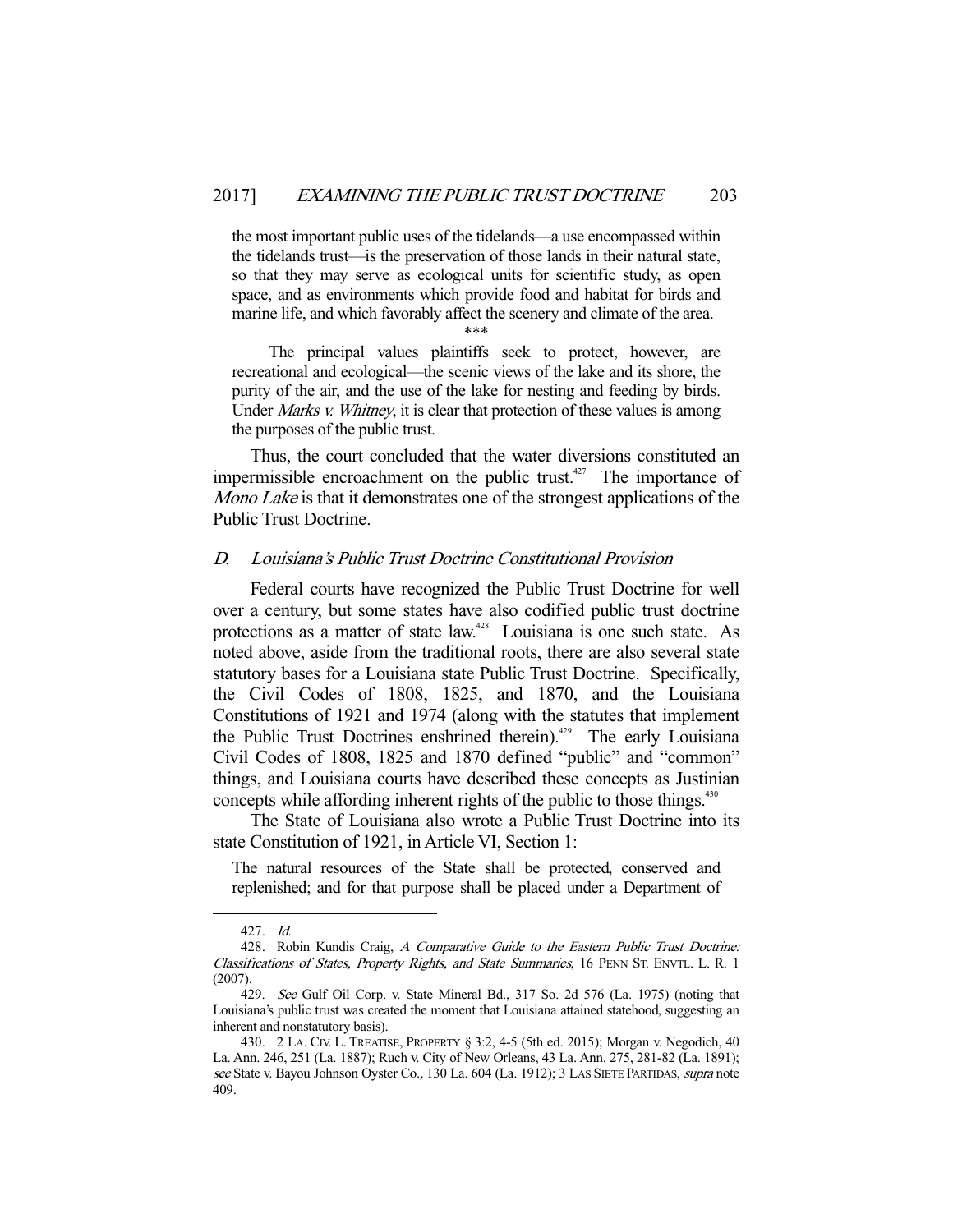the most important public uses of the tidelands—a use encompassed within the tidelands trust—is the preservation of those lands in their natural state, so that they may serve as ecological units for scientific study, as open space, and as environments which provide food and habitat for birds and marine life, and which favorably affect the scenery and climate of the area.

\*\*\*

The principal values plaintiffs seek to protect, however, are recreational and ecological—the scenic views of the lake and its shore, the purity of the air, and the use of the lake for nesting and feeding by birds. Under *Marks v. Whitney*, it is clear that protection of these values is among the purposes of the public trust.

Thus, the court concluded that the water diversions constituted an impermissible encroachment on the public trust.[427] The importance of *Mono Lake* is that it demonstrates one of the strongest applications of the Public Trust Doctrine.

### D. *Louisiana's Public Trust Doctrine Constitutional Provision*

Federal courts have recognized the Public Trust Doctrine for well over a century, but some states have also codified public trust doctrine protections as a matter of state law.[428] Louisiana is one such state. As noted above, aside from the traditional roots, there are also several state statutory bases for a Louisiana state Public Trust Doctrine. Specifically, the Civil Codes of 1808, 1825, and 1870, and the Louisiana Constitutions of 1921 and 1974 (along with the statutes that implement the Public Trust Doctrines enshrined therein).[429] The early Louisiana Civil Codes of 1808, 1825 and 1870 defined "public" and "common" things, and Louisiana courts have described these concepts as Justinian concepts while affording inherent rights of the public to those things.[430]

The State of Louisiana also wrote a Public Trust Doctrine into its state Constitution of 1921, in Article VI, Section 1:

The natural resources of the State shall be protected, conserved and replenished; and for that purpose shall be placed under a Department of

---

427. *Id.*

428. Robin Kundis Craig, *A Comparative Guide to the Eastern Public Trust Doctrine: Classifications of States, Property Rights, and State Summaries*, 16 PENN ST. ENVTL. L. R. 1 (2007).

429. *See* Gulf Oil Corp. v. State Mineral Bd., 317 So. 2d 576 (La. 1975) (noting that Louisiana's public trust was created the moment that Louisiana attained statehood, suggesting an inherent and nonstatutory basis).

430. 2 LA. CIV. L. TREATISE, PROPERTY § 3:2, 4-5 (5th ed. 2015); Morgan v. Negodich, 40 La. Ann. 246, 251 (La. 1887); Ruch v. City of New Orleans, 43 La. Ann. 275, 281-82 (La. 1891); *see* State v. Bayou Johnson Oyster Co., 130 La. 604 (La. 1912); 3 LAS SIETE PARTIDAS, *supra* note 409.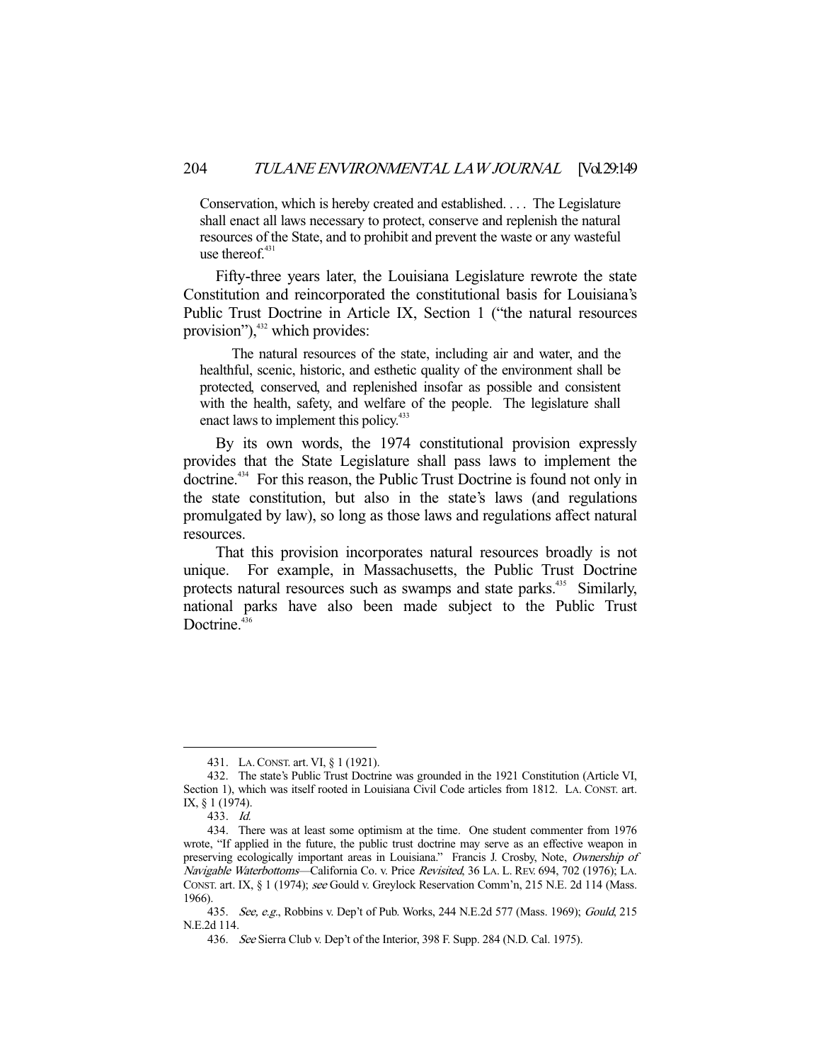> Conservation, which is hereby created and established. . . . The Legislature shall enact all laws necessary to protect, conserve and replenish the natural resources of the State, and to prohibit and prevent the waste or any wasteful use thereof.[431]

Fifty-three years later, the Louisiana Legislature rewrote the state Constitution and reincorporated the constitutional basis for Louisiana's Public Trust Doctrine in Article IX, Section 1 ("the natural resources provision"),[432] which provides:

> The natural resources of the state, including air and water, and the healthful, scenic, historic, and esthetic quality of the environment shall be protected, conserved, and replenished insofar as possible and consistent with the health, safety, and welfare of the people. The legislature shall enact laws to implement this policy.[433]

By its own words, the 1974 constitutional provision expressly provides that the State Legislature shall pass laws to implement the doctrine.[434] For this reason, the Public Trust Doctrine is found not only in the state constitution, but also in the state's laws (and regulations promulgated by law), so long as those laws and regulations affect natural resources.

That this provision incorporates natural resources broadly is not unique. For example, in Massachusetts, the Public Trust Doctrine protects natural resources such as swamps and state parks.[435] Similarly, national parks have also been made subject to the Public Trust Doctrine.[436]

---

431. LA. CONST. art. VI, § 1 (1921).

432. The state's Public Trust Doctrine was grounded in the 1921 Constitution (Article VI, Section 1), which was itself rooted in Louisiana Civil Code articles from 1812. LA. CONST. art. IX, § 1 (1974).

433. *Id.*

434. There was at least some optimism at the time. One student commenter from 1976 wrote, "If applied in the future, the public trust doctrine may serve as an effective weapon in preserving ecologically important areas in Louisiana." Francis J. Crosby, Note, *Ownership of Navigable Waterbottoms*—California Co. v. Price *Revisited*, 36 LA. L. REV. 694, 702 (1976); LA. CONST. art. IX, § 1 (1974); *see* Gould v. Greylock Reservation Comm'n, 215 N.E. 2d 114 (Mass. 1966).

435. *See, e.g.*, Robbins v. Dep't of Pub. Works, 244 N.E.2d 577 (Mass. 1969); *Gould*, 215 N.E.2d 114.

436. *See* Sierra Club v. Dep't of the Interior, 398 F. Supp. 284 (N.D. Cal. 1975).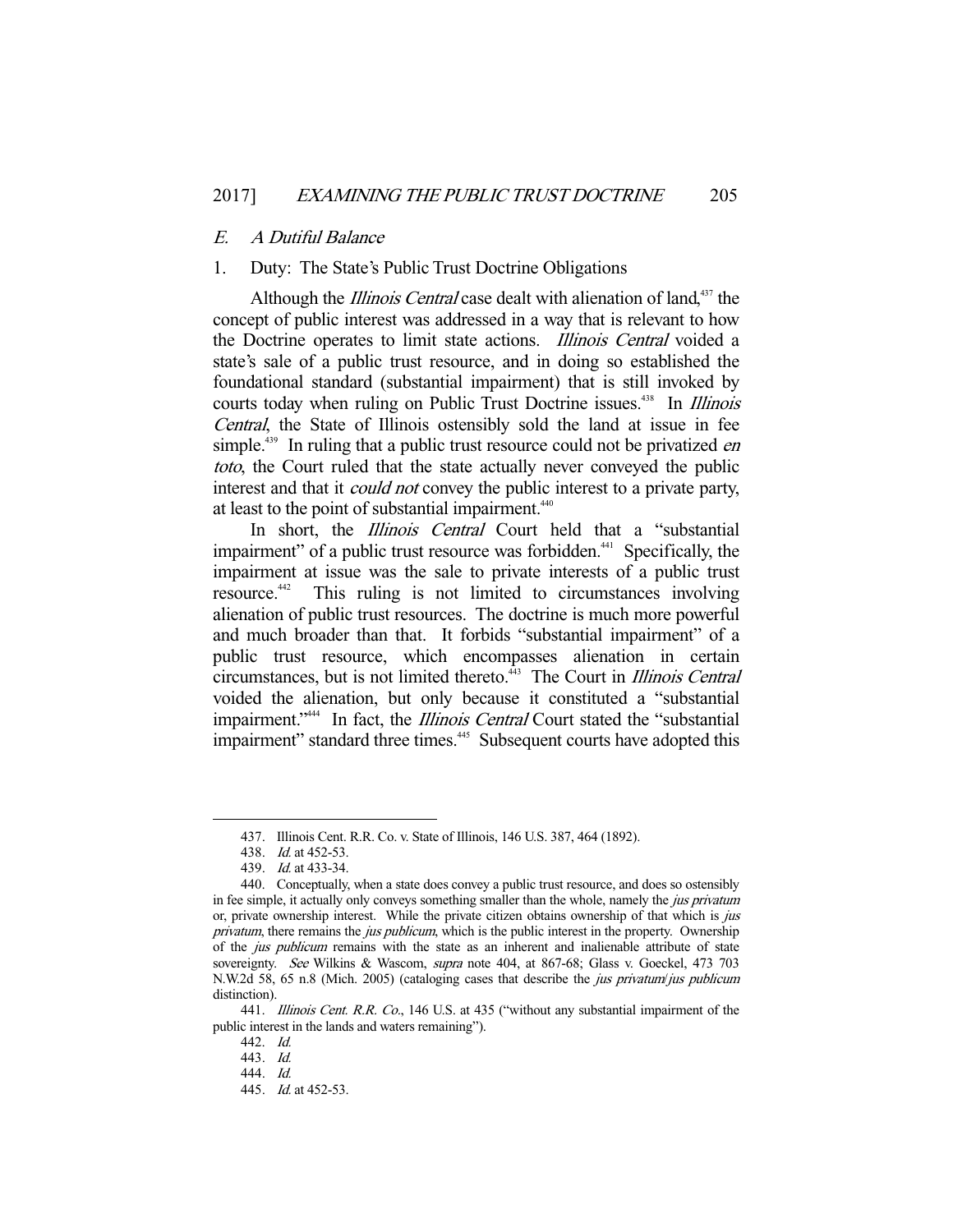### E. *A Dutiful Balance*

1. Duty: The State's Public Trust Doctrine Obligations

Although the *Illinois Central* case dealt with alienation of land,[437] the concept of public interest was addressed in a way that is relevant to how the Doctrine operates to limit state actions. *Illinois Central* voided a state's sale of a public trust resource, and in doing so established the foundational standard (substantial impairment) that is still invoked by courts today when ruling on Public Trust Doctrine issues.[438] In *Illinois Central*, the State of Illinois ostensibly sold the land at issue in fee simple.[439] In ruling that a public trust resource could not be privatized *en toto*, the Court ruled that the state actually never conveyed the public interest and that it *could not* convey the public interest to a private party, at least to the point of substantial impairment.[440]

In short, the *Illinois Central* Court held that a "substantial impairment" of a public trust resource was forbidden.[441] Specifically, the impairment at issue was the sale to private interests of a public trust resource.[442] This ruling is not limited to circumstances involving alienation of public trust resources. The doctrine is much more powerful and much broader than that. It forbids "substantial impairment" of a public trust resource, which encompasses alienation in certain circumstances, but is not limited thereto.[443] The Court in *Illinois Central* voided the alienation, but only because it constituted a "substantial impairment."[444] In fact, the *Illinois Central* Court stated the "substantial impairment" standard three times.[445] Subsequent courts have adopted this

---

437. Illinois Cent. R.R. Co. v. State of Illinois, 146 U.S. 387, 464 (1892).

438. *Id.* at 452-53.

439. *Id.* at 433-34.

440. Conceptually, when a state does convey a public trust resource, and does so ostensibly in fee simple, it actually only conveys something smaller than the whole, namely the *jus privatum* or, private ownership interest. While the private citizen obtains ownership of that which is *jus privatum*, there remains the *jus publicum*, which is the public interest in the property. Ownership of the *jus publicum* remains with the state as an inherent and inalienable attribute of state sovereignty. *See* Wilkins & Wascom, *supra* note 404, at 867-68; Glass v. Goeckel, 473 703 N.W.2d 58, 65 n.8 (Mich. 2005) (cataloging cases that describe the *jus privatum*/*jus publicum* distinction).

441. *Illinois Cent. R.R. Co.*, 146 U.S. at 435 ("without any substantial impairment of the public interest in the lands and waters remaining").

442. *Id.*

443. *Id.*

444. *Id.*

445. *Id.* at 452-53.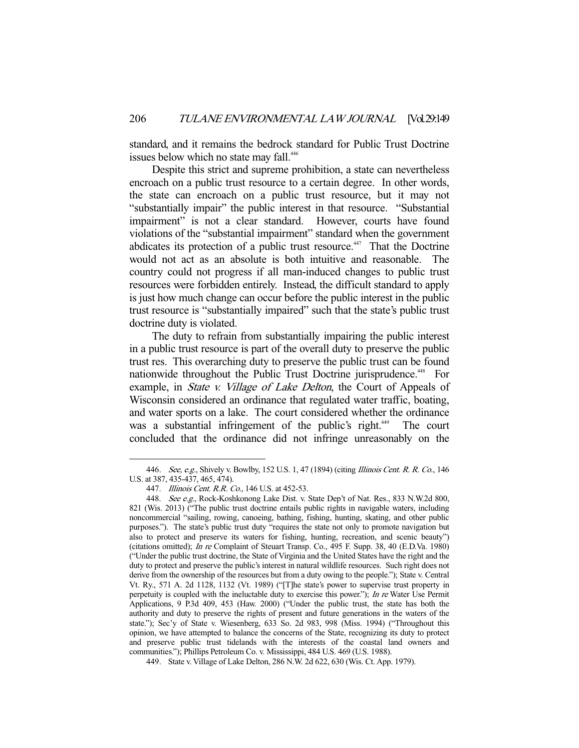standard, and it remains the bedrock standard for Public Trust Doctrine issues below which no state may fall.[446]

Despite this strict and supreme prohibition, a state can nevertheless encroach on a public trust resource to a certain degree. In other words, the state can encroach on a public trust resource, but it may not "substantially impair" the public interest in that resource. "Substantial impairment" is not a clear standard. However, courts have found violations of the "substantial impairment" standard when the government abdicates its protection of a public trust resource.[447] That the Doctrine would not act as an absolute is both intuitive and reasonable. The country could not progress if all man-induced changes to public trust resources were forbidden entirely. Instead, the difficult standard to apply is just how much change can occur before the public interest in the public trust resource is "substantially impaired" such that the state's public trust doctrine duty is violated.

The duty to refrain from substantially impairing the public interest in a public trust resource is part of the overall duty to preserve the public trust res. This overarching duty to preserve the public trust can be found nationwide throughout the Public Trust Doctrine jurisprudence.[448] For example, in *State v. Village of Lake Delton*, the Court of Appeals of Wisconsin considered an ordinance that regulated water traffic, boating, and water sports on a lake. The court considered whether the ordinance was a substantial infringement of the public's right.[449] The court concluded that the ordinance did not infringe unreasonably on the

---

446. *See, e.g.*, Shively v. Bowlby, 152 U.S. 1, 47 (1894) (citing *Illinois Cent. R. R. Co.*, 146 U.S. at 387, 435-437, 465, 474).

447. *Illinois Cent. R.R. Co.*, 146 U.S. at 452-53.

448. *See e.g.*, Rock-Koshkonong Lake Dist. v. State Dep't of Nat. Res., 833 N.W.2d 800, 821 (Wis. 2013) ("The public trust doctrine entails public rights in navigable waters, including noncommercial "sailing, rowing, canoeing, bathing, fishing, hunting, skating, and other public purposes."). The state's public trust duty "requires the state not only to promote navigation but also to protect and preserve its waters for fishing, hunting, recreation, and scenic beauty") (citations omitted); *In re* Complaint of Steuart Transp. Co., 495 F. Supp. 38, 40 (E.D.Va. 1980) ("Under the public trust doctrine, the State of Virginia and the United States have the right and the duty to protect and preserve the public's interest in natural wildlife resources. Such right does not derive from the ownership of the resources but from a duty owing to the people."); State v. Central Vt. Ry., 571 A. 2d 1128, 1132 (Vt. 1989) ("[T]he state's power to supervise trust property in perpetuity is coupled with the ineluctable duty to exercise this power."); *In re* Water Use Permit Applications, 9 P.3d 409, 453 (Haw. 2000) ("Under the public trust, the state has both the authority and duty to preserve the rights of present and future generations in the waters of the state."); Sec'y of State v. Wiesenberg, 633 So. 2d 983, 998 (Miss. 1994) ("Throughout this opinion, we have attempted to balance the concerns of the State, recognizing its duty to protect and preserve public trust tidelands with the interests of the coastal land owners and communities."); Phillips Petroleum Co. v. Mississippi, 484 U.S. 469 (U.S. 1988).

449. State v. Village of Lake Delton, 286 N.W. 2d 622, 630 (Wis. Ct. App. 1979).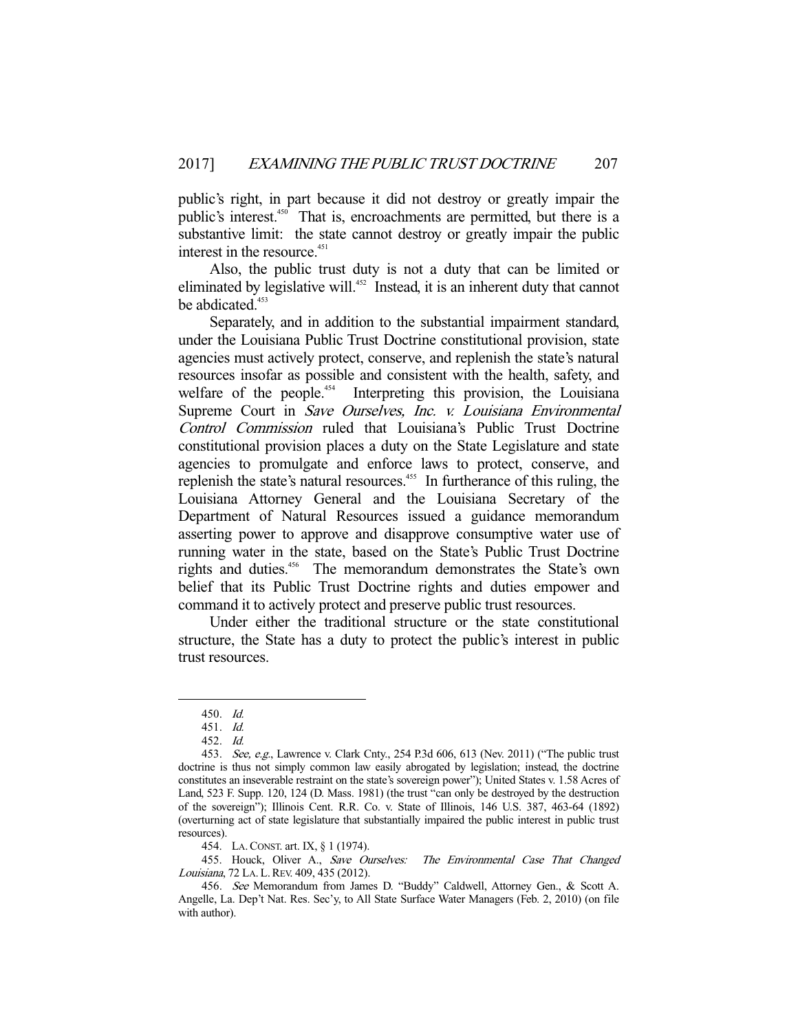public's right, in part because it did not destroy or greatly impair the public's interest.[450] That is, encroachments are permitted, but there is a substantive limit: the state cannot destroy or greatly impair the public interest in the resource.[451]

Also, the public trust duty is not a duty that can be limited or eliminated by legislative will.[452] Instead, it is an inherent duty that cannot be abdicated.[453]

Separately, and in addition to the substantial impairment standard, under the Louisiana Public Trust Doctrine constitutional provision, state agencies must actively protect, conserve, and replenish the state's natural resources insofar as possible and consistent with the health, safety, and welfare of the people.[454] Interpreting this provision, the Louisiana Supreme Court in *Save Ourselves, Inc. v. Louisiana Environmental Control Commission* ruled that Louisiana's Public Trust Doctrine constitutional provision places a duty on the State Legislature and state agencies to promulgate and enforce laws to protect, conserve, and replenish the state's natural resources.[455] In furtherance of this ruling, the Louisiana Attorney General and the Louisiana Secretary of the Department of Natural Resources issued a guidance memorandum asserting power to approve and disapprove consumptive water use of running water in the state, based on the State's Public Trust Doctrine rights and duties.[456] The memorandum demonstrates the State's own belief that its Public Trust Doctrine rights and duties empower and command it to actively protect and preserve public trust resources.

Under either the traditional structure or the state constitutional structure, the State has a duty to protect the public's interest in public trust resources.

---

450. *Id.*

451. *Id.*

452. *Id.*

453. *See, e.g.*, Lawrence v. Clark Cnty., 254 P.3d 606, 613 (Nev. 2011) ("The public trust doctrine is thus not simply common law easily abrogated by legislation; instead, the doctrine constitutes an inseverable restraint on the state's sovereign power"); United States v. 1.58 Acres of Land, 523 F. Supp. 120, 124 (D. Mass. 1981) (the trust "can only be destroyed by the destruction of the sovereign"); Illinois Cent. R.R. Co. v. State of Illinois, 146 U.S. 387, 463-64 (1892) (overturning act of state legislature that substantially impaired the public interest in public trust resources).

454. LA. CONST. art. IX, § 1 (1974).

455. Houck, Oliver A., *Save Ourselves: The Environmental Case That Changed Louisiana*, 72 LA. L. REV. 409, 435 (2012).

456. *See* Memorandum from James D. "Buddy" Caldwell, Attorney Gen., & Scott A. Angelle, La. Dep't Nat. Res. Sec'y, to All State Surface Water Managers (Feb. 2, 2010) (on file with author).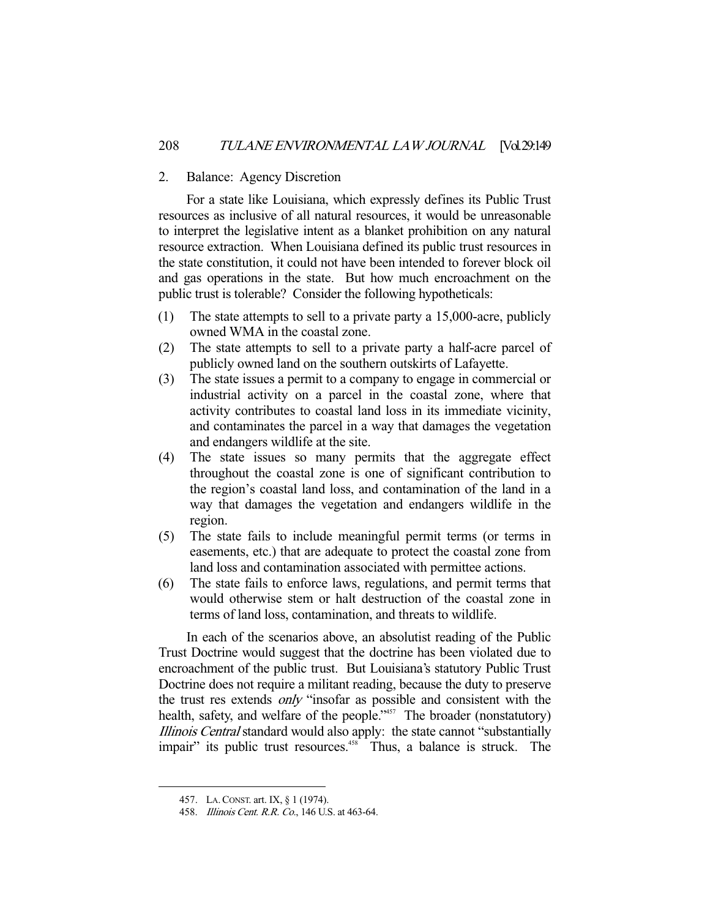### 2. Balance: Agency Discretion

For a state like Louisiana, which expressly defines its Public Trust resources as inclusive of all natural resources, it would be unreasonable to interpret the legislative intent as a blanket prohibition on any natural resource extraction. When Louisiana defined its public trust resources in the state constitution, it could not have been intended to forever block oil and gas operations in the state. But how much encroachment on the public trust is tolerable? Consider the following hypotheticals:

(1) The state attempts to sell to a private party a 15,000-acre, publicly owned WMA in the coastal zone.

(2) The state attempts to sell to a private party a half-acre parcel of publicly owned land on the southern outskirts of Lafayette.

(3) The state issues a permit to a company to engage in commercial or industrial activity on a parcel in the coastal zone, where that activity contributes to coastal land loss in its immediate vicinity, and contaminates the parcel in a way that damages the vegetation and endangers wildlife at the site.

(4) The state issues so many permits that the aggregate effect throughout the coastal zone is one of significant contribution to the region's coastal land loss, and contamination of the land in a way that damages the vegetation and endangers wildlife in the region.

(5) The state fails to include meaningful permit terms (or terms in easements, etc.) that are adequate to protect the coastal zone from land loss and contamination associated with permittee actions.

(6) The state fails to enforce laws, regulations, and permit terms that would otherwise stem or halt destruction of the coastal zone in terms of land loss, contamination, and threats to wildlife.

In each of the scenarios above, an absolutist reading of the Public Trust Doctrine would suggest that the doctrine has been violated due to encroachment of the public trust. But Louisiana's statutory Public Trust Doctrine does not require a militant reading, because the duty to preserve the trust res extends *only* "insofar as possible and consistent with the health, safety, and welfare of the people."[457] The broader (nonstatutory) *Illinois Central* standard would also apply: the state cannot "substantially impair" its public trust resources.[458] Thus, a balance is struck. The

---

457. LA. CONST. art. IX, § 1 (1974).

458. *Illinois Cent. R.R. Co.*, 146 U.S. at 463-64.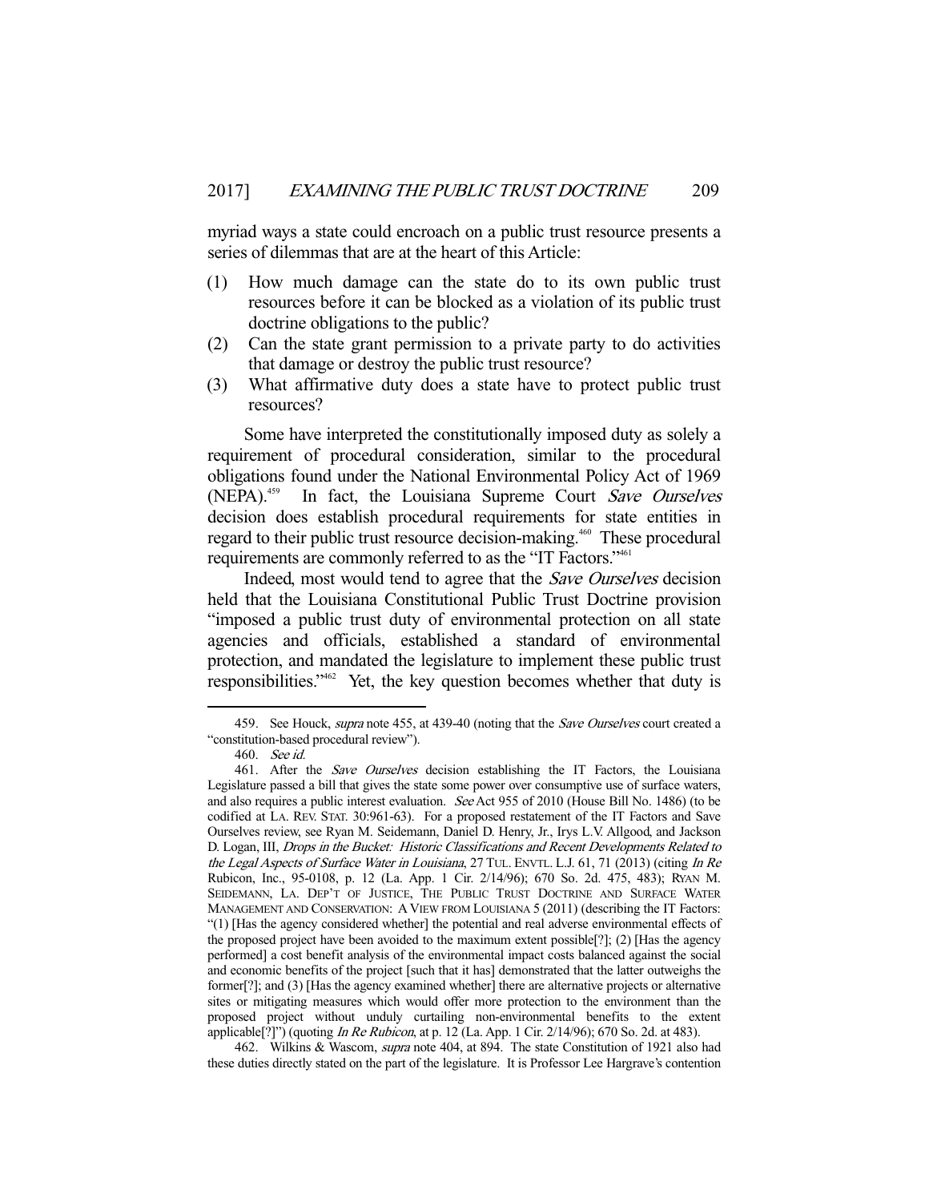myriad ways a state could encroach on a public trust resource presents a series of dilemmas that are at the heart of this Article:

(1) How much damage can the state do to its own public trust resources before it can be blocked as a violation of its public trust doctrine obligations to the public?
(2) Can the state grant permission to a private party to do activities that damage or destroy the public trust resource?
(3) What affirmative duty does a state have to protect public trust resources?

Some have interpreted the constitutionally imposed duty as solely a requirement of procedural consideration, similar to the procedural obligations found under the National Environmental Policy Act of 1969 (NEPA).[459] In fact, the Louisiana Supreme Court *Save Ourselves* decision does establish procedural requirements for state entities in regard to their public trust resource decision-making.[460] These procedural requirements are commonly referred to as the "IT Factors."[461]

Indeed, most would tend to agree that the *Save Ourselves* decision held that the Louisiana Constitutional Public Trust Doctrine provision "imposed a public trust duty of environmental protection on all state agencies and officials, established a standard of environmental protection, and mandated the legislature to implement these public trust responsibilities."[462] Yet, the key question becomes whether that duty is

---

459. See Houck, *supra* note 455, at 439-40 (noting that the *Save Ourselves* court created a "constitution-based procedural review").

460. *See id.*

461. After the *Save Ourselves* decision establishing the IT Factors, the Louisiana Legislature passed a bill that gives the state some power over consumptive use of surface waters, and also requires a public interest evaluation. *See* Act 955 of 2010 (House Bill No. 1486) (to be codified at LA. REV. STAT. 30:961-63). For a proposed restatement of the IT Factors and Save Ourselves review, see Ryan M. Seidemann, Daniel D. Henry, Jr., Irys L.V. Allgood, and Jackson D. Logan, III, *Drops in the Bucket: Historic Classifications and Recent Developments Related to the Legal Aspects of Surface Water in Louisiana*, 27 TUL. ENVTL. L.J. 61, 71 (2013) (citing *In Re* Rubicon, Inc., 95-0108, p. 12 (La. App. 1 Cir. 2/14/96); 670 So. 2d. 475, 483); RYAN M. SEIDEMANN, LA. DEP'T OF JUSTICE, THE PUBLIC TRUST DOCTRINE AND SURFACE WATER MANAGEMENT AND CONSERVATION: A VIEW FROM LOUISIANA 5 (2011) (describing the IT Factors: "(1) [Has the agency considered whether] the potential and real adverse environmental effects of the proposed project have been avoided to the maximum extent possible[?]; (2) [Has the agency performed] a cost benefit analysis of the environmental impact costs balanced against the social and economic benefits of the project [such that it has] demonstrated that the latter outweighs the former[?]; and (3) [Has the agency examined whether] there are alternative projects or alternative sites or mitigating measures which would offer more protection to the environment than the proposed project without unduly curtailing non-environmental benefits to the extent applicable[?]") (quoting *In Re Rubicon*, at p. 12 (La. App. 1 Cir. 2/14/96); 670 So. 2d. at 483).

462. Wilkins & Wascom, *supra* note 404, at 894. The state Constitution of 1921 also had these duties directly stated on the part of the legislature. It is Professor Lee Hargrave's contention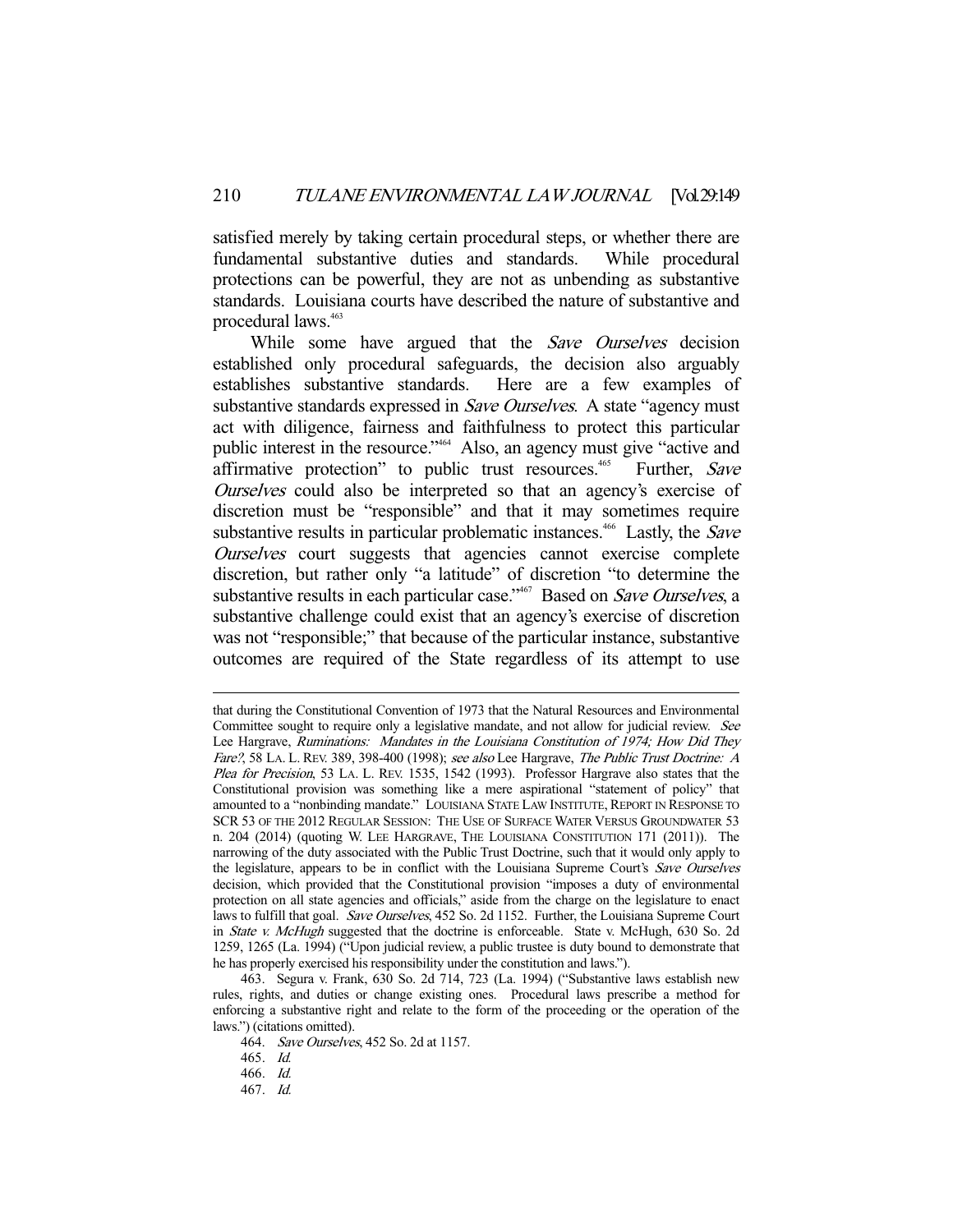satisfied merely by taking certain procedural steps, or whether there are fundamental substantive duties and standards. While procedural protections can be powerful, they are not as unbending as substantive standards. Louisiana courts have described the nature of substantive and procedural laws.[463]

While some have argued that the *Save Ourselves* decision established only procedural safeguards, the decision also arguably establishes substantive standards. Here are a few examples of substantive standards expressed in *Save Ourselves*. A state "agency must act with diligence, fairness and faithfulness to protect this particular public interest in the resource."[464] Also, an agency must give "active and affirmative protection" to public trust resources.[465] Further, *Save Ourselves* could also be interpreted so that an agency's exercise of discretion must be "responsible" and that it may sometimes require substantive results in particular problematic instances.[466] Lastly, the *Save Ourselves* court suggests that agencies cannot exercise complete discretion, but rather only "a latitude" of discretion "to determine the substantive results in each particular case."[467] Based on *Save Ourselves*, a substantive challenge could exist that an agency's exercise of discretion was not "responsible;" that because of the particular instance, substantive outcomes are required of the State regardless of its attempt to use

---

that during the Constitutional Convention of 1973 that the Natural Resources and Environmental Committee sought to require only a legislative mandate, and not allow for judicial review. *See* Lee Hargrave, *Ruminations: Mandates in the Louisiana Constitution of 1974; How Did They Fare?*, 58 LA. L. REV. 389, 398-400 (1998); *see also* Lee Hargrave, *The Public Trust Doctrine: A Plea for Precision*, 53 LA. L. REV. 1535, 1542 (1993). Professor Hargrave also states that the Constitutional provision was something like a mere aspirational "statement of policy" that amounted to a "nonbinding mandate." LOUISIANA STATE LAW INSTITUTE, REPORT IN RESPONSE TO SCR 53 OF THE 2012 REGULAR SESSION: THE USE OF SURFACE WATER VERSUS GROUNDWATER 53 n. 204 (2014) (quoting W. LEE HARGRAVE, THE LOUISIANA CONSTITUTION 171 (2011)). The narrowing of the duty associated with the Public Trust Doctrine, such that it would only apply to the legislature, appears to be in conflict with the Louisiana Supreme Court's *Save Ourselves* decision, which provided that the Constitutional provision "imposes a duty of environmental protection on all state agencies and officials," aside from the charge on the legislature to enact laws to fulfill that goal. *Save Ourselves*, 452 So. 2d 1152. Further, the Louisiana Supreme Court in *State v. McHugh* suggested that the doctrine is enforceable. State v. McHugh, 630 So. 2d 1259, 1265 (La. 1994) ("Upon judicial review, a public trustee is duty bound to demonstrate that he has properly exercised his responsibility under the constitution and laws.").

463. Segura v. Frank, 630 So. 2d 714, 723 (La. 1994) ("Substantive laws establish new rules, rights, and duties or change existing ones. Procedural laws prescribe a method for enforcing a substantive right and relate to the form of the proceeding or the operation of the laws.") (citations omitted).

464. *Save Ourselves*, 452 So. 2d at 1157.

465. *Id.*

466. *Id.*

467. *Id.*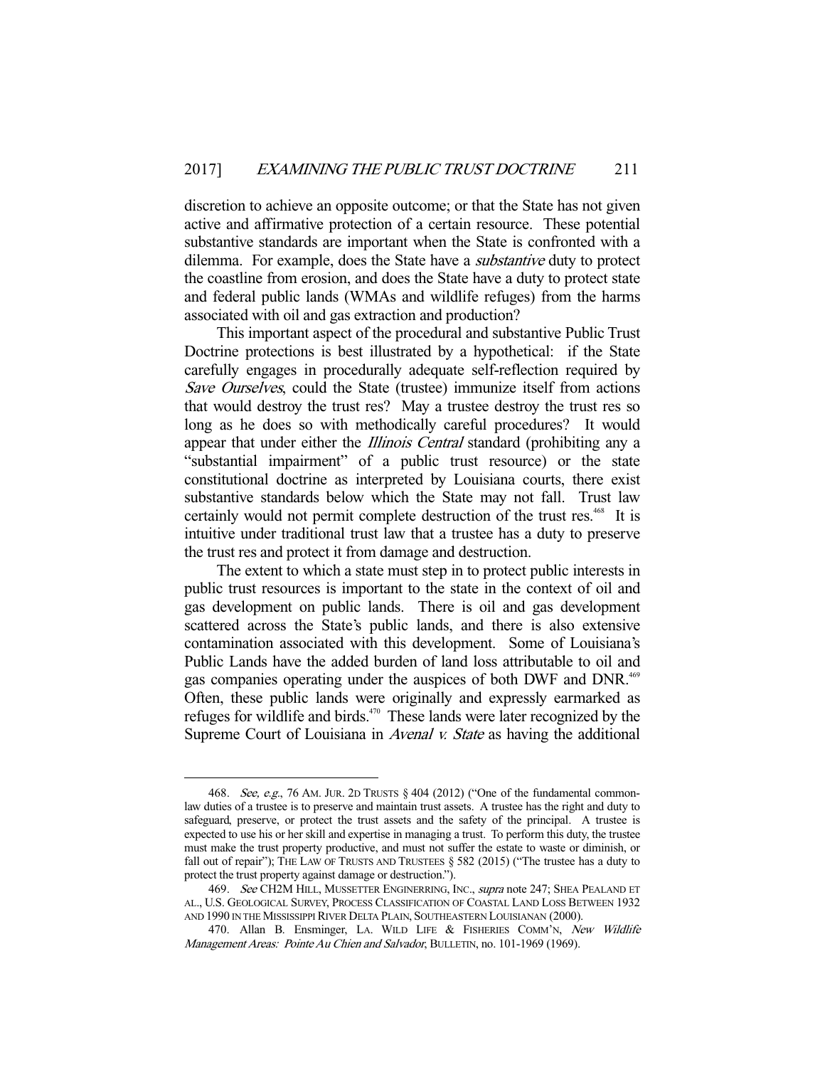discretion to achieve an opposite outcome; or that the State has not given active and affirmative protection of a certain resource. These potential substantive standards are important when the State is confronted with a dilemma. For example, does the State have a *substantive* duty to protect the coastline from erosion, and does the State have a duty to protect state and federal public lands (WMAs and wildlife refuges) from the harms associated with oil and gas extraction and production?

This important aspect of the procedural and substantive Public Trust Doctrine protections is best illustrated by a hypothetical: if the State carefully engages in procedurally adequate self-reflection required by *Save Ourselves*, could the State (trustee) immunize itself from actions that would destroy the trust res? May a trustee destroy the trust res so long as he does so with methodically careful procedures? It would appear that under either the *Illinois Central* standard (prohibiting any a "substantial impairment" of a public trust resource) or the state constitutional doctrine as interpreted by Louisiana courts, there exist substantive standards below which the State may not fall. Trust law certainly would not permit complete destruction of the trust res.[468] It is intuitive under traditional trust law that a trustee has a duty to preserve the trust res and protect it from damage and destruction.

The extent to which a state must step in to protect public interests in public trust resources is important to the state in the context of oil and gas development on public lands. There is oil and gas development scattered across the State's public lands, and there is also extensive contamination associated with this development. Some of Louisiana's Public Lands have the added burden of land loss attributable to oil and gas companies operating under the auspices of both DWF and DNR.[469] Often, these public lands were originally and expressly earmarked as refuges for wildlife and birds.[470] These lands were later recognized by the Supreme Court of Louisiana in *Avenal v. State* as having the additional

---

468. *See, e.g.*, 76 AM. JUR. 2D TRUSTS § 404 (2012) ("One of the fundamental common-law duties of a trustee is to preserve and maintain trust assets. A trustee has the right and duty to safeguard, preserve, or protect the trust assets and the safety of the principal. A trustee is expected to use his or her skill and expertise in managing a trust. To perform this duty, the trustee must make the trust property productive, and must not suffer the estate to waste or diminish, or fall out of repair"); THE LAW OF TRUSTS AND TRUSTEES § 582 (2015) ("The trustee has a duty to protect the trust property against damage or destruction.").

469. *See* CH2M HILL, MUSSETTER ENGINERRING, INC., *supra* note 247; SHEA PEALAND ET AL., U.S. GEOLOGICAL SURVEY, PROCESS CLASSIFICATION OF COASTAL LAND LOSS BETWEEN 1932 AND 1990 IN THE MISSISSIPPI RIVER DELTA PLAIN, SOUTHEASTERN LOUISIANAN (2000).

470. Allan B. Ensminger, LA. WILD LIFE & FISHERIES COMM'N, *New Wildlife Management Areas: Pointe Au Chien and Salvador*, BULLETIN, no. 101-1969 (1969).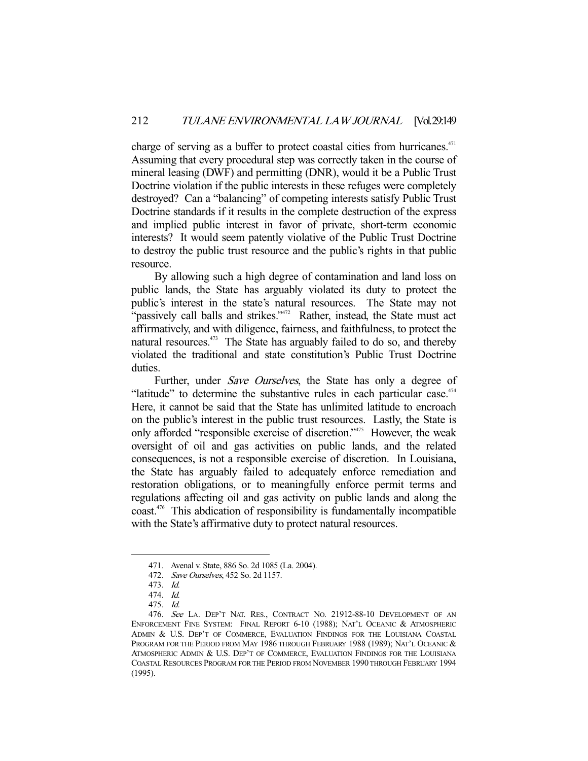charge of serving as a buffer to protect coastal cities from hurricanes.[471] Assuming that every procedural step was correctly taken in the course of mineral leasing (DWF) and permitting (DNR), would it be a Public Trust Doctrine violation if the public interests in these refuges were completely destroyed? Can a "balancing" of competing interests satisfy Public Trust Doctrine standards if it results in the complete destruction of the express and implied public interest in favor of private, short-term economic interests? It would seem patently violative of the Public Trust Doctrine to destroy the public trust resource and the public's rights in that public resource.

By allowing such a high degree of contamination and land loss on public lands, the State has arguably violated its duty to protect the public's interest in the state's natural resources. The State may not "passively call balls and strikes."[472] Rather, instead, the State must act affirmatively, and with diligence, fairness, and faithfulness, to protect the natural resources.[473] The State has arguably failed to do so, and thereby violated the traditional and state constitution's Public Trust Doctrine duties.

Further, under *Save Ourselves*, the State has only a degree of "latitude" to determine the substantive rules in each particular case.[474] Here, it cannot be said that the State has unlimited latitude to encroach on the public's interest in the public trust resources. Lastly, the State is only afforded "responsible exercise of discretion."[475] However, the weak oversight of oil and gas activities on public lands, and the related consequences, is not a responsible exercise of discretion. In Louisiana, the State has arguably failed to adequately enforce remediation and restoration obligations, or to meaningfully enforce permit terms and regulations affecting oil and gas activity on public lands and along the coast.[476] This abdication of responsibility is fundamentally incompatible with the State's affirmative duty to protect natural resources.

---

471. Avenal v. State, 886 So. 2d 1085 (La. 2004).

472. *Save Ourselves*, 452 So. 2d 1157.

473. *Id.*

474. *Id.*

475. *Id.*

476. *See* LA. DEP'T NAT. RES., CONTRACT NO. 21912-88-10 DEVELOPMENT OF AN ENFORCEMENT FINE SYSTEM: FINAL REPORT 6-10 (1988); NAT'L OCEANIC & ATMOSPHERIC ADMIN & U.S. DEP'T OF COMMERCE, EVALUATION FINDINGS FOR THE LOUISIANA COASTAL PROGRAM FOR THE PERIOD FROM MAY 1986 THROUGH FEBRUARY 1988 (1989); NAT'L OCEANIC & ATMOSPHERIC ADMIN & U.S. DEP'T OF COMMERCE, EVALUATION FINDINGS FOR THE LOUISIANA COASTAL RESOURCES PROGRAM FOR THE PERIOD FROM NOVEMBER 1990 THROUGH FEBRUARY 1994 (1995).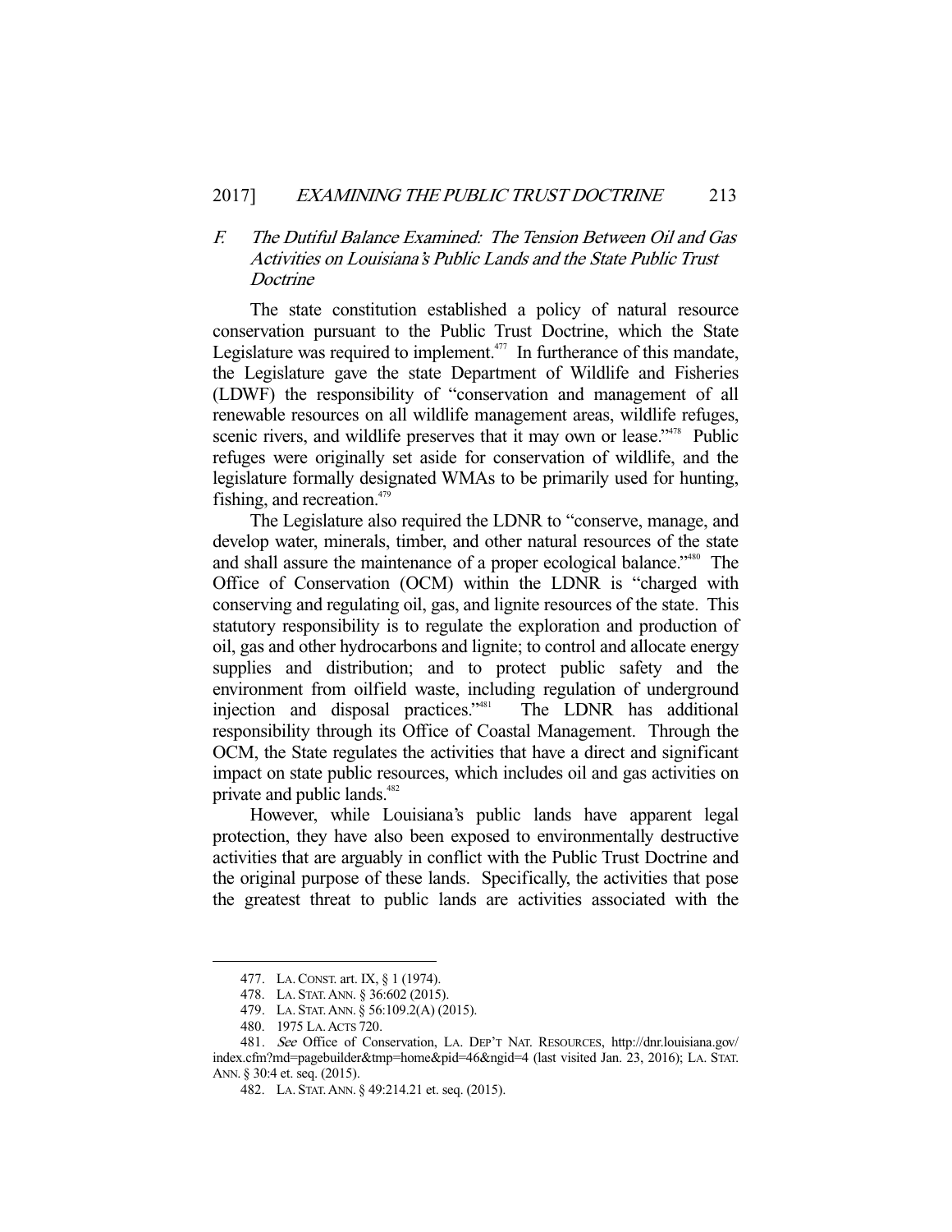### *F. The Dutiful Balance Examined: The Tension Between Oil and Gas Activities on Louisiana's Public Lands and the State Public Trust Doctrine*

The state constitution established a policy of natural resource conservation pursuant to the Public Trust Doctrine, which the State Legislature was required to implement.[477] In furtherance of this mandate, the Legislature gave the state Department of Wildlife and Fisheries (LDWF) the responsibility of "conservation and management of all renewable resources on all wildlife management areas, wildlife refuges, scenic rivers, and wildlife preserves that it may own or lease."[478] Public refuges were originally set aside for conservation of wildlife, and the legislature formally designated WMAs to be primarily used for hunting, fishing, and recreation.[479]

The Legislature also required the LDNR to "conserve, manage, and develop water, minerals, timber, and other natural resources of the state and shall assure the maintenance of a proper ecological balance."[480] The Office of Conservation (OCM) within the LDNR is "charged with conserving and regulating oil, gas, and lignite resources of the state. This statutory responsibility is to regulate the exploration and production of oil, gas and other hydrocarbons and lignite; to control and allocate energy supplies and distribution; and to protect public safety and the environment from oilfield waste, including regulation of underground injection and disposal practices."[481] The LDNR has additional responsibility through its Office of Coastal Management. Through the OCM, the State regulates the activities that have a direct and significant impact on state public resources, which includes oil and gas activities on private and public lands.[482]

However, while Louisiana's public lands have apparent legal protection, they have also been exposed to environmentally destructive activities that are arguably in conflict with the Public Trust Doctrine and the original purpose of these lands. Specifically, the activities that pose the greatest threat to public lands are activities associated with the

---

477. LA. CONST. art. IX, § 1 (1974).

478. LA. STAT. ANN. § 36:602 (2015).

479. LA. STAT. ANN. § 56:109.2(A) (2015).

480. 1975 LA. ACTS 720.

481. *See* Office of Conservation, LA. DEP'T NAT. RESOURCES, http://dnr.louisiana.gov/index.cfm?md=pagebuilder&tmp=home&pid=46&ngid=4 (last visited Jan. 23, 2016); LA. STAT. ANN. § 30:4 et. seq. (2015).

482. LA. STAT. ANN. § 49:214.21 et. seq. (2015).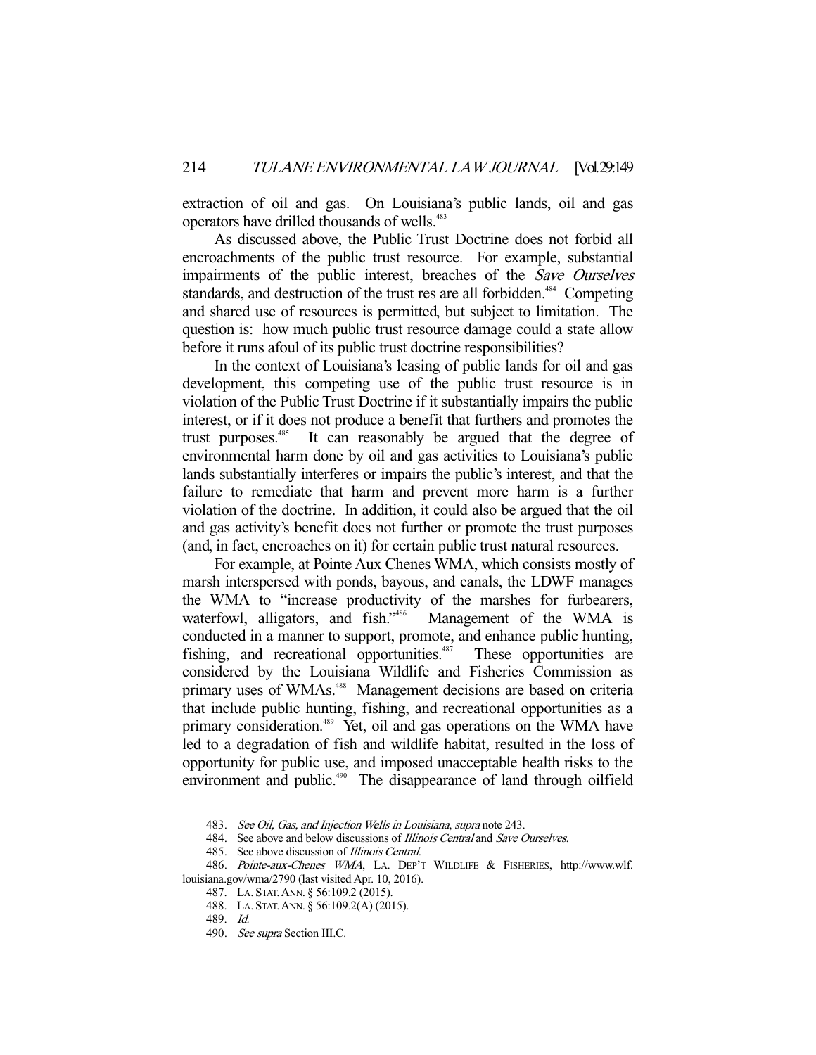extraction of oil and gas. On Louisiana's public lands, oil and gas operators have drilled thousands of wells.[483]

As discussed above, the Public Trust Doctrine does not forbid all encroachments of the public trust resource. For example, substantial impairments of the public interest, breaches of the *Save Ourselves* standards, and destruction of the trust res are all forbidden.[484] Competing and shared use of resources is permitted, but subject to limitation. The question is: how much public trust resource damage could a state allow before it runs afoul of its public trust doctrine responsibilities?

In the context of Louisiana's leasing of public lands for oil and gas development, this competing use of the public trust resource is in violation of the Public Trust Doctrine if it substantially impairs the public interest, or if it does not produce a benefit that furthers and promotes the trust purposes.[485] It can reasonably be argued that the degree of environmental harm done by oil and gas activities to Louisiana's public lands substantially interferes or impairs the public's interest, and that the failure to remediate that harm and prevent more harm is a further violation of the doctrine. In addition, it could also be argued that the oil and gas activity's benefit does not further or promote the trust purposes (and, in fact, encroaches on it) for certain public trust natural resources.

For example, at Pointe Aux Chenes WMA, which consists mostly of marsh interspersed with ponds, bayous, and canals, the LDWF manages the WMA to "increase productivity of the marshes for furbearers, waterfowl, alligators, and fish."[486] Management of the WMA is conducted in a manner to support, promote, and enhance public hunting, fishing, and recreational opportunities.[487] These opportunities are considered by the Louisiana Wildlife and Fisheries Commission as primary uses of WMAs.[488] Management decisions are based on criteria that include public hunting, fishing, and recreational opportunities as a primary consideration.[489] Yet, oil and gas operations on the WMA have led to a degradation of fish and wildlife habitat, resulted in the loss of opportunity for public use, and imposed unacceptable health risks to the environment and public.[490] The disappearance of land through oilfield

---

483. *See Oil, Gas, and Injection Wells in Louisiana*, *supra* note 243.

484. See above and below discussions of *Illinois Central* and *Save Ourselves*.

485. See above discussion of *Illinois Central*.

486. *Pointe-aux-Chenes WMA*, LA. DEP'T WILDLIFE & FISHERIES, http://www.wlf.louisiana.gov/wma/2790 (last visited Apr. 10, 2016).

487. LA. STAT. ANN. § 56:109.2 (2015).

488. LA. STAT. ANN. § 56:109.2(A) (2015).

489. *Id.*

490. *See supra* Section III.C.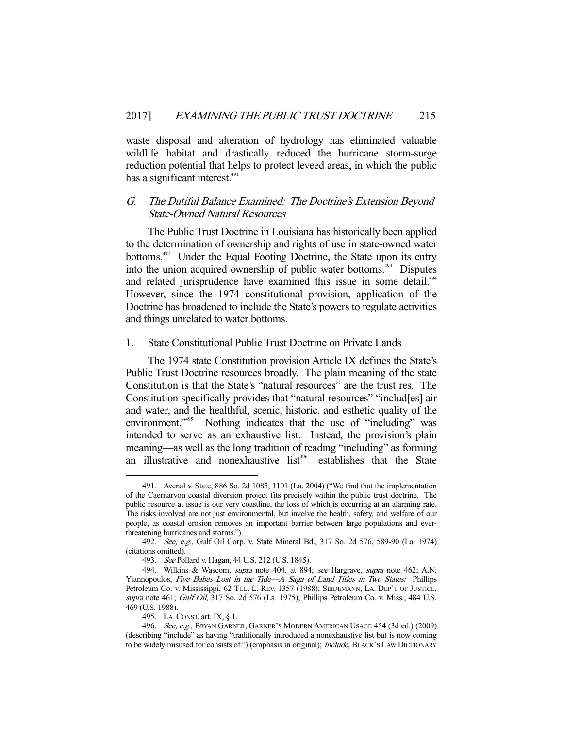waste disposal and alteration of hydrology has eliminated valuable wildlife habitat and drastically reduced the hurricane storm-surge reduction potential that helps to protect leveed areas, in which the public has a significant interest.[491]

## G. *The Dutiful Balance Examined: The Doctrine's Extension Beyond State-Owned Natural Resources*

The Public Trust Doctrine in Louisiana has historically been applied to the determination of ownership and rights of use in state-owned water bottoms.[492] Under the Equal Footing Doctrine, the State upon its entry into the union acquired ownership of public water bottoms.[493] Disputes and related jurisprudence have examined this issue in some detail.[494] However, since the 1974 constitutional provision, application of the Doctrine has broadened to include the State's powers to regulate activities and things unrelated to water bottoms.

### 1. State Constitutional Public Trust Doctrine on Private Lands

The 1974 state Constitution provision Article IX defines the State's Public Trust Doctrine resources broadly. The plain meaning of the state Constitution is that the State's "natural resources" are the trust res. The Constitution specifically provides that "natural resources" "includ[es] air and water, and the healthful, scenic, historic, and esthetic quality of the environment."[495] Nothing indicates that the use of "including" was intended to serve as an exhaustive list. Instead, the provision's plain meaning—as well as the long tradition of reading "including" as forming an illustrative and nonexhaustive list[496]—establishes that the State

---

491. Avenal v. State, 886 So. 2d 1085, 1101 (La. 2004) ("We find that the implementation of the Caernarvon coastal diversion project fits precisely within the public trust doctrine. The public resource at issue is our very coastline, the loss of which is occurring at an alarming rate. The risks involved are not just environmental, but involve the health, safety, and welfare of our people, as coastal erosion removes an important barrier between large populations and ever-threatening hurricanes and storms.").

492. *See, e.g.*, Gulf Oil Corp. v. State Mineral Bd., 317 So. 2d 576, 589-90 (La. 1974) (citations omitted).

493. *See* Pollard v. Hagan, 44 U.S. 212 (U.S. 1845).

494. Wilkins & Wascom, *supra* note 404, at 894; *see* Hargrave, *supra* note 462; A.N. Yiannopoulos, *Five Babes Lost in the Tide—A Saga of Land Titles in Two States:* Phillips Petroleum Co. v. Mississippi, 62 TUL. L. REV. 1357 (1988); SEIDEMANN, LA. DEP'T OF JUSTICE, *supra* note 461; *Gulf Oil*, 317 So. 2d 576 (La. 1975); Phillips Petroleum Co. v. Miss., 484 U.S. 469 (U.S. 1988).

495. LA. CONST. art. IX, § 1.

496. *See, e.g.*, BRYAN GARNER, GARNER'S MODERN AMERICAN USAGE 454 (3d ed.) (2009) (describing "include" as having "traditionally introduced a nonexhaustive list but is now coming to be widely misused for consists of") (emphasis in original); *Include*, BLACK'S LAW DICTIONARY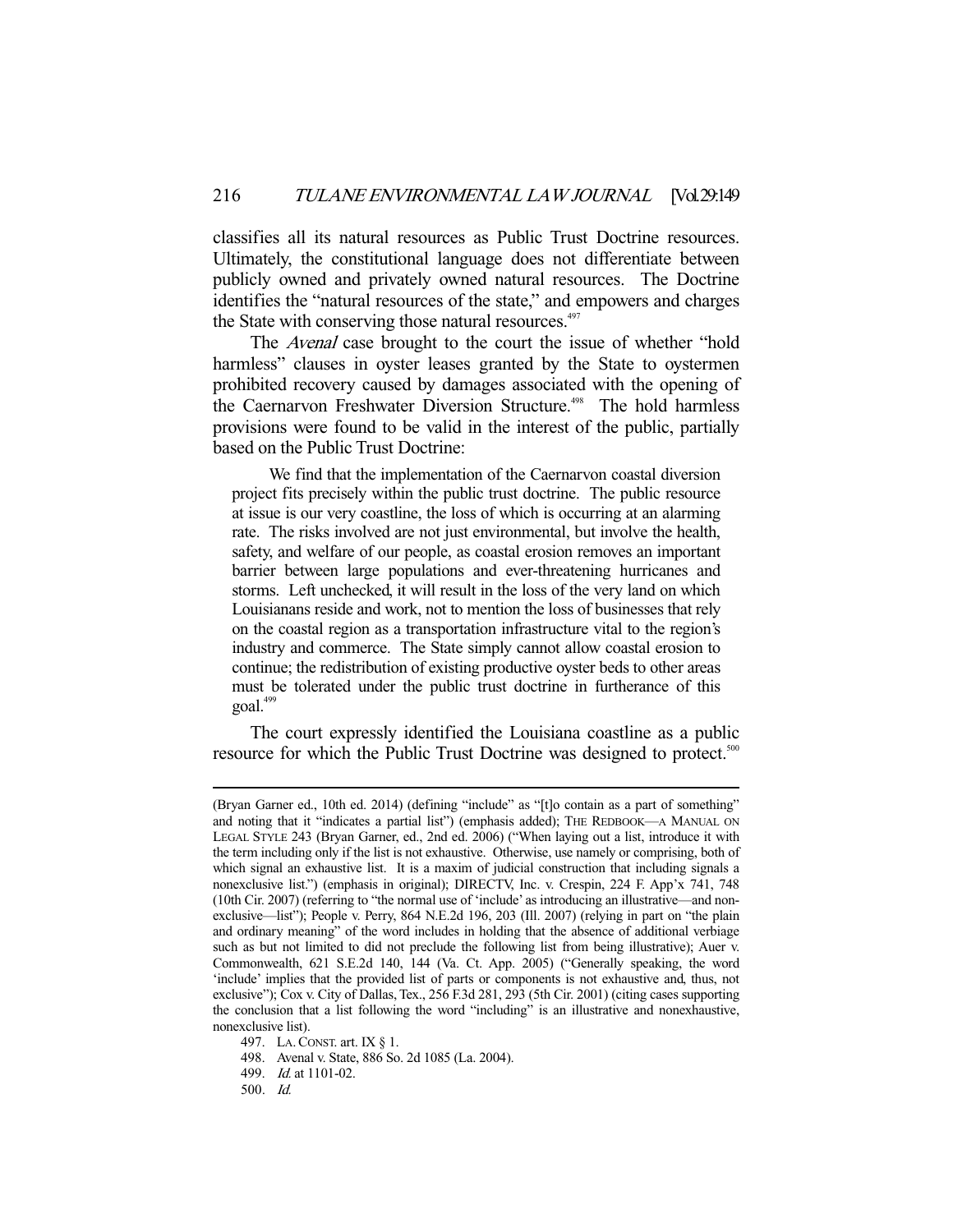classifies all its natural resources as Public Trust Doctrine resources. Ultimately, the constitutional language does not differentiate between publicly owned and privately owned natural resources. The Doctrine identifies the "natural resources of the state," and empowers and charges the State with conserving those natural resources.[497]

The *Avenal* case brought to the court the issue of whether "hold harmless" clauses in oyster leases granted by the State to oystermen prohibited recovery caused by damages associated with the opening of the Caernarvon Freshwater Diversion Structure.[498] The hold harmless provisions were found to be valid in the interest of the public, partially based on the Public Trust Doctrine:

> We find that the implementation of the Caernarvon coastal diversion project fits precisely within the public trust doctrine. The public resource at issue is our very coastline, the loss of which is occurring at an alarming rate. The risks involved are not just environmental, but involve the health, safety, and welfare of our people, as coastal erosion removes an important barrier between large populations and ever-threatening hurricanes and storms. Left unchecked, it will result in the loss of the very land on which Louisianans reside and work, not to mention the loss of businesses that rely on the coastal region as a transportation infrastructure vital to the region's industry and commerce. The State simply cannot allow coastal erosion to continue; the redistribution of existing productive oyster beds to other areas must be tolerated under the public trust doctrine in furtherance of this goal.[499]

The court expressly identified the Louisiana coastline as a public resource for which the Public Trust Doctrine was designed to protect.[500]

---

(Bryan Garner ed., 10th ed. 2014) (defining "include" as "[t]o contain as a part of something" and noting that it "indicates a partial list") (emphasis added); THE REDBOOK—A MANUAL ON LEGAL STYLE 243 (Bryan Garner, ed., 2nd ed. 2006) ("When laying out a list, introduce it with the term including only if the list is not exhaustive. Otherwise, use namely or comprising, both of which signal an exhaustive list. It is a maxim of judicial construction that including signals a nonexclusive list.") (emphasis in original); DIRECTV, Inc. v. Crespin, 224 F. App'x 741, 748 (10th Cir. 2007) (referring to "the normal use of 'include' as introducing an illustrative—and non-exclusive—list"); People v. Perry, 864 N.E.2d 196, 203 (Ill. 2007) (relying in part on "the plain and ordinary meaning" of the word includes in holding that the absence of additional verbiage such as but not limited to did not preclude the following list from being illustrative); Auer v. Commonwealth, 621 S.E.2d 140, 144 (Va. Ct. App. 2005) ("Generally speaking, the word 'include' implies that the provided list of parts or components is not exhaustive and, thus, not exclusive"); Cox v. City of Dallas, Tex., 256 F.3d 281, 293 (5th Cir. 2001) (citing cases supporting the conclusion that a list following the word "including" is an illustrative and nonexhaustive, nonexclusive list).

497. LA. CONST. art. IX § 1.

498. Avenal v. State, 886 So. 2d 1085 (La. 2004).

499. *Id.* at 1101-02.

500. *Id.*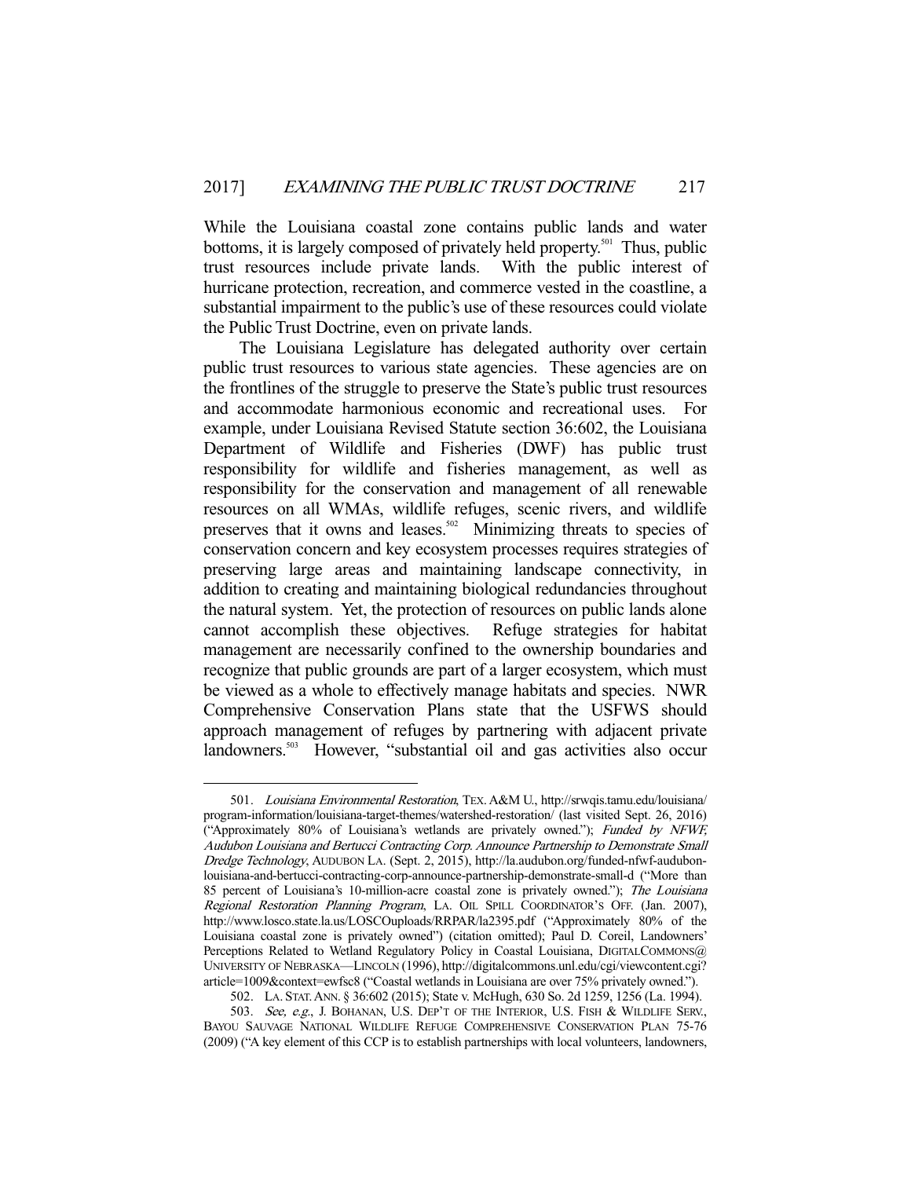While the Louisiana coastal zone contains public lands and water bottoms, it is largely composed of privately held property.[501] Thus, public trust resources include private lands. With the public interest of hurricane protection, recreation, and commerce vested in the coastline, a substantial impairment to the public's use of these resources could violate the Public Trust Doctrine, even on private lands.

The Louisiana Legislature has delegated authority over certain public trust resources to various state agencies. These agencies are on the frontlines of the struggle to preserve the State's public trust resources and accommodate harmonious economic and recreational uses. For example, under Louisiana Revised Statute section 36:602, the Louisiana Department of Wildlife and Fisheries (DWF) has public trust responsibility for wildlife and fisheries management, as well as responsibility for the conservation and management of all renewable resources on all WMAs, wildlife refuges, scenic rivers, and wildlife preserves that it owns and leases.[502] Minimizing threats to species of conservation concern and key ecosystem processes requires strategies of preserving large areas and maintaining landscape connectivity, in addition to creating and maintaining biological redundancies throughout the natural system. Yet, the protection of resources on public lands alone cannot accomplish these objectives. Refuge strategies for habitat management are necessarily confined to the ownership boundaries and recognize that public grounds are part of a larger ecosystem, which must be viewed as a whole to effectively manage habitats and species. NWR Comprehensive Conservation Plans state that the USFWS should approach management of refuges by partnering with adjacent private landowners.[503] However, "substantial oil and gas activities also occur

---

501. *Louisiana Environmental Restoration*, TEX. A&M U., http://srwqis.tamu.edu/louisiana/program-information/louisiana-target-themes/watershed-restoration/ (last visited Sept. 26, 2016) ("Approximately 80% of Louisiana's wetlands are privately owned."); *Funded by NFWF, Audubon Louisiana and Bertucci Contracting Corp. Announce Partnership to Demonstrate Small Dredge Technology*, AUDUBON LA. (Sept. 2, 2015), http://la.audubon.org/funded-nfwf-audubon-louisiana-and-bertucci-contracting-corp-announce-partnership-demonstrate-small-d ("More than 85 percent of Louisiana's 10-million-acre coastal zone is privately owned."); *The Louisiana Regional Restoration Planning Program*, LA. OIL SPILL COORDINATOR'S OFF. (Jan. 2007), http://www.losco.state.la.us/LOSCOuploads/RRPAR/la2395.pdf ("Approximately 80% of the Louisiana coastal zone is privately owned") (citation omitted); Paul D. Coreil, Landowners' Perceptions Related to Wetland Regulatory Policy in Coastal Louisiana, DIGITALCOMMONS@ UNIVERSITY OF NEBRASKA—LINCOLN (1996), http://digitalcommons.unl.edu/cgi/viewcontent.cgi?article=1009&context=ewfsc8 ("Coastal wetlands in Louisiana are over 75% privately owned.").

502. LA. STAT. ANN. § 36:602 (2015); State v. McHugh, 630 So. 2d 1259, 1256 (La. 1994).

503. *See, e.g.*, J. BOHANAN, U.S. DEP'T OF THE INTERIOR, U.S. FISH & WILDLIFE SERV., BAYOU SAUVAGE NATIONAL WILDLIFE REFUGE COMPREHENSIVE CONSERVATION PLAN 75-76 (2009) ("A key element of this CCP is to establish partnerships with local volunteers, landowners,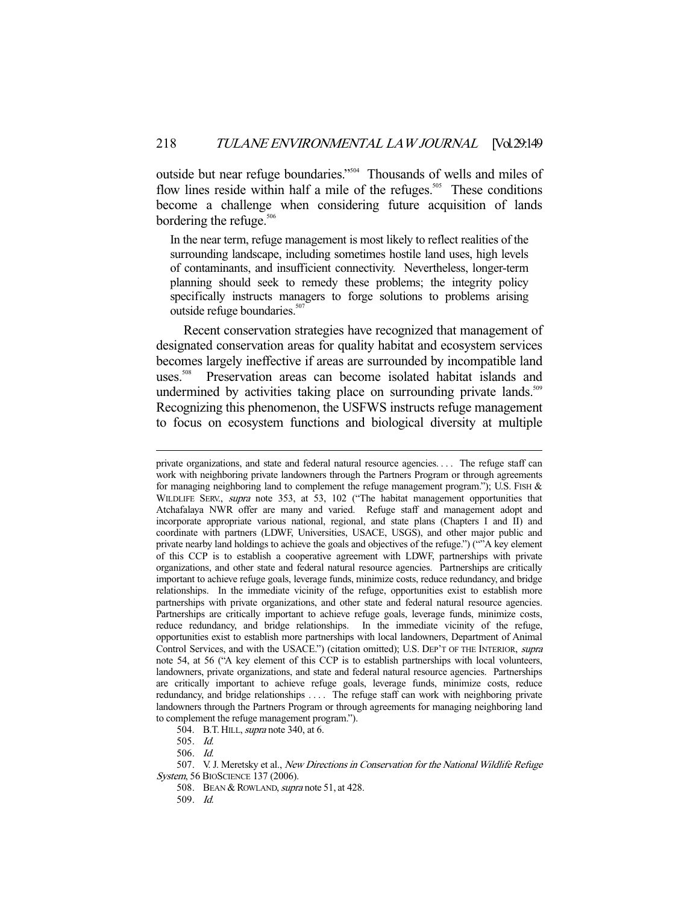outside but near refuge boundaries."[504] Thousands of wells and miles of flow lines reside within half a mile of the refuges.[505] These conditions become a challenge when considering future acquisition of lands bordering the refuge.[506]

> In the near term, refuge management is most likely to reflect realities of the surrounding landscape, including sometimes hostile land uses, high levels of contaminants, and insufficient connectivity. Nevertheless, longer-term planning should seek to remedy these problems; the integrity policy specifically instructs managers to forge solutions to problems arising outside refuge boundaries.[507]

Recent conservation strategies have recognized that management of designated conservation areas for quality habitat and ecosystem services becomes largely ineffective if areas are surrounded by incompatible land uses.[508] Preservation areas can become isolated habitat islands and undermined by activities taking place on surrounding private lands.[509] Recognizing this phenomenon, the USFWS instructs refuge management to focus on ecosystem functions and biological diversity at multiple

---

private organizations, and state and federal natural resource agencies. . . . The refuge staff can work with neighboring private landowners through the Partners Program or through agreements for managing neighboring land to complement the refuge management program."); U.S. FISH & WILDLIFE SERV., *supra* note 353, at 53, 102 ("The habitat management opportunities that Atchafalaya NWR offer are many and varied. Refuge staff and management adopt and incorporate appropriate various national, regional, and state plans (Chapters I and II) and coordinate with partners (LDWF, Universities, USACE, USGS), and other major public and private nearby land holdings to achieve the goals and objectives of the refuge.") (""A key element of this CCP is to establish a cooperative agreement with LDWF, partnerships with private organizations, and other state and federal natural resource agencies. Partnerships are critically important to achieve refuge goals, leverage funds, minimize costs, reduce redundancy, and bridge relationships. In the immediate vicinity of the refuge, opportunities exist to establish more partnerships with private organizations, and other state and federal natural resource agencies. Partnerships are critically important to achieve refuge goals, leverage funds, minimize costs, reduce redundancy, and bridge relationships. In the immediate vicinity of the refuge, opportunities exist to establish more partnerships with local landowners, Department of Animal Control Services, and with the USACE.") (citation omitted); U.S. DEP'T OF THE INTERIOR, *supra* note 54, at 56 ("A key element of this CCP is to establish partnerships with local volunteers, landowners, private organizations, and state and federal natural resource agencies. Partnerships are critically important to achieve refuge goals, leverage funds, minimize costs, reduce redundancy, and bridge relationships . . . . The refuge staff can work with neighboring private landowners through the Partners Program or through agreements for managing neighboring land to complement the refuge management program.").

504. B.T. HILL, *supra* note 340, at 6.

505. *Id.*

506. *Id.*

507. V. J. Meretsky et al., *New Directions in Conservation for the National Wildlife Refuge System*, 56 BIOSCIENCE 137 (2006).

508. BEAN & ROWLAND, *supra* note 51, at 428.

509. *Id.*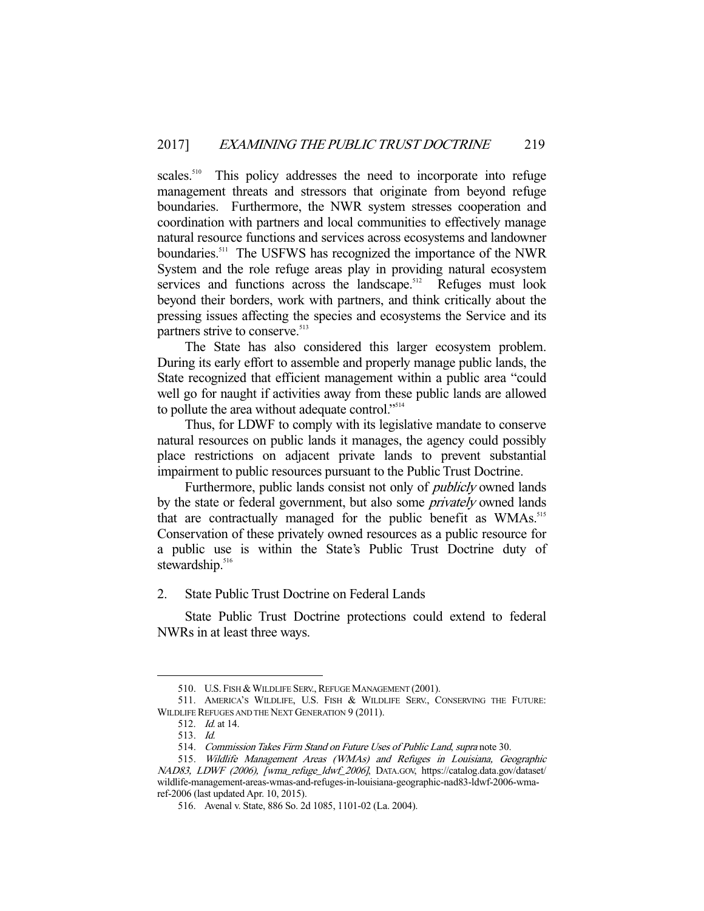scales.[510] This policy addresses the need to incorporate into refuge management threats and stressors that originate from beyond refuge boundaries. Furthermore, the NWR system stresses cooperation and coordination with partners and local communities to effectively manage natural resource functions and services across ecosystems and landowner boundaries.[511] The USFWS has recognized the importance of the NWR System and the role refuge areas play in providing natural ecosystem services and functions across the landscape.[512] Refuges must look beyond their borders, work with partners, and think critically about the pressing issues affecting the species and ecosystems the Service and its partners strive to conserve.[513]

The State has also considered this larger ecosystem problem. During its early effort to assemble and properly manage public lands, the State recognized that efficient management within a public area "could well go for naught if activities away from these public lands are allowed to pollute the area without adequate control."[514]

Thus, for LDWF to comply with its legislative mandate to conserve natural resources on public lands it manages, the agency could possibly place restrictions on adjacent private lands to prevent substantial impairment to public resources pursuant to the Public Trust Doctrine.

Furthermore, public lands consist not only of *publicly* owned lands by the state or federal government, but also some *privately* owned lands that are contractually managed for the public benefit as WMAs.[515] Conservation of these privately owned resources as a public resource for a public use is within the State's Public Trust Doctrine duty of stewardship.[516]

### 2. State Public Trust Doctrine on Federal Lands

State Public Trust Doctrine protections could extend to federal NWRs in at least three ways.

---

510. U.S. FISH & WILDLIFE SERV., REFUGE MANAGEMENT (2001).

511. AMERICA'S WILDLIFE, U.S. FISH & WILDLIFE SERV., CONSERVING THE FUTURE: WILDLIFE REFUGES AND THE NEXT GENERATION 9 (2011).

512. *Id.* at 14.

513. *Id.*

514. *Commission Takes Firm Stand on Future Uses of Public Land*, *supra* note 30.

515. *Wildlife Management Areas (WMAs) and Refuges in Louisiana, Geographic NAD83, LDWF (2006), [wma_refuge_ldwf_2006]*, DATA.GOV, https://catalog.data.gov/dataset/wildlife-management-areas-wmas-and-refuges-in-louisiana-geographic-nad83-ldwf-2006-wma-ref-2006 (last updated Apr. 10, 2015).

516. Avenal v. State, 886 So. 2d 1085, 1101-02 (La. 2004).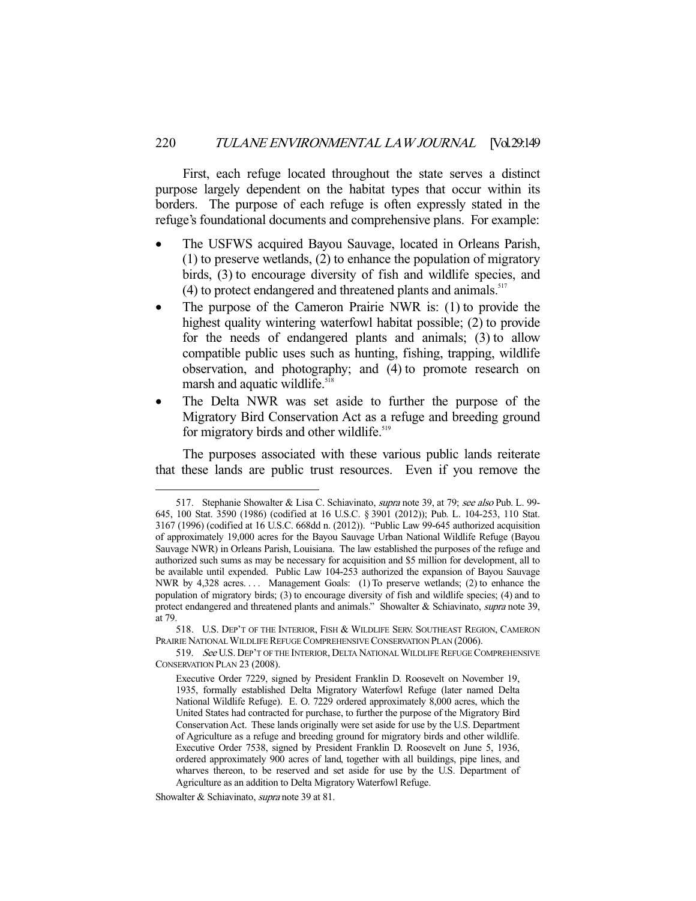First, each refuge located throughout the state serves a distinct purpose largely dependent on the habitat types that occur within its borders. The purpose of each refuge is often expressly stated in the refuge's foundational documents and comprehensive plans. For example:

- The USFWS acquired Bayou Sauvage, located in Orleans Parish, (1) to preserve wetlands, (2) to enhance the population of migratory birds, (3) to encourage diversity of fish and wildlife species, and (4) to protect endangered and threatened plants and animals.[517]
- The purpose of the Cameron Prairie NWR is: (1) to provide the highest quality wintering waterfowl habitat possible; (2) to provide for the needs of endangered plants and animals; (3) to allow compatible public uses such as hunting, fishing, trapping, wildlife observation, and photography; and (4) to promote research on marsh and aquatic wildlife.[518]
- The Delta NWR was set aside to further the purpose of the Migratory Bird Conservation Act as a refuge and breeding ground for migratory birds and other wildlife.[519]

The purposes associated with these various public lands reiterate that these lands are public trust resources. Even if you remove the

---

517. Stephanie Showalter & Lisa C. Schiavinato, *supra* note 39, at 79; *see also* Pub. L. 99-645, 100 Stat. 3590 (1986) (codified at 16 U.S.C. § 3901 (2012)); Pub. L. 104-253, 110 Stat. 3167 (1996) (codified at 16 U.S.C. 668dd n. (2012)). "Public Law 99-645 authorized acquisition of approximately 19,000 acres for the Bayou Sauvage Urban National Wildlife Refuge (Bayou Sauvage NWR) in Orleans Parish, Louisiana. The law established the purposes of the refuge and authorized such sums as may be necessary for acquisition and $5 million for development, all to be available until expended. Public Law 104-253 authorized the expansion of Bayou Sauvage NWR by 4,328 acres. . . . Management Goals: (1) To preserve wetlands; (2) to enhance the population of migratory birds; (3) to encourage diversity of fish and wildlife species; (4) and to protect endangered and threatened plants and animals." Showalter & Schiavinato, *supra* note 39, at 79.

518. U.S. DEP'T OF THE INTERIOR, FISH & WILDLIFE SERV. SOUTHEAST REGION, CAMERON PRAIRIE NATIONAL WILDLIFE REFUGE COMPREHENSIVE CONSERVATION PLAN (2006).

519. *See* U.S. DEP'T OF THE INTERIOR, DELTA NATIONAL WILDLIFE REFUGE COMPREHENSIVE CONSERVATION PLAN 23 (2008).

> Executive Order 7229, signed by President Franklin D. Roosevelt on November 19, 1935, formally established Delta Migratory Waterfowl Refuge (later named Delta National Wildlife Refuge). E. O. 7229 ordered approximately 8,000 acres, which the United States had contracted for purchase, to further the purpose of the Migratory Bird Conservation Act. These lands originally were set aside for use by the U.S. Department of Agriculture as a refuge and breeding ground for migratory birds and other wildlife. Executive Order 7538, signed by President Franklin D. Roosevelt on June 5, 1936, ordered approximately 900 acres of land, together with all buildings, pipe lines, and wharves thereon, to be reserved and set aside for use by the U.S. Department of Agriculture as an addition to Delta Migratory Waterfowl Refuge.

Showalter & Schiavinato, *supra* note 39 at 81.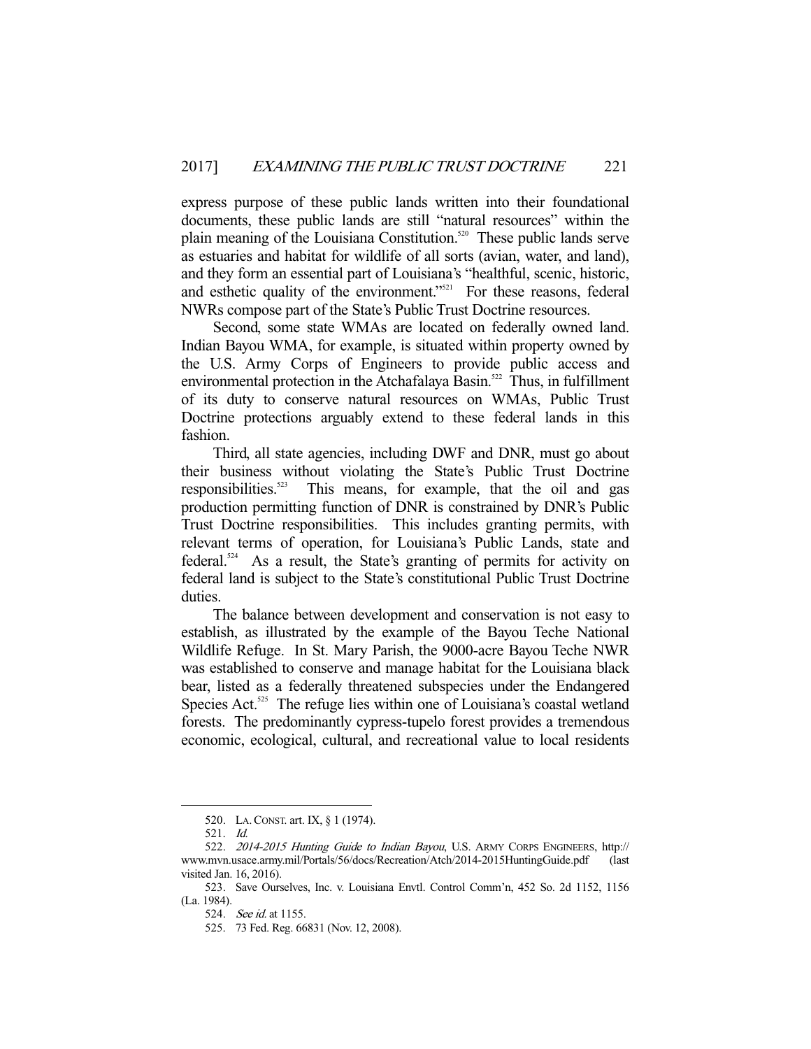express purpose of these public lands written into their foundational documents, these public lands are still "natural resources" within the plain meaning of the Louisiana Constitution.[520] These public lands serve as estuaries and habitat for wildlife of all sorts (avian, water, and land), and they form an essential part of Louisiana's "healthful, scenic, historic, and esthetic quality of the environment."[521] For these reasons, federal NWRs compose part of the State's Public Trust Doctrine resources.

Second, some state WMAs are located on federally owned land. Indian Bayou WMA, for example, is situated within property owned by the U.S. Army Corps of Engineers to provide public access and environmental protection in the Atchafalaya Basin.[522] Thus, in fulfillment of its duty to conserve natural resources on WMAs, Public Trust Doctrine protections arguably extend to these federal lands in this fashion.

Third, all state agencies, including DWF and DNR, must go about their business without violating the State's Public Trust Doctrine responsibilities.[523] This means, for example, that the oil and gas production permitting function of DNR is constrained by DNR's Public Trust Doctrine responsibilities. This includes granting permits, with relevant terms of operation, for Louisiana's Public Lands, state and federal.[524] As a result, the State's granting of permits for activity on federal land is subject to the State's constitutional Public Trust Doctrine duties.

The balance between development and conservation is not easy to establish, as illustrated by the example of the Bayou Teche National Wildlife Refuge. In St. Mary Parish, the 9000-acre Bayou Teche NWR was established to conserve and manage habitat for the Louisiana black bear, listed as a federally threatened subspecies under the Endangered Species Act.[525] The refuge lies within one of Louisiana's coastal wetland forests. The predominantly cypress-tupelo forest provides a tremendous economic, ecological, cultural, and recreational value to local residents

---

520. LA. CONST. art. IX, § 1 (1974).

521. *Id.*

522. *2014-2015 Hunting Guide to Indian Bayou*, U.S. ARMY CORPS ENGINEERS, http://www.mvn.usace.army.mil/Portals/56/docs/Recreation/Atch/2014-2015HuntingGuide.pdf (last visited Jan. 16, 2016).

523. Save Ourselves, Inc. v. Louisiana Envtl. Control Comm'n, 452 So. 2d 1152, 1156 (La. 1984).

524. *See id.* at 1155.

525. 73 Fed. Reg. 66831 (Nov. 12, 2008).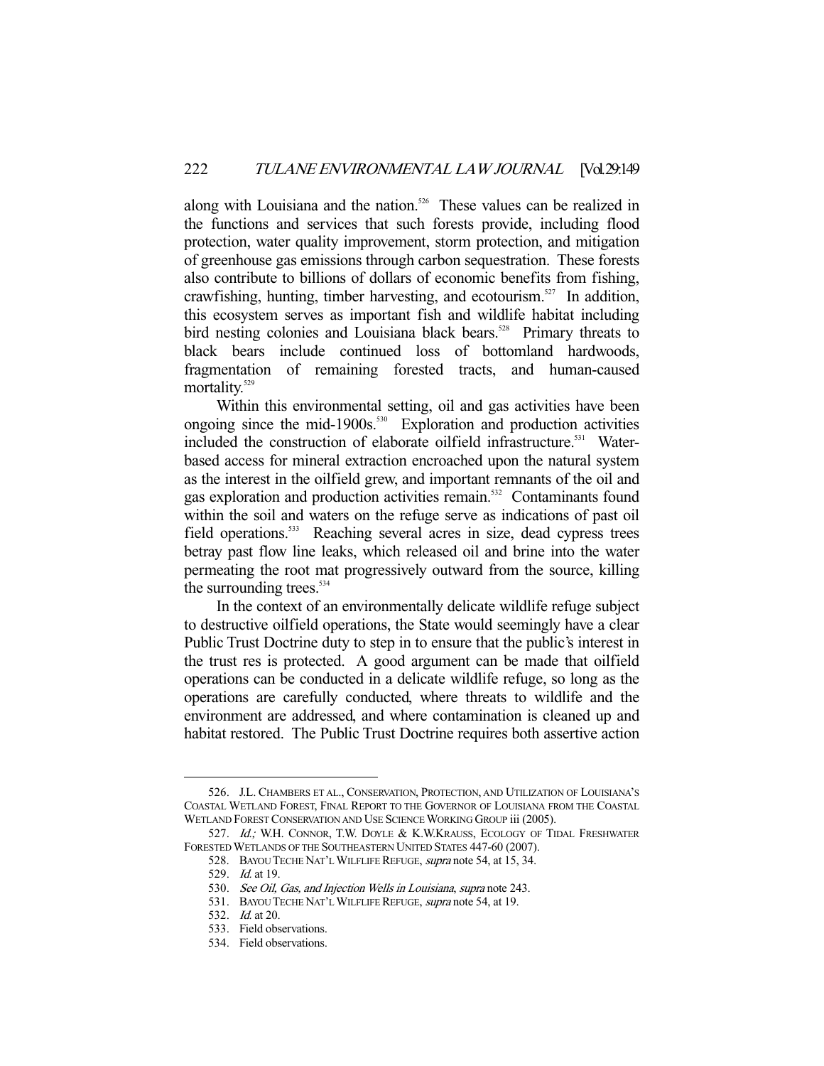along with Louisiana and the nation.[526] These values can be realized in the functions and services that such forests provide, including flood protection, water quality improvement, storm protection, and mitigation of greenhouse gas emissions through carbon sequestration. These forests also contribute to billions of dollars of economic benefits from fishing, crawfishing, hunting, timber harvesting, and ecotourism.[527] In addition, this ecosystem serves as important fish and wildlife habitat including bird nesting colonies and Louisiana black bears.[528] Primary threats to black bears include continued loss of bottomland hardwoods, fragmentation of remaining forested tracts, and human-caused mortality.[529]

Within this environmental setting, oil and gas activities have been ongoing since the mid-1900s.[530] Exploration and production activities included the construction of elaborate oilfield infrastructure.[531] Water-based access for mineral extraction encroached upon the natural system as the interest in the oilfield grew, and important remnants of the oil and gas exploration and production activities remain.[532] Contaminants found within the soil and waters on the refuge serve as indications of past oil field operations.[533] Reaching several acres in size, dead cypress trees betray past flow line leaks, which released oil and brine into the water permeating the root mat progressively outward from the source, killing the surrounding trees.[534]

In the context of an environmentally delicate wildlife refuge subject to destructive oilfield operations, the State would seemingly have a clear Public Trust Doctrine duty to step in to ensure that the public's interest in the trust res is protected. A good argument can be made that oilfield operations can be conducted in a delicate wildlife refuge, so long as the operations are carefully conducted, where threats to wildlife and the environment are addressed, and where contamination is cleaned up and habitat restored. The Public Trust Doctrine requires both assertive action

---

526. J.L. CHAMBERS ET AL., CONSERVATION, PROTECTION, AND UTILIZATION OF LOUISIANA'S COASTAL WETLAND FOREST, FINAL REPORT TO THE GOVERNOR OF LOUISIANA FROM THE COASTAL WETLAND FOREST CONSERVATION AND USE SCIENCE WORKING GROUP iii (2005).

527. *Id.;* W.H. CONNOR, T.W. DOYLE & K.W.KRAUSS, ECOLOGY OF TIDAL FRESHWATER FORESTED WETLANDS OF THE SOUTHEASTERN UNITED STATES 447-60 (2007).

528. BAYOU TECHE NAT'L WILFLIFE REFUGE, *supra* note 54, at 15, 34.

529. *Id.* at 19.

530. *See Oil, Gas, and Injection Wells in Louisiana*, *supra* note 243.

531. BAYOU TECHE NAT'L WILFLIFE REFUGE, *supra* note 54, at 19.

532. *Id.* at 20.

533. Field observations.

534. Field observations.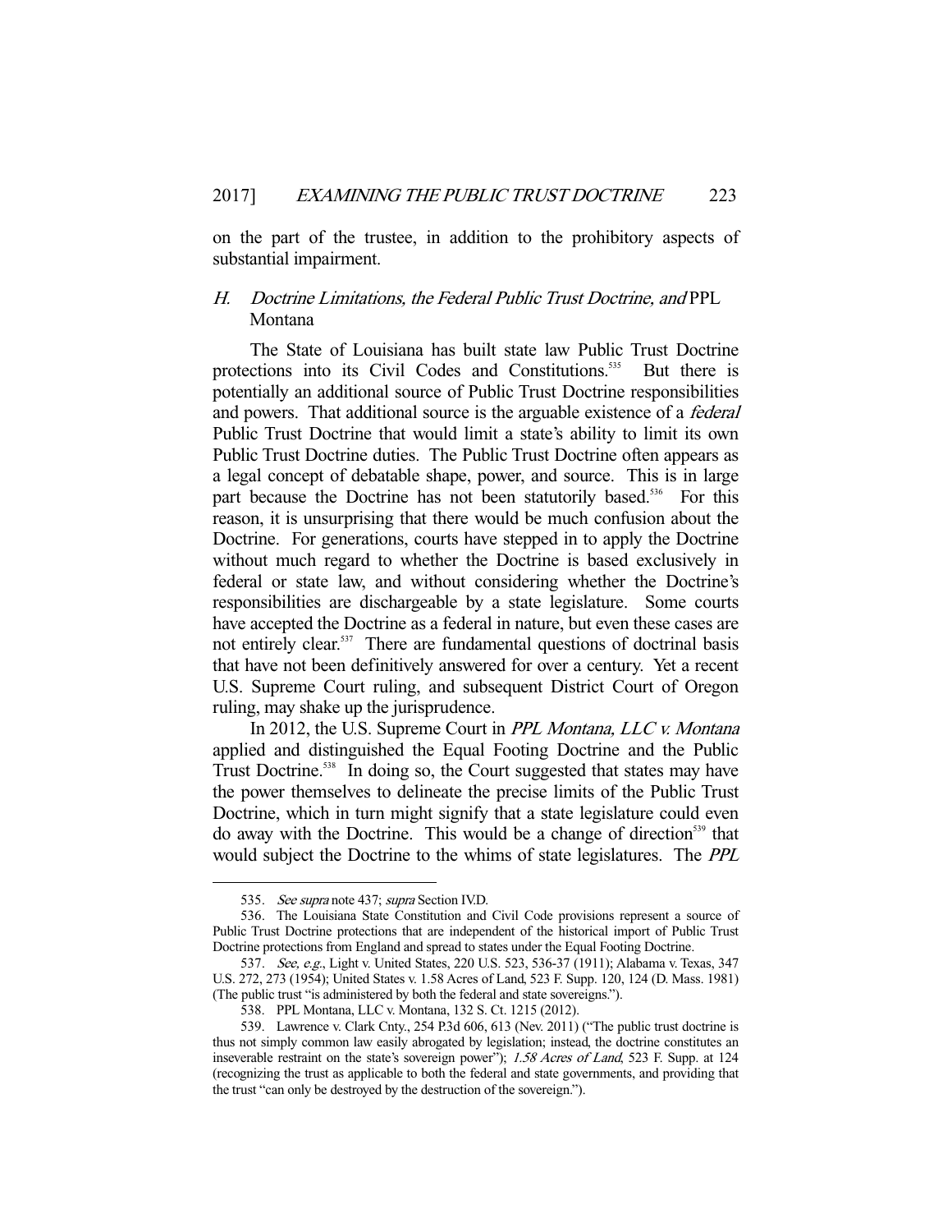on the part of the trustee, in addition to the prohibitory aspects of substantial impairment.

### H. *Doctrine Limitations, the Federal Public Trust Doctrine, and* PPL Montana

The State of Louisiana has built state law Public Trust Doctrine protections into its Civil Codes and Constitutions.[535] But there is potentially an additional source of Public Trust Doctrine responsibilities and powers. That additional source is the arguable existence of a *federal* Public Trust Doctrine that would limit a state's ability to limit its own Public Trust Doctrine duties. The Public Trust Doctrine often appears as a legal concept of debatable shape, power, and source. This is in large part because the Doctrine has not been statutorily based.[536] For this reason, it is unsurprising that there would be much confusion about the Doctrine. For generations, courts have stepped in to apply the Doctrine without much regard to whether the Doctrine is based exclusively in federal or state law, and without considering whether the Doctrine's responsibilities are dischargeable by a state legislature. Some courts have accepted the Doctrine as a federal in nature, but even these cases are not entirely clear.[537] There are fundamental questions of doctrinal basis that have not been definitively answered for over a century. Yet a recent U.S. Supreme Court ruling, and subsequent District Court of Oregon ruling, may shake up the jurisprudence.

In 2012, the U.S. Supreme Court in *PPL Montana, LLC v. Montana* applied and distinguished the Equal Footing Doctrine and the Public Trust Doctrine.[538] In doing so, the Court suggested that states may have the power themselves to delineate the precise limits of the Public Trust Doctrine, which in turn might signify that a state legislature could even do away with the Doctrine. This would be a change of direction[539] that would subject the Doctrine to the whims of state legislatures. The *PPL*

---

535. *See supra* note 437; *supra* Section IV.D.

536. The Louisiana State Constitution and Civil Code provisions represent a source of Public Trust Doctrine protections that are independent of the historical import of Public Trust Doctrine protections from England and spread to states under the Equal Footing Doctrine.

537. *See, e.g.*, Light v. United States, 220 U.S. 523, 536-37 (1911); Alabama v. Texas, 347 U.S. 272, 273 (1954); United States v. 1.58 Acres of Land, 523 F. Supp. 120, 124 (D. Mass. 1981) (The public trust "is administered by both the federal and state sovereigns.").

538. PPL Montana, LLC v. Montana, 132 S. Ct. 1215 (2012).

539. Lawrence v. Clark Cnty., 254 P.3d 606, 613 (Nev. 2011) ("The public trust doctrine is thus not simply common law easily abrogated by legislation; instead, the doctrine constitutes an inseverable restraint on the state's sovereign power"); *1.58 Acres of Land*, 523 F. Supp. at 124 (recognizing the trust as applicable to both the federal and state governments, and providing that the trust "can only be destroyed by the destruction of the sovereign.").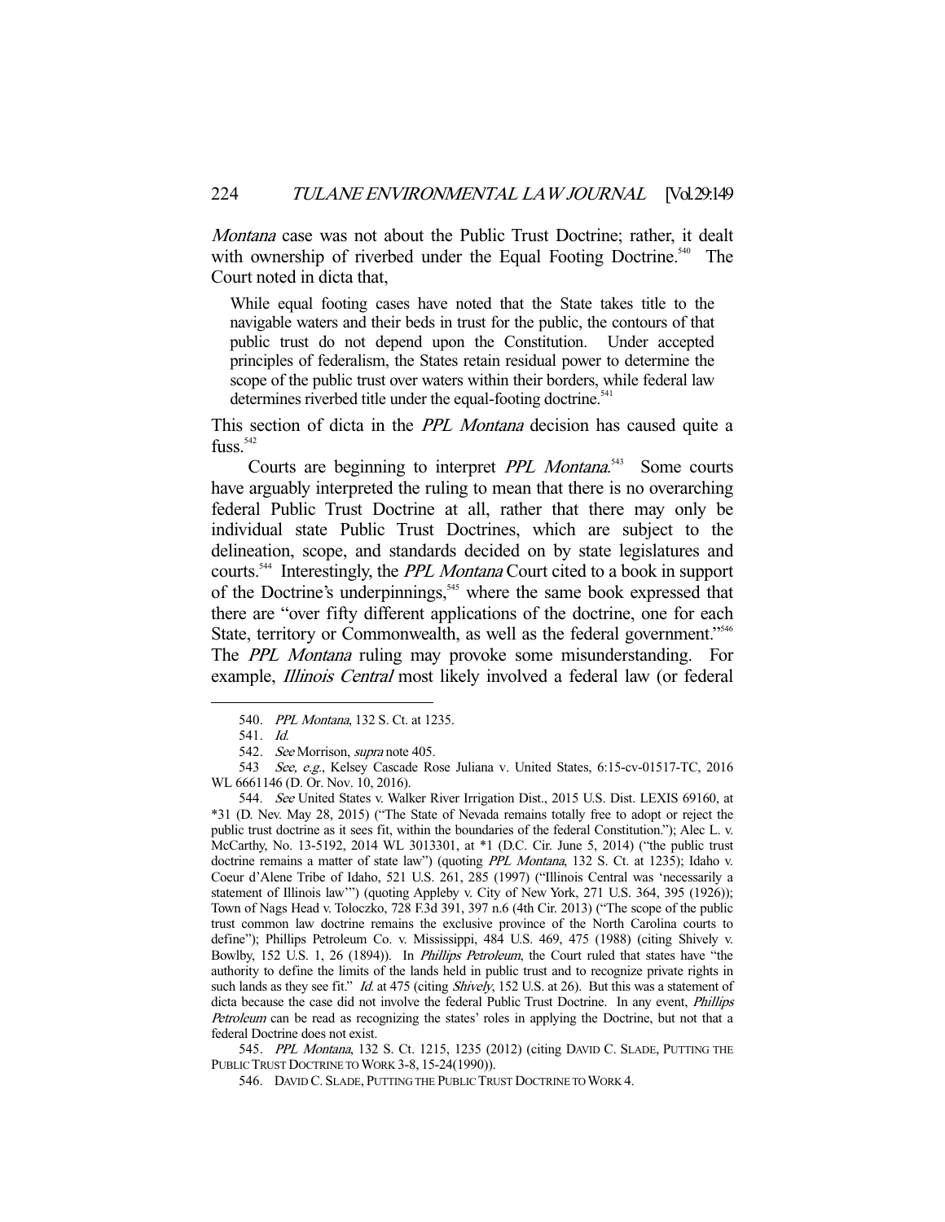*Montana* case was not about the Public Trust Doctrine; rather, it dealt with ownership of riverbed under the Equal Footing Doctrine.[540] The Court noted in dicta that,

> While equal footing cases have noted that the State takes title to the navigable waters and their beds in trust for the public, the contours of that public trust do not depend upon the Constitution. Under accepted principles of federalism, the States retain residual power to determine the scope of the public trust over waters within their borders, while federal law determines riverbed title under the equal-footing doctrine.[541]

This section of dicta in the *PPL Montana* decision has caused quite a fuss.[542]

Courts are beginning to interpret *PPL Montana*.[543] Some courts have arguably interpreted the ruling to mean that there is no overarching federal Public Trust Doctrine at all, rather that there may only be individual state Public Trust Doctrines, which are subject to the delineation, scope, and standards decided on by state legislatures and courts.[544] Interestingly, the *PPL Montana* Court cited to a book in support of the Doctrine's underpinnings,[545] where the same book expressed that there are "over fifty different applications of the doctrine, one for each State, territory or Commonwealth, as well as the federal government."[546] The *PPL Montana* ruling may provoke some misunderstanding. For example, *Illinois Central* most likely involved a federal law (or federal

---

540. *PPL Montana*, 132 S. Ct. at 1235.

541. *Id.*

542. *See* Morrison, *supra* note 405.

543 *See, e.g.*, Kelsey Cascade Rose Juliana v. United States, 6:15-cv-01517-TC, 2016 WL 6661146 (D. Or. Nov. 10, 2016).

544. *See* United States v. Walker River Irrigation Dist., 2015 U.S. Dist. LEXIS 69160, at \*31 (D. Nev. May 28, 2015) ("The State of Nevada remains totally free to adopt or reject the public trust doctrine as it sees fit, within the boundaries of the federal Constitution."); Alec L. v. McCarthy, No. 13-5192, 2014 WL 3013301, at \*1 (D.C. Cir. June 5, 2014) ("the public trust doctrine remains a matter of state law") (quoting *PPL Montana*, 132 S. Ct. at 1235); Idaho v. Coeur d'Alene Tribe of Idaho, 521 U.S. 261, 285 (1997) ("Illinois Central was 'necessarily a statement of Illinois law'") (quoting Appleby v. City of New York, 271 U.S. 364, 395 (1926)); Town of Nags Head v. Toloczko, 728 F.3d 391, 397 n.6 (4th Cir. 2013) ("The scope of the public trust common law doctrine remains the exclusive province of the North Carolina courts to define"); Phillips Petroleum Co. v. Mississippi, 484 U.S. 469, 475 (1988) (citing Shively v. Bowlby, 152 U.S. 1, 26 (1894)). In *Phillips Petroleum*, the Court ruled that states have "the authority to define the limits of the lands held in public trust and to recognize private rights in such lands as they see fit." *Id.* at 475 (citing *Shively*, 152 U.S. at 26). But this was a statement of dicta because the case did not involve the federal Public Trust Doctrine. In any event, *Phillips Petroleum* can be read as recognizing the states' roles in applying the Doctrine, but not that a federal Doctrine does not exist.

545. *PPL Montana*, 132 S. Ct. 1215, 1235 (2012) (citing DAVID C. SLADE, PUTTING THE PUBLIC TRUST DOCTRINE TO WORK 3-8, 15-24(1990)).

546. DAVID C. SLADE, PUTTING THE PUBLIC TRUST DOCTRINE TO WORK 4.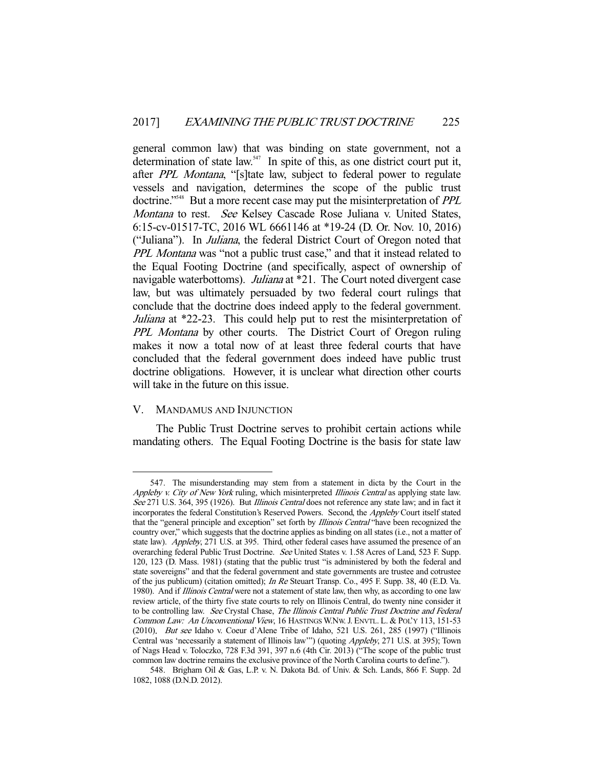general common law) that was binding on state government, not a determination of state law.[547] In spite of this, as one district court put it, after *PPL Montana*, "[s]tate law, subject to federal power to regulate vessels and navigation, determines the scope of the public trust doctrine."[548] But a more recent case may put the misinterpretation of *PPL Montana* to rest. *See* Kelsey Cascade Rose Juliana v. United States, 6:15-cv-01517-TC, 2016 WL 6661146 at *19-24 (D. Or. Nov. 10, 2016) ("Juliana"). In *Juliana*, the federal District Court of Oregon noted that *PPL Montana* was "not a public trust case," and that it instead related to the Equal Footing Doctrine (and specifically, aspect of ownership of navigable waterbottoms). *Juliana* at *21. The Court noted divergent case law, but was ultimately persuaded by two federal court rulings that conclude that the doctrine does indeed apply to the federal government. *Juliana* at *22-23. This could help put to rest the misinterpretation of *PPL Montana* by other courts. The District Court of Oregon ruling makes it now a total now of at least three federal courts that have concluded that the federal government does indeed have public trust doctrine obligations. However, it is unclear what direction other courts will take in the future on this issue.

## V. MANDAMUS AND INJUNCTION

The Public Trust Doctrine serves to prohibit certain actions while mandating others. The Equal Footing Doctrine is the basis for state law

---

547. The misunderstanding may stem from a statement in dicta by the Court in the *Appleby v. City of New York* ruling, which misinterpreted *Illinois Central* as applying state law. *See* 271 U.S. 364, 395 (1926). But *Illinois Central* does not reference any state law; and in fact it incorporates the federal Constitution's Reserved Powers. Second, the *Appleby* Court itself stated that the "general principle and exception" set forth by *Illinois Central* "have been recognized the country over," which suggests that the doctrine applies as binding on all states (i.e., not a matter of state law). *Appleby*, 271 U.S. at 395. Third, other federal cases have assumed the presence of an overarching federal Public Trust Doctrine. *See* United States v. 1.58 Acres of Land, 523 F. Supp. 120, 123 (D. Mass. 1981) (stating that the public trust "is administered by both the federal and state sovereigns" and that the federal government and state governments are trustee and cotrustee of the jus publicum) (citation omitted); *In Re* Steuart Transp. Co., 495 F. Supp. 38, 40 (E.D. Va. 1980). And if *Illinois Central* were not a statement of state law, then why, as according to one law review article, of the thirty five state courts to rely on Illinois Central, do twenty nine consider it to be controlling law. *See* Crystal Chase, *The Illinois Central Public Trust Doctrine and Federal Common Law: An Unconventional View*, 16 HASTINGS W.NW. J. ENVTL. L. & POL'Y 113, 151-53 (2010). *But see* Idaho v. Coeur d'Alene Tribe of Idaho, 521 U.S. 261, 285 (1997) ("Illinois Central was 'necessarily a statement of Illinois law'") (quoting *Appleby*, 271 U.S. at 395); Town of Nags Head v. Toloczko, 728 F.3d 391, 397 n.6 (4th Cir. 2013) ("The scope of the public trust common law doctrine remains the exclusive province of the North Carolina courts to define.").

548. Brigham Oil & Gas, L.P. v. N. Dakota Bd. of Univ. & Sch. Lands, 866 F. Supp. 2d 1082, 1088 (D.N.D. 2012).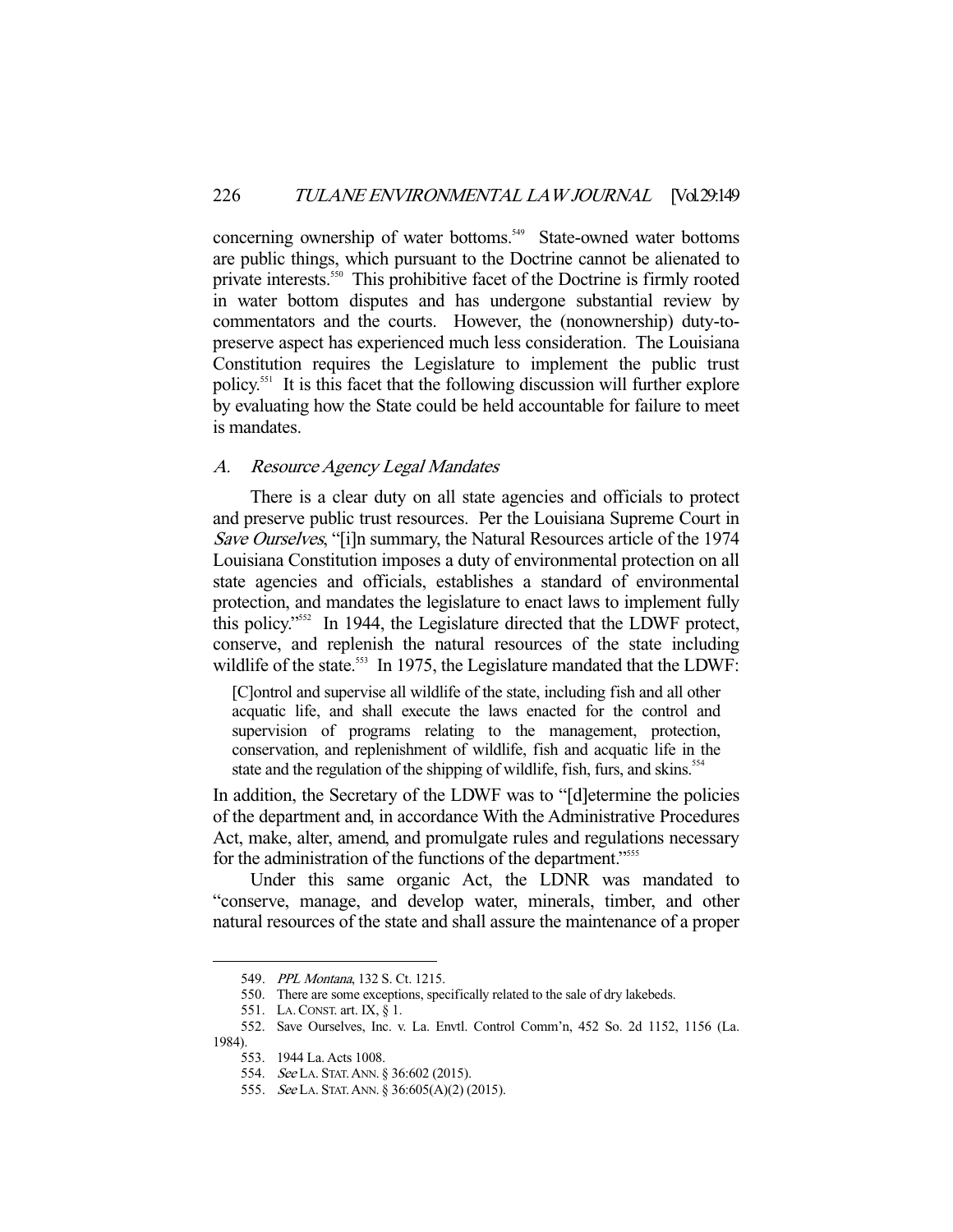concerning ownership of water bottoms.[549] State-owned water bottoms are public things, which pursuant to the Doctrine cannot be alienated to private interests.[550] This prohibitive facet of the Doctrine is firmly rooted in water bottom disputes and has undergone substantial review by commentators and the courts. However, the (nonownership) duty-to-preserve aspect has experienced much less consideration. The Louisiana Constitution requires the Legislature to implement the public trust policy.[551] It is this facet that the following discussion will further explore by evaluating how the State could be held accountable for failure to meet is mandates.

### *A. Resource Agency Legal Mandates*

There is a clear duty on all state agencies and officials to protect and preserve public trust resources. Per the Louisiana Supreme Court in *Save Ourselves*, "[i]n summary, the Natural Resources article of the 1974 Louisiana Constitution imposes a duty of environmental protection on all state agencies and officials, establishes a standard of environmental protection, and mandates the legislature to enact laws to implement fully this policy."[552] In 1944, the Legislature directed that the LDWF protect, conserve, and replenish the natural resources of the state including wildlife of the state.[553] In 1975, the Legislature mandated that the LDWF:

> [C]ontrol and supervise all wildlife of the state, including fish and all other acquatic life, and shall execute the laws enacted for the control and supervision of programs relating to the management, protection, conservation, and replenishment of wildlife, fish and acquatic life in the state and the regulation of the shipping of wildlife, fish, furs, and skins.[554]

In addition, the Secretary of the LDWF was to "[d]etermine the policies of the department and, in accordance With the Administrative Procedures Act, make, alter, amend, and promulgate rules and regulations necessary for the administration of the functions of the department."[555]

Under this same organic Act, the LDNR was mandated to "conserve, manage, and develop water, minerals, timber, and other natural resources of the state and shall assure the maintenance of a proper

---

549. *PPL Montana*, 132 S. Ct. 1215.

550. There are some exceptions, specifically related to the sale of dry lakebeds.

551. LA. CONST. art. IX, § 1.

552. Save Ourselves, Inc. v. La. Envtl. Control Comm'n, 452 So. 2d 1152, 1156 (La. 1984).

553. 1944 La. Acts 1008.

554. *See* LA. STAT. ANN. § 36:602 (2015).

555. *See* LA. STAT. ANN. § 36:605(A)(2) (2015).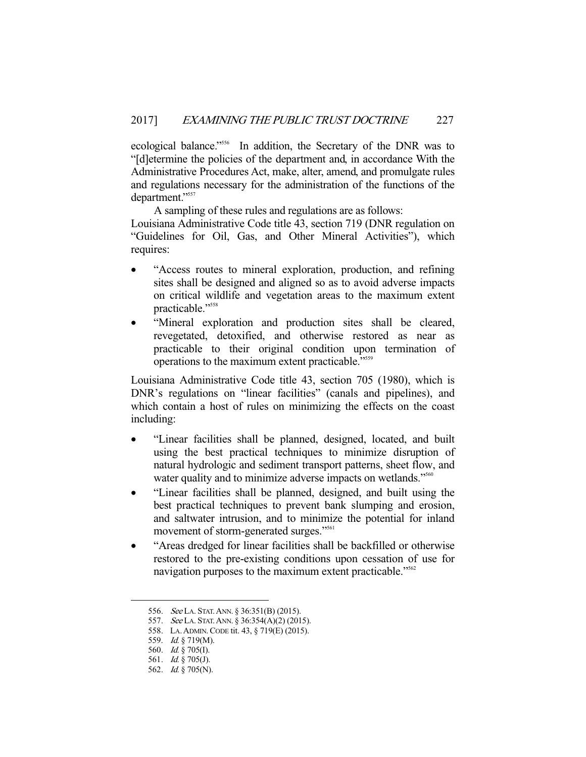ecological balance."[556] In addition, the Secretary of the DNR was to "[d]etermine the policies of the department and, in accordance With the Administrative Procedures Act, make, alter, amend, and promulgate rules and regulations necessary for the administration of the functions of the department."[557]

A sampling of these rules and regulations are as follows:
Louisiana Administrative Code title 43, section 719 (DNR regulation on "Guidelines for Oil, Gas, and Other Mineral Activities"), which requires:

- "Access routes to mineral exploration, production, and refining sites shall be designed and aligned so as to avoid adverse impacts on critical wildlife and vegetation areas to the maximum extent practicable."[558]
- "Mineral exploration and production sites shall be cleared, revegetated, detoxified, and otherwise restored as near as practicable to their original condition upon termination of operations to the maximum extent practicable."[559]

Louisiana Administrative Code title 43, section 705 (1980), which is DNR's regulations on "linear facilities" (canals and pipelines), and which contain a host of rules on minimizing the effects on the coast including:

- "Linear facilities shall be planned, designed, located, and built using the best practical techniques to minimize disruption of natural hydrologic and sediment transport patterns, sheet flow, and water quality and to minimize adverse impacts on wetlands."[560]
- "Linear facilities shall be planned, designed, and built using the best practical techniques to prevent bank slumping and erosion, and saltwater intrusion, and to minimize the potential for inland movement of storm-generated surges."[561]
- "Areas dredged for linear facilities shall be backfilled or otherwise restored to the pre-existing conditions upon cessation of use for navigation purposes to the maximum extent practicable."[562]

---

556. *See* LA. STAT. ANN. § 36:351(B) (2015).
557. *See* LA. STAT. ANN. § 36:354(A)(2) (2015).
558. LA. ADMIN. CODE tit. 43, § 719(E) (2015).
559. *Id.* § 719(M).
560. *Id.* § 705(I).
561. *Id.* § 705(J).
562. *Id.* § 705(N).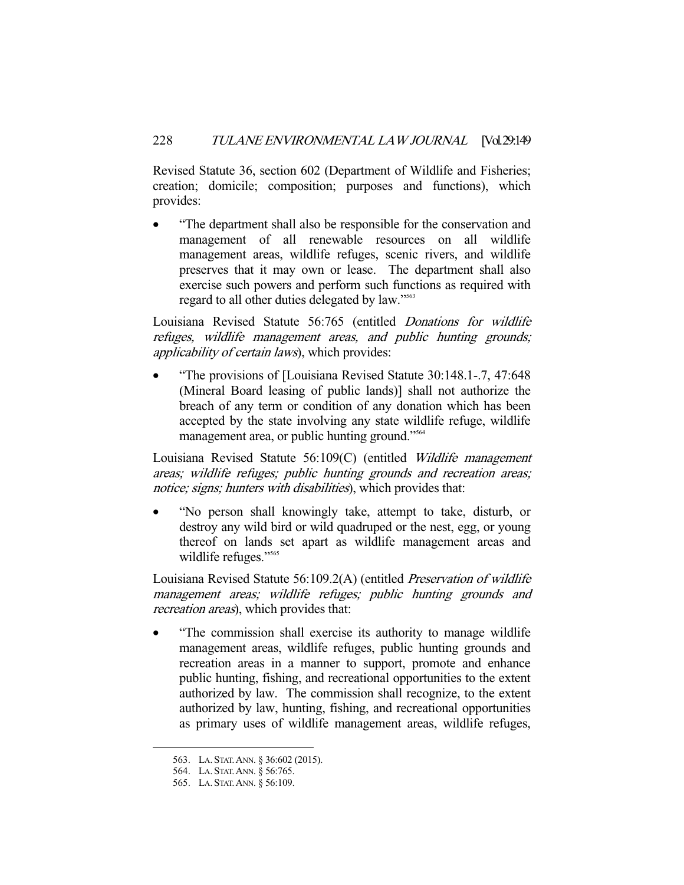Revised Statute 36, section 602 (Department of Wildlife and Fisheries; creation; domicile; composition; purposes and functions), which provides:

- "The department shall also be responsible for the conservation and management of all renewable resources on all wildlife management areas, wildlife refuges, scenic rivers, and wildlife preserves that it may own or lease. The department shall also exercise such powers and perform such functions as required with regard to all other duties delegated by law."[563]

Louisiana Revised Statute 56:765 (entitled *Donations for wildlife refuges, wildlife management areas, and public hunting grounds; applicability of certain laws*), which provides:

- "The provisions of [Louisiana Revised Statute 30:148.1-.7, 47:648 (Mineral Board leasing of public lands)] shall not authorize the breach of any term or condition of any donation which has been accepted by the state involving any state wildlife refuge, wildlife management area, or public hunting ground."[564]

Louisiana Revised Statute 56:109(C) (entitled *Wildlife management areas; wildlife refuges; public hunting grounds and recreation areas; notice; signs; hunters with disabilities*), which provides that:

- "No person shall knowingly take, attempt to take, disturb, or destroy any wild bird or wild quadruped or the nest, egg, or young thereof on lands set apart as wildlife management areas and wildlife refuges."[565]

Louisiana Revised Statute 56:109.2(A) (entitled *Preservation of wildlife management areas; wildlife refuges; public hunting grounds and recreation areas*), which provides that:

- "The commission shall exercise its authority to manage wildlife management areas, wildlife refuges, public hunting grounds and recreation areas in a manner to support, promote and enhance public hunting, fishing, and recreational opportunities to the extent authorized by law. The commission shall recognize, to the extent authorized by law, hunting, fishing, and recreational opportunities as primary uses of wildlife management areas, wildlife refuges,

563. LA. STAT. ANN. § 36:602 (2015).
564. LA. STAT. ANN. § 56:765.
565. LA. STAT. ANN. § 56:109.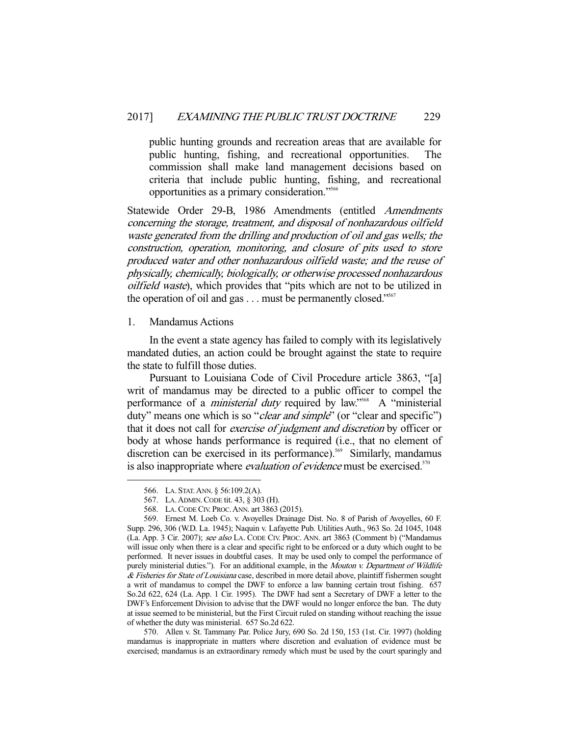> public hunting grounds and recreation areas that are available for public hunting, fishing, and recreational opportunities. The commission shall make land management decisions based on criteria that include public hunting, fishing, and recreational opportunities as a primary consideration."[566]

Statewide Order 29-B, 1986 Amendments (entitled *Amendments concerning the storage, treatment, and disposal of nonhazardous oilfield waste generated from the drilling and production of oil and gas wells; the construction, operation, monitoring, and closure of pits used to store produced water and other nonhazardous oilfield waste; and the reuse of physically, chemically, biologically, or otherwise processed nonhazardous oilfield waste*), which provides that "pits which are not to be utilized in the operation of oil and gas . . . must be permanently closed."[567]

1. Mandamus Actions

In the event a state agency has failed to comply with its legislatively mandated duties, an action could be brought against the state to require the state to fulfill those duties.

Pursuant to Louisiana Code of Civil Procedure article 3863, "[a] writ of mandamus may be directed to a public officer to compel the performance of a *ministerial duty* required by law."[568] A "ministerial duty" means one which is so "*clear and simple*" (or "clear and specific") that it does not call for *exercise of judgment and discretion* by officer or body at whose hands performance is required (i.e., that no element of discretion can be exercised in its performance).[569] Similarly, mandamus is also inappropriate where *evaluation of evidence* must be exercised.[570]

---

566. LA. STAT. ANN. § 56:109.2(A).

567. LA. ADMIN. CODE tit. 43, § 303 (H).

568. LA. CODE CIV. PROC. ANN. art 3863 (2015).

569. Ernest M. Loeb Co. v. Avoyelles Drainage Dist. No. 8 of Parish of Avoyelles, 60 F. Supp. 296, 306 (W.D. La. 1945); Naquin v. Lafayette Pub. Utilities Auth., 963 So. 2d 1045, 1048 (La. App. 3 Cir. 2007); *see also* LA. CODE CIV. PROC. ANN. art 3863 (Comment b) ("Mandamus will issue only when there is a clear and specific right to be enforced or a duty which ought to be performed. It never issues in doubtful cases. It may be used only to compel the performance of purely ministerial duties."). For an additional example, in the *Mouton v. Department of Wildlife & Fisheries for State of Louisiana* case, described in more detail above, plaintiff fishermen sought a writ of mandamus to compel the DWF to enforce a law banning certain trout fishing. 657 So.2d 622, 624 (La. App. 1 Cir. 1995). The DWF had sent a Secretary of DWF a letter to the DWF's Enforcement Division to advise that the DWF would no longer enforce the ban. The duty at issue seemed to be ministerial, but the First Circuit ruled on standing without reaching the issue of whether the duty was ministerial. 657 So.2d 622.

570. Allen v. St. Tammany Par. Police Jury, 690 So. 2d 150, 153 (1st. Cir. 1997) (holding mandamus is inappropriate in matters where discretion and evaluation of evidence must be exercised; mandamus is an extraordinary remedy which must be used by the court sparingly and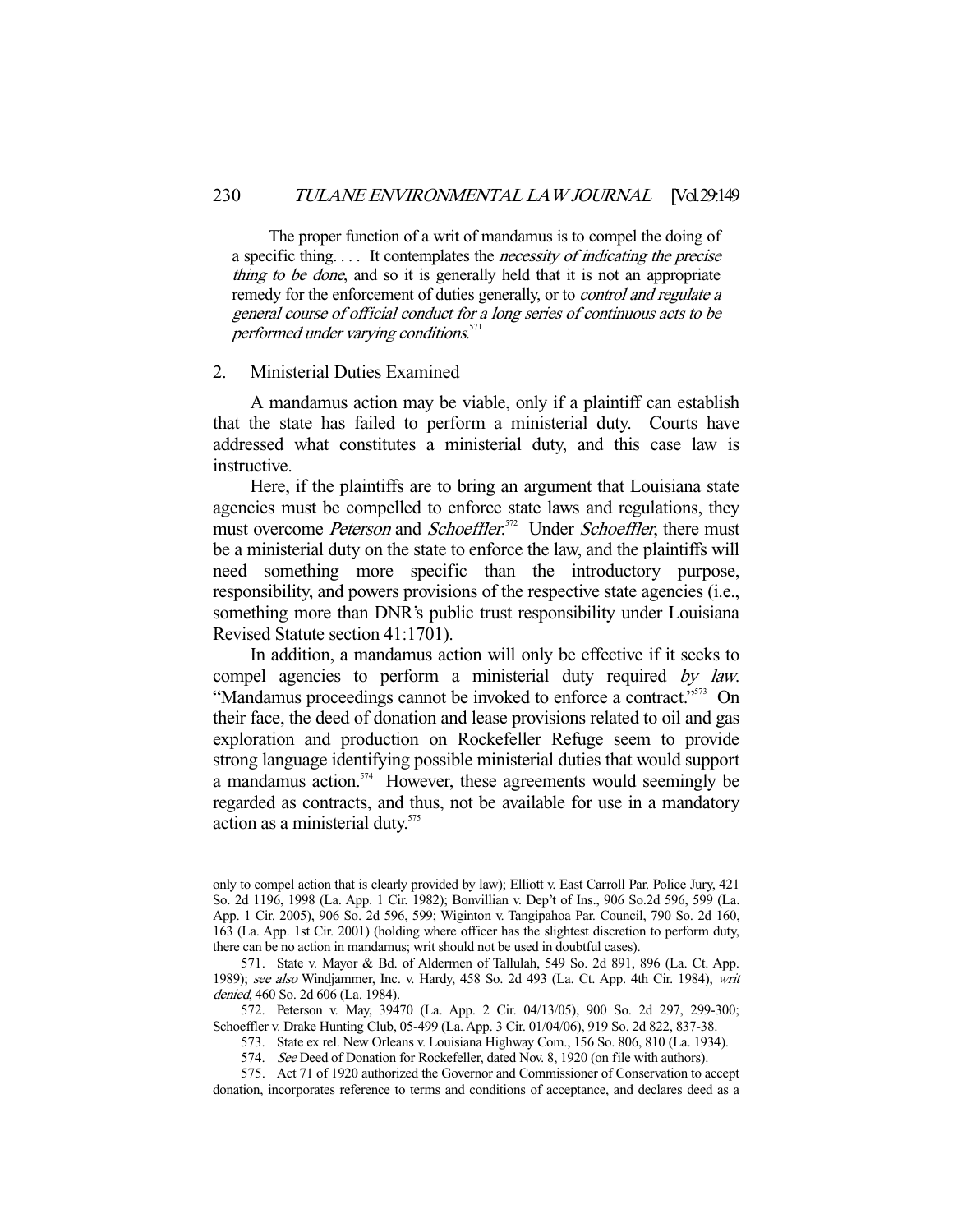> The proper function of a writ of mandamus is to compel the doing of a specific thing. . . . It contemplates the *necessity of indicating the precise thing to be done*, and so it is generally held that it is not an appropriate remedy for the enforcement of duties generally, or to *control and regulate a general course of official conduct for a long series of continuous acts to be performed under varying conditions*.[571]

### 2. Ministerial Duties Examined

A mandamus action may be viable, only if a plaintiff can establish that the state has failed to perform a ministerial duty. Courts have addressed what constitutes a ministerial duty, and this case law is instructive.

Here, if the plaintiffs are to bring an argument that Louisiana state agencies must be compelled to enforce state laws and regulations, they must overcome *Peterson* and *Schoeffler*.[572] Under *Schoeffler*, there must be a ministerial duty on the state to enforce the law, and the plaintiffs will need something more specific than the introductory purpose, responsibility, and powers provisions of the respective state agencies (i.e., something more than DNR's public trust responsibility under Louisiana Revised Statute section 41:1701).

In addition, a mandamus action will only be effective if it seeks to compel agencies to perform a ministerial duty required *by law*. "Mandamus proceedings cannot be invoked to enforce a contract."[573] On their face, the deed of donation and lease provisions related to oil and gas exploration and production on Rockefeller Refuge seem to provide strong language identifying possible ministerial duties that would support a mandamus action.[574] However, these agreements would seemingly be regarded as contracts, and thus, not be available for use in a mandatory action as a ministerial duty.[575]

---

only to compel action that is clearly provided by law); Elliott v. East Carroll Par. Police Jury, 421 So. 2d 1196, 1998 (La. App. 1 Cir. 1982); Bonvillian v. Dep't of Ins., 906 So.2d 596, 599 (La. App. 1 Cir. 2005), 906 So. 2d 596, 599; Wiginton v. Tangipahoa Par. Council, 790 So. 2d 160, 163 (La. App. 1st Cir. 2001) (holding where officer has the slightest discretion to perform duty, there can be no action in mandamus; writ should not be used in doubtful cases).

571. State v. Mayor & Bd. of Aldermen of Tallulah, 549 So. 2d 891, 896 (La. Ct. App. 1989); *see also* Windjammer, Inc. v. Hardy, 458 So. 2d 493 (La. Ct. App. 4th Cir. 1984), *writ denied*, 460 So. 2d 606 (La. 1984).

572. Peterson v. May, 39470 (La. App. 2 Cir. 04/13/05), 900 So. 2d 297, 299-300; Schoeffler v. Drake Hunting Club, 05-499 (La. App. 3 Cir. 01/04/06), 919 So. 2d 822, 837-38.

573. State ex rel. New Orleans v. Louisiana Highway Com., 156 So. 806, 810 (La. 1934).

574. *See* Deed of Donation for Rockefeller, dated Nov. 8, 1920 (on file with authors).

575. Act 71 of 1920 authorized the Governor and Commissioner of Conservation to accept donation, incorporates reference to terms and conditions of acceptance, and declares deed as a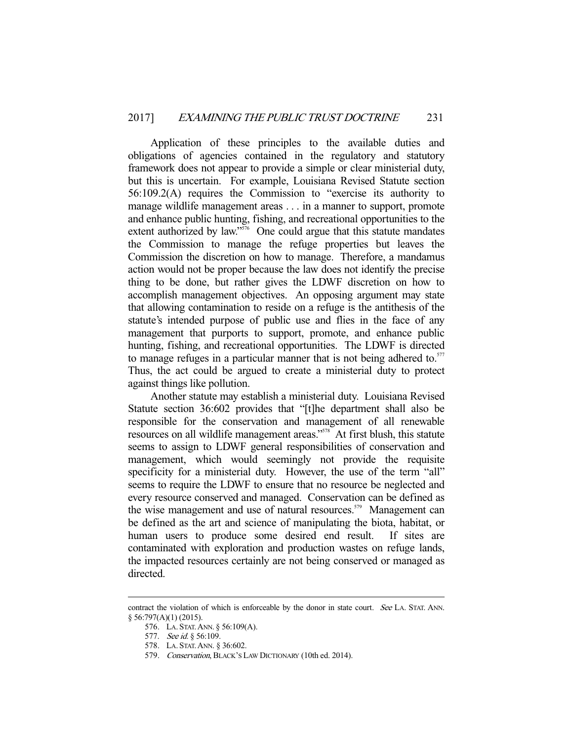Application of these principles to the available duties and obligations of agencies contained in the regulatory and statutory framework does not appear to provide a simple or clear ministerial duty, but this is uncertain. For example, Louisiana Revised Statute section 56:109.2(A) requires the Commission to "exercise its authority to manage wildlife management areas . . . in a manner to support, promote and enhance public hunting, fishing, and recreational opportunities to the extent authorized by law."[576] One could argue that this statute mandates the Commission to manage the refuge properties but leaves the Commission the discretion on how to manage. Therefore, a mandamus action would not be proper because the law does not identify the precise thing to be done, but rather gives the LDWF discretion on how to accomplish management objectives. An opposing argument may state that allowing contamination to reside on a refuge is the antithesis of the statute's intended purpose of public use and flies in the face of any management that purports to support, promote, and enhance public hunting, fishing, and recreational opportunities. The LDWF is directed to manage refuges in a particular manner that is not being adhered to.[577] Thus, the act could be argued to create a ministerial duty to protect against things like pollution.

Another statute may establish a ministerial duty. Louisiana Revised Statute section 36:602 provides that "[t]he department shall also be responsible for the conservation and management of all renewable resources on all wildlife management areas."[578] At first blush, this statute seems to assign to LDWF general responsibilities of conservation and management, which would seemingly not provide the requisite specificity for a ministerial duty. However, the use of the term "all" seems to require the LDWF to ensure that no resource be neglected and every resource conserved and managed. Conservation can be defined as the wise management and use of natural resources.[579] Management can be defined as the art and science of manipulating the biota, habitat, or human users to produce some desired end result. If sites are contaminated with exploration and production wastes on refuge lands, the impacted resources certainly are not being conserved or managed as directed.

---

contract the violation of which is enforceable by the donor in state court. *See* LA. STAT. ANN. § 56:797(A)(1) (2015).

576. LA. STAT. ANN. § 56:109(A).

577. *See id.* § 56:109.

578. LA. STAT. ANN. § 36:602.

579. *Conservation*, BLACK'S LAW DICTIONARY (10th ed. 2014).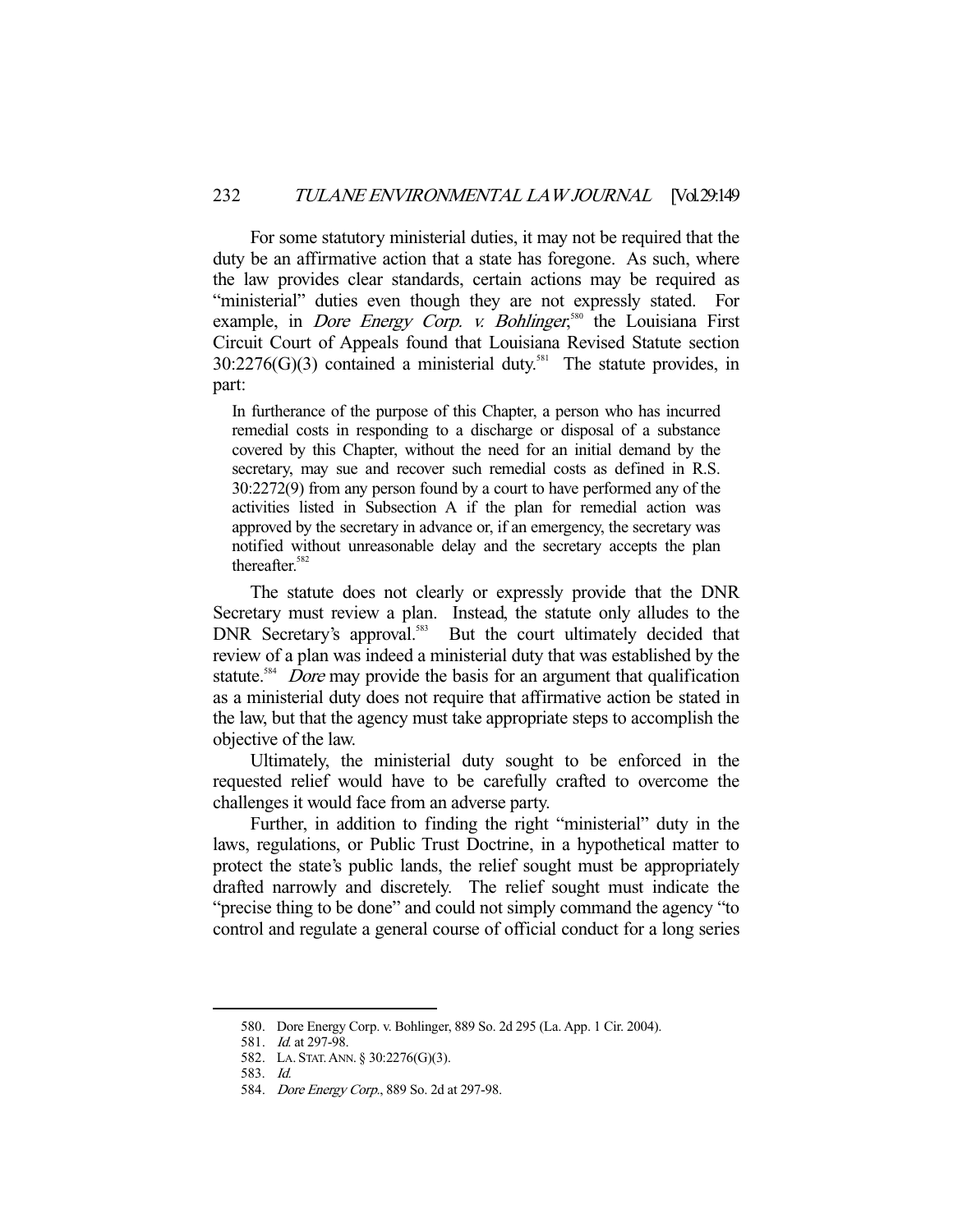For some statutory ministerial duties, it may not be required that the duty be an affirmative action that a state has foregone. As such, where the law provides clear standards, certain actions may be required as "ministerial" duties even though they are not expressly stated. For example, in *Dore Energy Corp. v. Bohlinger*,[580] the Louisiana First Circuit Court of Appeals found that Louisiana Revised Statute section 30:2276(G)(3) contained a ministerial duty.[581] The statute provides, in part:

> In furtherance of the purpose of this Chapter, a person who has incurred remedial costs in responding to a discharge or disposal of a substance covered by this Chapter, without the need for an initial demand by the secretary, may sue and recover such remedial costs as defined in R.S. 30:2272(9) from any person found by a court to have performed any of the activities listed in Subsection A if the plan for remedial action was approved by the secretary in advance or, if an emergency, the secretary was notified without unreasonable delay and the secretary accepts the plan thereafter.[582]

The statute does not clearly or expressly provide that the DNR Secretary must review a plan. Instead, the statute only alludes to the DNR Secretary's approval.[583] But the court ultimately decided that review of a plan was indeed a ministerial duty that was established by the statute.[584] *Dore* may provide the basis for an argument that qualification as a ministerial duty does not require that affirmative action be stated in the law, but that the agency must take appropriate steps to accomplish the objective of the law.

Ultimately, the ministerial duty sought to be enforced in the requested relief would have to be carefully crafted to overcome the challenges it would face from an adverse party.

Further, in addition to finding the right "ministerial" duty in the laws, regulations, or Public Trust Doctrine, in a hypothetical matter to protect the state's public lands, the relief sought must be appropriately drafted narrowly and discretely. The relief sought must indicate the "precise thing to be done" and could not simply command the agency "to control and regulate a general course of official conduct for a long series

---

580. Dore Energy Corp. v. Bohlinger, 889 So. 2d 295 (La. App. 1 Cir. 2004).

581. *Id.* at 297-98.

582. LA. STAT. ANN. § 30:2276(G)(3).

583. *Id.*

584. *Dore Energy Corp.*, 889 So. 2d at 297-98.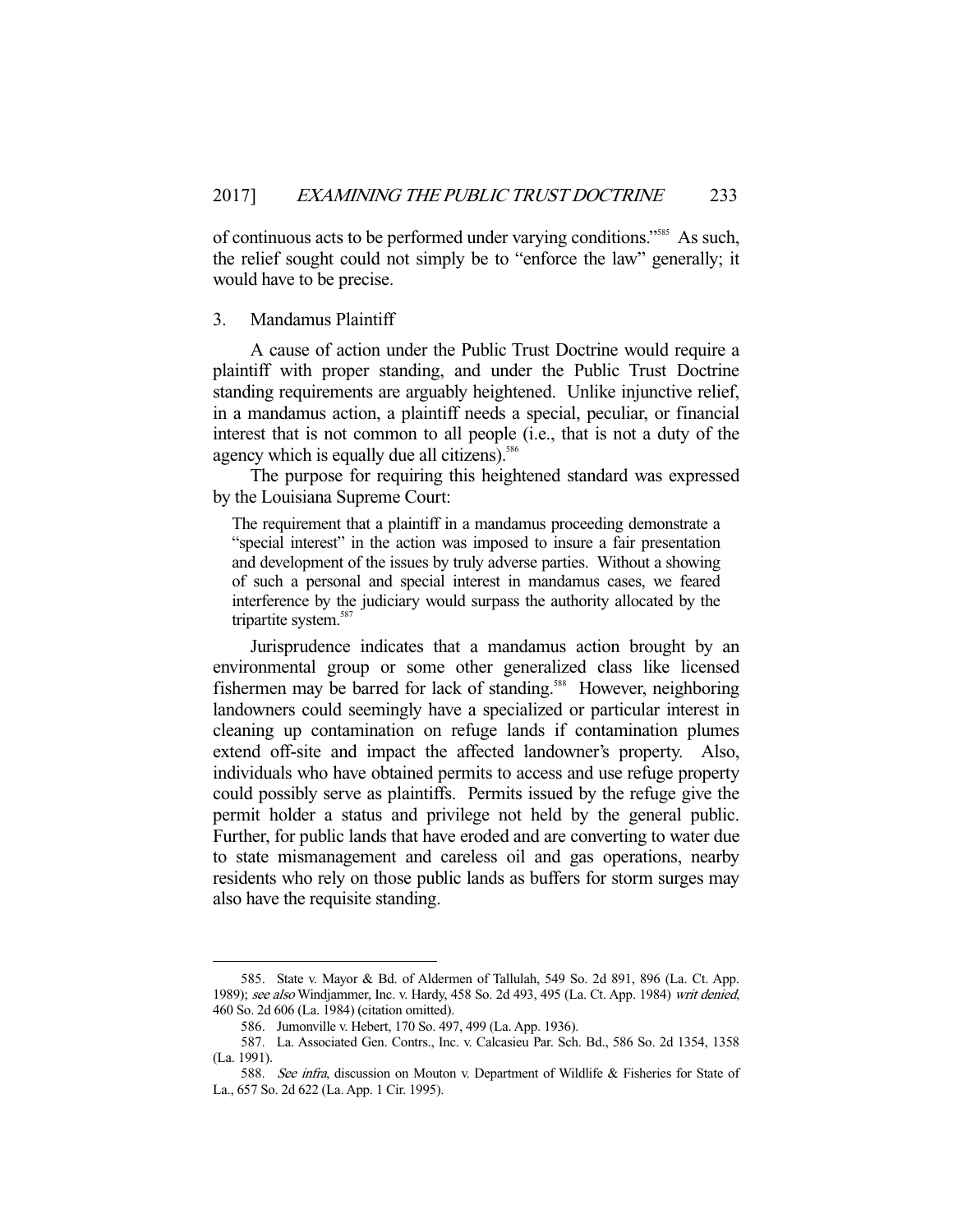of continuous acts to be performed under varying conditions."[585] As such, the relief sought could not simply be to "enforce the law" generally; it would have to be precise.

### 3. Mandamus Plaintiff

A cause of action under the Public Trust Doctrine would require a plaintiff with proper standing, and under the Public Trust Doctrine standing requirements are arguably heightened. Unlike injunctive relief, in a mandamus action, a plaintiff needs a special, peculiar, or financial interest that is not common to all people (i.e., that is not a duty of the agency which is equally due all citizens).[586]

The purpose for requiring this heightened standard was expressed by the Louisiana Supreme Court:

> The requirement that a plaintiff in a mandamus proceeding demonstrate a "special interest" in the action was imposed to insure a fair presentation and development of the issues by truly adverse parties. Without a showing of such a personal and special interest in mandamus cases, we feared interference by the judiciary would surpass the authority allocated by the tripartite system.[587]

Jurisprudence indicates that a mandamus action brought by an environmental group or some other generalized class like licensed fishermen may be barred for lack of standing.[588] However, neighboring landowners could seemingly have a specialized or particular interest in cleaning up contamination on refuge lands if contamination plumes extend off-site and impact the affected landowner's property. Also, individuals who have obtained permits to access and use refuge property could possibly serve as plaintiffs. Permits issued by the refuge give the permit holder a status and privilege not held by the general public. Further, for public lands that have eroded and are converting to water due to state mismanagement and careless oil and gas operations, nearby residents who rely on those public lands as buffers for storm surges may also have the requisite standing.

---

585. State v. Mayor & Bd. of Aldermen of Tallulah, 549 So. 2d 891, 896 (La. Ct. App. 1989); *see also* Windjammer, Inc. v. Hardy, 458 So. 2d 493, 495 (La. Ct. App. 1984) *writ denied*, 460 So. 2d 606 (La. 1984) (citation omitted).

586. Jumonville v. Hebert, 170 So. 497, 499 (La. App. 1936).

587. La. Associated Gen. Contrs., Inc. v. Calcasieu Par. Sch. Bd., 586 So. 2d 1354, 1358 (La. 1991).

588. *See infra*, discussion on Mouton v. Department of Wildlife & Fisheries for State of La., 657 So. 2d 622 (La. App. 1 Cir. 1995).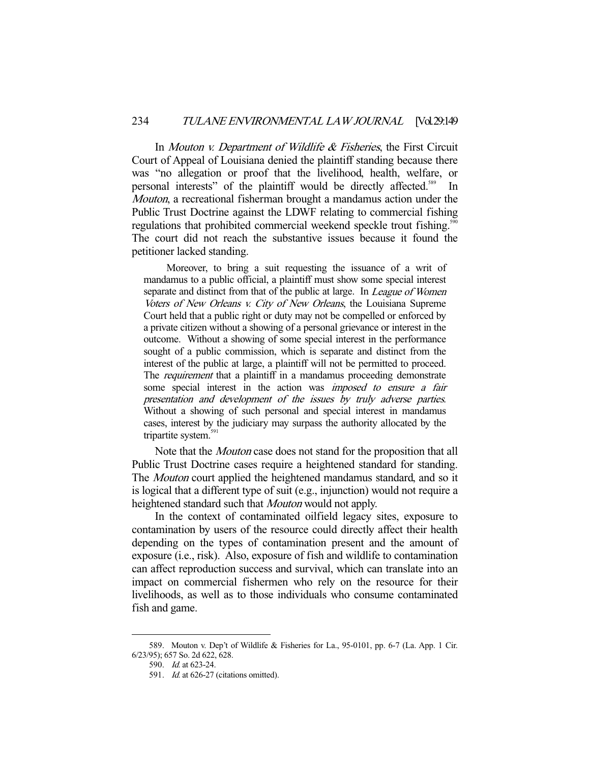In *Mouton v. Department of Wildlife & Fisheries*, the First Circuit Court of Appeal of Louisiana denied the plaintiff standing because there was "no allegation or proof that the livelihood, health, welfare, or personal interests" of the plaintiff would be directly affected.[589] In *Mouton*, a recreational fisherman brought a mandamus action under the Public Trust Doctrine against the LDWF relating to commercial fishing regulations that prohibited commercial weekend speckle trout fishing.[590] The court did not reach the substantive issues because it found the petitioner lacked standing.

> Moreover, to bring a suit requesting the issuance of a writ of mandamus to a public official, a plaintiff must show some special interest separate and distinct from that of the public at large. In *League of Women Voters of New Orleans v. City of New Orleans*, the Louisiana Supreme Court held that a public right or duty may not be compelled or enforced by a private citizen without a showing of a personal grievance or interest in the outcome. Without a showing of some special interest in the performance sought of a public commission, which is separate and distinct from the interest of the public at large, a plaintiff will not be permitted to proceed. The *requirement* that a plaintiff in a mandamus proceeding demonstrate some special interest in the action was *imposed to ensure a fair presentation and development of the issues by truly adverse parties*. Without a showing of such personal and special interest in mandamus cases, interest by the judiciary may surpass the authority allocated by the tripartite system.[591]

Note that the *Mouton* case does not stand for the proposition that all Public Trust Doctrine cases require a heightened standard for standing. The *Mouton* court applied the heightened mandamus standard, and so it is logical that a different type of suit (e.g., injunction) would not require a heightened standard such that *Mouton* would not apply.

In the context of contaminated oilfield legacy sites, exposure to contamination by users of the resource could directly affect their health depending on the types of contamination present and the amount of exposure (i.e., risk). Also, exposure of fish and wildlife to contamination can affect reproduction success and survival, which can translate into an impact on commercial fishermen who rely on the resource for their livelihoods, as well as to those individuals who consume contaminated fish and game.

---

589. Mouton v. Dep't of Wildlife & Fisheries for La., 95-0101, pp. 6-7 (La. App. 1 Cir. 6/23/95); 657 So. 2d 622, 628.

590. *Id.* at 623-24.

591. *Id.* at 626-27 (citations omitted).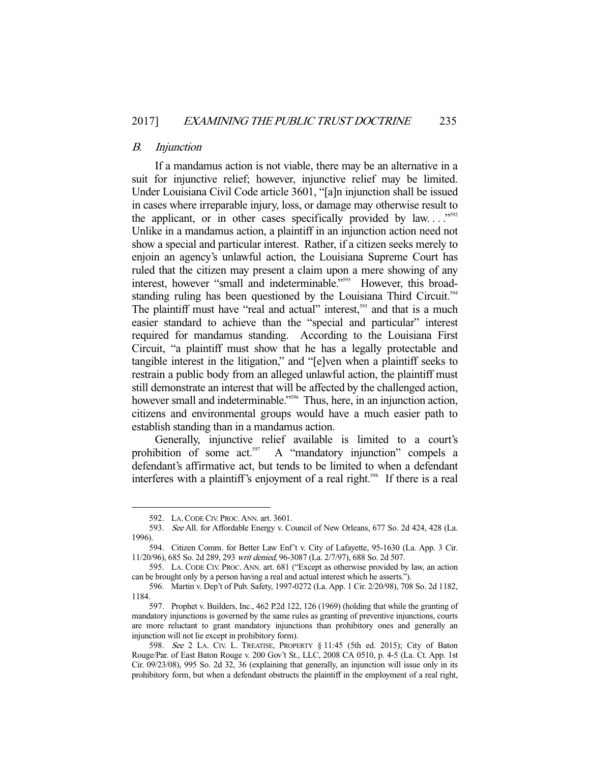### *B. Injunction*

If a mandamus action is not viable, there may be an alternative in a suit for injunctive relief; however, injunctive relief may be limited. Under Louisiana Civil Code article 3601, "[a]n injunction shall be issued in cases where irreparable injury, loss, or damage may otherwise result to the applicant, or in other cases specifically provided by law. . . ."[592] Unlike in a mandamus action, a plaintiff in an injunction action need not show a special and particular interest. Rather, if a citizen seeks merely to enjoin an agency's unlawful action, the Louisiana Supreme Court has ruled that the citizen may present a claim upon a mere showing of any interest, however "small and indeterminable."[593] However, this broad-standing ruling has been questioned by the Louisiana Third Circuit.[594] The plaintiff must have "real and actual" interest,[595] and that is a much easier standard to achieve than the "special and particular" interest required for mandamus standing. According to the Louisiana First Circuit, "a plaintiff must show that he has a legally protectable and tangible interest in the litigation," and "[e]ven when a plaintiff seeks to restrain a public body from an alleged unlawful action, the plaintiff must still demonstrate an interest that will be affected by the challenged action, however small and indeterminable."[596] Thus, here, in an injunction action, citizens and environmental groups would have a much easier path to establish standing than in a mandamus action.

Generally, injunctive relief available is limited to a court's prohibition of some act.[597] A "mandatory injunction" compels a defendant's affirmative act, but tends to be limited to when a defendant interferes with a plaintiff's enjoyment of a real right.[598] If there is a real

---

592. LA. CODE CIV. PROC. ANN. art. 3601.

593. *See* All. for Affordable Energy v. Council of New Orleans, 677 So. 2d 424, 428 (La. 1996).

594. Citizen Comm. for Better Law Enf't v. City of Lafayette, 95-1630 (La. App. 3 Cir. 11/20/96), 685 So. 2d 289, 293 *writ denied*, 96-3087 (La. 2/7/97), 688 So. 2d 507.

595. LA. CODE CIV. PROC. ANN. art. 681 ("Except as otherwise provided by law, an action can be brought only by a person having a real and actual interest which he asserts.").

596. Martin v. Dep't of Pub. Safety, 1997-0272 (La. App. 1 Cir. 2/20/98), 708 So. 2d 1182, 1184.

597. Prophet v. Builders, Inc., 462 P.2d 122, 126 (1969) (holding that while the granting of mandatory injunctions is governed by the same rules as granting of preventive injunctions, courts are more reluctant to grant mandatory injunctions than prohibitory ones and generally an injunction will not lie except in prohibitory form).

598. *See* 2 LA. CIV. L. TREATISE, PROPERTY § 11:45 (5th ed. 2015); City of Baton Rouge/Par. of East Baton Rouge v. 200 Gov't St., LLC, 2008 CA 0510, p. 4-5 (La. Ct. App. 1st Cir. 09/23/08), 995 So. 2d 32, 36 (explaining that generally, an injunction will issue only in its prohibitory form, but when a defendant obstructs the plaintiff in the employment of a real right,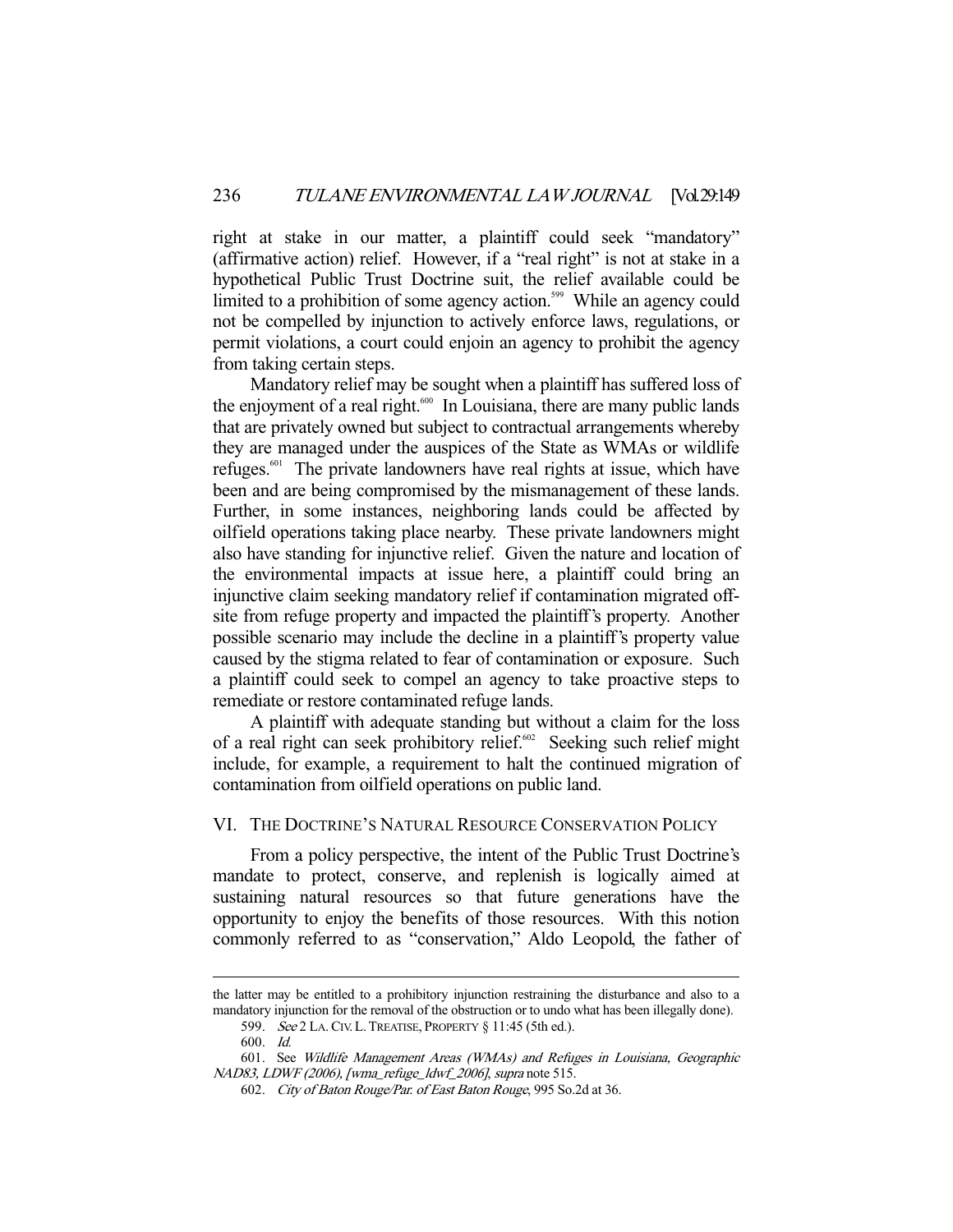right at stake in our matter, a plaintiff could seek "mandatory" (affirmative action) relief. However, if a "real right" is not at stake in a hypothetical Public Trust Doctrine suit, the relief available could be limited to a prohibition of some agency action.[599] While an agency could not be compelled by injunction to actively enforce laws, regulations, or permit violations, a court could enjoin an agency to prohibit the agency from taking certain steps.

Mandatory relief may be sought when a plaintiff has suffered loss of the enjoyment of a real right.[600] In Louisiana, there are many public lands that are privately owned but subject to contractual arrangements whereby they are managed under the auspices of the State as WMAs or wildlife refuges.[601] The private landowners have real rights at issue, which have been and are being compromised by the mismanagement of these lands. Further, in some instances, neighboring lands could be affected by oilfield operations taking place nearby. These private landowners might also have standing for injunctive relief. Given the nature and location of the environmental impacts at issue here, a plaintiff could bring an injunctive claim seeking mandatory relief if contamination migrated off-site from refuge property and impacted the plaintiff's property. Another possible scenario may include the decline in a plaintiff's property value caused by the stigma related to fear of contamination or exposure. Such a plaintiff could seek to compel an agency to take proactive steps to remediate or restore contaminated refuge lands.

A plaintiff with adequate standing but without a claim for the loss of a real right can seek prohibitory relief.[602] Seeking such relief might include, for example, a requirement to halt the continued migration of contamination from oilfield operations on public land.

## VI. The Doctrine's Natural Resource Conservation Policy

From a policy perspective, the intent of the Public Trust Doctrine's mandate to protect, conserve, and replenish is logically aimed at sustaining natural resources so that future generations have the opportunity to enjoy the benefits of those resources. With this notion commonly referred to as "conservation," Aldo Leopold, the father of

---

the latter may be entitled to a prohibitory injunction restraining the disturbance and also to a mandatory injunction for the removal of the obstruction or to undo what has been illegally done).

599. *See* 2 LA. CIV. L. TREATISE, PROPERTY § 11:45 (5th ed.).

600. *Id.*

601. See *Wildlife Management Areas (WMAs) and Refuges in Louisiana, Geographic NAD83, LDWF (2006), [wma_refuge_ldwf_2006]*, *supra* note 515.

602. *City of Baton Rouge/Par. of East Baton Rouge*, 995 So.2d at 36.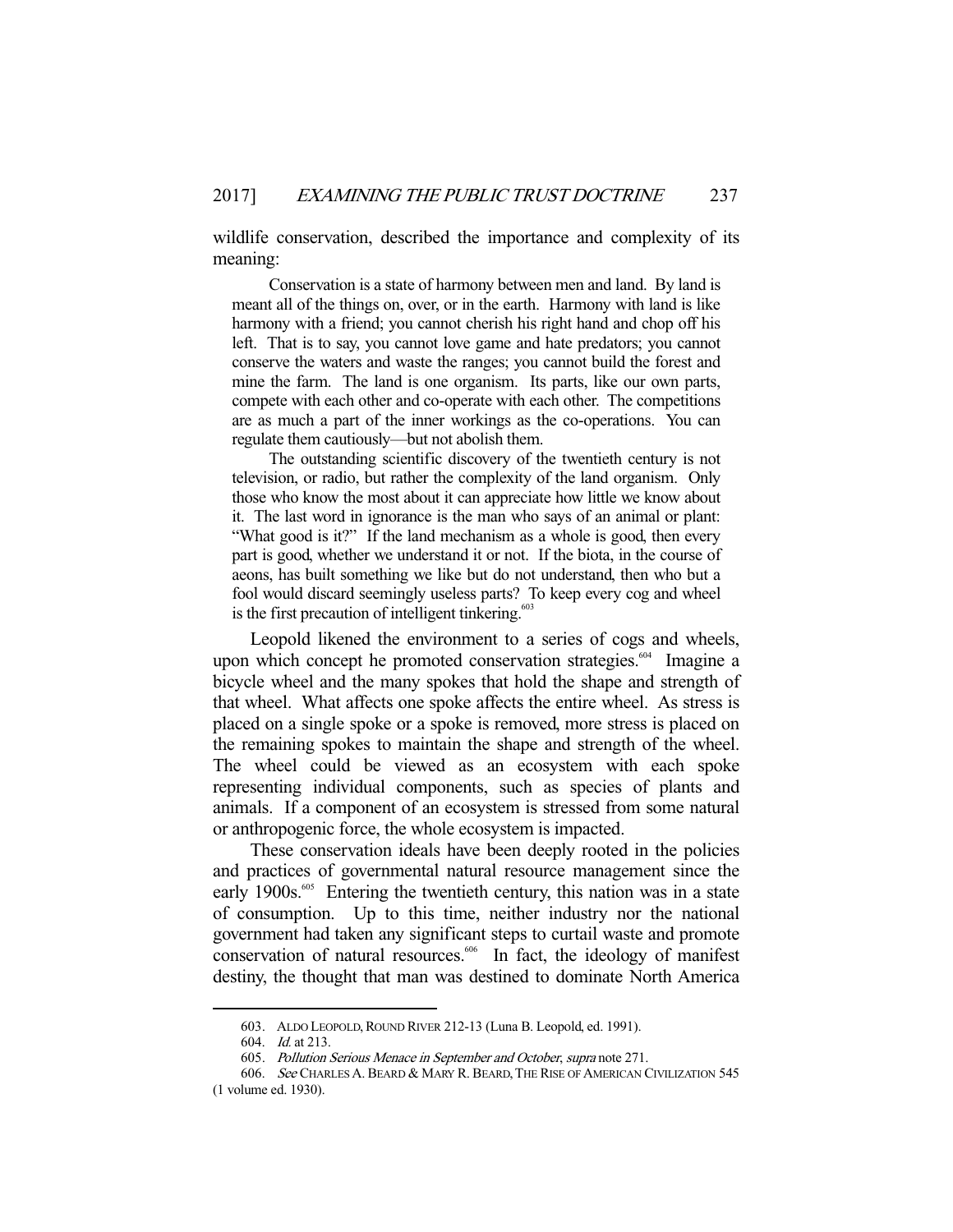wildlife conservation, described the importance and complexity of its meaning:

> Conservation is a state of harmony between men and land. By land is meant all of the things on, over, or in the earth. Harmony with land is like harmony with a friend; you cannot cherish his right hand and chop off his left. That is to say, you cannot love game and hate predators; you cannot conserve the waters and waste the ranges; you cannot build the forest and mine the farm. The land is one organism. Its parts, like our own parts, compete with each other and co-operate with each other. The competitions are as much a part of the inner workings as the co-operations. You can regulate them cautiously—but not abolish them.
>
> The outstanding scientific discovery of the twentieth century is not television, or radio, but rather the complexity of the land organism. Only those who know the most about it can appreciate how little we know about it. The last word in ignorance is the man who says of an animal or plant: "What good is it?" If the land mechanism as a whole is good, then every part is good, whether we understand it or not. If the biota, in the course of aeons, has built something we like but do not understand, then who but a fool would discard seemingly useless parts? To keep every cog and wheel is the first precaution of intelligent tinkering.[603]

Leopold likened the environment to a series of cogs and wheels, upon which concept he promoted conservation strategies.[604] Imagine a bicycle wheel and the many spokes that hold the shape and strength of that wheel. What affects one spoke affects the entire wheel. As stress is placed on a single spoke or a spoke is removed, more stress is placed on the remaining spokes to maintain the shape and strength of the wheel. The wheel could be viewed as an ecosystem with each spoke representing individual components, such as species of plants and animals. If a component of an ecosystem is stressed from some natural or anthropogenic force, the whole ecosystem is impacted.

These conservation ideals have been deeply rooted in the policies and practices of governmental natural resource management since the early 1900s.[605] Entering the twentieth century, this nation was in a state of consumption. Up to this time, neither industry nor the national government had taken any significant steps to curtail waste and promote conservation of natural resources.[606] In fact, the ideology of manifest destiny, the thought that man was destined to dominate North America

---

603. ALDO LEOPOLD, ROUND RIVER 212-13 (Luna B. Leopold, ed. 1991).

604. *Id.* at 213.

605. *Pollution Serious Menace in September and October*, *supra* note 271.

606. *See* CHARLES A. BEARD & MARY R. BEARD, THE RISE OF AMERICAN CIVILIZATION 545 (1 volume ed. 1930).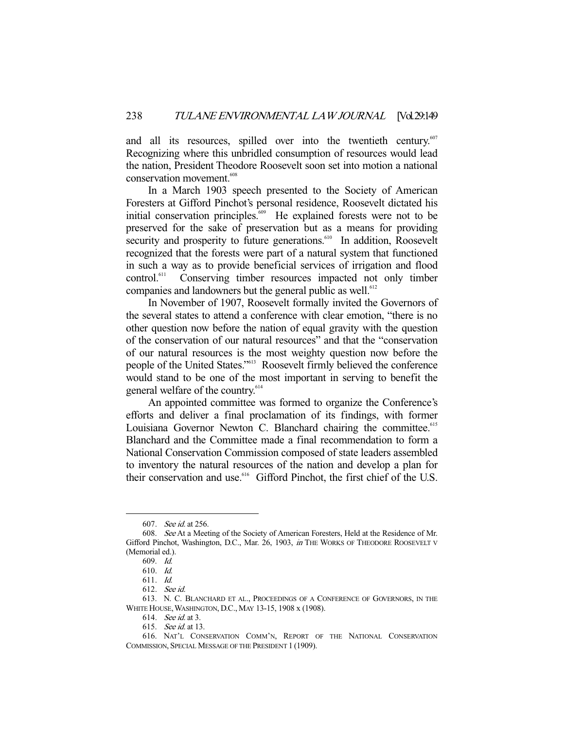and all its resources, spilled over into the twentieth century.[607] Recognizing where this unbridled consumption of resources would lead the nation, President Theodore Roosevelt soon set into motion a national conservation movement.[608]

In a March 1903 speech presented to the Society of American Foresters at Gifford Pinchot's personal residence, Roosevelt dictated his initial conservation principles.[609] He explained forests were not to be preserved for the sake of preservation but as a means for providing security and prosperity to future generations.[610] In addition, Roosevelt recognized that the forests were part of a natural system that functioned in such a way as to provide beneficial services of irrigation and flood control.[611] Conserving timber resources impacted not only timber companies and landowners but the general public as well.[612]

In November of 1907, Roosevelt formally invited the Governors of the several states to attend a conference with clear emotion, "there is no other question now before the nation of equal gravity with the question of the conservation of our natural resources" and that the "conservation of our natural resources is the most weighty question now before the people of the United States."[613] Roosevelt firmly believed the conference would stand to be one of the most important in serving to benefit the general welfare of the country.[614]

An appointed committee was formed to organize the Conference's efforts and deliver a final proclamation of its findings, with former Louisiana Governor Newton C. Blanchard chairing the committee.[615] Blanchard and the Committee made a final recommendation to form a National Conservation Commission composed of state leaders assembled to inventory the natural resources of the nation and develop a plan for their conservation and use.[616] Gifford Pinchot, the first chief of the U.S.

---

607. *See id.* at 256.

608. *See* At a Meeting of the Society of American Foresters, Held at the Residence of Mr. Gifford Pinchot, Washington, D.C., Mar. 26, 1903, *in* THE WORKS OF THEODORE ROOSEVELT V (Memorial ed.).

609. *Id.*

610. *Id.*

611. *Id.*

612. *See id.*

613. N. C. BLANCHARD ET AL., PROCEEDINGS OF A CONFERENCE OF GOVERNORS, IN THE WHITE HOUSE, WASHINGTON, D.C., MAY 13-15, 1908 x (1908).

614. *See id.* at 3.

615. *See id.* at 13.

616. NAT'L CONSERVATION COMM'N, REPORT OF THE NATIONAL CONSERVATION COMMISSION, SPECIAL MESSAGE OF THE PRESIDENT 1 (1909).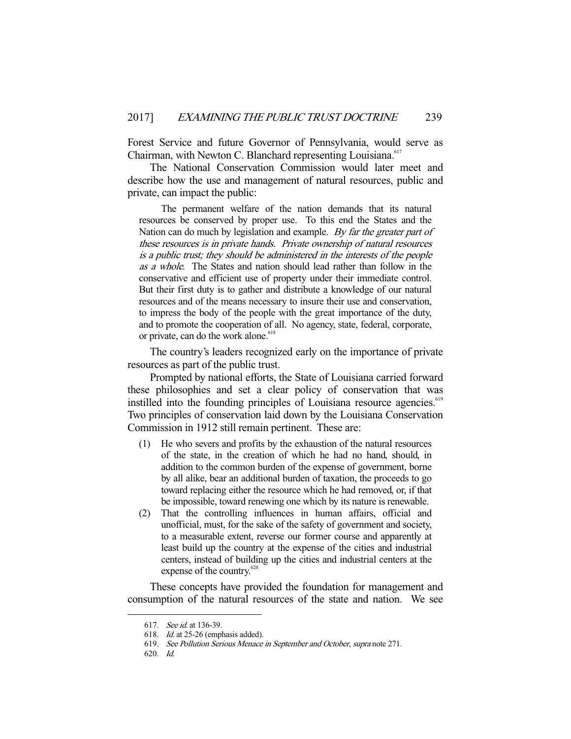Forest Service and future Governor of Pennsylvania, would serve as Chairman, with Newton C. Blanchard representing Louisiana.[617]

The National Conservation Commission would later meet and describe how the use and management of natural resources, public and private, can impact the public:

> The permanent welfare of the nation demands that its natural resources be conserved by proper use. To this end the States and the Nation can do much by legislation and example. *By far the greater part of these resources is in private hands. Private ownership of natural resources is a public trust; they should be administered in the interests of the people as a whole*. The States and nation should lead rather than follow in the conservative and efficient use of property under their immediate control. But their first duty is to gather and distribute a knowledge of our natural resources and of the means necessary to insure their use and conservation, to impress the body of the people with the great importance of the duty, and to promote the cooperation of all. No agency, state, federal, corporate, or private, can do the work alone.[618]

The country's leaders recognized early on the importance of private resources as part of the public trust.

Prompted by national efforts, the State of Louisiana carried forward these philosophies and set a clear policy of conservation that was instilled into the founding principles of Louisiana resource agencies.[619] Two principles of conservation laid down by the Louisiana Conservation Commission in 1912 still remain pertinent. These are:

> (1) He who severs and profits by the exhaustion of the natural resources of the state, in the creation of which he had no hand, should, in addition to the common burden of the expense of government, borne by all alike, bear an additional burden of taxation, the proceeds to go toward replacing either the resource which he had removed, or, if that be impossible, toward renewing one which by its nature is renewable.
>
> (2) That the controlling influences in human affairs, official and unofficial, must, for the sake of the safety of government and society, to a measurable extent, reverse our former course and apparently at least build up the country at the expense of the cities and industrial centers, instead of building up the cities and industrial centers at the expense of the country.[620]

These concepts have provided the foundation for management and consumption of the natural resources of the state and nation. We see

---

617. *See id.* at 136-39.

618. *Id.* at 25-26 (emphasis added).

619. *See Pollution Serious Menace in September and October*, *supra* note 271.

620. *Id.*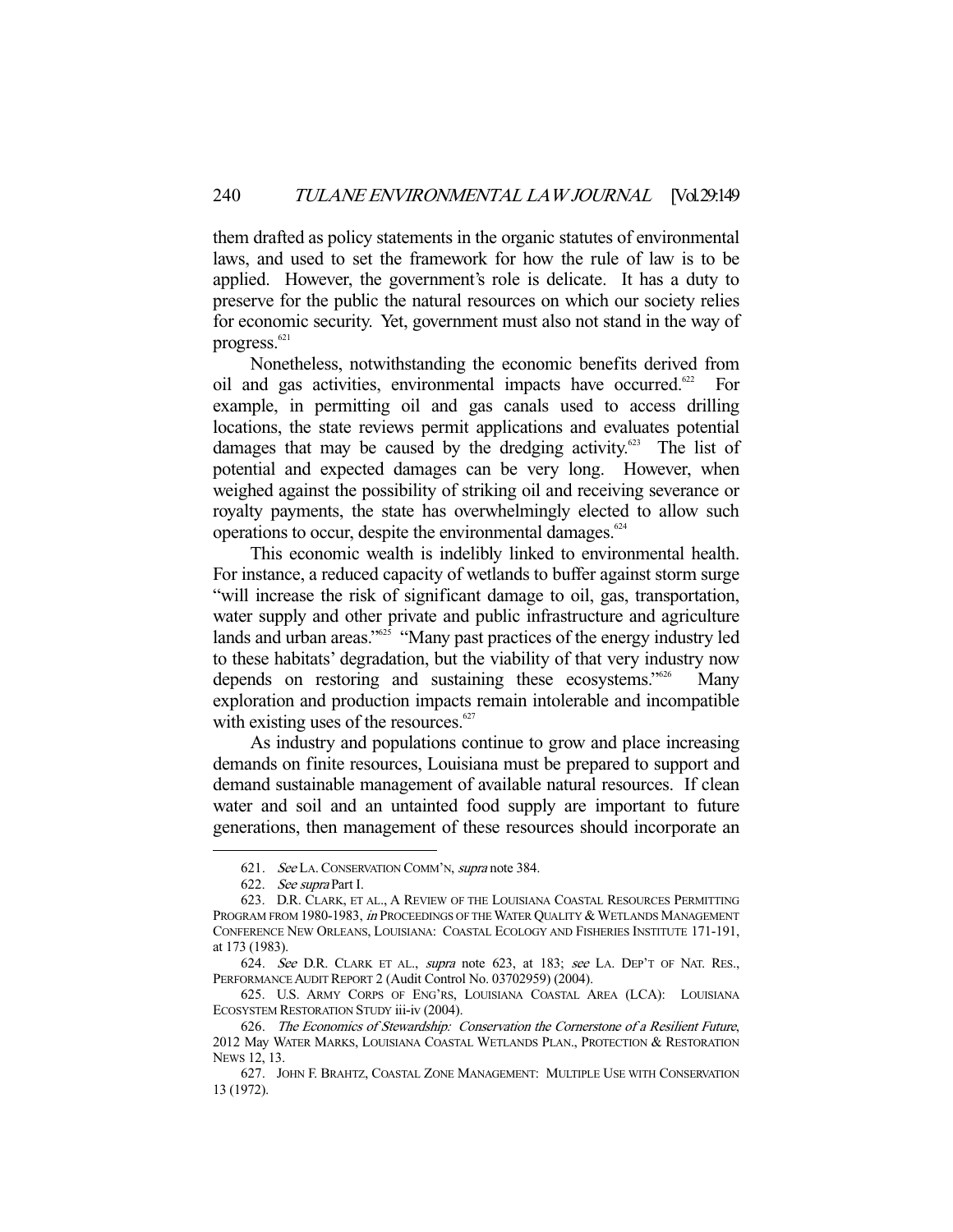them drafted as policy statements in the organic statutes of environmental laws, and used to set the framework for how the rule of law is to be applied. However, the government's role is delicate. It has a duty to preserve for the public the natural resources on which our society relies for economic security. Yet, government must also not stand in the way of progress.[621]

Nonetheless, notwithstanding the economic benefits derived from oil and gas activities, environmental impacts have occurred.[622] For example, in permitting oil and gas canals used to access drilling locations, the state reviews permit applications and evaluates potential damages that may be caused by the dredging activity.[623] The list of potential and expected damages can be very long. However, when weighed against the possibility of striking oil and receiving severance or royalty payments, the state has overwhelmingly elected to allow such operations to occur, despite the environmental damages.[624]

This economic wealth is indelibly linked to environmental health. For instance, a reduced capacity of wetlands to buffer against storm surge "will increase the risk of significant damage to oil, gas, transportation, water supply and other private and public infrastructure and agriculture lands and urban areas."[625] "Many past practices of the energy industry led to these habitats' degradation, but the viability of that very industry now depends on restoring and sustaining these ecosystems."[626] Many exploration and production impacts remain intolerable and incompatible with existing uses of the resources.[627]

As industry and populations continue to grow and place increasing demands on finite resources, Louisiana must be prepared to support and demand sustainable management of available natural resources. If clean water and soil and an untainted food supply are important to future generations, then management of these resources should incorporate an

---

621. *See* LA. CONSERVATION COMM'N, *supra* note 384.

622. *See supra* Part I.

623. D.R. CLARK, ET AL., A REVIEW OF THE LOUISIANA COASTAL RESOURCES PERMITTING PROGRAM FROM 1980-1983, *in* PROCEEDINGS OF THE WATER QUALITY & WETLANDS MANAGEMENT CONFERENCE NEW ORLEANS, LOUISIANA: COASTAL ECOLOGY AND FISHERIES INSTITUTE 171-191, at 173 (1983).

624. *See* D.R. CLARK ET AL., *supra* note 623, at 183; *see* LA. DEP'T OF NAT. RES., PERFORMANCE AUDIT REPORT 2 (Audit Control No. 03702959) (2004).

625. U.S. ARMY CORPS OF ENG'RS, LOUISIANA COASTAL AREA (LCA): LOUISIANA ECOSYSTEM RESTORATION STUDY iii-iv (2004).

626. *The Economics of Stewardship: Conservation the Cornerstone of a Resilient Future*, 2012 May WATER MARKS, LOUISIANA COASTAL WETLANDS PLAN., PROTECTION & RESTORATION NEWS 12, 13.

627. JOHN F. BRAHTZ, COASTAL ZONE MANAGEMENT: MULTIPLE USE WITH CONSERVATION 13 (1972).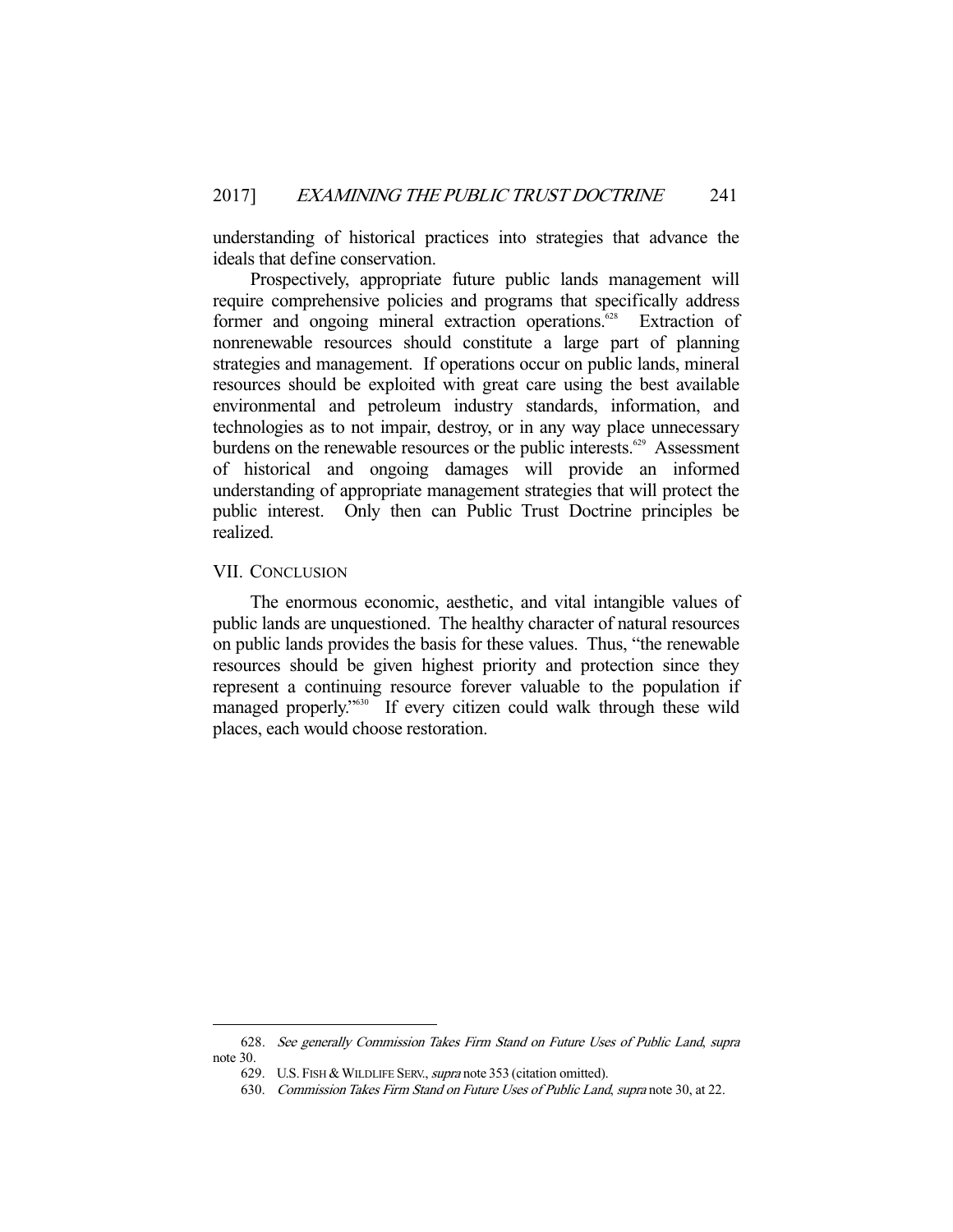understanding of historical practices into strategies that advance the ideals that define conservation.

Prospectively, appropriate future public lands management will require comprehensive policies and programs that specifically address former and ongoing mineral extraction operations.[628] Extraction of nonrenewable resources should constitute a large part of planning strategies and management. If operations occur on public lands, mineral resources should be exploited with great care using the best available environmental and petroleum industry standards, information, and technologies as to not impair, destroy, or in any way place unnecessary burdens on the renewable resources or the public interests.[629] Assessment of historical and ongoing damages will provide an informed understanding of appropriate management strategies that will protect the public interest. Only then can Public Trust Doctrine principles be realized.

## VII. CONCLUSION

The enormous economic, aesthetic, and vital intangible values of public lands are unquestioned. The healthy character of natural resources on public lands provides the basis for these values. Thus, "the renewable resources should be given highest priority and protection since they represent a continuing resource forever valuable to the population if managed properly."[630] If every citizen could walk through these wild places, each would choose restoration.

---

628. *See generally Commission Takes Firm Stand on Future Uses of Public Land*, *supra* note 30.

629. U.S. FISH & WILDLIFE SERV., *supra* note 353 (citation omitted).

630. *Commission Takes Firm Stand on Future Uses of Public Land*, *supra* note 30, at 22.